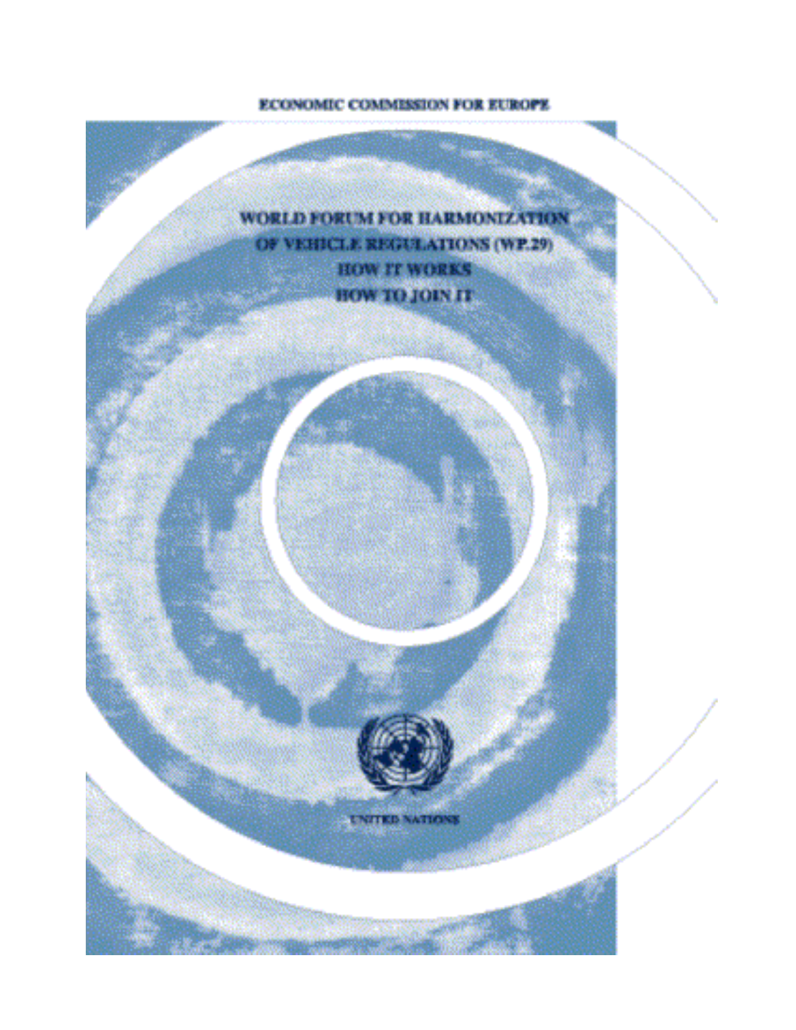ECONOMIC COMMISSION FOR EUROPE

# WORLD FORUM FOR HARMONIZATION OF VEHICLE REGULATIONS (WP.29)

## HOW IT WORKS

## HOW TO JOIN IT

UNITED NATIONS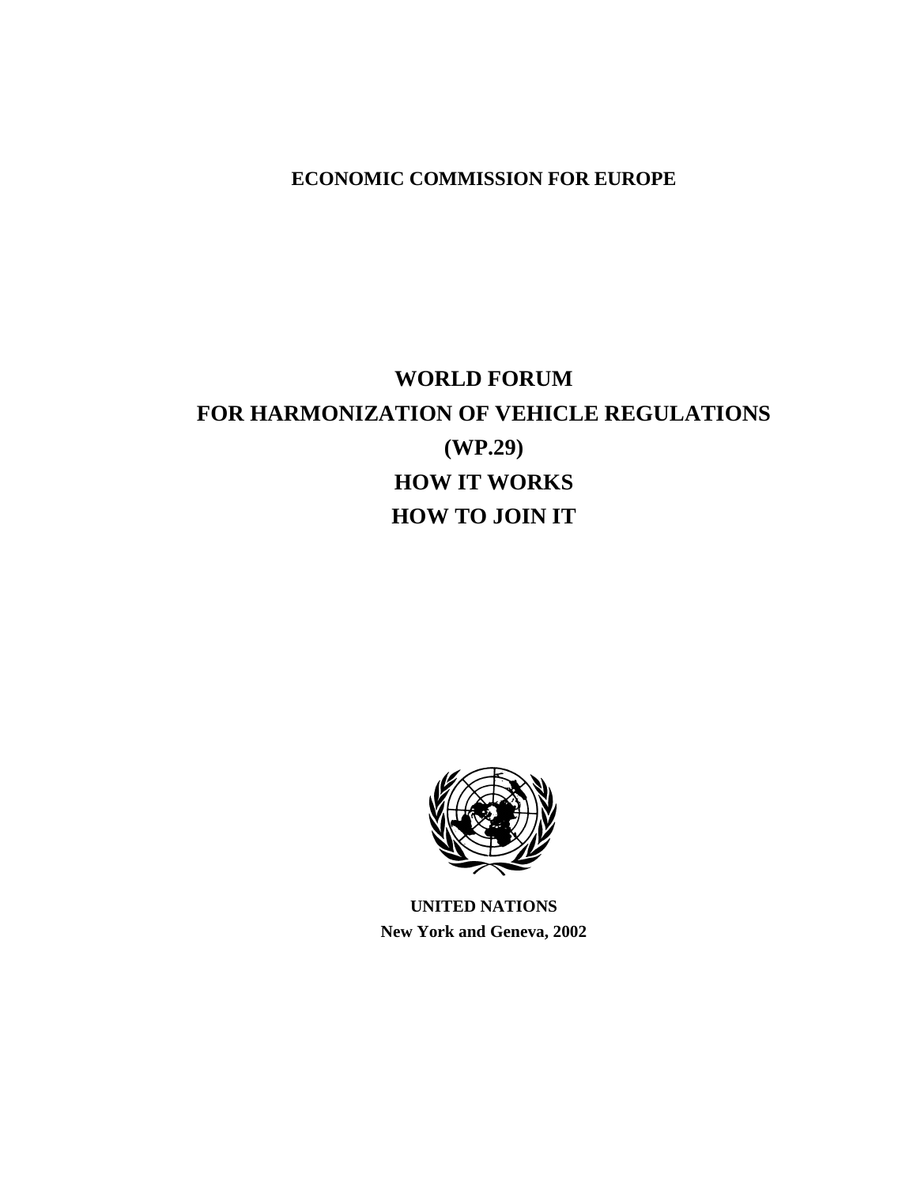**ECONOMIC COMMISSION FOR EUROPE**

# WORLD FORUM
# FOR HARMONIZATION OF VEHICLE REGULATIONS
# (WP.29)
# HOW IT WORKS
# HOW TO JOIN IT

**UNITED NATIONS**
**New York and Geneva, 2002**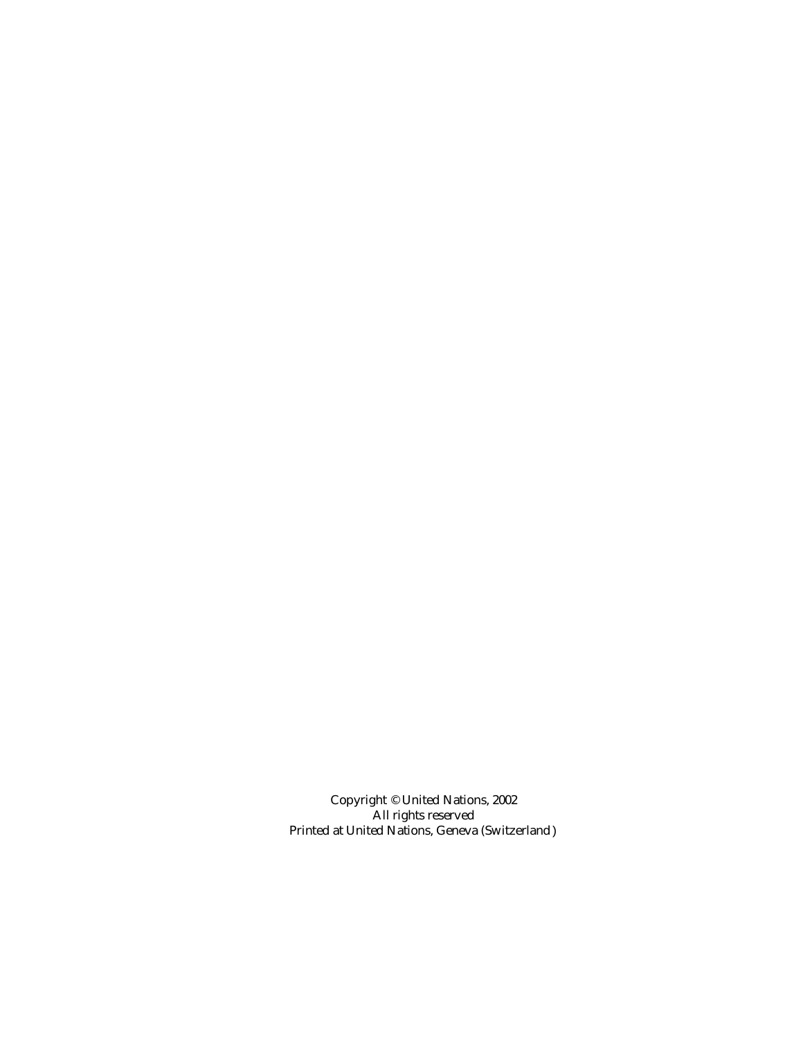Copyright © United Nations, 2002
All rights reserved
Printed at United Nations, Geneva (Switzerland)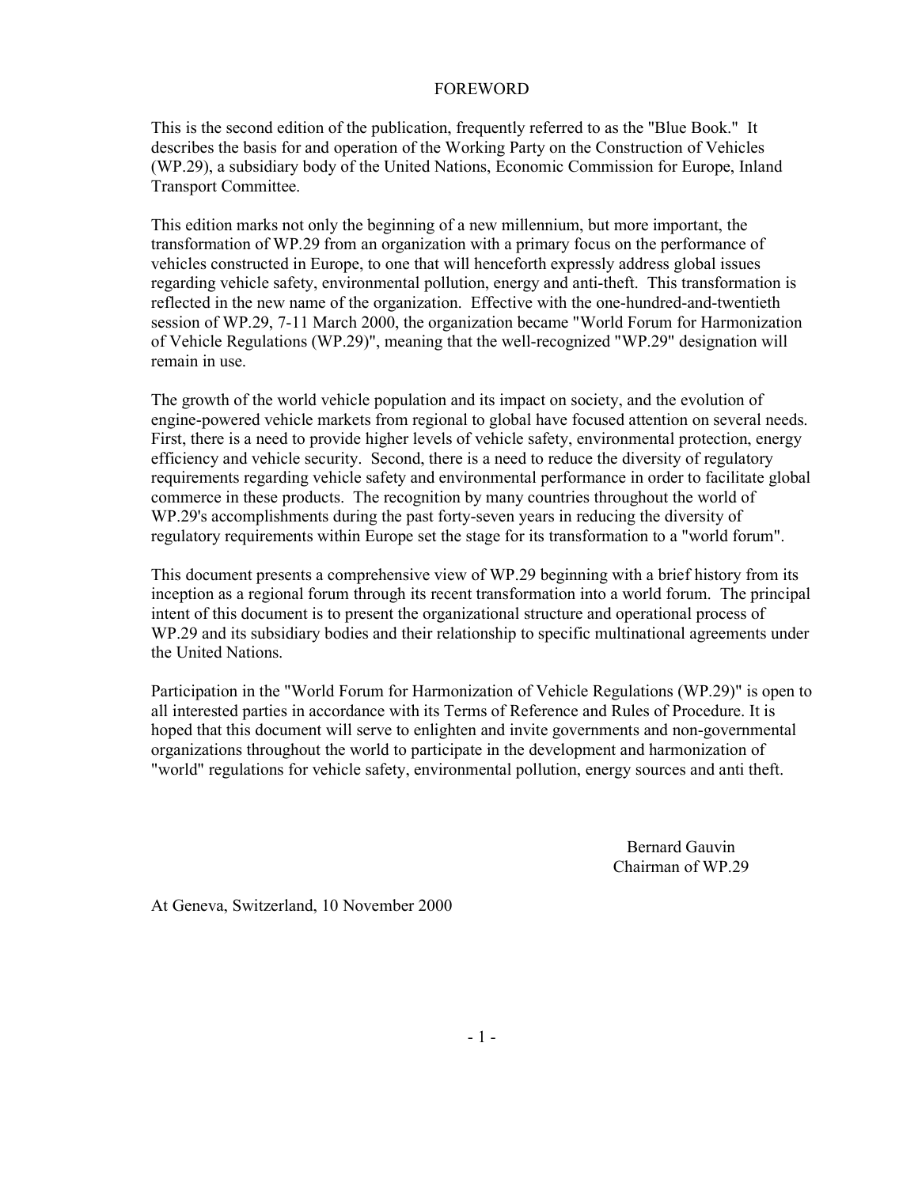# FOREWORD

This is the second edition of the publication, frequently referred to as the "Blue Book." It describes the basis for and operation of the Working Party on the Construction of Vehicles (WP.29), a subsidiary body of the United Nations, Economic Commission for Europe, Inland Transport Committee.

This edition marks not only the beginning of a new millennium, but more important, the transformation of WP.29 from an organization with a primary focus on the performance of vehicles constructed in Europe, to one that will henceforth expressly address global issues regarding vehicle safety, environmental pollution, energy and anti-theft. This transformation is reflected in the new name of the organization. Effective with the one-hundred-and-twentieth session of WP.29, 7-11 March 2000, the organization became "World Forum for Harmonization of Vehicle Regulations (WP.29)", meaning that the well-recognized "WP.29" designation will remain in use.

The growth of the world vehicle population and its impact on society, and the evolution of engine-powered vehicle markets from regional to global have focused attention on several needs. First, there is a need to provide higher levels of vehicle safety, environmental protection, energy efficiency and vehicle security. Second, there is a need to reduce the diversity of regulatory requirements regarding vehicle safety and environmental performance in order to facilitate global commerce in these products. The recognition by many countries throughout the world of WP.29's accomplishments during the past forty-seven years in reducing the diversity of regulatory requirements within Europe set the stage for its transformation to a "world forum".

This document presents a comprehensive view of WP.29 beginning with a brief history from its inception as a regional forum through its recent transformation into a world forum. The principal intent of this document is to present the organizational structure and operational process of WP.29 and its subsidiary bodies and their relationship to specific multinational agreements under the United Nations.

Participation in the "World Forum for Harmonization of Vehicle Regulations (WP.29)" is open to all interested parties in accordance with its Terms of Reference and Rules of Procedure. It is hoped that this document will serve to enlighten and invite governments and non-governmental organizations throughout the world to participate in the development and harmonization of "world" regulations for vehicle safety, environmental pollution, energy sources and anti theft.

Bernard Gauvin
Chairman of WP.29

At Geneva, Switzerland, 10 November 2000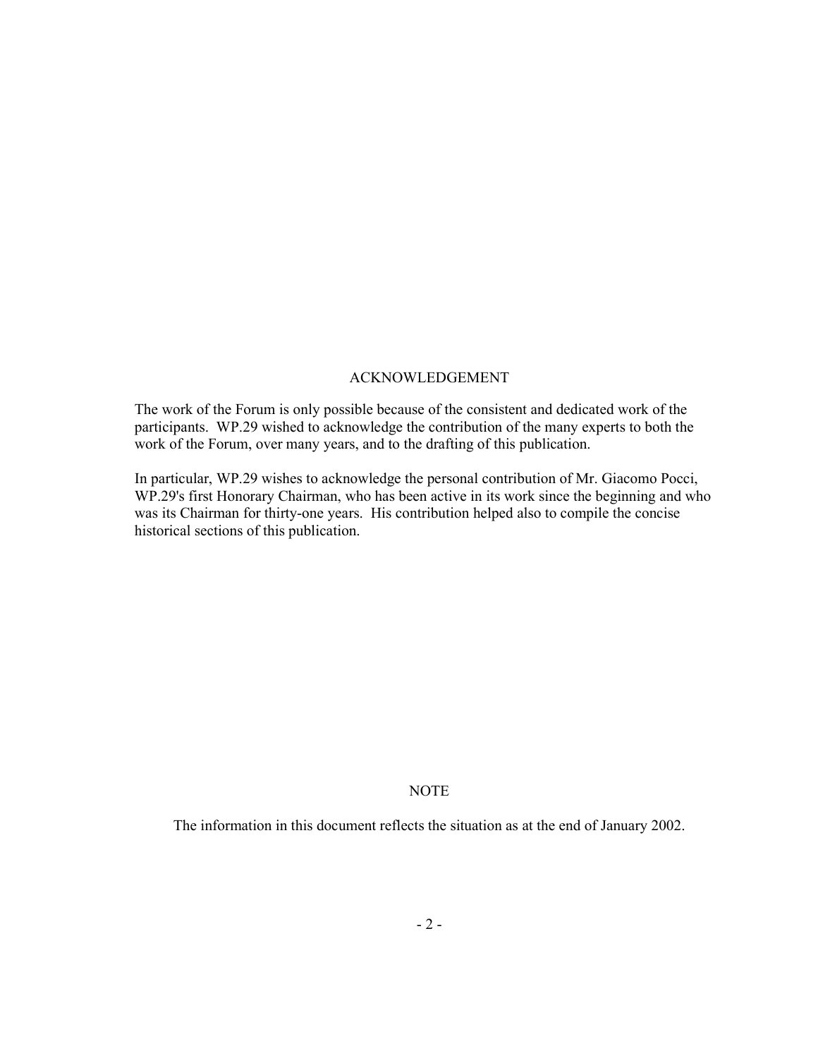## ACKNOWLEDGEMENT

The work of the Forum is only possible because of the consistent and dedicated work of the participants. WP.29 wished to acknowledge the contribution of the many experts to both the work of the Forum, over many years, and to the drafting of this publication.

In particular, WP.29 wishes to acknowledge the personal contribution of Mr. Giacomo Pocci, WP.29's first Honorary Chairman, who has been active in its work since the beginning and who was its Chairman for thirty-one years. His contribution helped also to compile the concise historical sections of this publication.

## NOTE

The information in this document reflects the situation as at the end of January 2002.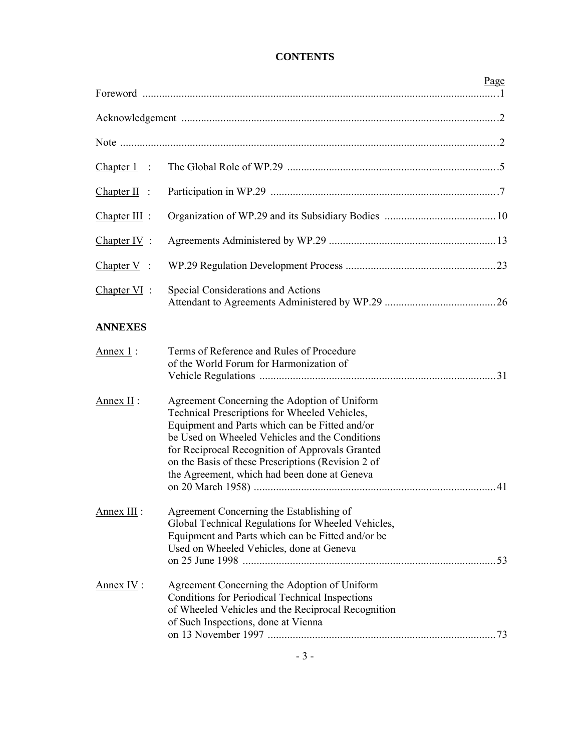# CONTENTS

| | | Page |
|---|---|---|
| Foreword | | 1 |
| Acknowledgement | | 2 |
| Note | | 2 |
| Chapter 1 : | The Global Role of WP.29 | 5 |
| Chapter II : | Participation in WP.29 | 7 |
| Chapter III : | Organization of WP.29 and its Subsidiary Bodies | 10 |
| Chapter IV : | Agreements Administered by WP.29 | 13 |
| Chapter V : | WP.29 Regulation Development Process | 23 |
| Chapter VI : | Special Considerations and Actions Attendant to Agreements Administered by WP.29 | 26 |

**ANNEXES**

| | | |
|---|---|---|
| Annex 1 : | Terms of Reference and Rules of Procedure of the World Forum for Harmonization of Vehicle Regulations | 31 |
| Annex II : | Agreement Concerning the Adoption of Uniform Technical Prescriptions for Wheeled Vehicles, Equipment and Parts which can be Fitted and/or be Used on Wheeled Vehicles and the Conditions for Reciprocal Recognition of Approvals Granted on the Basis of these Prescriptions (Revision 2 of the Agreement, which had been done at Geneva on 20 March 1958) | 41 |
| Annex III : | Agreement Concerning the Establishing of Global Technical Regulations for Wheeled Vehicles, Equipment and Parts which can be Fitted and/or be Used on Wheeled Vehicles, done at Geneva on 25 June 1998 | 53 |
| Annex IV : | Agreement Concerning the Adoption of Uniform Conditions for Periodical Technical Inspections of Wheeled Vehicles and the Reciprocal Recognition of Such Inspections, done at Vienna on 13 November 1997 | 73 |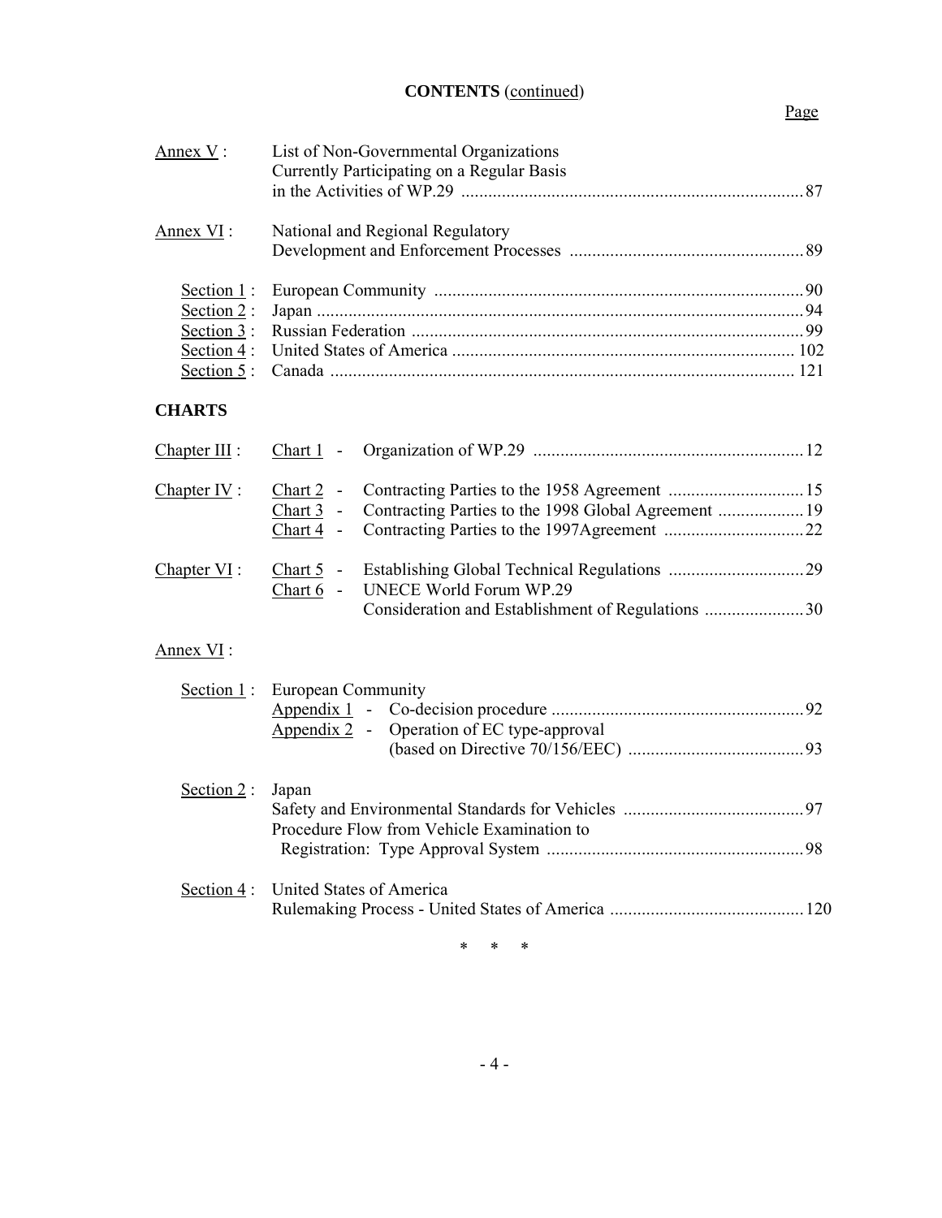**CONTENTS** (continued)

| | | Page |
|---|---|---|
| Annex V : | List of Non-Governmental Organizations Currently Participating on a Regular Basis in the Activities of WP.29 | 87 |
| Annex VI : | National and Regional Regulatory Development and Enforcement Processes | 89 |
| Section 1 : | European Community | 90 |
| Section 2 : | Japan | 94 |
| Section 3 : | Russian Federation | 99 |
| Section 4 : | United States of America | 102 |
| Section 5 : | Canada | 121 |

## CHARTS

| | | | Page |
|---|---|---|---|
| Chapter III : | Chart 1 - | Organization of WP.29 | 12 |
| Chapter IV : | Chart 2 - | Contracting Parties to the 1958 Agreement | 15 |
| | Chart 3 - | Contracting Parties to the 1998 Global Agreement | 19 |
| | Chart 4 - | Contracting Parties to the 1997Agreement | 22 |
| Chapter VI : | Chart 5 - | Establishing Global Technical Regulations | 29 |
| | Chart 6 - | UNECE World Forum WP.29 Consideration and Establishment of Regulations | 30 |

Annex VI :

| | | Page |
|---|---|---|
| Section 1 : | European Community | |
| | Appendix 1 - Co-decision procedure | 92 |
| | Appendix 2 - Operation of EC type-approval (based on Directive 70/156/EEC) | 93 |
| Section 2 : | Japan | |
| | Safety and Environmental Standards for Vehicles | 97 |
| | Procedure Flow from Vehicle Examination to Registration: Type Approval System | 98 |
| Section 4 : | United States of America | |
| | Rulemaking Process - United States of America | 120 |

\* \* \*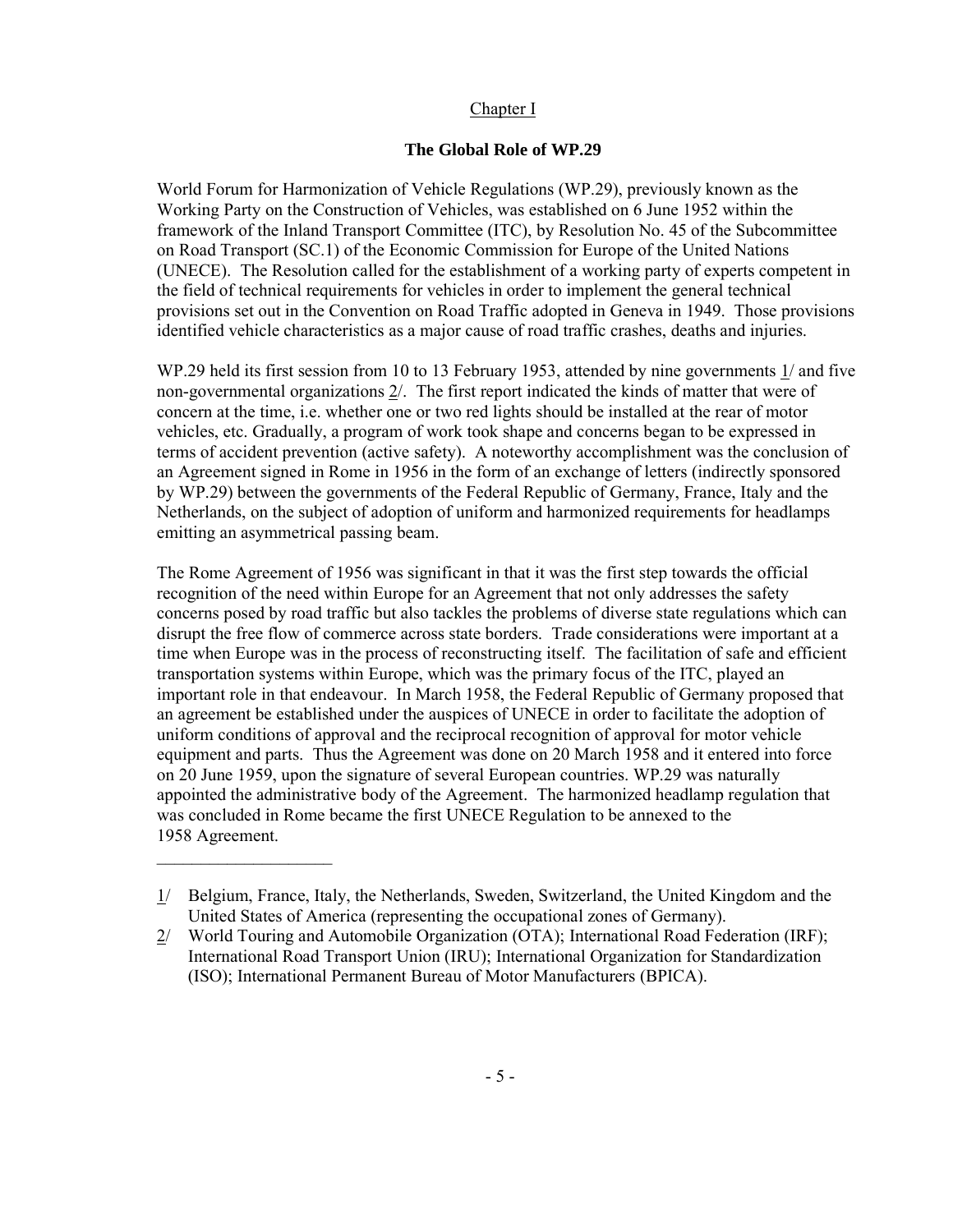Chapter I

## The Global Role of WP.29

World Forum for Harmonization of Vehicle Regulations (WP.29), previously known as the Working Party on the Construction of Vehicles, was established on 6 June 1952 within the framework of the Inland Transport Committee (ITC), by Resolution No. 45 of the Subcommittee on Road Transport (SC.1) of the Economic Commission for Europe of the United Nations (UNECE). The Resolution called for the establishment of a working party of experts competent in the field of technical requirements for vehicles in order to implement the general technical provisions set out in the Convention on Road Traffic adopted in Geneva in 1949. Those provisions identified vehicle characteristics as a major cause of road traffic crashes, deaths and injuries.

WP.29 held its first session from 10 to 13 February 1953, attended by nine governments 1/ and five non-governmental organizations 2/. The first report indicated the kinds of matter that were of concern at the time, i.e. whether one or two red lights should be installed at the rear of motor vehicles, etc. Gradually, a program of work took shape and concerns began to be expressed in terms of accident prevention (active safety). A noteworthy accomplishment was the conclusion of an Agreement signed in Rome in 1956 in the form of an exchange of letters (indirectly sponsored by WP.29) between the governments of the Federal Republic of Germany, France, Italy and the Netherlands, on the subject of adoption of uniform and harmonized requirements for headlamps emitting an asymmetrical passing beam.

The Rome Agreement of 1956 was significant in that it was the first step towards the official recognition of the need within Europe for an Agreement that not only addresses the safety concerns posed by road traffic but also tackles the problems of diverse state regulations which can disrupt the free flow of commerce across state borders. Trade considerations were important at a time when Europe was in the process of reconstructing itself. The facilitation of safe and efficient transportation systems within Europe, which was the primary focus of the ITC, played an important role in that endeavour. In March 1958, the Federal Republic of Germany proposed that an agreement be established under the auspices of UNECE in order to facilitate the adoption of uniform conditions of approval and the reciprocal recognition of approval for motor vehicle equipment and parts. Thus the Agreement was done on 20 March 1958 and it entered into force on 20 June 1959, upon the signature of several European countries. WP.29 was naturally appointed the administrative body of the Agreement. The harmonized headlamp regulation that was concluded in Rome became the first UNECE Regulation to be annexed to the 1958 Agreement.

---

1/ Belgium, France, Italy, the Netherlands, Sweden, Switzerland, the United Kingdom and the United States of America (representing the occupational zones of Germany).

2/ World Touring and Automobile Organization (OTA); International Road Federation (IRF); International Road Transport Union (IRU); International Organization for Standardization (ISO); International Permanent Bureau of Motor Manufacturers (BPICA).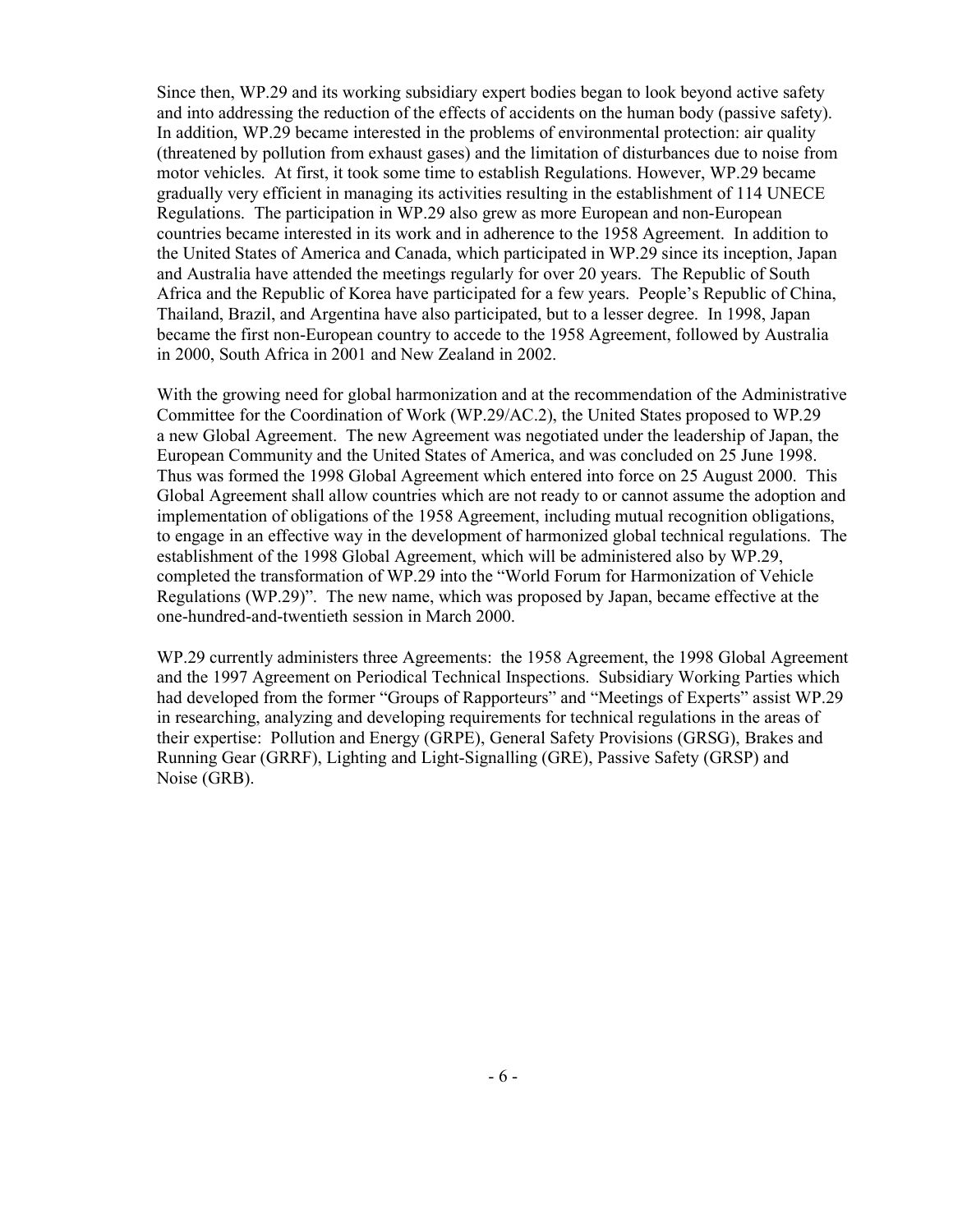Since then, WP.29 and its working subsidiary expert bodies began to look beyond active safety and into addressing the reduction of the effects of accidents on the human body (passive safety). In addition, WP.29 became interested in the problems of environmental protection: air quality (threatened by pollution from exhaust gases) and the limitation of disturbances due to noise from motor vehicles. At first, it took some time to establish Regulations. However, WP.29 became gradually very efficient in managing its activities resulting in the establishment of 114 UNECE Regulations. The participation in WP.29 also grew as more European and non-European countries became interested in its work and in adherence to the 1958 Agreement. In addition to the United States of America and Canada, which participated in WP.29 since its inception, Japan and Australia have attended the meetings regularly for over 20 years. The Republic of South Africa and the Republic of Korea have participated for a few years. People's Republic of China, Thailand, Brazil, and Argentina have also participated, but to a lesser degree. In 1998, Japan became the first non-European country to accede to the 1958 Agreement, followed by Australia in 2000, South Africa in 2001 and New Zealand in 2002.

With the growing need for global harmonization and at the recommendation of the Administrative Committee for the Coordination of Work (WP.29/AC.2), the United States proposed to WP.29 a new Global Agreement. The new Agreement was negotiated under the leadership of Japan, the European Community and the United States of America, and was concluded on 25 June 1998. Thus was formed the 1998 Global Agreement which entered into force on 25 August 2000. This Global Agreement shall allow countries which are not ready to or cannot assume the adoption and implementation of obligations of the 1958 Agreement, including mutual recognition obligations, to engage in an effective way in the development of harmonized global technical regulations. The establishment of the 1998 Global Agreement, which will be administered also by WP.29, completed the transformation of WP.29 into the "World Forum for Harmonization of Vehicle Regulations (WP.29)". The new name, which was proposed by Japan, became effective at the one-hundred-and-twentieth session in March 2000.

WP.29 currently administers three Agreements: the 1958 Agreement, the 1998 Global Agreement and the 1997 Agreement on Periodical Technical Inspections. Subsidiary Working Parties which had developed from the former "Groups of Rapporteurs" and "Meetings of Experts" assist WP.29 in researching, analyzing and developing requirements for technical regulations in the areas of their expertise: Pollution and Energy (GRPE), General Safety Provisions (GRSG), Brakes and Running Gear (GRRF), Lighting and Light-Signalling (GRE), Passive Safety (GRSP) and Noise (GRB).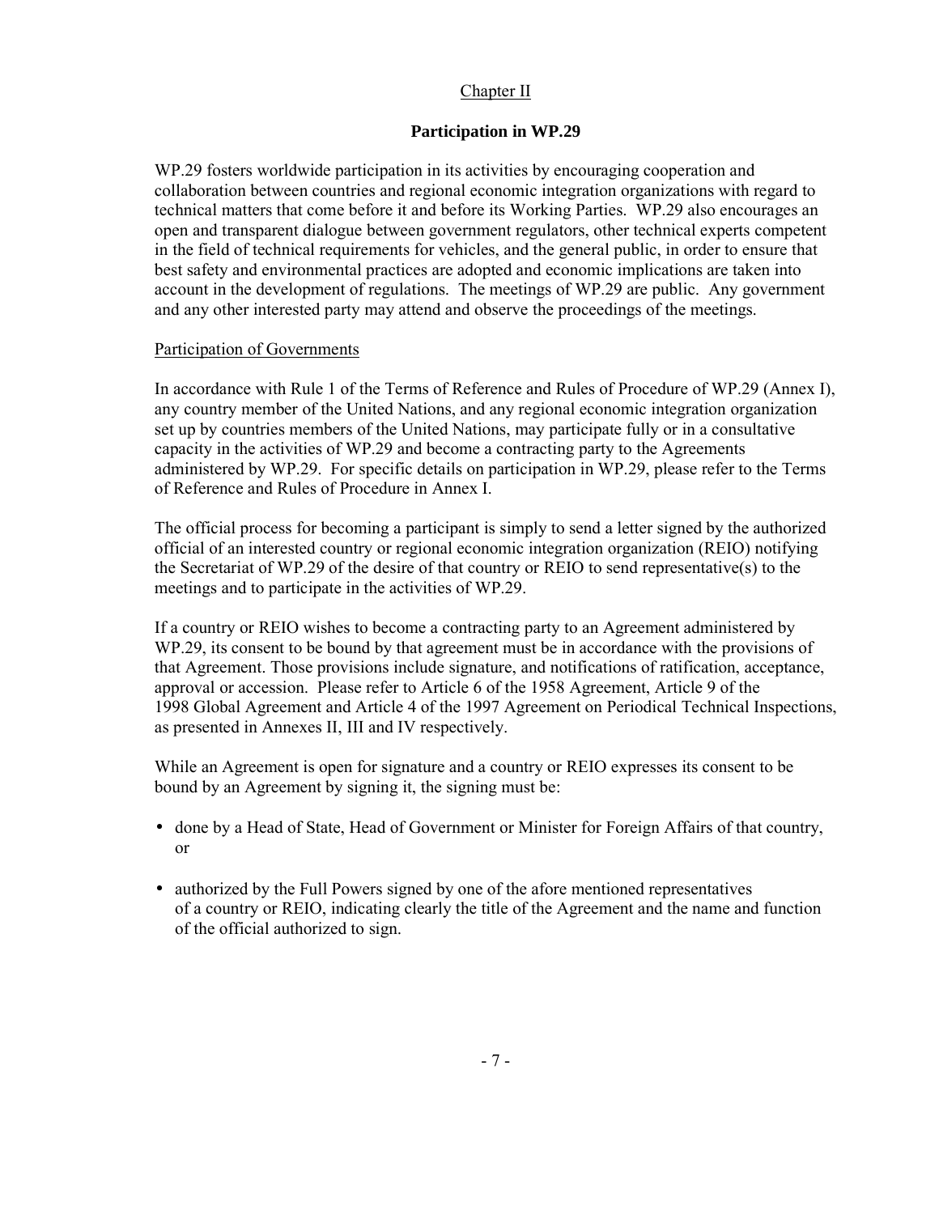## Chapter II

### Participation in WP.29

WP.29 fosters worldwide participation in its activities by encouraging cooperation and collaboration between countries and regional economic integration organizations with regard to technical matters that come before it and before its Working Parties. WP.29 also encourages an open and transparent dialogue between government regulators, other technical experts competent in the field of technical requirements for vehicles, and the general public, in order to ensure that best safety and environmental practices are adopted and economic implications are taken into account in the development of regulations. The meetings of WP.29 are public. Any government and any other interested party may attend and observe the proceedings of the meetings.

#### Participation of Governments

In accordance with Rule 1 of the Terms of Reference and Rules of Procedure of WP.29 (Annex I), any country member of the United Nations, and any regional economic integration organization set up by countries members of the United Nations, may participate fully or in a consultative capacity in the activities of WP.29 and become a contracting party to the Agreements administered by WP.29. For specific details on participation in WP.29, please refer to the Terms of Reference and Rules of Procedure in Annex I.

The official process for becoming a participant is simply to send a letter signed by the authorized official of an interested country or regional economic integration organization (REIO) notifying the Secretariat of WP.29 of the desire of that country or REIO to send representative(s) to the meetings and to participate in the activities of WP.29.

If a country or REIO wishes to become a contracting party to an Agreement administered by WP.29, its consent to be bound by that agreement must be in accordance with the provisions of that Agreement. Those provisions include signature, and notifications of ratification, acceptance, approval or accession. Please refer to Article 6 of the 1958 Agreement, Article 9 of the 1998 Global Agreement and Article 4 of the 1997 Agreement on Periodical Technical Inspections, as presented in Annexes II, III and IV respectively.

While an Agreement is open for signature and a country or REIO expresses its consent to be bound by an Agreement by signing it, the signing must be:

- done by a Head of State, Head of Government or Minister for Foreign Affairs of that country, or
- authorized by the Full Powers signed by one of the afore mentioned representatives of a country or REIO, indicating clearly the title of the Agreement and the name and function of the official authorized to sign.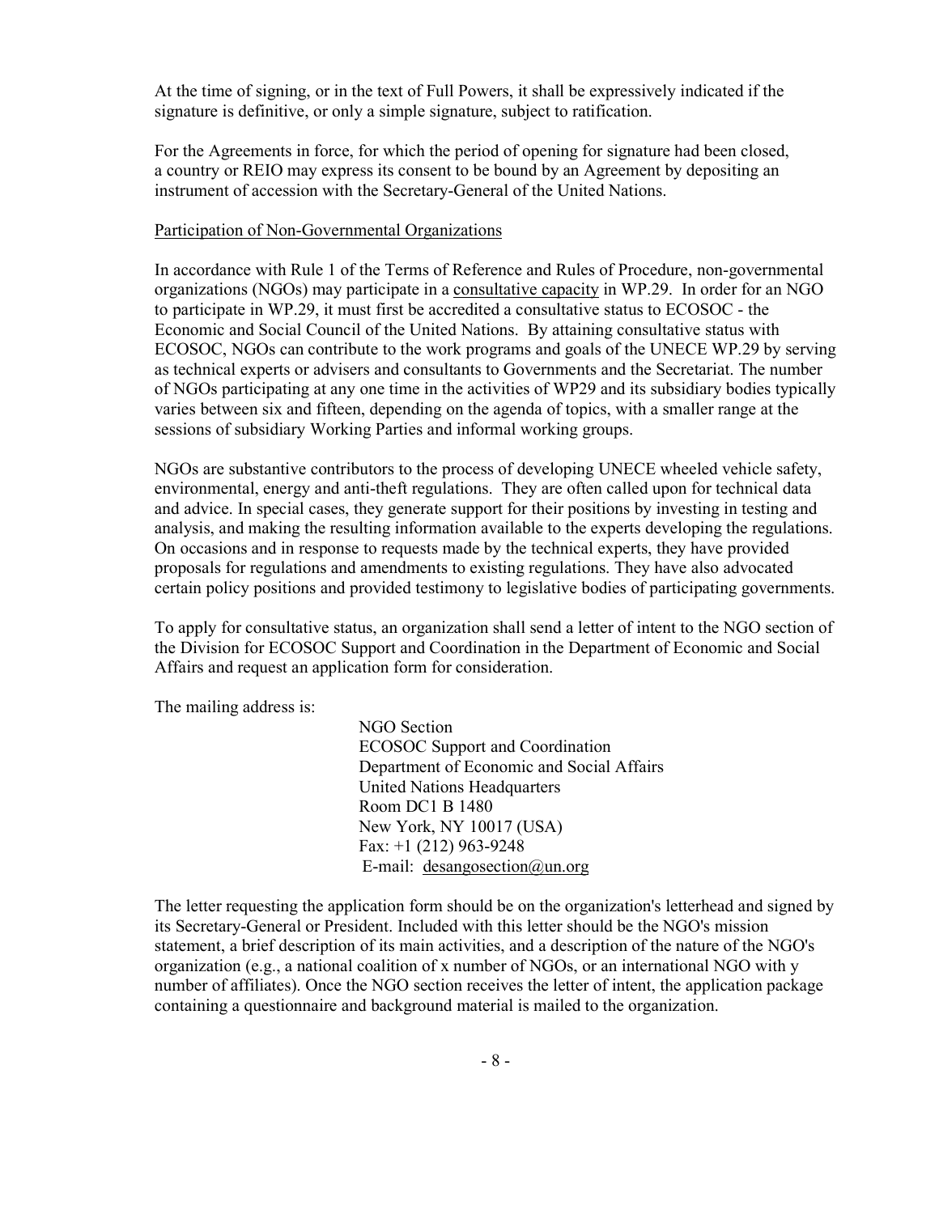At the time of signing, or in the text of Full Powers, it shall be expressively indicated if the signature is definitive, or only a simple signature, subject to ratification.

For the Agreements in force, for which the period of opening for signature had been closed, a country or REIO may express its consent to be bound by an Agreement by depositing an instrument of accession with the Secretary-General of the United Nations.

<u>Participation of Non-Governmental Organizations</u>

In accordance with Rule 1 of the Terms of Reference and Rules of Procedure, non-governmental organizations (NGOs) may participate in a <u>consultative capacity</u> in WP.29. In order for an NGO to participate in WP.29, it must first be accredited a consultative status to ECOSOC - the Economic and Social Council of the United Nations. By attaining consultative status with ECOSOC, NGOs can contribute to the work programs and goals of the UNECE WP.29 by serving as technical experts or advisers and consultants to Governments and the Secretariat. The number of NGOs participating at any one time in the activities of WP29 and its subsidiary bodies typically varies between six and fifteen, depending on the agenda of topics, with a smaller range at the sessions of subsidiary Working Parties and informal working groups.

NGOs are substantive contributors to the process of developing UNECE wheeled vehicle safety, environmental, energy and anti-theft regulations. They are often called upon for technical data and advice. In special cases, they generate support for their positions by investing in testing and analysis, and making the resulting information available to the experts developing the regulations. On occasions and in response to requests made by the technical experts, they have provided proposals for regulations and amendments to existing regulations. They have also advocated certain policy positions and provided testimony to legislative bodies of participating governments.

To apply for consultative status, an organization shall send a letter of intent to the NGO section of the Division for ECOSOC Support and Coordination in the Department of Economic and Social Affairs and request an application form for consideration.

The mailing address is:

NGO Section
ECOSOC Support and Coordination
Department of Economic and Social Affairs
United Nations Headquarters
Room DC1 B 1480
New York, NY 10017 (USA)
Fax: +1 (212) 963-9248
E-mail: desangosection@un.org

The letter requesting the application form should be on the organization's letterhead and signed by its Secretary-General or President. Included with this letter should be the NGO's mission statement, a brief description of its main activities, and a description of the nature of the NGO's organization (e.g., a national coalition of x number of NGOs, or an international NGO with y number of affiliates). Once the NGO section receives the letter of intent, the application package containing a questionnaire and background material is mailed to the organization.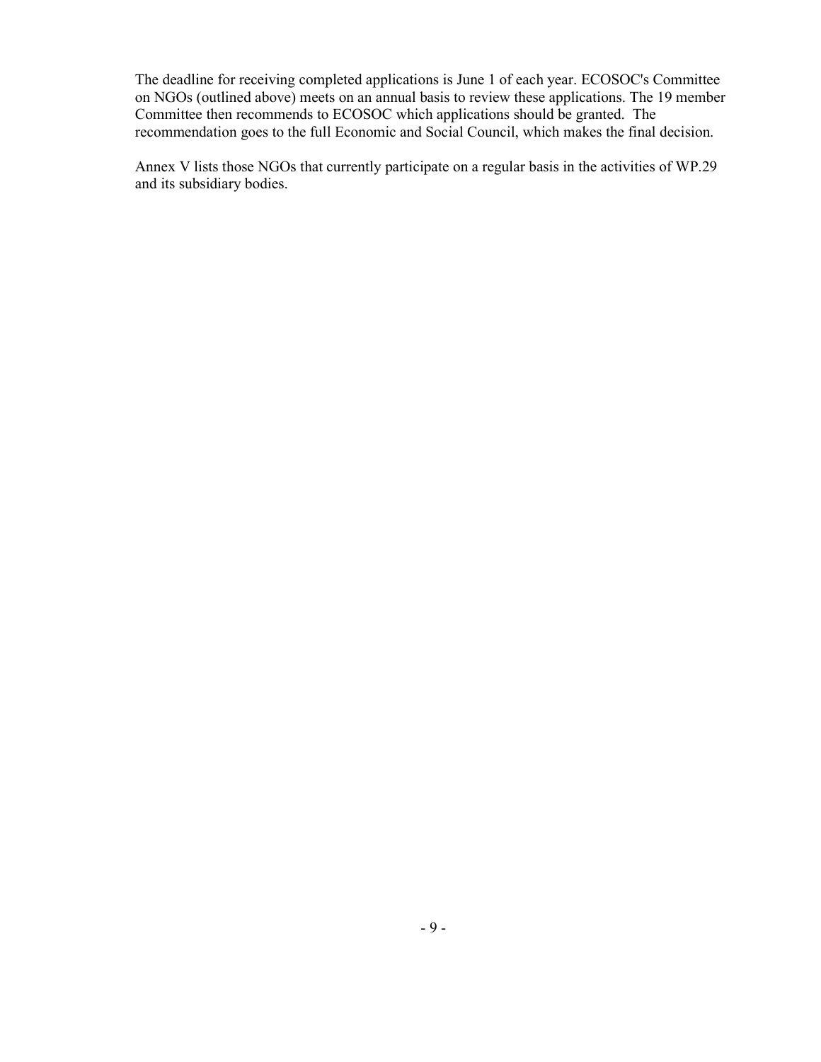The deadline for receiving completed applications is June 1 of each year. ECOSOC's Committee on NGOs (outlined above) meets on an annual basis to review these applications. The 19 member Committee then recommends to ECOSOC which applications should be granted. The recommendation goes to the full Economic and Social Council, which makes the final decision.

Annex V lists those NGOs that currently participate on a regular basis in the activities of WP.29 and its subsidiary bodies.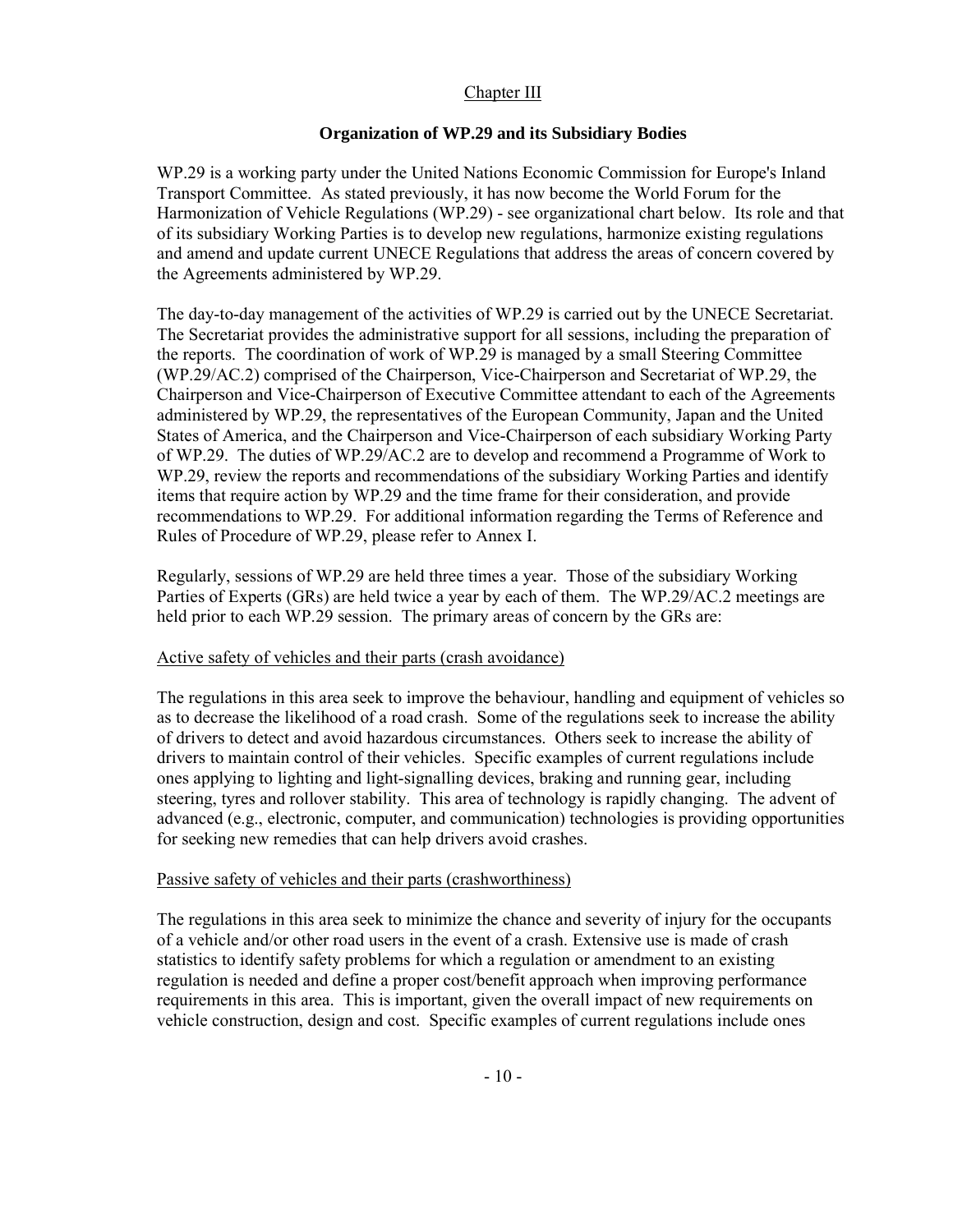## Chapter III

### Organization of WP.29 and its Subsidiary Bodies

WP.29 is a working party under the United Nations Economic Commission for Europe's Inland Transport Committee. As stated previously, it has now become the World Forum for the Harmonization of Vehicle Regulations (WP.29) - see organizational chart below. Its role and that of its subsidiary Working Parties is to develop new regulations, harmonize existing regulations and amend and update current UNECE Regulations that address the areas of concern covered by the Agreements administered by WP.29.

The day-to-day management of the activities of WP.29 is carried out by the UNECE Secretariat. The Secretariat provides the administrative support for all sessions, including the preparation of the reports. The coordination of work of WP.29 is managed by a small Steering Committee (WP.29/AC.2) comprised of the Chairperson, Vice-Chairperson and Secretariat of WP.29, the Chairperson and Vice-Chairperson of Executive Committee attendant to each of the Agreements administered by WP.29, the representatives of the European Community, Japan and the United States of America, and the Chairperson and Vice-Chairperson of each subsidiary Working Party of WP.29. The duties of WP.29/AC.2 are to develop and recommend a Programme of Work to WP.29, review the reports and recommendations of the subsidiary Working Parties and identify items that require action by WP.29 and the time frame for their consideration, and provide recommendations to WP.29. For additional information regarding the Terms of Reference and Rules of Procedure of WP.29, please refer to Annex I.

Regularly, sessions of WP.29 are held three times a year. Those of the subsidiary Working Parties of Experts (GRs) are held twice a year by each of them. The WP.29/AC.2 meetings are held prior to each WP.29 session. The primary areas of concern by the GRs are:

Active safety of vehicles and their parts (crash avoidance)

The regulations in this area seek to improve the behaviour, handling and equipment of vehicles so as to decrease the likelihood of a road crash. Some of the regulations seek to increase the ability of drivers to detect and avoid hazardous circumstances. Others seek to increase the ability of drivers to maintain control of their vehicles. Specific examples of current regulations include ones applying to lighting and light-signalling devices, braking and running gear, including steering, tyres and rollover stability. This area of technology is rapidly changing. The advent of advanced (e.g., electronic, computer, and communication) technologies is providing opportunities for seeking new remedies that can help drivers avoid crashes.

Passive safety of vehicles and their parts (crashworthiness)

The regulations in this area seek to minimize the chance and severity of injury for the occupants of a vehicle and/or other road users in the event of a crash. Extensive use is made of crash statistics to identify safety problems for which a regulation or amendment to an existing regulation is needed and define a proper cost/benefit approach when improving performance requirements in this area. This is important, given the overall impact of new requirements on vehicle construction, design and cost. Specific examples of current regulations include ones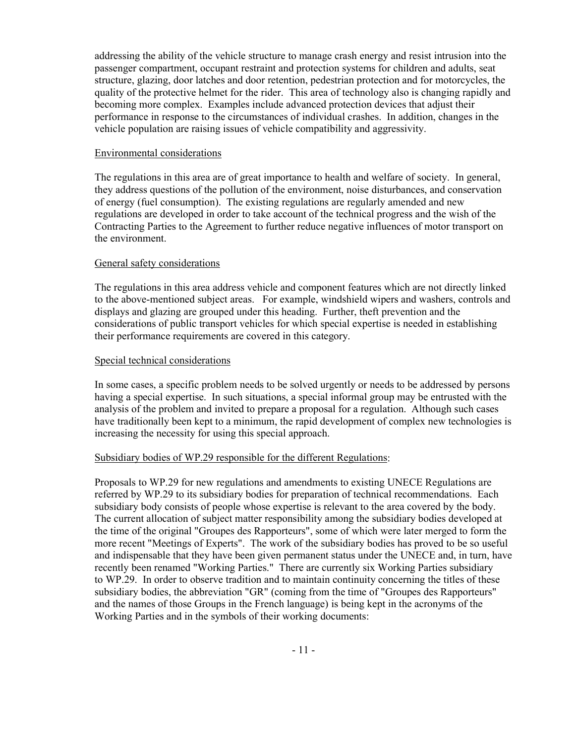addressing the ability of the vehicle structure to manage crash energy and resist intrusion into the passenger compartment, occupant restraint and protection systems for children and adults, seat structure, glazing, door latches and door retention, pedestrian protection and for motorcycles, the quality of the protective helmet for the rider. This area of technology also is changing rapidly and becoming more complex. Examples include advanced protection devices that adjust their performance in response to the circumstances of individual crashes. In addition, changes in the vehicle population are raising issues of vehicle compatibility and aggressivity.

Environmental considerations

The regulations in this area are of great importance to health and welfare of society. In general, they address questions of the pollution of the environment, noise disturbances, and conservation of energy (fuel consumption). The existing regulations are regularly amended and new regulations are developed in order to take account of the technical progress and the wish of the Contracting Parties to the Agreement to further reduce negative influences of motor transport on the environment.

General safety considerations

The regulations in this area address vehicle and component features which are not directly linked to the above-mentioned subject areas. For example, windshield wipers and washers, controls and displays and glazing are grouped under this heading. Further, theft prevention and the considerations of public transport vehicles for which special expertise is needed in establishing their performance requirements are covered in this category.

Special technical considerations

In some cases, a specific problem needs to be solved urgently or needs to be addressed by persons having a special expertise. In such situations, a special informal group may be entrusted with the analysis of the problem and invited to prepare a proposal for a regulation. Although such cases have traditionally been kept to a minimum, the rapid development of complex new technologies is increasing the necessity for using this special approach.

Subsidiary bodies of WP.29 responsible for the different Regulations:

Proposals to WP.29 for new regulations and amendments to existing UNECE Regulations are referred by WP.29 to its subsidiary bodies for preparation of technical recommendations. Each subsidiary body consists of people whose expertise is relevant to the area covered by the body. The current allocation of subject matter responsibility among the subsidiary bodies developed at the time of the original "Groupes des Rapporteurs", some of which were later merged to form the more recent "Meetings of Experts". The work of the subsidiary bodies has proved to be so useful and indispensable that they have been given permanent status under the UNECE and, in turn, have recently been renamed "Working Parties." There are currently six Working Parties subsidiary to WP.29. In order to observe tradition and to maintain continuity concerning the titles of these subsidiary bodies, the abbreviation "GR" (coming from the time of "Groupes des Rapporteurs" and the names of those Groups in the French language) is being kept in the acronyms of the Working Parties and in the symbols of their working documents: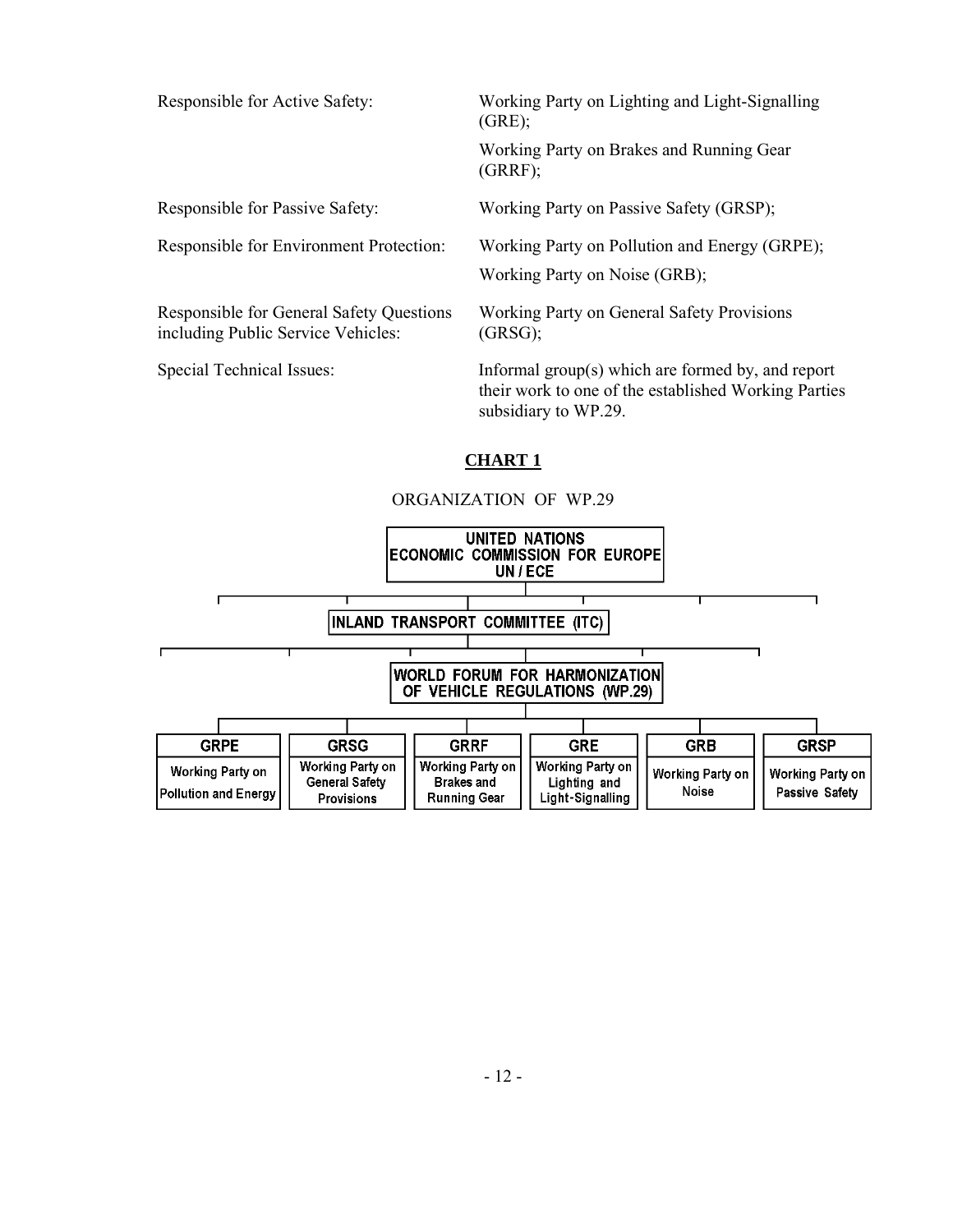| | |
|---|---|
| Responsible for Active Safety: | Working Party on Lighting and Light-Signalling (GRE);<br>Working Party on Brakes and Running Gear (GRRF); |
| Responsible for Passive Safety: | Working Party on Passive Safety (GRSP); |
| Responsible for Environment Protection: | Working Party on Pollution and Energy (GRPE);<br>Working Party on Noise (GRB); |
| Responsible for General Safety Questions including Public Service Vehicles: | Working Party on General Safety Provisions (GRSG); |
| Special Technical Issues: | Informal group(s) which are formed by, and report their work to one of the established Working Parties subsidiary to WP.29. |

## CHART 1

ORGANIZATION OF WP.29

UNITED NATIONS ECONOMIC COMMISSION FOR EUROPE UN / ECE

INLAND TRANSPORT COMMITTEE (ITC)

WORLD FORUM FOR HARMONIZATION OF VEHICLE REGULATIONS (WP.29)

| GRPE | GRSG | GRRF | GRE | GRB | GRSP |
|---|---|---|---|---|---|
| Working Party on Pollution and Energy | Working Party on General Safety Provisions | Working Party on Brakes and Running Gear | Working Party on Lighting and Light-Signalling | Working Party on Noise | Working Party on Passive Safety |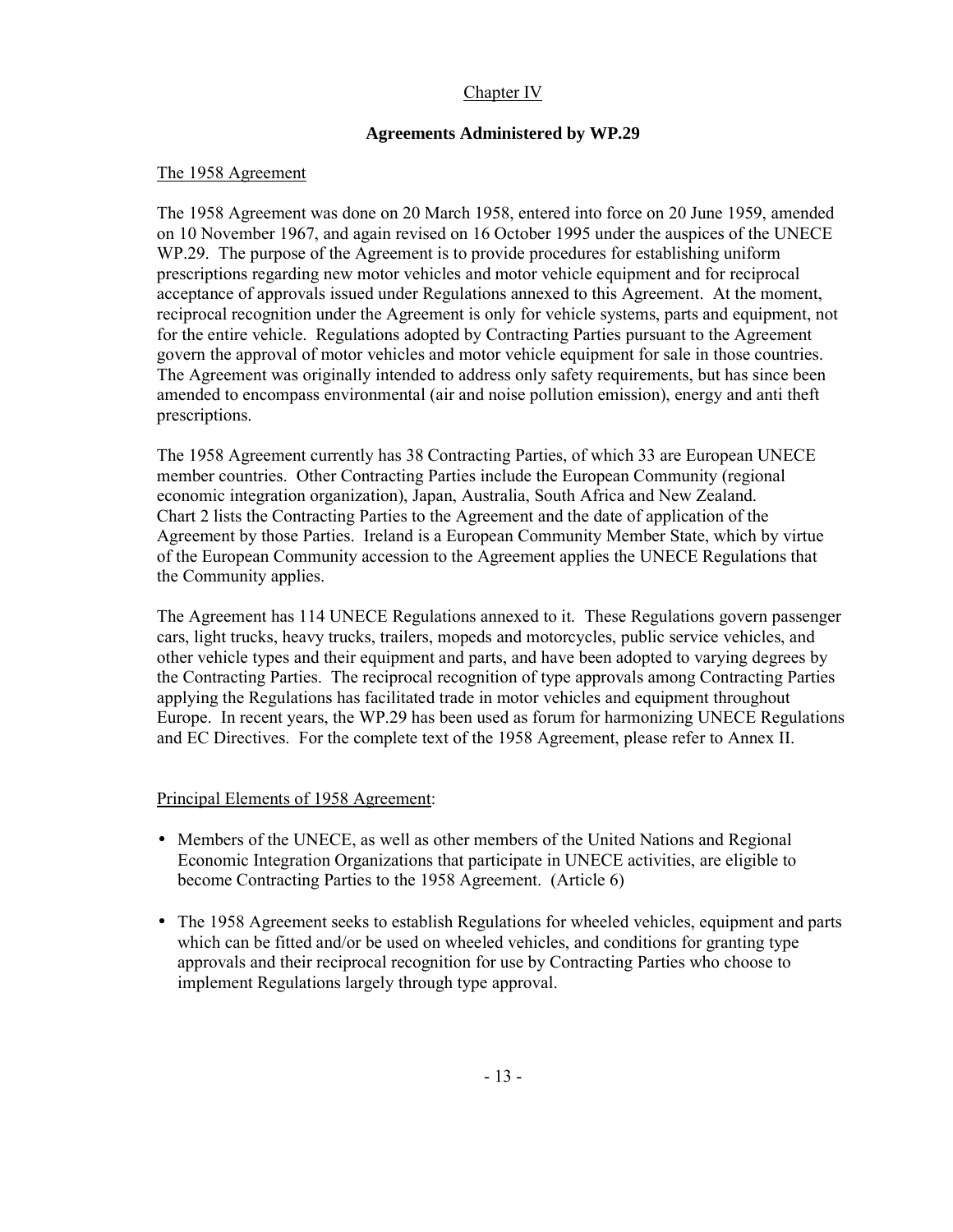## Chapter IV

### Agreements Administered by WP.29

The 1958 Agreement

The 1958 Agreement was done on 20 March 1958, entered into force on 20 June 1959, amended on 10 November 1967, and again revised on 16 October 1995 under the auspices of the UNECE WP.29. The purpose of the Agreement is to provide procedures for establishing uniform prescriptions regarding new motor vehicles and motor vehicle equipment and for reciprocal acceptance of approvals issued under Regulations annexed to this Agreement. At the moment, reciprocal recognition under the Agreement is only for vehicle systems, parts and equipment, not for the entire vehicle. Regulations adopted by Contracting Parties pursuant to the Agreement govern the approval of motor vehicles and motor vehicle equipment for sale in those countries. The Agreement was originally intended to address only safety requirements, but has since been amended to encompass environmental (air and noise pollution emission), energy and anti theft prescriptions.

The 1958 Agreement currently has 38 Contracting Parties, of which 33 are European UNECE member countries. Other Contracting Parties include the European Community (regional economic integration organization), Japan, Australia, South Africa and New Zealand. Chart 2 lists the Contracting Parties to the Agreement and the date of application of the Agreement by those Parties. Ireland is a European Community Member State, which by virtue of the European Community accession to the Agreement applies the UNECE Regulations that the Community applies.

The Agreement has 114 UNECE Regulations annexed to it. These Regulations govern passenger cars, light trucks, heavy trucks, trailers, mopeds and motorcycles, public service vehicles, and other vehicle types and their equipment and parts, and have been adopted to varying degrees by the Contracting Parties. The reciprocal recognition of type approvals among Contracting Parties applying the Regulations has facilitated trade in motor vehicles and equipment throughout Europe. In recent years, the WP.29 has been used as forum for harmonizing UNECE Regulations and EC Directives. For the complete text of the 1958 Agreement, please refer to Annex II.

Principal Elements of 1958 Agreement:

- Members of the UNECE, as well as other members of the United Nations and Regional Economic Integration Organizations that participate in UNECE activities, are eligible to become Contracting Parties to the 1958 Agreement. (Article 6)

- The 1958 Agreement seeks to establish Regulations for wheeled vehicles, equipment and parts which can be fitted and/or be used on wheeled vehicles, and conditions for granting type approvals and their reciprocal recognition for use by Contracting Parties who choose to implement Regulations largely through type approval.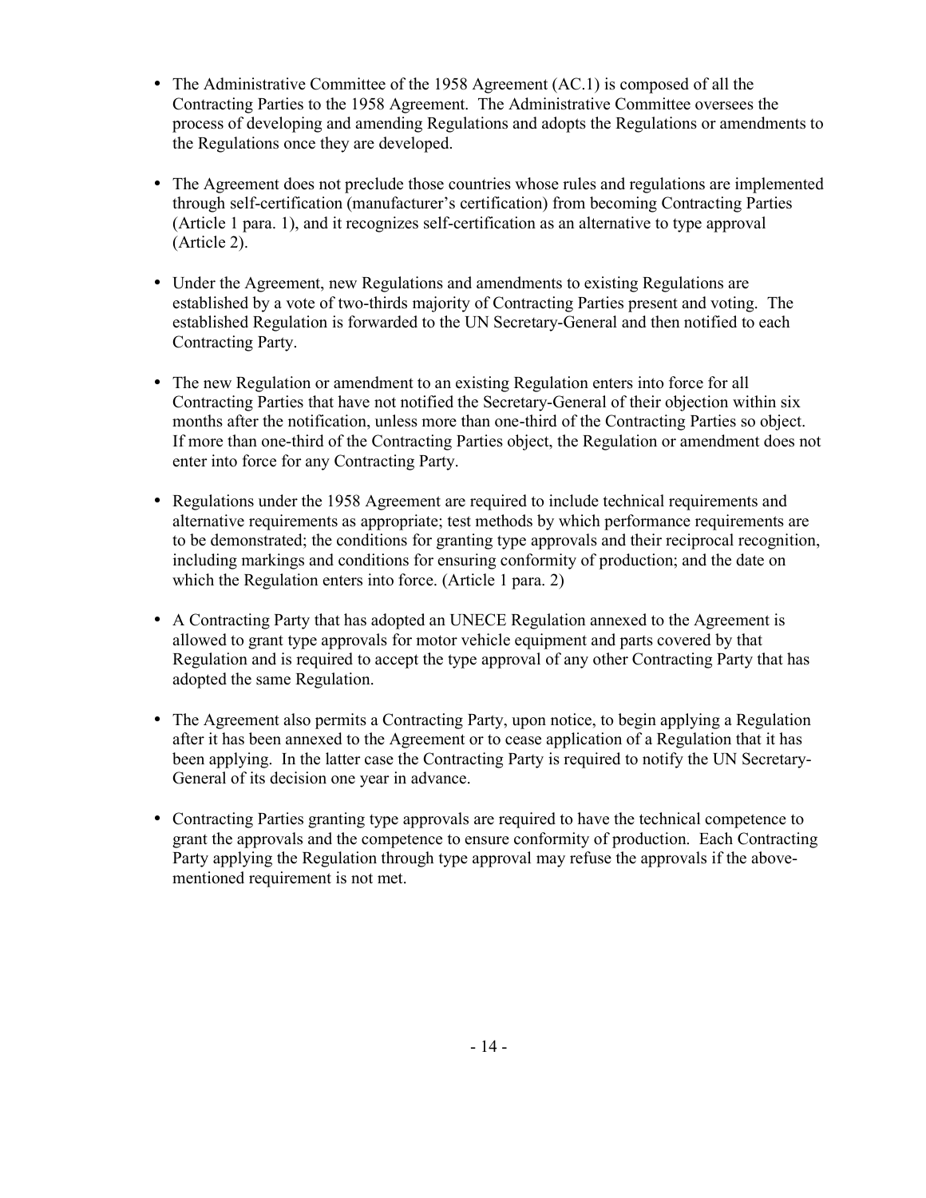- The Administrative Committee of the 1958 Agreement (AC.1) is composed of all the Contracting Parties to the 1958 Agreement. The Administrative Committee oversees the process of developing and amending Regulations and adopts the Regulations or amendments to the Regulations once they are developed.

- The Agreement does not preclude those countries whose rules and regulations are implemented through self-certification (manufacturer's certification) from becoming Contracting Parties (Article 1 para. 1), and it recognizes self-certification as an alternative to type approval (Article 2).

- Under the Agreement, new Regulations and amendments to existing Regulations are established by a vote of two-thirds majority of Contracting Parties present and voting. The established Regulation is forwarded to the UN Secretary-General and then notified to each Contracting Party.

- The new Regulation or amendment to an existing Regulation enters into force for all Contracting Parties that have not notified the Secretary-General of their objection within six months after the notification, unless more than one-third of the Contracting Parties so object. If more than one-third of the Contracting Parties object, the Regulation or amendment does not enter into force for any Contracting Party.

- Regulations under the 1958 Agreement are required to include technical requirements and alternative requirements as appropriate; test methods by which performance requirements are to be demonstrated; the conditions for granting type approvals and their reciprocal recognition, including markings and conditions for ensuring conformity of production; and the date on which the Regulation enters into force. (Article 1 para. 2)

- A Contracting Party that has adopted an UNECE Regulation annexed to the Agreement is allowed to grant type approvals for motor vehicle equipment and parts covered by that Regulation and is required to accept the type approval of any other Contracting Party that has adopted the same Regulation.

- The Agreement also permits a Contracting Party, upon notice, to begin applying a Regulation after it has been annexed to the Agreement or to cease application of a Regulation that it has been applying. In the latter case the Contracting Party is required to notify the UN Secretary-General of its decision one year in advance.

- Contracting Parties granting type approvals are required to have the technical competence to grant the approvals and the competence to ensure conformity of production. Each Contracting Party applying the Regulation through type approval may refuse the approvals if the above-mentioned requirement is not met.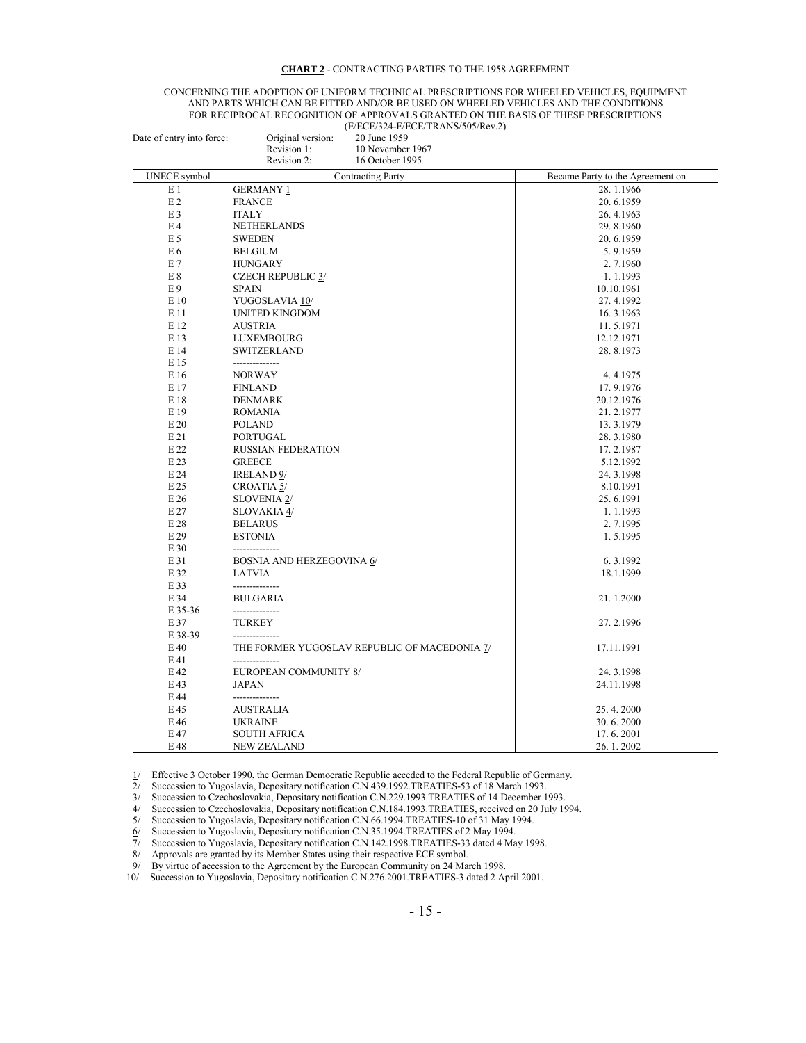**CHART 2** - CONTRACTING PARTIES TO THE 1958 AGREEMENT

CONCERNING THE ADOPTION OF UNIFORM TECHNICAL PRESCRIPTIONS FOR WHEELED VEHICLES, EQUIPMENT AND PARTS WHICH CAN BE FITTED AND/OR BE USED ON WHEELED VEHICLES AND THE CONDITIONS FOR RECIPROCAL RECOGNITION OF APPROVALS GRANTED ON THE BASIS OF THESE PRESCRIPTIONS

(E/ECE/324-E/ECE/TRANS/505/Rev.2)

Date of entry into force:

| | |
|---|---|
| Original version: | 20 June 1959 |
| Revision 1: | 10 November 1967 |
| Revision 2: | 16 October 1995 |

| UNECE symbol | Contracting Party | Became Party to the Agreement on |
|---|---|---|
| E 1 | GERMANY 1/ | 28. 1.1966 |
| E 2 | FRANCE | 20. 6.1959 |
| E 3 | ITALY | 26. 4.1963 |
| E 4 | NETHERLANDS | 29. 8.1960 |
| E 5 | SWEDEN | 20. 6.1959 |
| E 6 | BELGIUM | 5. 9.1959 |
| E 7 | HUNGARY | 2. 7.1960 |
| E 8 | CZECH REPUBLIC 3/ | 1. 1.1993 |
| E 9 | SPAIN | 10.10.1961 |
| E 10 | YUGOSLAVIA 10/ | 27. 4.1992 |
| E 11 | UNITED KINGDOM | 16. 3.1963 |
| E 12 | AUSTRIA | 11. 5.1971 |
| E 13 | LUXEMBOURG | 12.12.1971 |
| E 14 | SWITZERLAND | 28. 8.1973 |
| E 15 | -------------- | |
| E 16 | NORWAY | 4. 4.1975 |
| E 17 | FINLAND | 17. 9.1976 |
| E 18 | DENMARK | 20.12.1976 |
| E 19 | ROMANIA | 21. 2.1977 |
| E 20 | POLAND | 13. 3.1979 |
| E 21 | PORTUGAL | 28. 3.1980 |
| E 22 | RUSSIAN FEDERATION | 17. 2.1987 |
| E 23 | GREECE | 5.12.1992 |
| E 24 | IRELAND 9/ | 24. 3.1998 |
| E 25 | CROATIA 5/ | 8.10.1991 |
| E 26 | SLOVENIA 2/ | 25. 6.1991 |
| E 27 | SLOVAKIA 4/ | 1. 1.1993 |
| E 28 | BELARUS | 2. 7.1995 |
| E 29 | ESTONIA | 1. 5.1995 |
| E 30 | -------------- | |
| E 31 | BOSNIA AND HERZEGOVINA 6/ | 6. 3.1992 |
| E 32 | LATVIA | 18.1.1999 |
| E 33 | -------------- | |
| E 34 | BULGARIA | 21. 1.2000 |
| E 35-36 | -------------- | |
| E 37 | TURKEY | 27. 2.1996 |
| E 38-39 | -------------- | |
| E 40 | THE FORMER YUGOSLAV REPUBLIC OF MACEDONIA 7/ | 17.11.1991 |
| E 41 | -------------- | |
| E 42 | EUROPEAN COMMUNITY 8/ | 24. 3.1998 |
| E 43 | JAPAN | 24.11.1998 |
| E 44 | -------------- | |
| E 45 | AUSTRALIA | 25. 4. 2000 |
| E 46 | UKRAINE | 30. 6. 2000 |
| E 47 | SOUTH AFRICA | 17. 6. 2001 |
| E 48 | NEW ZEALAND | 26. 1. 2002 |

1/ Effective 3 October 1990, the German Democratic Republic acceded to the Federal Republic of Germany.

2/ Succession to Yugoslavia, Depositary notification C.N.439.1992.TREATIES-53 of 18 March 1993.

3/ Succession to Czechoslovakia, Depositary notification C.N.229.1993.TREATIES of 14 December 1993.

4/ Succession to Czechoslovakia, Depositary notification C.N.184.1993.TREATIES, received on 20 July 1994.

5/ Succession to Yugoslavia, Depositary notification C.N.66.1994.TREATIES-10 of 31 May 1994.

6/ Succession to Yugoslavia, Depositary notification C.N.35.1994.TREATIES of 2 May 1994.

7/ Succession to Yugoslavia, Depositary notification C.N.142.1998.TREATIES-33 dated 4 May 1998.

8/ Approvals are granted by its Member States using their respective ECE symbol.

9/ By virtue of accession to the Agreement by the European Community on 24 March 1998.

10/ Succession to Yugoslavia, Depositary notification C.N.276.2001.TREATIES-3 dated 2 April 2001.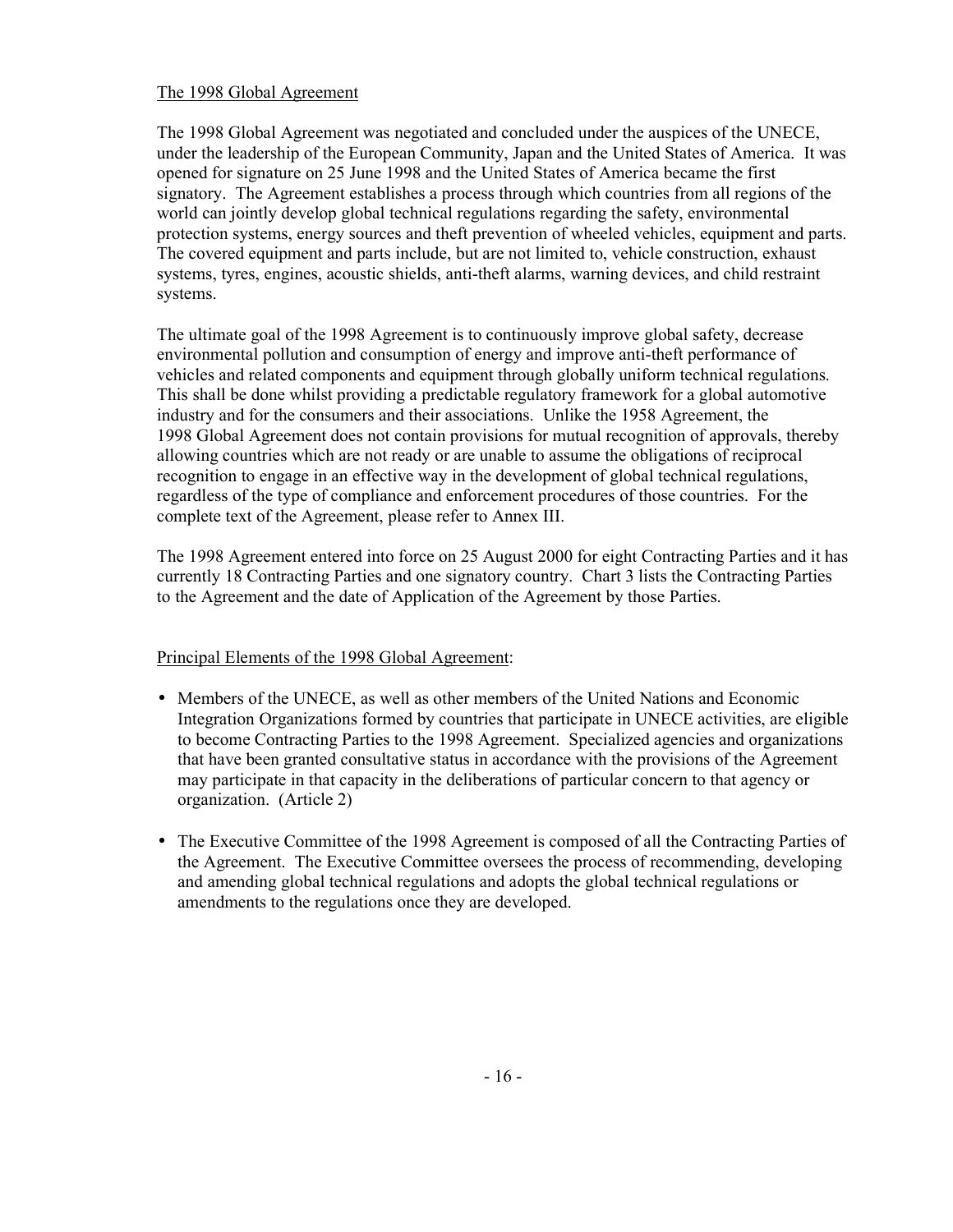## The 1998 Global Agreement

The 1998 Global Agreement was negotiated and concluded under the auspices of the UNECE, under the leadership of the European Community, Japan and the United States of America. It was opened for signature on 25 June 1998 and the United States of America became the first signatory. The Agreement establishes a process through which countries from all regions of the world can jointly develop global technical regulations regarding the safety, environmental protection systems, energy sources and theft prevention of wheeled vehicles, equipment and parts. The covered equipment and parts include, but are not limited to, vehicle construction, exhaust systems, tyres, engines, acoustic shields, anti-theft alarms, warning devices, and child restraint systems.

The ultimate goal of the 1998 Agreement is to continuously improve global safety, decrease environmental pollution and consumption of energy and improve anti-theft performance of vehicles and related components and equipment through globally uniform technical regulations. This shall be done whilst providing a predictable regulatory framework for a global automotive industry and for the consumers and their associations. Unlike the 1958 Agreement, the 1998 Global Agreement does not contain provisions for mutual recognition of approvals, thereby allowing countries which are not ready or are unable to assume the obligations of reciprocal recognition to engage in an effective way in the development of global technical regulations, regardless of the type of compliance and enforcement procedures of those countries. For the complete text of the Agreement, please refer to Annex III.

The 1998 Agreement entered into force on 25 August 2000 for eight Contracting Parties and it has currently 18 Contracting Parties and one signatory country. Chart 3 lists the Contracting Parties to the Agreement and the date of Application of the Agreement by those Parties.

### Principal Elements of the 1998 Global Agreement:

- Members of the UNECE, as well as other members of the United Nations and Economic Integration Organizations formed by countries that participate in UNECE activities, are eligible to become Contracting Parties to the 1998 Agreement. Specialized agencies and organizations that have been granted consultative status in accordance with the provisions of the Agreement may participate in that capacity in the deliberations of particular concern to that agency or organization. (Article 2)
- The Executive Committee of the 1998 Agreement is composed of all the Contracting Parties of the Agreement. The Executive Committee oversees the process of recommending, developing and amending global technical regulations and adopts the global technical regulations or amendments to the regulations once they are developed.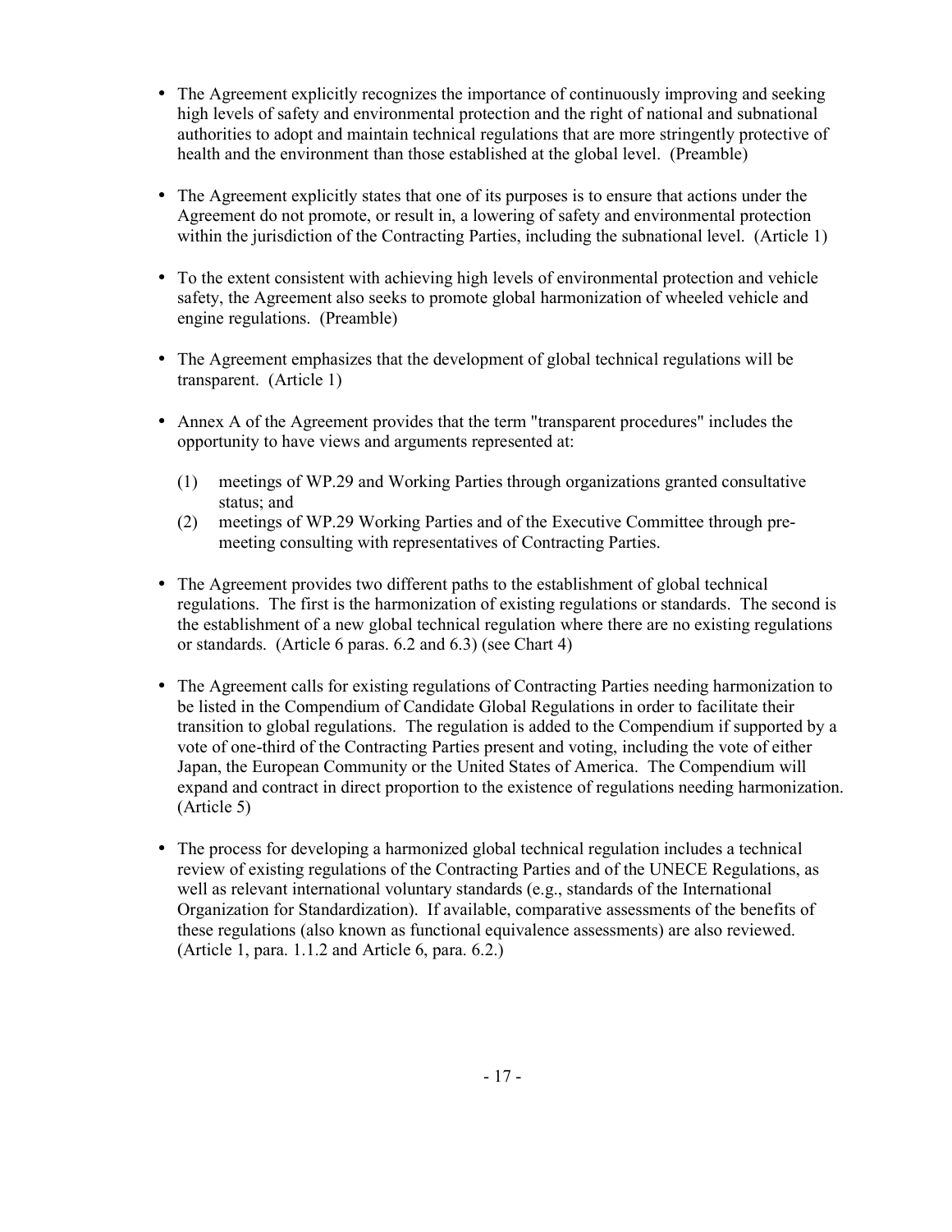- The Agreement explicitly recognizes the importance of continuously improving and seeking high levels of safety and environmental protection and the right of national and subnational authorities to adopt and maintain technical regulations that are more stringently protective of health and the environment than those established at the global level. (Preamble)

- The Agreement explicitly states that one of its purposes is to ensure that actions under the Agreement do not promote, or result in, a lowering of safety and environmental protection within the jurisdiction of the Contracting Parties, including the subnational level. (Article 1)

- To the extent consistent with achieving high levels of environmental protection and vehicle safety, the Agreement also seeks to promote global harmonization of wheeled vehicle and engine regulations. (Preamble)

- The Agreement emphasizes that the development of global technical regulations will be transparent. (Article 1)

- Annex A of the Agreement provides that the term "transparent procedures" includes the opportunity to have views and arguments represented at:

  (1) meetings of WP.29 and Working Parties through organizations granted consultative status; and
  (2) meetings of WP.29 Working Parties and of the Executive Committee through pre-meeting consulting with representatives of Contracting Parties.

- The Agreement provides two different paths to the establishment of global technical regulations. The first is the harmonization of existing regulations or standards. The second is the establishment of a new global technical regulation where there are no existing regulations or standards. (Article 6 paras. 6.2 and 6.3) (see Chart 4)

- The Agreement calls for existing regulations of Contracting Parties needing harmonization to be listed in the Compendium of Candidate Global Regulations in order to facilitate their transition to global regulations. The regulation is added to the Compendium if supported by a vote of one-third of the Contracting Parties present and voting, including the vote of either Japan, the European Community or the United States of America. The Compendium will expand and contract in direct proportion to the existence of regulations needing harmonization. (Article 5)

- The process for developing a harmonized global technical regulation includes a technical review of existing regulations of the Contracting Parties and of the UNECE Regulations, as well as relevant international voluntary standards (e.g., standards of the International Organization for Standardization). If available, comparative assessments of the benefits of these regulations (also known as functional equivalence assessments) are also reviewed. (Article 1, para. 1.1.2 and Article 6, para. 6.2.)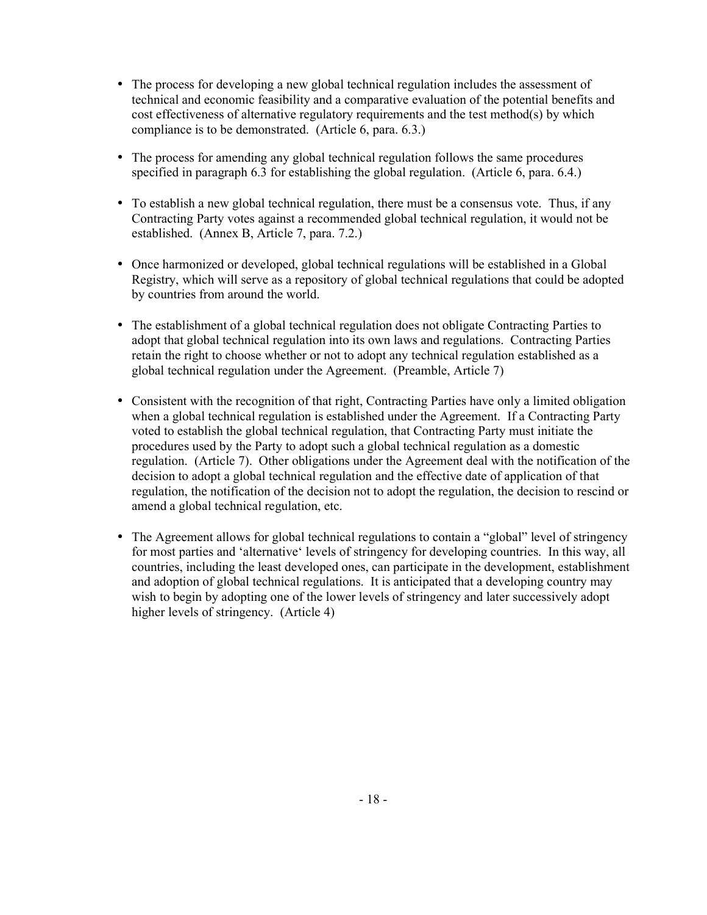- The process for developing a new global technical regulation includes the assessment of technical and economic feasibility and a comparative evaluation of the potential benefits and cost effectiveness of alternative regulatory requirements and the test method(s) by which compliance is to be demonstrated. (Article 6, para. 6.3.)

- The process for amending any global technical regulation follows the same procedures specified in paragraph 6.3 for establishing the global regulation. (Article 6, para. 6.4.)

- To establish a new global technical regulation, there must be a consensus vote. Thus, if any Contracting Party votes against a recommended global technical regulation, it would not be established. (Annex B, Article 7, para. 7.2.)

- Once harmonized or developed, global technical regulations will be established in a Global Registry, which will serve as a repository of global technical regulations that could be adopted by countries from around the world.

- The establishment of a global technical regulation does not obligate Contracting Parties to adopt that global technical regulation into its own laws and regulations. Contracting Parties retain the right to choose whether or not to adopt any technical regulation established as a global technical regulation under the Agreement. (Preamble, Article 7)

- Consistent with the recognition of that right, Contracting Parties have only a limited obligation when a global technical regulation is established under the Agreement. If a Contracting Party voted to establish the global technical regulation, that Contracting Party must initiate the procedures used by the Party to adopt such a global technical regulation as a domestic regulation. (Article 7). Other obligations under the Agreement deal with the notification of the decision to adopt a global technical regulation and the effective date of application of that regulation, the notification of the decision not to adopt the regulation, the decision to rescind or amend a global technical regulation, etc.

- The Agreement allows for global technical regulations to contain a "global" level of stringency for most parties and 'alternative' levels of stringency for developing countries. In this way, all countries, including the least developed ones, can participate in the development, establishment and adoption of global technical regulations. It is anticipated that a developing country may wish to begin by adopting one of the lower levels of stringency and later successively adopt higher levels of stringency. (Article 4)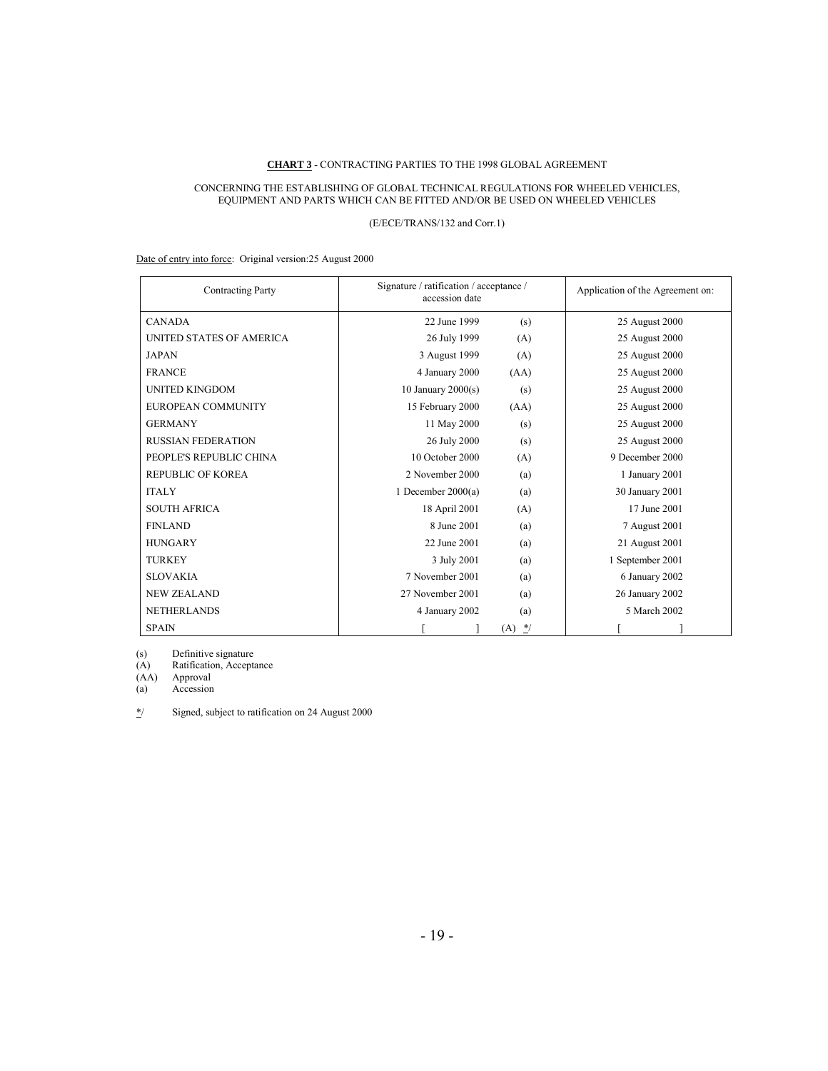**CHART 3** - CONTRACTING PARTIES TO THE 1998 GLOBAL AGREEMENT

CONCERNING THE ESTABLISHING OF GLOBAL TECHNICAL REGULATIONS FOR WHEELED VEHICLES, EQUIPMENT AND PARTS WHICH CAN BE FITTED AND/OR BE USED ON WHEELED VEHICLES

(E/ECE/TRANS/132 and Corr.1)

Date of entry into force: Original version:25 August 2000

| Contracting Party | Signature / ratification / acceptance / accession date | | Application of the Agreement on: |
|---|---|---|---|
| CANADA | 22 June 1999 | (s) | 25 August 2000 |
| UNITED STATES OF AMERICA | 26 July 1999 | (A) | 25 August 2000 |
| JAPAN | 3 August 1999 | (A) | 25 August 2000 |
| FRANCE | 4 January 2000 | (AA) | 25 August 2000 |
| UNITED KINGDOM | 10 January 2000(s) | (s) | 25 August 2000 |
| EUROPEAN COMMUNITY | 15 February 2000 | (AA) | 25 August 2000 |
| GERMANY | 11 May 2000 | (s) | 25 August 2000 |
| RUSSIAN FEDERATION | 26 July 2000 | (s) | 25 August 2000 |
| PEOPLE'S REPUBLIC CHINA | 10 October 2000 | (A) | 9 December 2000 |
| REPUBLIC OF KOREA | 2 November 2000 | (a) | 1 January 2001 |
| ITALY | 1 December 2000(a) | (a) | 30 January 2001 |
| SOUTH AFRICA | 18 April 2001 | (A) | 17 June 2001 |
| FINLAND | 8 June 2001 | (a) | 7 August 2001 |
| HUNGARY | 22 June 2001 | (a) | 21 August 2001 |
| TURKEY | 3 July 2001 | (a) | 1 September 2001 |
| SLOVAKIA | 7 November 2001 | (a) | 6 January 2002 |
| NEW ZEALAND | 27 November 2001 | (a) | 26 January 2002 |
| NETHERLANDS | 4 January 2002 | (a) | 5 March 2002 |
| SPAIN | [ ] | (A) */ | [ ] |

(s) Definitive signature
(A) Ratification, Acceptance
(AA) Approval
(a) Accession

*/ Signed, subject to ratification on 24 August 2000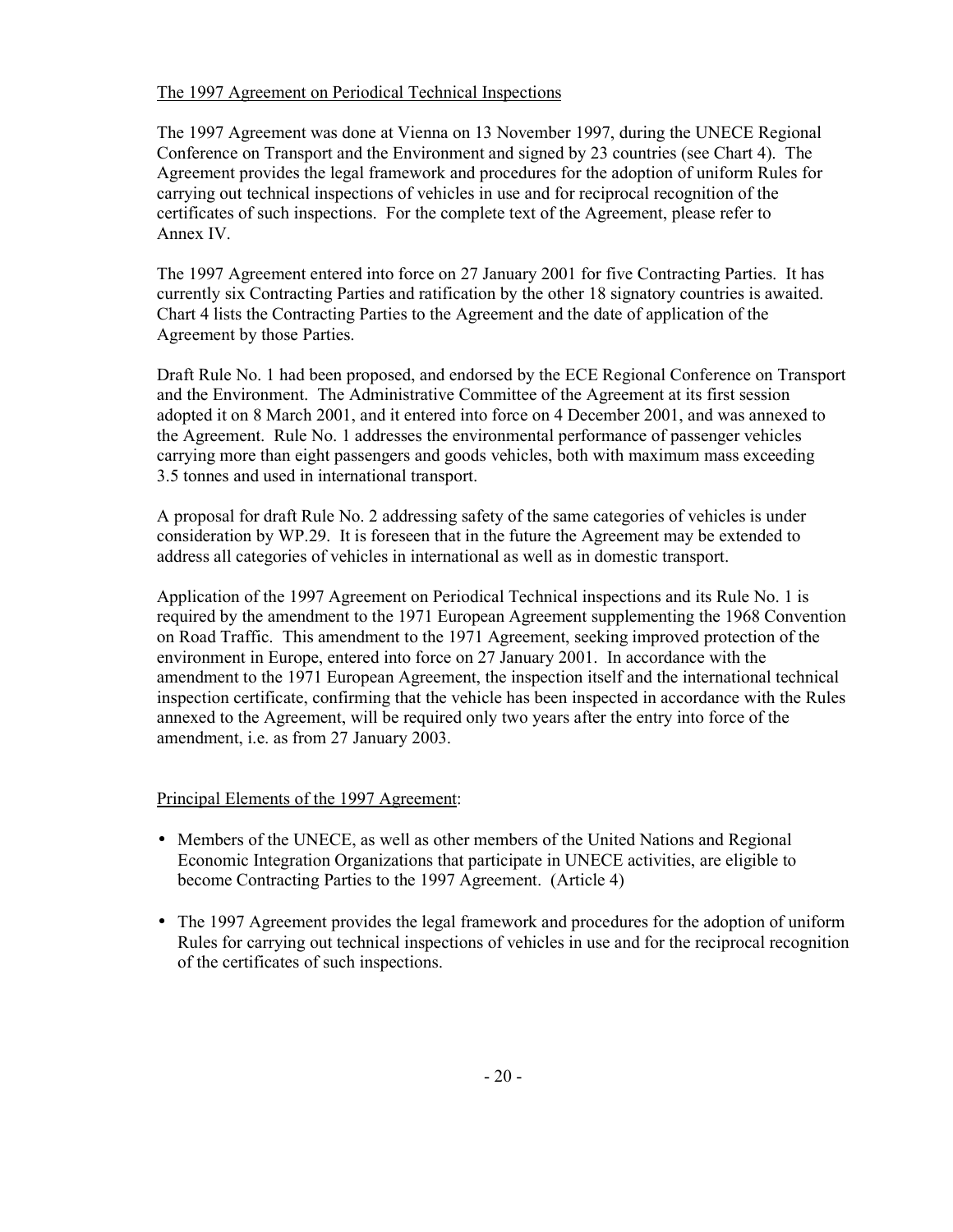## The 1997 Agreement on Periodical Technical Inspections

The 1997 Agreement was done at Vienna on 13 November 1997, during the UNECE Regional Conference on Transport and the Environment and signed by 23 countries (see Chart 4). The Agreement provides the legal framework and procedures for the adoption of uniform Rules for carrying out technical inspections of vehicles in use and for reciprocal recognition of the certificates of such inspections. For the complete text of the Agreement, please refer to Annex IV.

The 1997 Agreement entered into force on 27 January 2001 for five Contracting Parties. It has currently six Contracting Parties and ratification by the other 18 signatory countries is awaited. Chart 4 lists the Contracting Parties to the Agreement and the date of application of the Agreement by those Parties.

Draft Rule No. 1 had been proposed, and endorsed by the ECE Regional Conference on Transport and the Environment. The Administrative Committee of the Agreement at its first session adopted it on 8 March 2001, and it entered into force on 4 December 2001, and was annexed to the Agreement. Rule No. 1 addresses the environmental performance of passenger vehicles carrying more than eight passengers and goods vehicles, both with maximum mass exceeding 3.5 tonnes and used in international transport.

A proposal for draft Rule No. 2 addressing safety of the same categories of vehicles is under consideration by WP.29. It is foreseen that in the future the Agreement may be extended to address all categories of vehicles in international as well as in domestic transport.

Application of the 1997 Agreement on Periodical Technical inspections and its Rule No. 1 is required by the amendment to the 1971 European Agreement supplementing the 1968 Convention on Road Traffic. This amendment to the 1971 Agreement, seeking improved protection of the environment in Europe, entered into force on 27 January 2001. In accordance with the amendment to the 1971 European Agreement, the inspection itself and the international technical inspection certificate, confirming that the vehicle has been inspected in accordance with the Rules annexed to the Agreement, will be required only two years after the entry into force of the amendment, i.e. as from 27 January 2003.

### Principal Elements of the 1997 Agreement:

- Members of the UNECE, as well as other members of the United Nations and Regional Economic Integration Organizations that participate in UNECE activities, are eligible to become Contracting Parties to the 1997 Agreement. (Article 4)
- The 1997 Agreement provides the legal framework and procedures for the adoption of uniform Rules for carrying out technical inspections of vehicles in use and for the reciprocal recognition of the certificates of such inspections.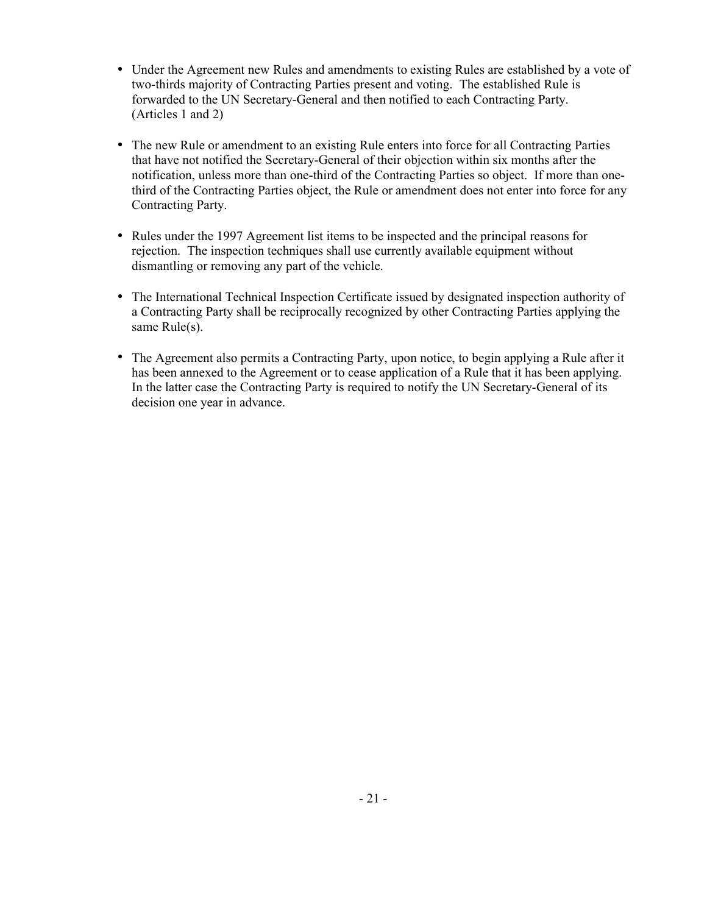- Under the Agreement new Rules and amendments to existing Rules are established by a vote of two-thirds majority of Contracting Parties present and voting. The established Rule is forwarded to the UN Secretary-General and then notified to each Contracting Party. (Articles 1 and 2)

- The new Rule or amendment to an existing Rule enters into force for all Contracting Parties that have not notified the Secretary-General of their objection within six months after the notification, unless more than one-third of the Contracting Parties so object. If more than one-third of the Contracting Parties object, the Rule or amendment does not enter into force for any Contracting Party.

- Rules under the 1997 Agreement list items to be inspected and the principal reasons for rejection. The inspection techniques shall use currently available equipment without dismantling or removing any part of the vehicle.

- The International Technical Inspection Certificate issued by designated inspection authority of a Contracting Party shall be reciprocally recognized by other Contracting Parties applying the same Rule(s).

- The Agreement also permits a Contracting Party, upon notice, to begin applying a Rule after it has been annexed to the Agreement or to cease application of a Rule that it has been applying. In the latter case the Contracting Party is required to notify the UN Secretary-General of its decision one year in advance.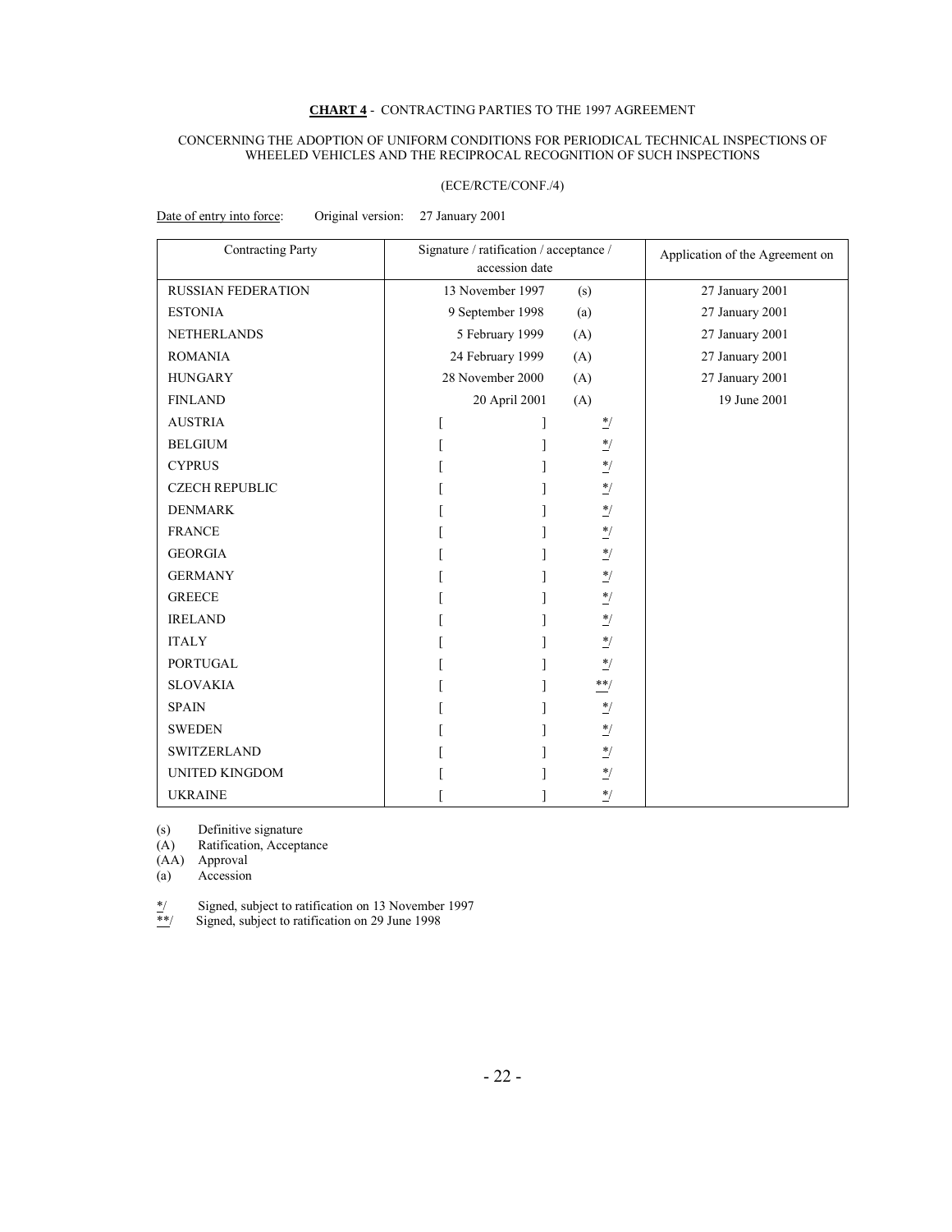**CHART 4** - CONTRACTING PARTIES TO THE 1997 AGREEMENT

CONCERNING THE ADOPTION OF UNIFORM CONDITIONS FOR PERIODICAL TECHNICAL INSPECTIONS OF WHEELED VEHICLES AND THE RECIPROCAL RECOGNITION OF SUCH INSPECTIONS

(ECE/RCTE/CONF./4)

Date of entry into force: Original version: 27 January 2001

| Contracting Party | Signature / ratification / acceptance / accession date | | Application of the Agreement on |
|---|---|---|---|
| RUSSIAN FEDERATION | 13 November 1997 | (s) | 27 January 2001 |
| ESTONIA | 9 September 1998 | (a) | 27 January 2001 |
| NETHERLANDS | 5 February 1999 | (A) | 27 January 2001 |
| ROMANIA | 24 February 1999 | (A) | 27 January 2001 |
| HUNGARY | 28 November 2000 | (A) | 27 January 2001 |
| FINLAND | 20 April 2001 | (A) | 19 June 2001 |
| AUSTRIA | [ ] | */ | |
| BELGIUM | [ ] | */ | |
| CYPRUS | [ ] | */ | |
| CZECH REPUBLIC | [ ] | */ | |
| DENMARK | [ ] | */ | |
| FRANCE | [ ] | */ | |
| GEORGIA | [ ] | */ | |
| GERMANY | [ ] | */ | |
| GREECE | [ ] | */ | |
| IRELAND | [ ] | */ | |
| ITALY | [ ] | */ | |
| PORTUGAL | [ ] | */ | |
| SLOVAKIA | [ ] | **/ | |
| SPAIN | [ ] | */ | |
| SWEDEN | [ ] | */ | |
| SWITZERLAND | [ ] | */ | |
| UNITED KINGDOM | [ ] | */ | |
| UKRAINE | [ ] | */ | |

(s) Definitive signature
(A) Ratification, Acceptance
(AA) Approval
(a) Accession

*/ Signed, subject to ratification on 13 November 1997
**/ Signed, subject to ratification on 29 June 1998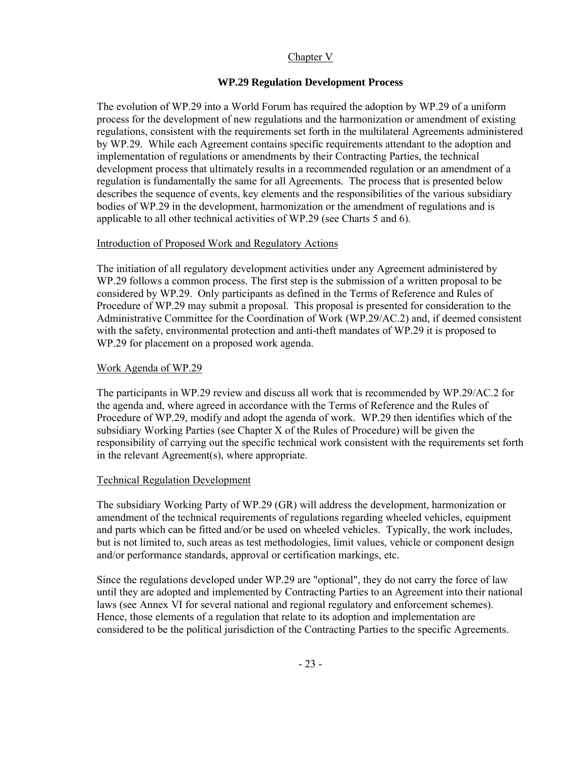## Chapter V

### WP.29 Regulation Development Process

The evolution of WP.29 into a World Forum has required the adoption by WP.29 of a uniform process for the development of new regulations and the harmonization or amendment of existing regulations, consistent with the requirements set forth in the multilateral Agreements administered by WP.29. While each Agreement contains specific requirements attendant to the adoption and implementation of regulations or amendments by their Contracting Parties, the technical development process that ultimately results in a recommended regulation or an amendment of a regulation is fundamentally the same for all Agreements. The process that is presented below describes the sequence of events, key elements and the responsibilities of the various subsidiary bodies of WP.29 in the development, harmonization or the amendment of regulations and is applicable to all other technical activities of WP.29 (see Charts 5 and 6).

#### Introduction of Proposed Work and Regulatory Actions

The initiation of all regulatory development activities under any Agreement administered by WP.29 follows a common process. The first step is the submission of a written proposal to be considered by WP.29. Only participants as defined in the Terms of Reference and Rules of Procedure of WP.29 may submit a proposal. This proposal is presented for consideration to the Administrative Committee for the Coordination of Work (WP.29/AC.2) and, if deemed consistent with the safety, environmental protection and anti-theft mandates of WP.29 it is proposed to WP.29 for placement on a proposed work agenda.

#### Work Agenda of WP.29

The participants in WP.29 review and discuss all work that is recommended by WP.29/AC.2 for the agenda and, where agreed in accordance with the Terms of Reference and the Rules of Procedure of WP.29, modify and adopt the agenda of work. WP.29 then identifies which of the subsidiary Working Parties (see Chapter X of the Rules of Procedure) will be given the responsibility of carrying out the specific technical work consistent with the requirements set forth in the relevant Agreement(s), where appropriate.

#### Technical Regulation Development

The subsidiary Working Party of WP.29 (GR) will address the development, harmonization or amendment of the technical requirements of regulations regarding wheeled vehicles, equipment and parts which can be fitted and/or be used on wheeled vehicles. Typically, the work includes, but is not limited to, such areas as test methodologies, limit values, vehicle or component design and/or performance standards, approval or certification markings, etc.

Since the regulations developed under WP.29 are "optional", they do not carry the force of law until they are adopted and implemented by Contracting Parties to an Agreement into their national laws (see Annex VI for several national and regional regulatory and enforcement schemes). Hence, those elements of a regulation that relate to its adoption and implementation are considered to be the political jurisdiction of the Contracting Parties to the specific Agreements.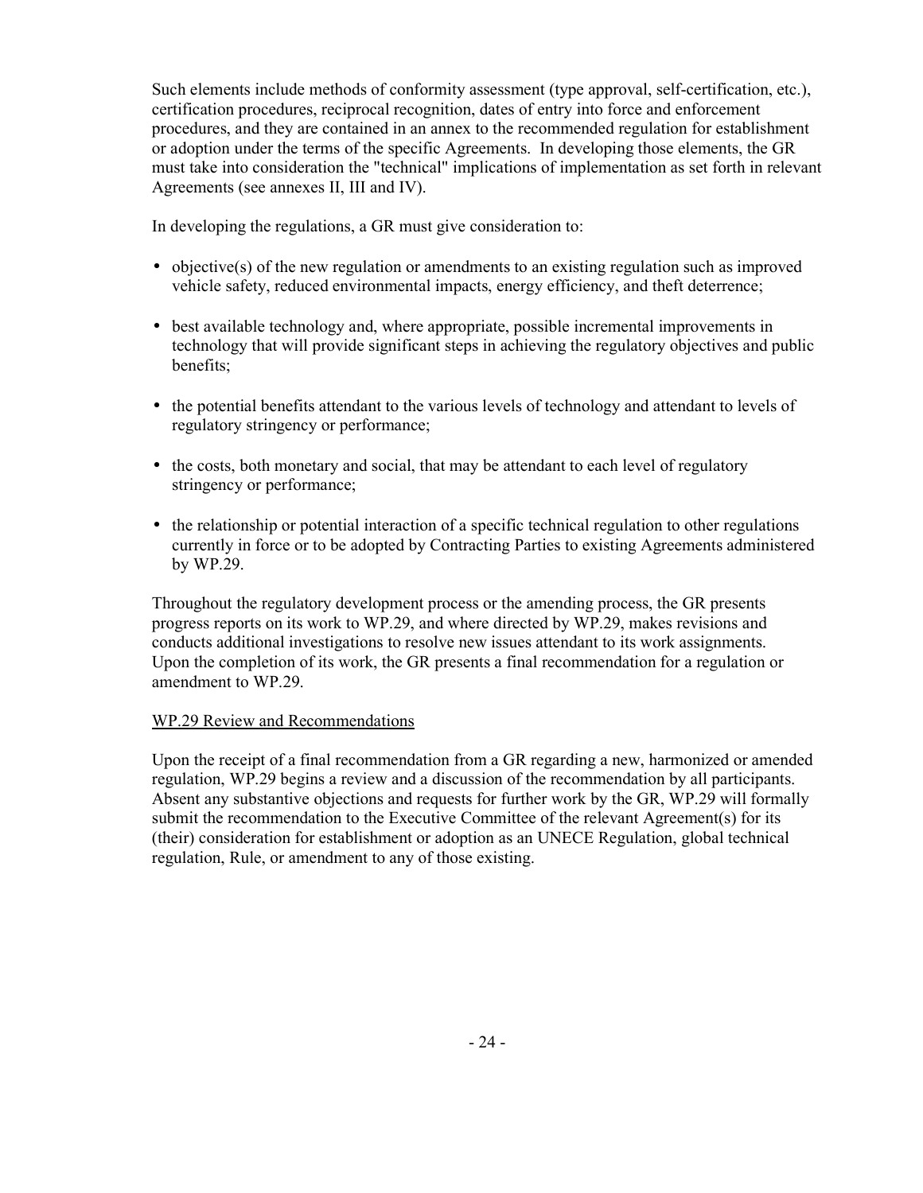Such elements include methods of conformity assessment (type approval, self-certification, etc.), certification procedures, reciprocal recognition, dates of entry into force and enforcement procedures, and they are contained in an annex to the recommended regulation for establishment or adoption under the terms of the specific Agreements. In developing those elements, the GR must take into consideration the "technical" implications of implementation as set forth in relevant Agreements (see annexes II, III and IV).

In developing the regulations, a GR must give consideration to:

- objective(s) of the new regulation or amendments to an existing regulation such as improved vehicle safety, reduced environmental impacts, energy efficiency, and theft deterrence;
- best available technology and, where appropriate, possible incremental improvements in technology that will provide significant steps in achieving the regulatory objectives and public benefits;
- the potential benefits attendant to the various levels of technology and attendant to levels of regulatory stringency or performance;
- the costs, both monetary and social, that may be attendant to each level of regulatory stringency or performance;
- the relationship or potential interaction of a specific technical regulation to other regulations currently in force or to be adopted by Contracting Parties to existing Agreements administered by WP.29.

Throughout the regulatory development process or the amending process, the GR presents progress reports on its work to WP.29, and where directed by WP.29, makes revisions and conducts additional investigations to resolve new issues attendant to its work assignments. Upon the completion of its work, the GR presents a final recommendation for a regulation or amendment to WP.29.

WP.29 Review and Recommendations

Upon the receipt of a final recommendation from a GR regarding a new, harmonized or amended regulation, WP.29 begins a review and a discussion of the recommendation by all participants. Absent any substantive objections and requests for further work by the GR, WP.29 will formally submit the recommendation to the Executive Committee of the relevant Agreement(s) for its (their) consideration for establishment or adoption as an UNECE Regulation, global technical regulation, Rule, or amendment to any of those existing.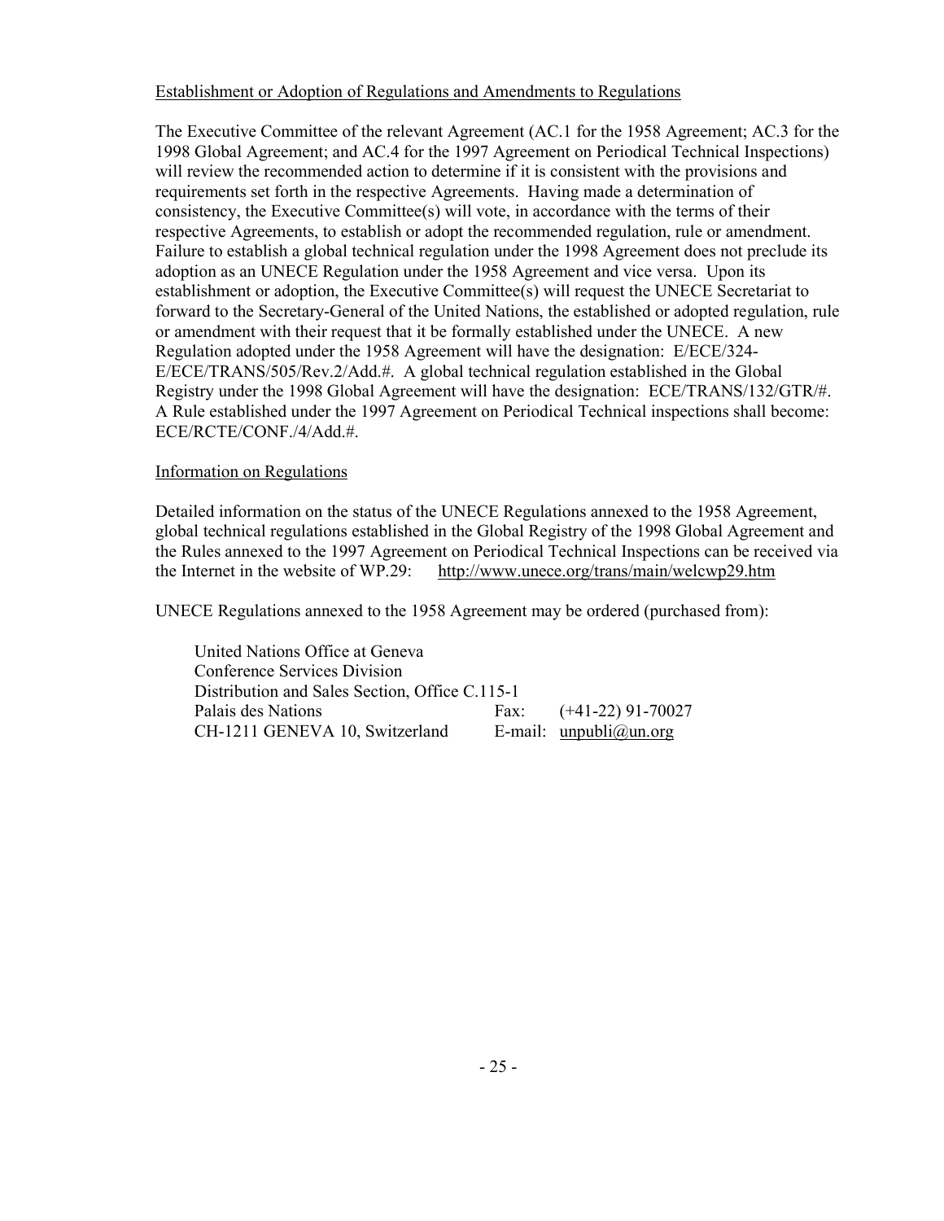<u>Establishment or Adoption of Regulations and Amendments to Regulations</u>

The Executive Committee of the relevant Agreement (AC.1 for the 1958 Agreement; AC.3 for the 1998 Global Agreement; and AC.4 for the 1997 Agreement on Periodical Technical Inspections) will review the recommended action to determine if it is consistent with the provisions and requirements set forth in the respective Agreements. Having made a determination of consistency, the Executive Committee(s) will vote, in accordance with the terms of their respective Agreements, to establish or adopt the recommended regulation, rule or amendment. Failure to establish a global technical regulation under the 1998 Agreement does not preclude its adoption as an UNECE Regulation under the 1958 Agreement and vice versa. Upon its establishment or adoption, the Executive Committee(s) will request the UNECE Secretariat to forward to the Secretary-General of the United Nations, the established or adopted regulation, rule or amendment with their request that it be formally established under the UNECE. A new Regulation adopted under the 1958 Agreement will have the designation: E/ECE/324-E/ECE/TRANS/505/Rev.2/Add.#. A global technical regulation established in the Global Registry under the 1998 Global Agreement will have the designation: ECE/TRANS/132/GTR/#. A Rule established under the 1997 Agreement on Periodical Technical inspections shall become: ECE/RCTE/CONF./4/Add.#.

<u>Information on Regulations</u>

Detailed information on the status of the UNECE Regulations annexed to the 1958 Agreement, global technical regulations established in the Global Registry of the 1998 Global Agreement and the Rules annexed to the 1997 Agreement on Periodical Technical Inspections can be received via the Internet in the website of WP.29: http://www.unece.org/trans/main/welcwp29.htm

UNECE Regulations annexed to the 1958 Agreement may be ordered (purchased from):

United Nations Office at Geneva
Conference Services Division
Distribution and Sales Section, Office C.115-1
Palais des Nations
CH-1211 GENEVA 10, Switzerland

Fax: (+41-22) 91-70027
E-mail: unpubli@un.org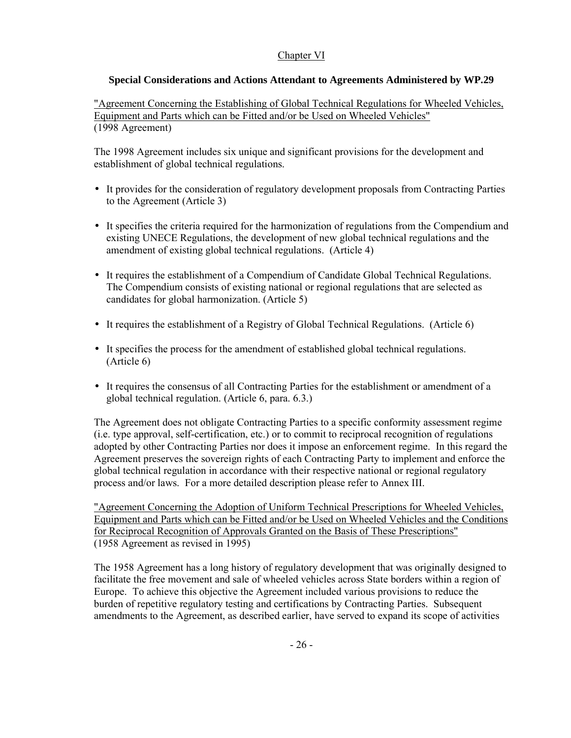## Chapter VI

### Special Considerations and Actions Attendant to Agreements Administered by WP.29

"Agreement Concerning the Establishing of Global Technical Regulations for Wheeled Vehicles, Equipment and Parts which can be Fitted and/or be Used on Wheeled Vehicles"
(1998 Agreement)

The 1998 Agreement includes six unique and significant provisions for the development and establishment of global technical regulations.

- It provides for the consideration of regulatory development proposals from Contracting Parties to the Agreement (Article 3)
- It specifies the criteria required for the harmonization of regulations from the Compendium and existing UNECE Regulations, the development of new global technical regulations and the amendment of existing global technical regulations. (Article 4)
- It requires the establishment of a Compendium of Candidate Global Technical Regulations. The Compendium consists of existing national or regional regulations that are selected as candidates for global harmonization. (Article 5)
- It requires the establishment of a Registry of Global Technical Regulations. (Article 6)
- It specifies the process for the amendment of established global technical regulations. (Article 6)
- It requires the consensus of all Contracting Parties for the establishment or amendment of a global technical regulation. (Article 6, para. 6.3.)

The Agreement does not obligate Contracting Parties to a specific conformity assessment regime (i.e. type approval, self-certification, etc.) or to commit to reciprocal recognition of regulations adopted by other Contracting Parties nor does it impose an enforcement regime. In this regard the Agreement preserves the sovereign rights of each Contracting Party to implement and enforce the global technical regulation in accordance with their respective national or regional regulatory process and/or laws. For a more detailed description please refer to Annex III.

"Agreement Concerning the Adoption of Uniform Technical Prescriptions for Wheeled Vehicles, Equipment and Parts which can be Fitted and/or be Used on Wheeled Vehicles and the Conditions for Reciprocal Recognition of Approvals Granted on the Basis of These Prescriptions"
(1958 Agreement as revised in 1995)

The 1958 Agreement has a long history of regulatory development that was originally designed to facilitate the free movement and sale of wheeled vehicles across State borders within a region of Europe. To achieve this objective the Agreement included various provisions to reduce the burden of repetitive regulatory testing and certifications by Contracting Parties. Subsequent amendments to the Agreement, as described earlier, have served to expand its scope of activities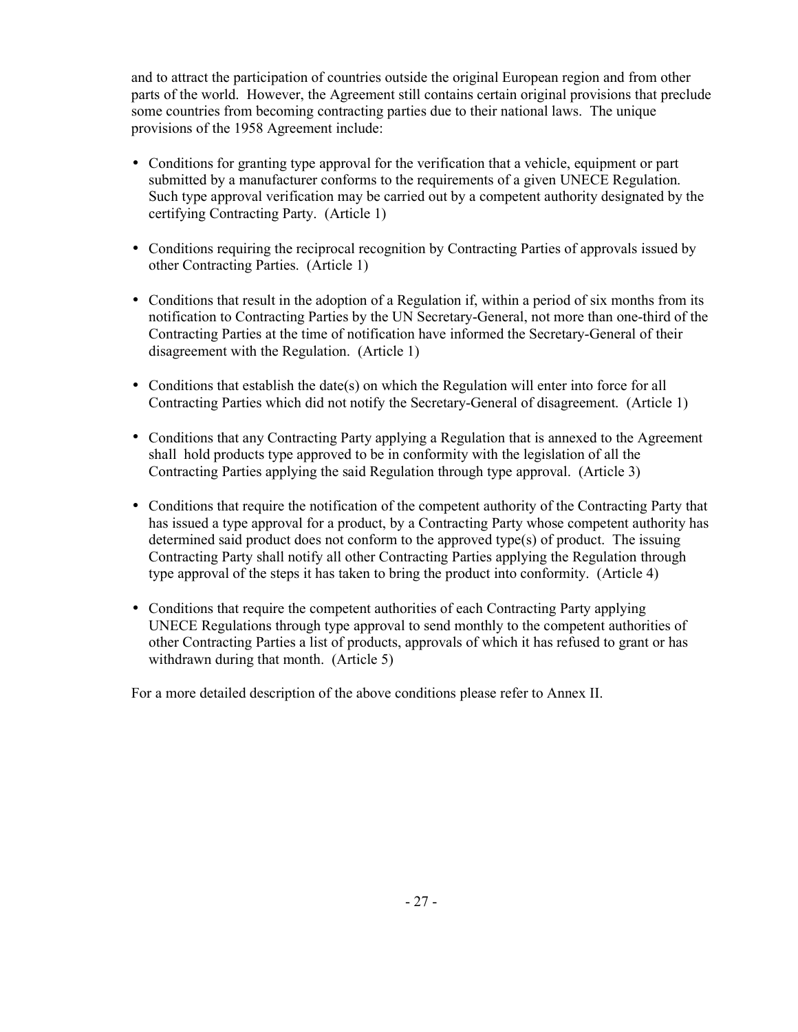and to attract the participation of countries outside the original European region and from other parts of the world. However, the Agreement still contains certain original provisions that preclude some countries from becoming contracting parties due to their national laws. The unique provisions of the 1958 Agreement include:

- Conditions for granting type approval for the verification that a vehicle, equipment or part submitted by a manufacturer conforms to the requirements of a given UNECE Regulation. Such type approval verification may be carried out by a competent authority designated by the certifying Contracting Party. (Article 1)

- Conditions requiring the reciprocal recognition by Contracting Parties of approvals issued by other Contracting Parties. (Article 1)

- Conditions that result in the adoption of a Regulation if, within a period of six months from its notification to Contracting Parties by the UN Secretary-General, not more than one-third of the Contracting Parties at the time of notification have informed the Secretary-General of their disagreement with the Regulation. (Article 1)

- Conditions that establish the date(s) on which the Regulation will enter into force for all Contracting Parties which did not notify the Secretary-General of disagreement. (Article 1)

- Conditions that any Contracting Party applying a Regulation that is annexed to the Agreement shall hold products type approved to be in conformity with the legislation of all the Contracting Parties applying the said Regulation through type approval. (Article 3)

- Conditions that require the notification of the competent authority of the Contracting Party that has issued a type approval for a product, by a Contracting Party whose competent authority has determined said product does not conform to the approved type(s) of product. The issuing Contracting Party shall notify all other Contracting Parties applying the Regulation through type approval of the steps it has taken to bring the product into conformity. (Article 4)

- Conditions that require the competent authorities of each Contracting Party applying UNECE Regulations through type approval to send monthly to the competent authorities of other Contracting Parties a list of products, approvals of which it has refused to grant or has withdrawn during that month. (Article 5)

For a more detailed description of the above conditions please refer to Annex II.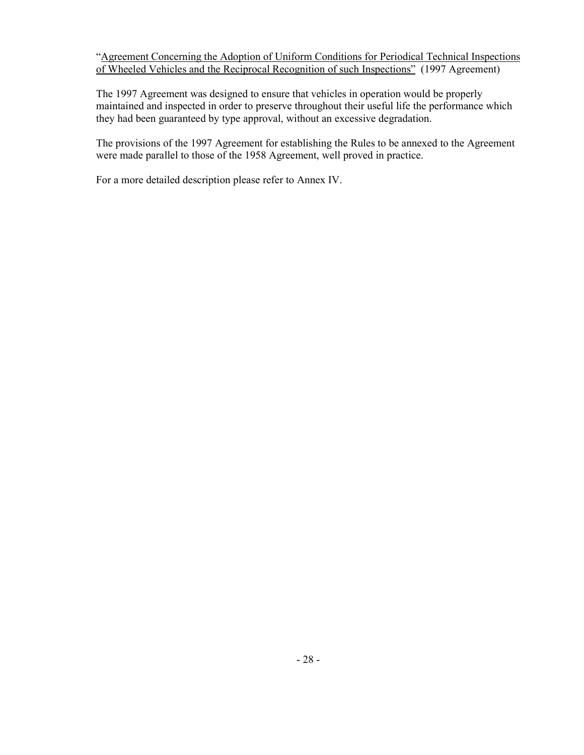"<u>Agreement Concerning the Adoption of Uniform Conditions for Periodical Technical Inspections of Wheeled Vehicles and the Reciprocal Recognition of such Inspections</u>" (1997 Agreement)

The 1997 Agreement was designed to ensure that vehicles in operation would be properly maintained and inspected in order to preserve throughout their useful life the performance which they had been guaranteed by type approval, without an excessive degradation.

The provisions of the 1997 Agreement for establishing the Rules to be annexed to the Agreement were made parallel to those of the 1958 Agreement, well proved in practice.

For a more detailed description please refer to Annex IV.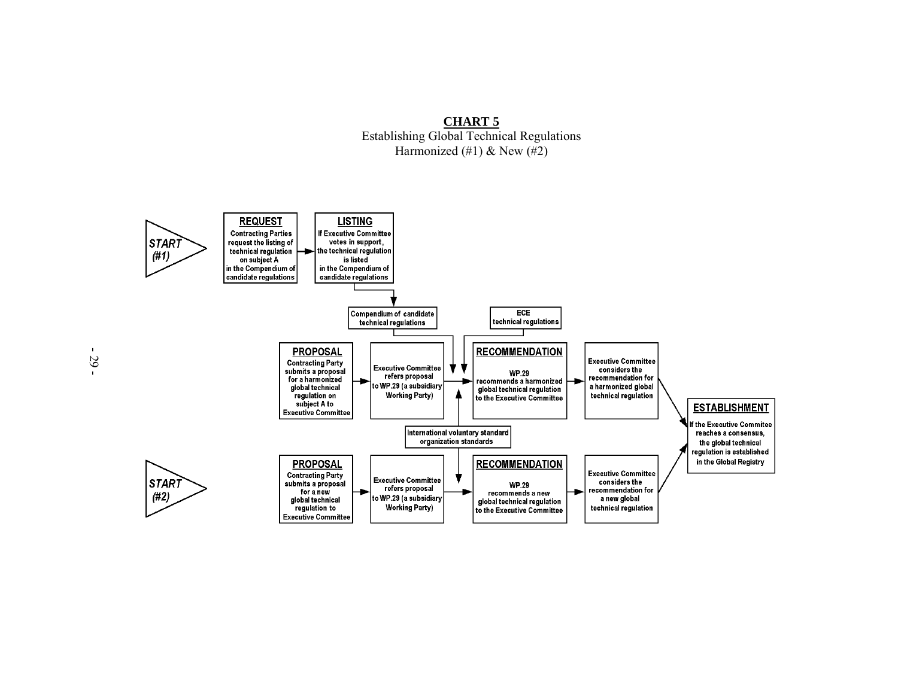**CHART 5**

Establishing Global Technical Regulations
Harmonized (#1) & New (#2)

**START (#1)**

**REQUEST**
Contracting Parties request the listing of technical regulation on subject A in the Compendium of candidate regulations

**LISTING**
If Executive Committee votes in support, the technical regulation is listed in the Compendium of candidate regulations

Compendium of candidate technical regulations

ECE technical regulations

**PROPOSAL**
Contracting Party submits a proposal for a harmonized global technical regulation on subject A to Executive Committee

Executive Committee refers proposal to WP.29 (a subsidiary Working Party)

**RECOMMENDATION**
WP.29 recommends a harmonized global technical regulation to the Executive Committee

Executive Committee considers the recommendation for a harmonized global technical regulation

International voluntary standard organization standards

**START (#2)**

**PROPOSAL**
Contracting Party submits a proposal for a new global technical regulation to Executive Committee

Executive Committee refers proposal to WP.29 (a subsidiary Working Party)

**RECOMMENDATION**
WP.29 recommends a new global technical regulation to the Executive Committee

Executive Committee considers the recommendation for a new global technical regulation

**ESTABLISHMENT**
If the Executive Commitee reaches a consensus, the global technical regulation is established in the Global Registry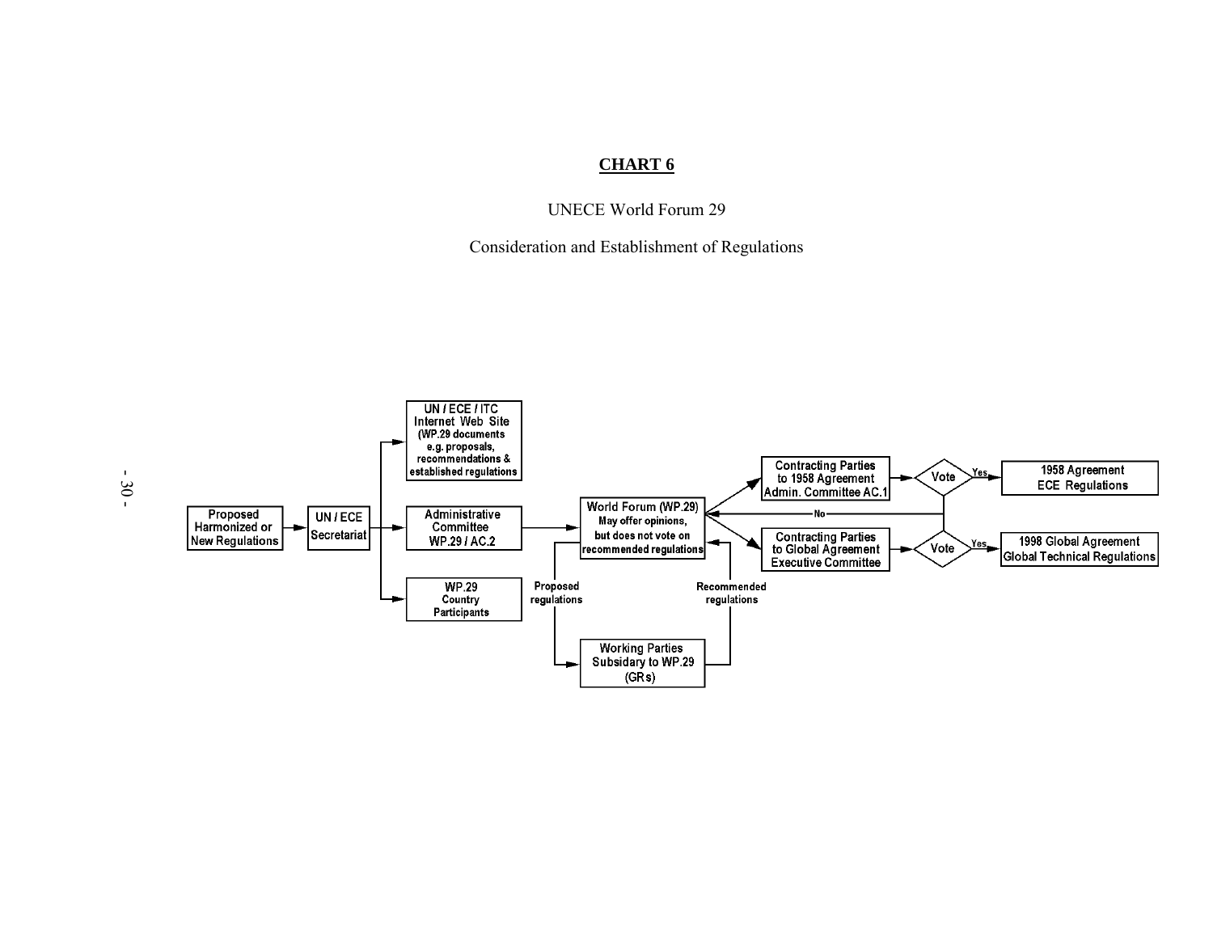## CHART 6

UNECE World Forum 29

Consideration and Establishment of Regulations

Proposed Harmonized or New Regulations

UN / ECE Secretariat

UN / ECE / ITC Internet Web Site (WP.29 documents e.g. proposals, recommendations & established regulations

Administrative Committee WP.29 / AC.2

WP.29 Country Participants

World Forum (WP.29) May offer opinions, but does not vote on recommended regulations

Proposed regulations

Recommended regulations

Working Parties Subsidary to WP.29 (GRs)

Contracting Parties to 1958 Agreement Admin. Committee AC.1

Contracting Parties to Global Agreement Executive Committee

Vote

Vote

Yes

Yes

No

1958 Agreement ECE Regulations

1998 Global Agreement Global Technical Regulations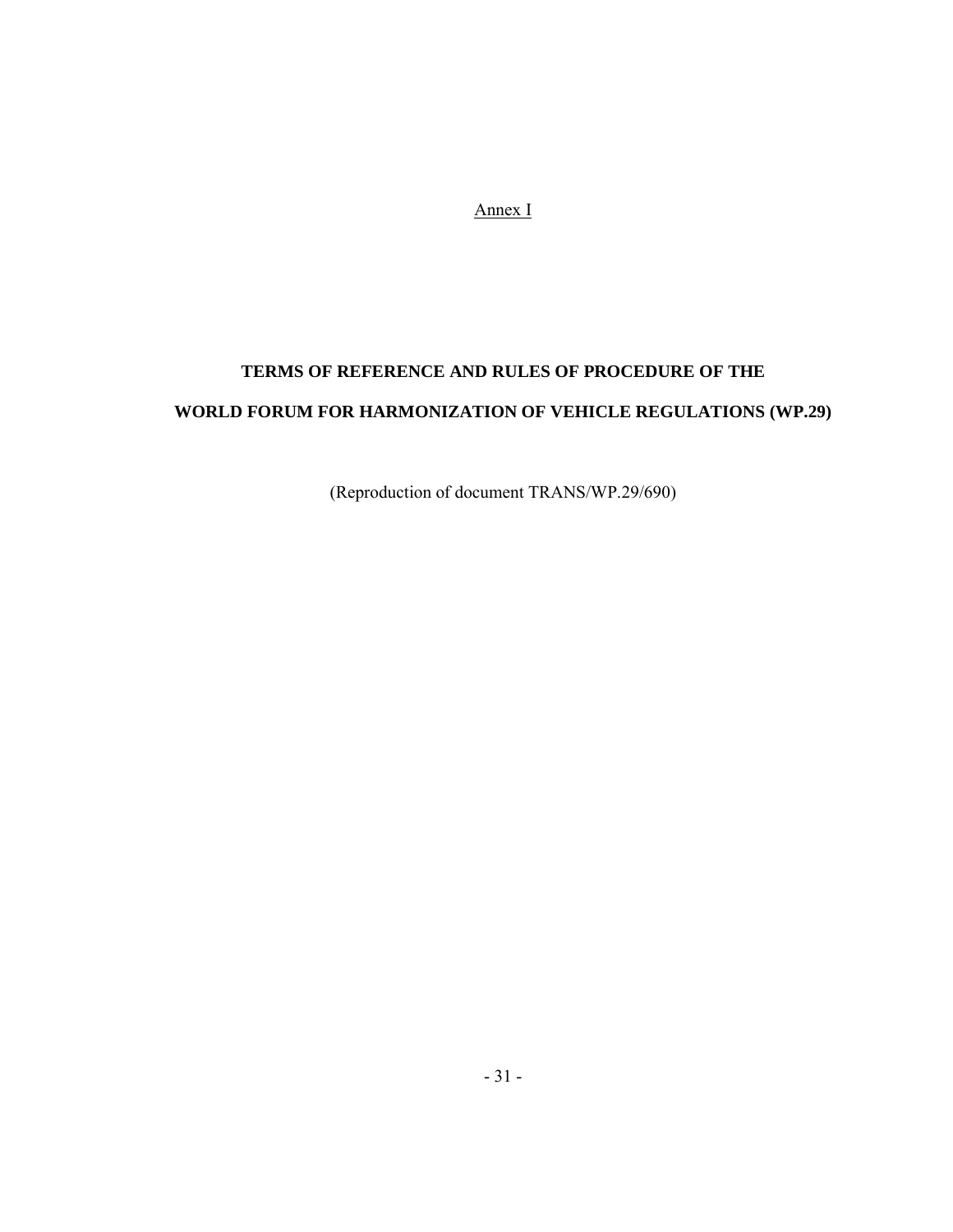Annex I

# TERMS OF REFERENCE AND RULES OF PROCEDURE OF THE WORLD FORUM FOR HARMONIZATION OF VEHICLE REGULATIONS (WP.29)

(Reproduction of document TRANS/WP.29/690)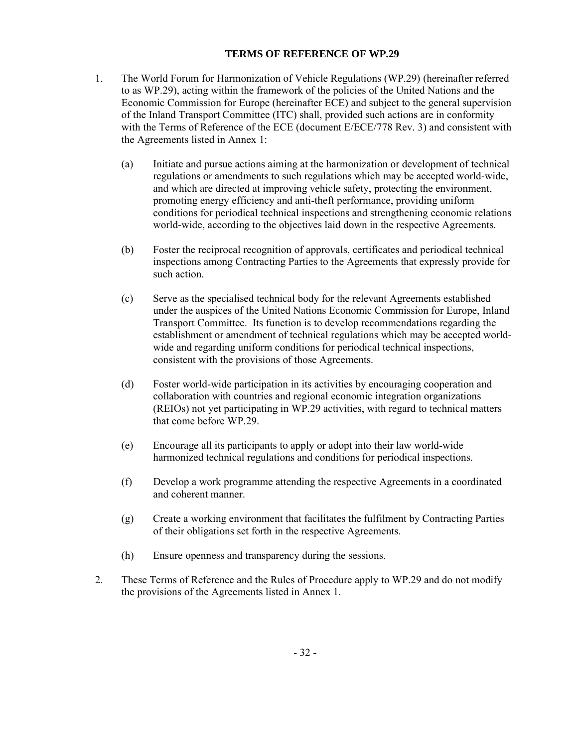## TERMS OF REFERENCE OF WP.29

1. The World Forum for Harmonization of Vehicle Regulations (WP.29) (hereinafter referred to as WP.29), acting within the framework of the policies of the United Nations and the Economic Commission for Europe (hereinafter ECE) and subject to the general supervision of the Inland Transport Committee (ITC) shall, provided such actions are in conformity with the Terms of Reference of the ECE (document E/ECE/778 Rev. 3) and consistent with the Agreements listed in Annex 1:

   (a) Initiate and pursue actions aiming at the harmonization or development of technical regulations or amendments to such regulations which may be accepted world-wide, and which are directed at improving vehicle safety, protecting the environment, promoting energy efficiency and anti-theft performance, providing uniform conditions for periodical technical inspections and strengthening economic relations world-wide, according to the objectives laid down in the respective Agreements.

   (b) Foster the reciprocal recognition of approvals, certificates and periodical technical inspections among Contracting Parties to the Agreements that expressly provide for such action.

   (c) Serve as the specialised technical body for the relevant Agreements established under the auspices of the United Nations Economic Commission for Europe, Inland Transport Committee. Its function is to develop recommendations regarding the establishment or amendment of technical regulations which may be accepted world-wide and regarding uniform conditions for periodical technical inspections, consistent with the provisions of those Agreements.

   (d) Foster world-wide participation in its activities by encouraging cooperation and collaboration with countries and regional economic integration organizations (REIOs) not yet participating in WP.29 activities, with regard to technical matters that come before WP.29.

   (e) Encourage all its participants to apply or adopt into their law world-wide harmonized technical regulations and conditions for periodical inspections.

   (f) Develop a work programme attending the respective Agreements in a coordinated and coherent manner.

   (g) Create a working environment that facilitates the fulfilment by Contracting Parties of their obligations set forth in the respective Agreements.

   (h) Ensure openness and transparency during the sessions.

2. These Terms of Reference and the Rules of Procedure apply to WP.29 and do not modify the provisions of the Agreements listed in Annex 1.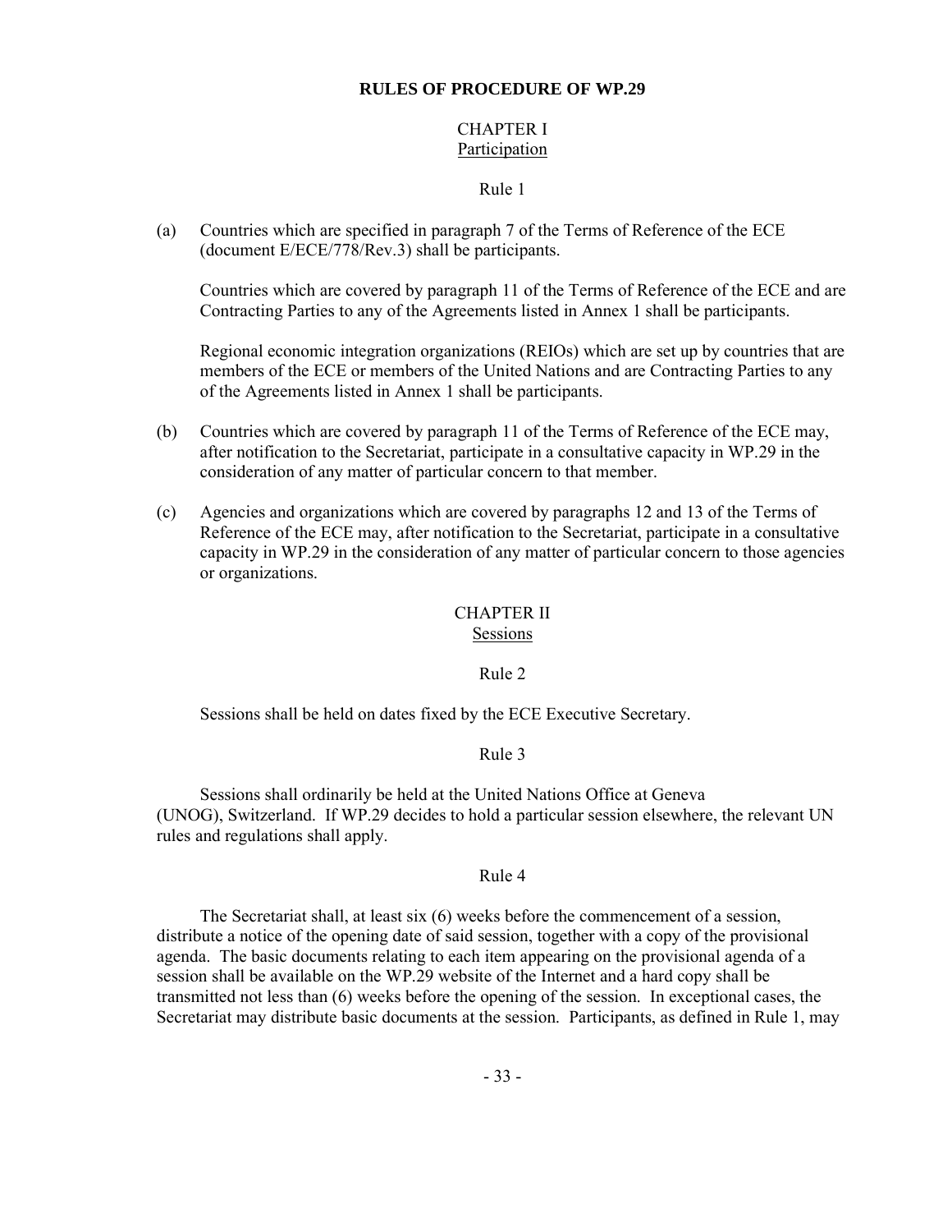# RULES OF PROCEDURE OF WP.29

## CHAPTER I
### Participation

Rule 1

(a) Countries which are specified in paragraph 7 of the Terms of Reference of the ECE (document E/ECE/778/Rev.3) shall be participants.

Countries which are covered by paragraph 11 of the Terms of Reference of the ECE and are Contracting Parties to any of the Agreements listed in Annex 1 shall be participants.

Regional economic integration organizations (REIOs) which are set up by countries that are members of the ECE or members of the United Nations and are Contracting Parties to any of the Agreements listed in Annex 1 shall be participants.

(b) Countries which are covered by paragraph 11 of the Terms of Reference of the ECE may, after notification to the Secretariat, participate in a consultative capacity in WP.29 in the consideration of any matter of particular concern to that member.

(c) Agencies and organizations which are covered by paragraphs 12 and 13 of the Terms of Reference of the ECE may, after notification to the Secretariat, participate in a consultative capacity in WP.29 in the consideration of any matter of particular concern to those agencies or organizations.

## CHAPTER II
### Sessions

Rule 2

Sessions shall be held on dates fixed by the ECE Executive Secretary.

Rule 3

Sessions shall ordinarily be held at the United Nations Office at Geneva (UNOG), Switzerland. If WP.29 decides to hold a particular session elsewhere, the relevant UN rules and regulations shall apply.

Rule 4

The Secretariat shall, at least six (6) weeks before the commencement of a session, distribute a notice of the opening date of said session, together with a copy of the provisional agenda. The basic documents relating to each item appearing on the provisional agenda of a session shall be available on the WP.29 website of the Internet and a hard copy shall be transmitted not less than (6) weeks before the opening of the session. In exceptional cases, the Secretariat may distribute basic documents at the session. Participants, as defined in Rule 1, may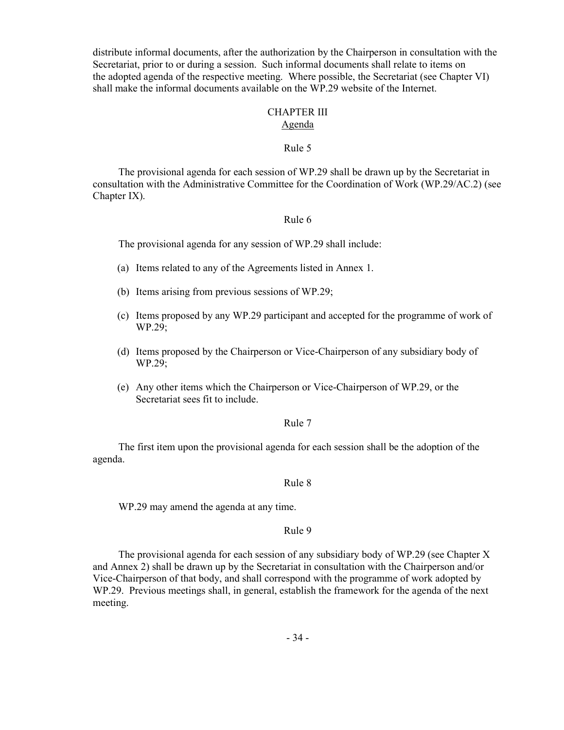distribute informal documents, after the authorization by the Chairperson in consultation with the Secretariat, prior to or during a session. Such informal documents shall relate to items on the adopted agenda of the respective meeting. Where possible, the Secretariat (see Chapter VI) shall make the informal documents available on the WP.29 website of the Internet.

## CHAPTER III
### Agenda

#### Rule 5

The provisional agenda for each session of WP.29 shall be drawn up by the Secretariat in consultation with the Administrative Committee for the Coordination of Work (WP.29/AC.2) (see Chapter IX).

#### Rule 6

The provisional agenda for any session of WP.29 shall include:

(a) Items related to any of the Agreements listed in Annex 1.

(b) Items arising from previous sessions of WP.29;

(c) Items proposed by any WP.29 participant and accepted for the programme of work of WP.29;

(d) Items proposed by the Chairperson or Vice-Chairperson of any subsidiary body of WP.29;

(e) Any other items which the Chairperson or Vice-Chairperson of WP.29, or the Secretariat sees fit to include.

#### Rule 7

The first item upon the provisional agenda for each session shall be the adoption of the agenda.

#### Rule 8

WP.29 may amend the agenda at any time.

#### Rule 9

The provisional agenda for each session of any subsidiary body of WP.29 (see Chapter X and Annex 2) shall be drawn up by the Secretariat in consultation with the Chairperson and/or Vice-Chairperson of that body, and shall correspond with the programme of work adopted by WP.29. Previous meetings shall, in general, establish the framework for the agenda of the next meeting.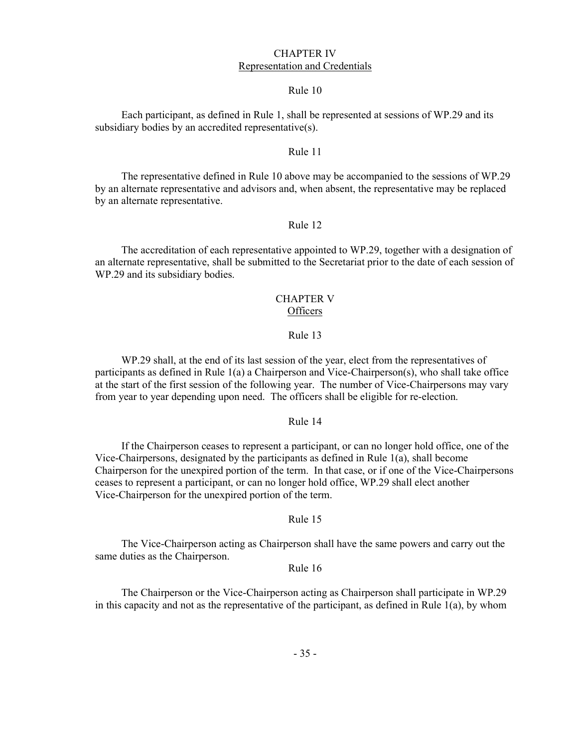## CHAPTER IV
## Representation and Credentials

### Rule 10

Each participant, as defined in Rule 1, shall be represented at sessions of WP.29 and its subsidiary bodies by an accredited representative(s).

### Rule 11

The representative defined in Rule 10 above may be accompanied to the sessions of WP.29 by an alternate representative and advisors and, when absent, the representative may be replaced by an alternate representative.

### Rule 12

The accreditation of each representative appointed to WP.29, together with a designation of an alternate representative, shall be submitted to the Secretariat prior to the date of each session of WP.29 and its subsidiary bodies.

## CHAPTER V
## Officers

### Rule 13

WP.29 shall, at the end of its last session of the year, elect from the representatives of participants as defined in Rule 1(a) a Chairperson and Vice-Chairperson(s), who shall take office at the start of the first session of the following year. The number of Vice-Chairpersons may vary from year to year depending upon need. The officers shall be eligible for re-election.

### Rule 14

If the Chairperson ceases to represent a participant, or can no longer hold office, one of the Vice-Chairpersons, designated by the participants as defined in Rule 1(a), shall become Chairperson for the unexpired portion of the term. In that case, or if one of the Vice-Chairpersons ceases to represent a participant, or can no longer hold office, WP.29 shall elect another Vice-Chairperson for the unexpired portion of the term.

### Rule 15

The Vice-Chairperson acting as Chairperson shall have the same powers and carry out the same duties as the Chairperson.

### Rule 16

The Chairperson or the Vice-Chairperson acting as Chairperson shall participate in WP.29 in this capacity and not as the representative of the participant, as defined in Rule 1(a), by whom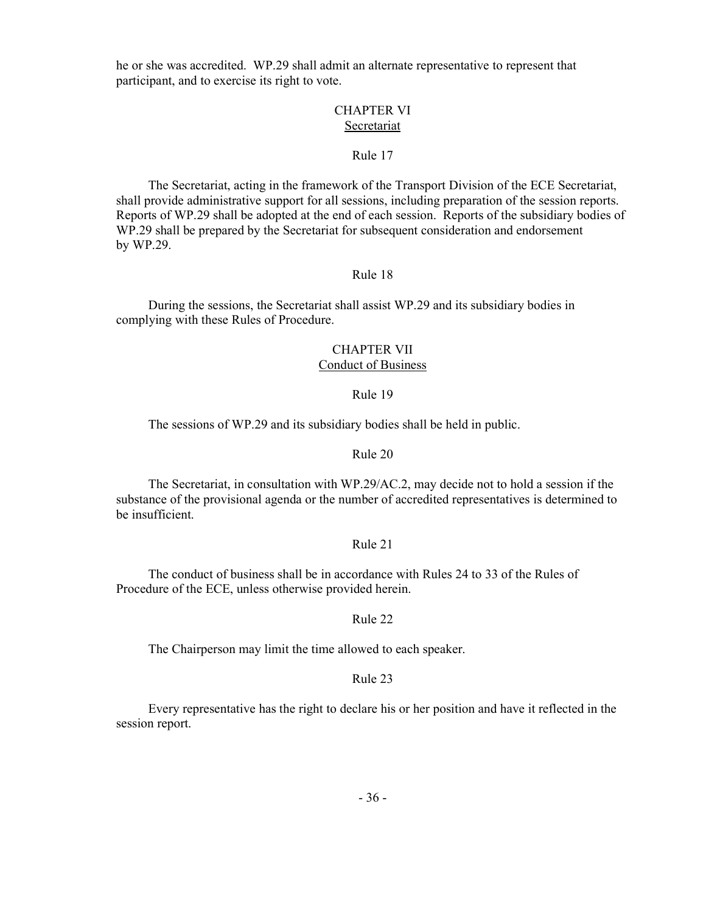he or she was accredited. WP.29 shall admit an alternate representative to represent that participant, and to exercise its right to vote.

## CHAPTER VI
## Secretariat

### Rule 17

The Secretariat, acting in the framework of the Transport Division of the ECE Secretariat, shall provide administrative support for all sessions, including preparation of the session reports. Reports of WP.29 shall be adopted at the end of each session. Reports of the subsidiary bodies of WP.29 shall be prepared by the Secretariat for subsequent consideration and endorsement by WP.29.

### Rule 18

During the sessions, the Secretariat shall assist WP.29 and its subsidiary bodies in complying with these Rules of Procedure.

## CHAPTER VII
## Conduct of Business

### Rule 19

The sessions of WP.29 and its subsidiary bodies shall be held in public.

### Rule 20

The Secretariat, in consultation with WP.29/AC.2, may decide not to hold a session if the substance of the provisional agenda or the number of accredited representatives is determined to be insufficient.

### Rule 21

The conduct of business shall be in accordance with Rules 24 to 33 of the Rules of Procedure of the ECE, unless otherwise provided herein.

### Rule 22

The Chairperson may limit the time allowed to each speaker.

### Rule 23

Every representative has the right to declare his or her position and have it reflected in the session report.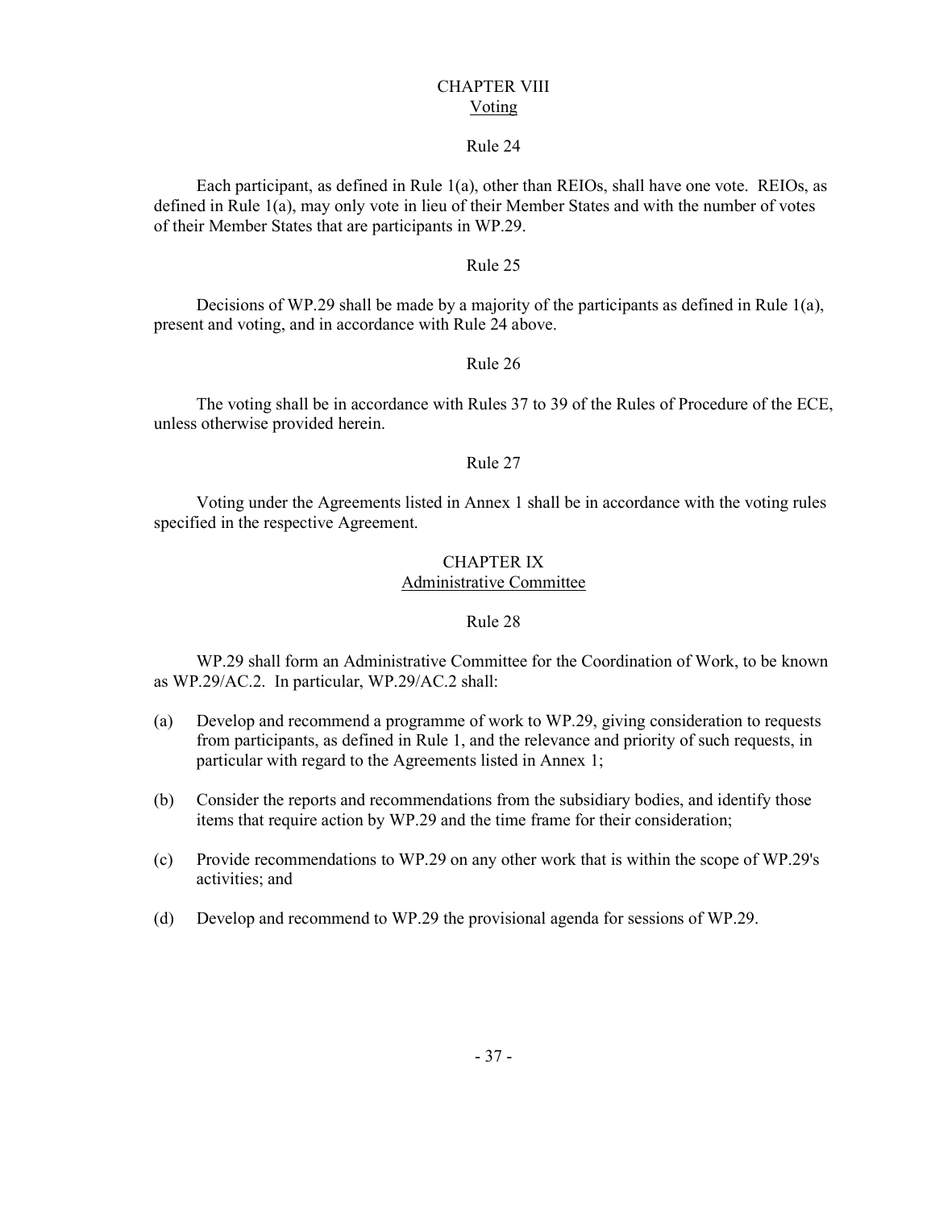## CHAPTER VIII
## Voting

### Rule 24

Each participant, as defined in Rule 1(a), other than REIOs, shall have one vote. REIOs, as defined in Rule 1(a), may only vote in lieu of their Member States and with the number of votes of their Member States that are participants in WP.29.

### Rule 25

Decisions of WP.29 shall be made by a majority of the participants as defined in Rule 1(a), present and voting, and in accordance with Rule 24 above.

### Rule 26

The voting shall be in accordance with Rules 37 to 39 of the Rules of Procedure of the ECE, unless otherwise provided herein.

### Rule 27

Voting under the Agreements listed in Annex 1 shall be in accordance with the voting rules specified in the respective Agreement.

## CHAPTER IX
## Administrative Committee

### Rule 28

WP.29 shall form an Administrative Committee for the Coordination of Work, to be known as WP.29/AC.2. In particular, WP.29/AC.2 shall:

(a) Develop and recommend a programme of work to WP.29, giving consideration to requests from participants, as defined in Rule 1, and the relevance and priority of such requests, in particular with regard to the Agreements listed in Annex 1;

(b) Consider the reports and recommendations from the subsidiary bodies, and identify those items that require action by WP.29 and the time frame for their consideration;

(c) Provide recommendations to WP.29 on any other work that is within the scope of WP.29's activities; and

(d) Develop and recommend to WP.29 the provisional agenda for sessions of WP.29.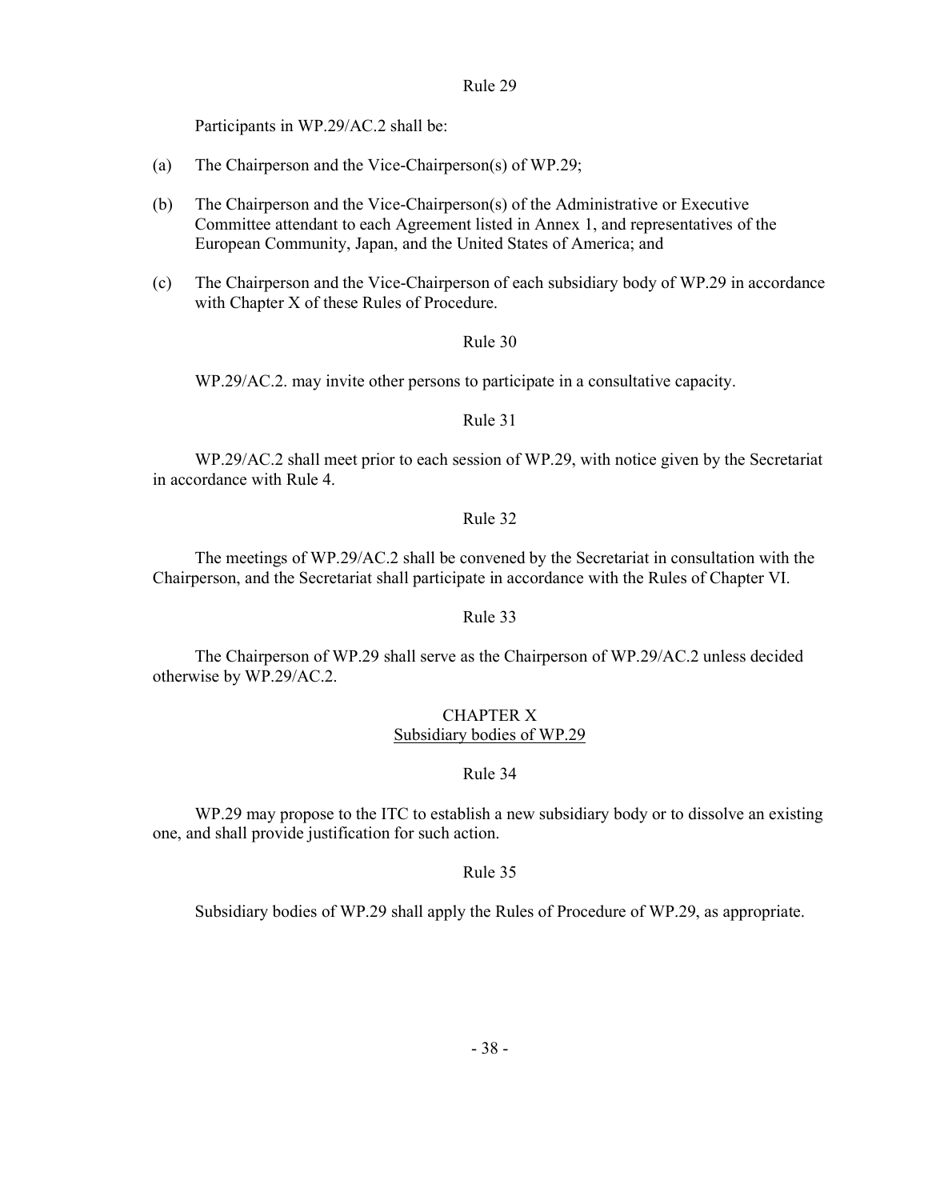Rule 29

Participants in WP.29/AC.2 shall be:

(a) The Chairperson and the Vice-Chairperson(s) of WP.29;

(b) The Chairperson and the Vice-Chairperson(s) of the Administrative or Executive Committee attendant to each Agreement listed in Annex 1, and representatives of the European Community, Japan, and the United States of America; and

(c) The Chairperson and the Vice-Chairperson of each subsidiary body of WP.29 in accordance with Chapter X of these Rules of Procedure.

Rule 30

WP.29/AC.2. may invite other persons to participate in a consultative capacity.

Rule 31

WP.29/AC.2 shall meet prior to each session of WP.29, with notice given by the Secretariat in accordance with Rule 4.

Rule 32

The meetings of WP.29/AC.2 shall be convened by the Secretariat in consultation with the Chairperson, and the Secretariat shall participate in accordance with the Rules of Chapter VI.

Rule 33

The Chairperson of WP.29 shall serve as the Chairperson of WP.29/AC.2 unless decided otherwise by WP.29/AC.2.

## CHAPTER X
## Subsidiary bodies of WP.29

Rule 34

WP.29 may propose to the ITC to establish a new subsidiary body or to dissolve an existing one, and shall provide justification for such action.

Rule 35

Subsidiary bodies of WP.29 shall apply the Rules of Procedure of WP.29, as appropriate.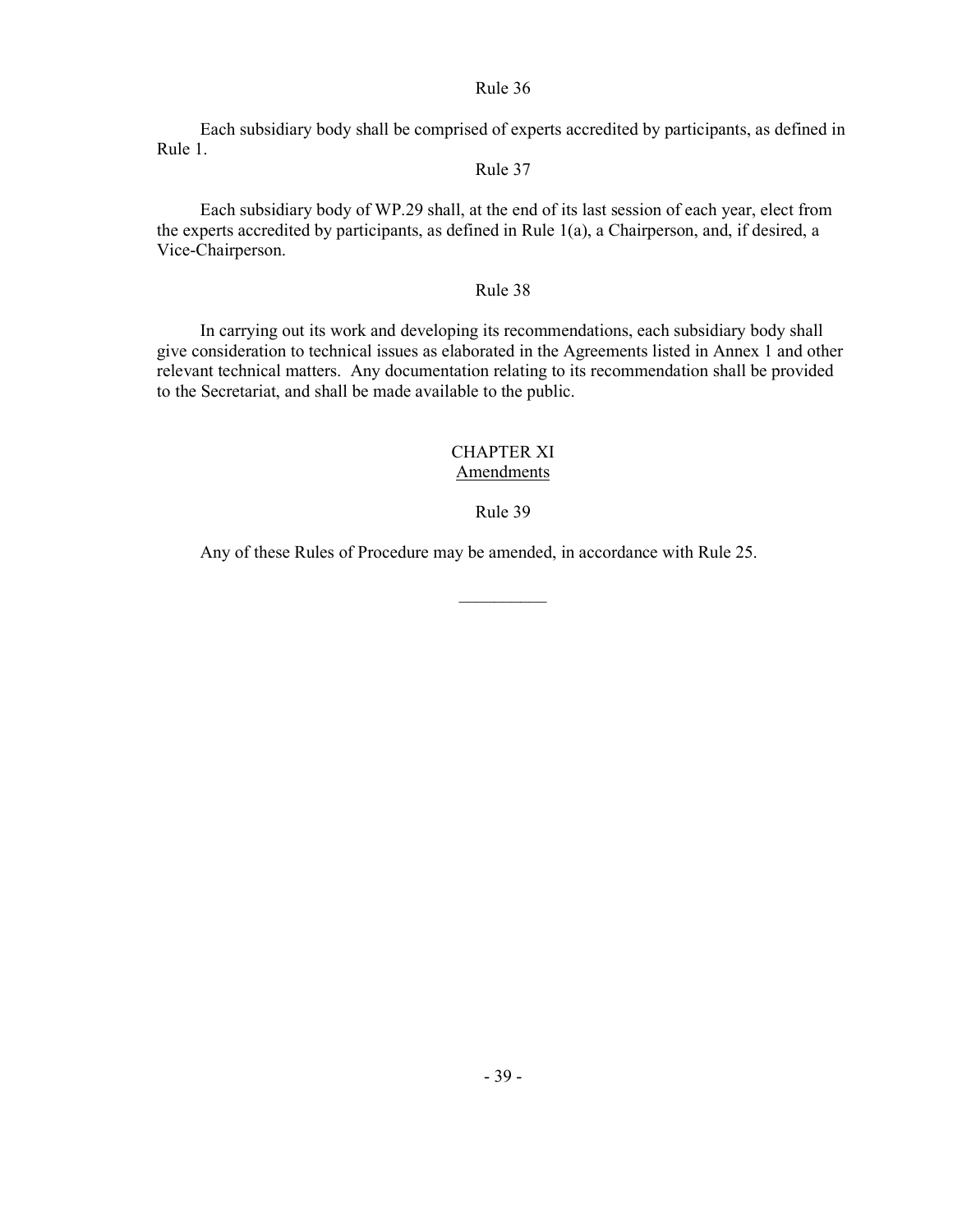Rule 36

Each subsidiary body shall be comprised of experts accredited by participants, as defined in Rule 1.

Rule 37

Each subsidiary body of WP.29 shall, at the end of its last session of each year, elect from the experts accredited by participants, as defined in Rule 1(a), a Chairperson, and, if desired, a Vice-Chairperson.

Rule 38

In carrying out its work and developing its recommendations, each subsidiary body shall give consideration to technical issues as elaborated in the Agreements listed in Annex 1 and other relevant technical matters. Any documentation relating to its recommendation shall be provided to the Secretariat, and shall be made available to the public.

## CHAPTER XI
## Amendments

Rule 39

Any of these Rules of Procedure may be amended, in accordance with Rule 25.

__________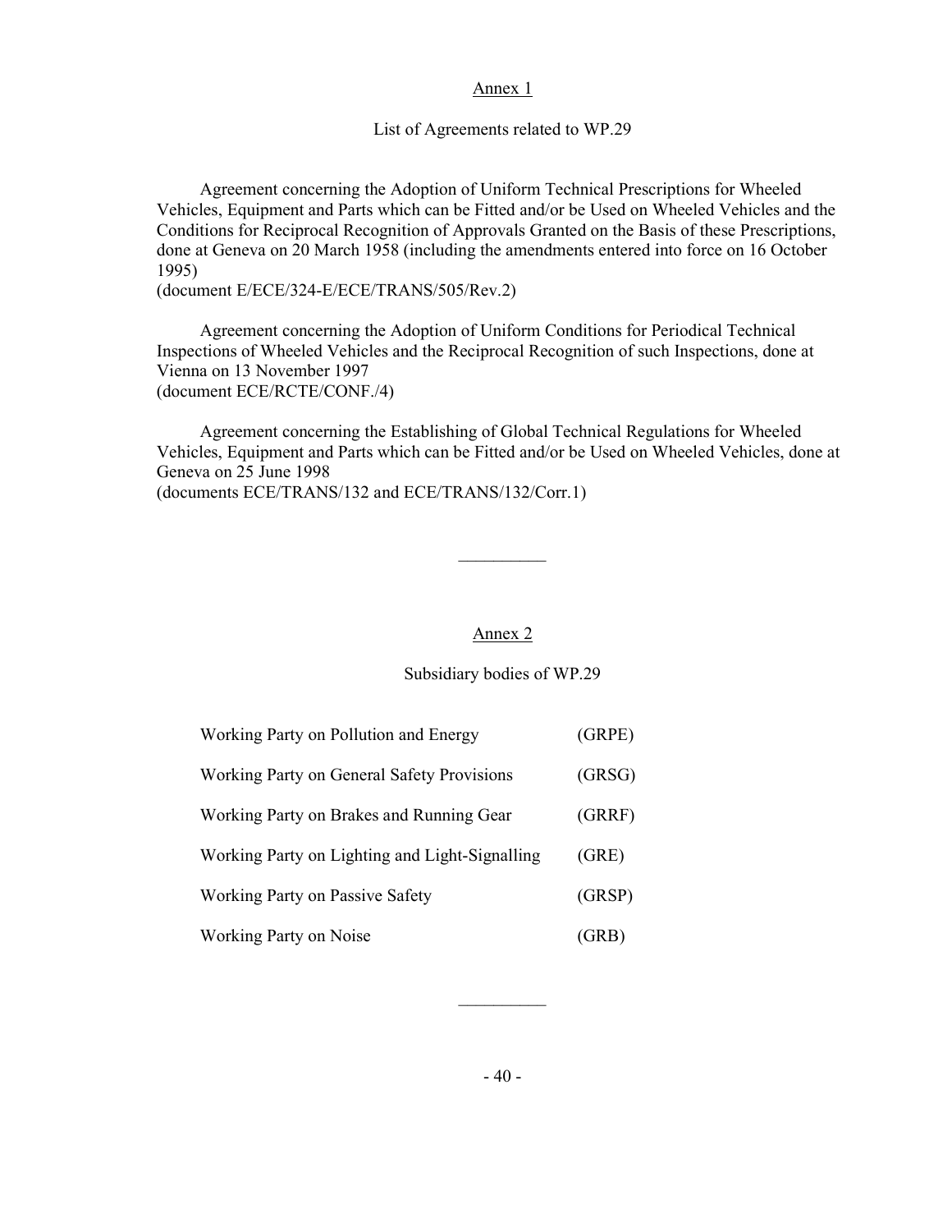## Annex 1

### List of Agreements related to WP.29

Agreement concerning the Adoption of Uniform Technical Prescriptions for Wheeled Vehicles, Equipment and Parts which can be Fitted and/or be Used on Wheeled Vehicles and the Conditions for Reciprocal Recognition of Approvals Granted on the Basis of these Prescriptions, done at Geneva on 20 March 1958 (including the amendments entered into force on 16 October 1995)
(document E/ECE/324-E/ECE/TRANS/505/Rev.2)

Agreement concerning the Adoption of Uniform Conditions for Periodical Technical Inspections of Wheeled Vehicles and the Reciprocal Recognition of such Inspections, done at Vienna on 13 November 1997
(document ECE/RCTE/CONF./4)

Agreement concerning the Establishing of Global Technical Regulations for Wheeled Vehicles, Equipment and Parts which can be Fitted and/or be Used on Wheeled Vehicles, done at Geneva on 25 June 1998
(documents ECE/TRANS/132 and ECE/TRANS/132/Corr.1)

__________

## Annex 2

### Subsidiary bodies of WP.29

| | |
|---|---|
| Working Party on Pollution and Energy | (GRPE) |
| Working Party on General Safety Provisions | (GRSG) |
| Working Party on Brakes and Running Gear | (GRRF) |
| Working Party on Lighting and Light-Signalling | (GRE) |
| Working Party on Passive Safety | (GRSP) |
| Working Party on Noise | (GRB) |

__________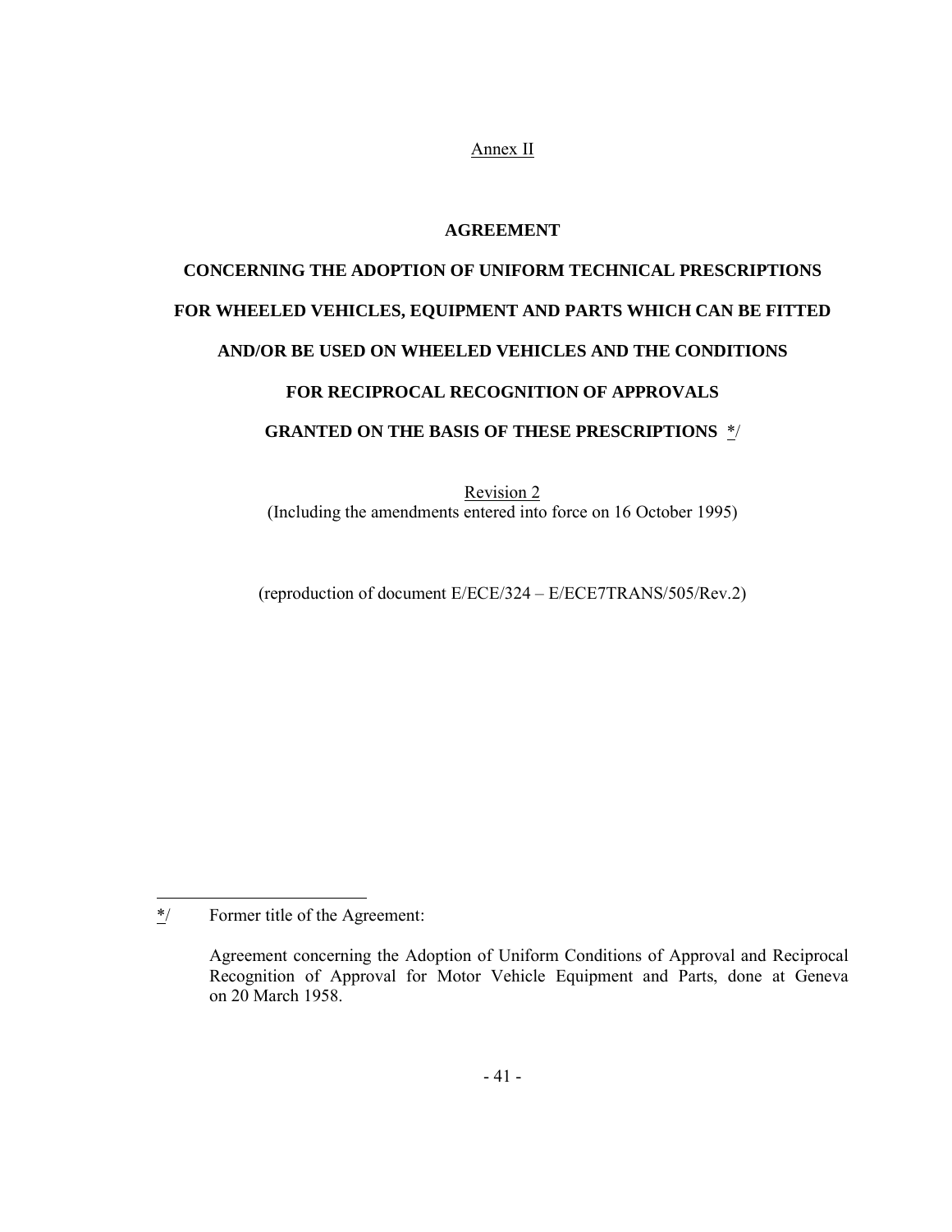Annex II

# AGREEMENT

# CONCERNING THE ADOPTION OF UNIFORM TECHNICAL PRESCRIPTIONS FOR WHEELED VEHICLES, EQUIPMENT AND PARTS WHICH CAN BE FITTED AND/OR BE USED ON WHEELED VEHICLES AND THE CONDITIONS FOR RECIPROCAL RECOGNITION OF APPROVALS GRANTED ON THE BASIS OF THESE PRESCRIPTIONS */

Revision 2
(Including the amendments entered into force on 16 October 1995)

(reproduction of document E/ECE/324 – E/ECE7TRANS/505/Rev.2)

---

*/ Former title of the Agreement:

Agreement concerning the Adoption of Uniform Conditions of Approval and Reciprocal Recognition of Approval for Motor Vehicle Equipment and Parts, done at Geneva on 20 March 1958.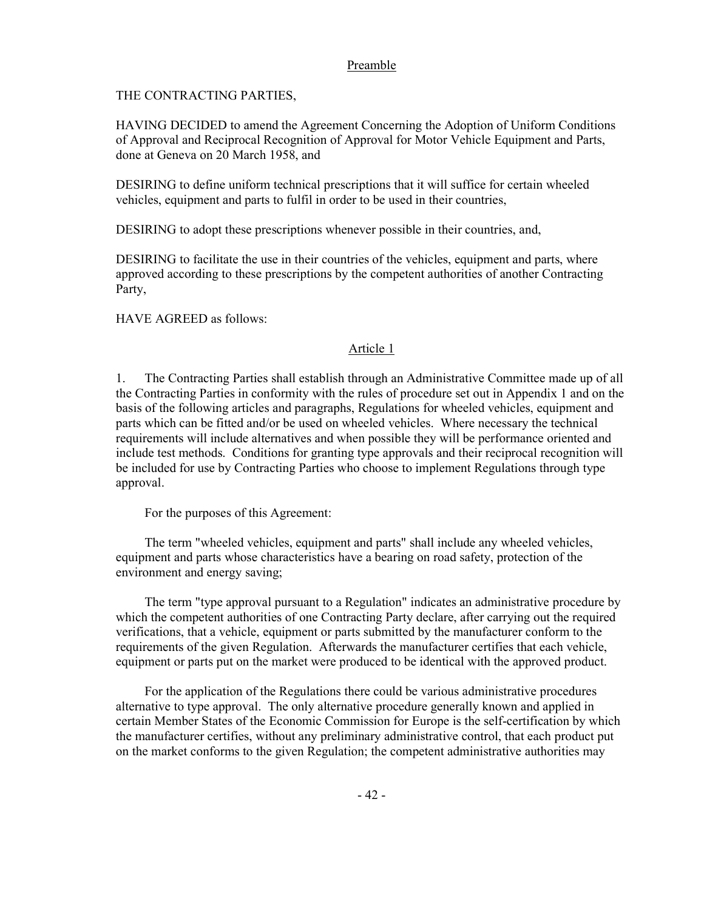## Preamble

THE CONTRACTING PARTIES,

HAVING DECIDED to amend the Agreement Concerning the Adoption of Uniform Conditions of Approval and Reciprocal Recognition of Approval for Motor Vehicle Equipment and Parts, done at Geneva on 20 March 1958, and

DESIRING to define uniform technical prescriptions that it will suffice for certain wheeled vehicles, equipment and parts to fulfil in order to be used in their countries,

DESIRING to adopt these prescriptions whenever possible in their countries, and,

DESIRING to facilitate the use in their countries of the vehicles, equipment and parts, where approved according to these prescriptions by the competent authorities of another Contracting Party,

HAVE AGREED as follows:

## Article 1

1. The Contracting Parties shall establish through an Administrative Committee made up of all the Contracting Parties in conformity with the rules of procedure set out in Appendix 1 and on the basis of the following articles and paragraphs, Regulations for wheeled vehicles, equipment and parts which can be fitted and/or be used on wheeled vehicles. Where necessary the technical requirements will include alternatives and when possible they will be performance oriented and include test methods. Conditions for granting type approvals and their reciprocal recognition will be included for use by Contracting Parties who choose to implement Regulations through type approval.

For the purposes of this Agreement:

The term "wheeled vehicles, equipment and parts" shall include any wheeled vehicles, equipment and parts whose characteristics have a bearing on road safety, protection of the environment and energy saving;

The term "type approval pursuant to a Regulation" indicates an administrative procedure by which the competent authorities of one Contracting Party declare, after carrying out the required verifications, that a vehicle, equipment or parts submitted by the manufacturer conform to the requirements of the given Regulation. Afterwards the manufacturer certifies that each vehicle, equipment or parts put on the market were produced to be identical with the approved product.

For the application of the Regulations there could be various administrative procedures alternative to type approval. The only alternative procedure generally known and applied in certain Member States of the Economic Commission for Europe is the self-certification by which the manufacturer certifies, without any preliminary administrative control, that each product put on the market conforms to the given Regulation; the competent administrative authorities may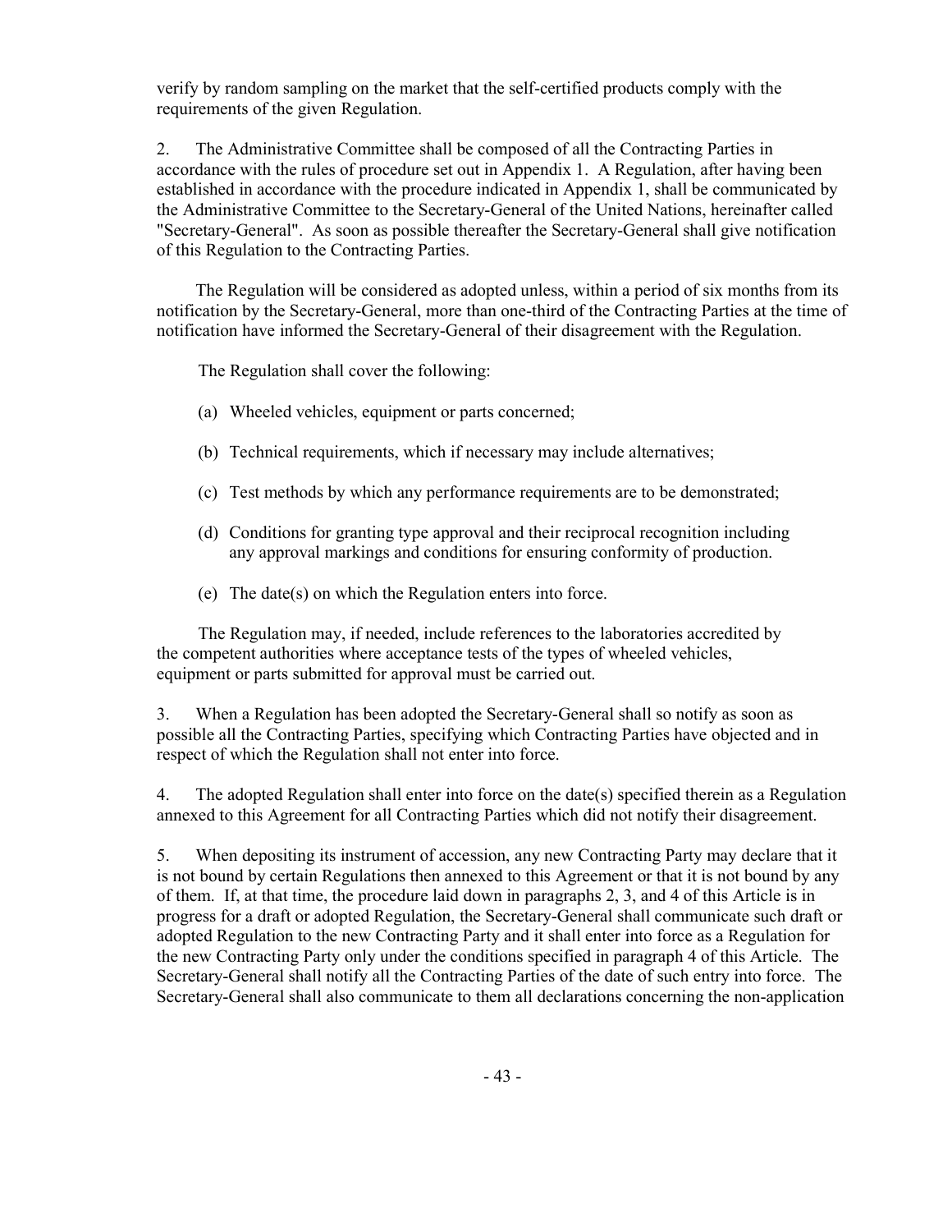verify by random sampling on the market that the self-certified products comply with the requirements of the given Regulation.

2. The Administrative Committee shall be composed of all the Contracting Parties in accordance with the rules of procedure set out in Appendix 1. A Regulation, after having been established in accordance with the procedure indicated in Appendix 1, shall be communicated by the Administrative Committee to the Secretary-General of the United Nations, hereinafter called "Secretary-General". As soon as possible thereafter the Secretary-General shall give notification of this Regulation to the Contracting Parties.

The Regulation will be considered as adopted unless, within a period of six months from its notification by the Secretary-General, more than one-third of the Contracting Parties at the time of notification have informed the Secretary-General of their disagreement with the Regulation.

The Regulation shall cover the following:

(a) Wheeled vehicles, equipment or parts concerned;

(b) Technical requirements, which if necessary may include alternatives;

(c) Test methods by which any performance requirements are to be demonstrated;

(d) Conditions for granting type approval and their reciprocal recognition including any approval markings and conditions for ensuring conformity of production.

(e) The date(s) on which the Regulation enters into force.

The Regulation may, if needed, include references to the laboratories accredited by the competent authorities where acceptance tests of the types of wheeled vehicles, equipment or parts submitted for approval must be carried out.

3. When a Regulation has been adopted the Secretary-General shall so notify as soon as possible all the Contracting Parties, specifying which Contracting Parties have objected and in respect of which the Regulation shall not enter into force.

4. The adopted Regulation shall enter into force on the date(s) specified therein as a Regulation annexed to this Agreement for all Contracting Parties which did not notify their disagreement.

5. When depositing its instrument of accession, any new Contracting Party may declare that it is not bound by certain Regulations then annexed to this Agreement or that it is not bound by any of them. If, at that time, the procedure laid down in paragraphs 2, 3, and 4 of this Article is in progress for a draft or adopted Regulation, the Secretary-General shall communicate such draft or adopted Regulation to the new Contracting Party and it shall enter into force as a Regulation for the new Contracting Party only under the conditions specified in paragraph 4 of this Article. The Secretary-General shall notify all the Contracting Parties of the date of such entry into force. The Secretary-General shall also communicate to them all declarations concerning the non-application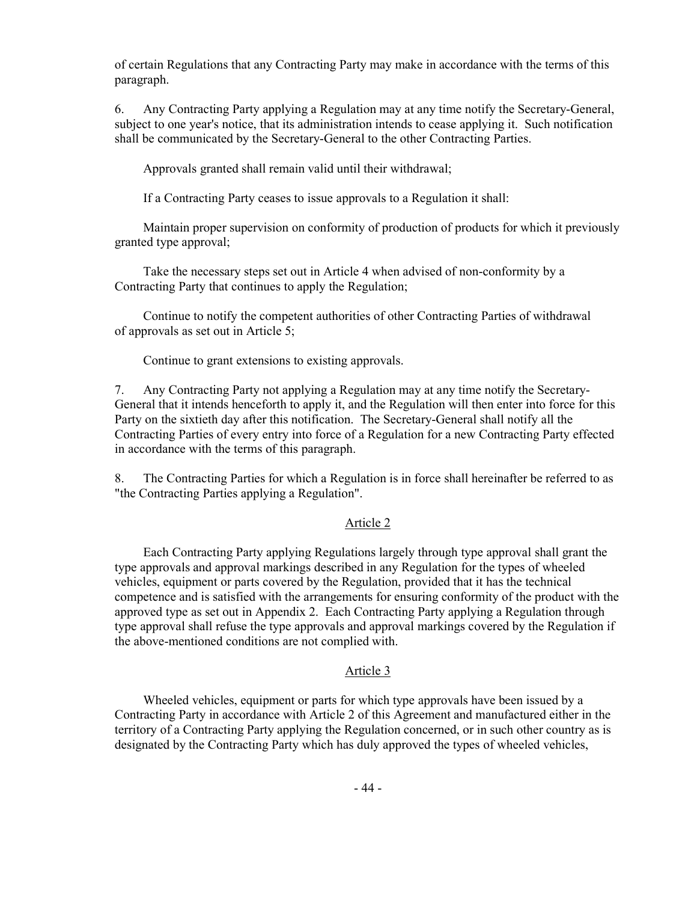of certain Regulations that any Contracting Party may make in accordance with the terms of this paragraph.

6. Any Contracting Party applying a Regulation may at any time notify the Secretary-General, subject to one year's notice, that its administration intends to cease applying it. Such notification shall be communicated by the Secretary-General to the other Contracting Parties.

Approvals granted shall remain valid until their withdrawal;

If a Contracting Party ceases to issue approvals to a Regulation it shall:

Maintain proper supervision on conformity of production of products for which it previously granted type approval;

Take the necessary steps set out in Article 4 when advised of non-conformity by a Contracting Party that continues to apply the Regulation;

Continue to notify the competent authorities of other Contracting Parties of withdrawal of approvals as set out in Article 5;

Continue to grant extensions to existing approvals.

7. Any Contracting Party not applying a Regulation may at any time notify the Secretary-General that it intends henceforth to apply it, and the Regulation will then enter into force for this Party on the sixtieth day after this notification. The Secretary-General shall notify all the Contracting Parties of every entry into force of a Regulation for a new Contracting Party effected in accordance with the terms of this paragraph.

8. The Contracting Parties for which a Regulation is in force shall hereinafter be referred to as "the Contracting Parties applying a Regulation".

## Article 2

Each Contracting Party applying Regulations largely through type approval shall grant the type approvals and approval markings described in any Regulation for the types of wheeled vehicles, equipment or parts covered by the Regulation, provided that it has the technical competence and is satisfied with the arrangements for ensuring conformity of the product with the approved type as set out in Appendix 2. Each Contracting Party applying a Regulation through type approval shall refuse the type approvals and approval markings covered by the Regulation if the above-mentioned conditions are not complied with.

## Article 3

Wheeled vehicles, equipment or parts for which type approvals have been issued by a Contracting Party in accordance with Article 2 of this Agreement and manufactured either in the territory of a Contracting Party applying the Regulation concerned, or in such other country as is designated by the Contracting Party which has duly approved the types of wheeled vehicles,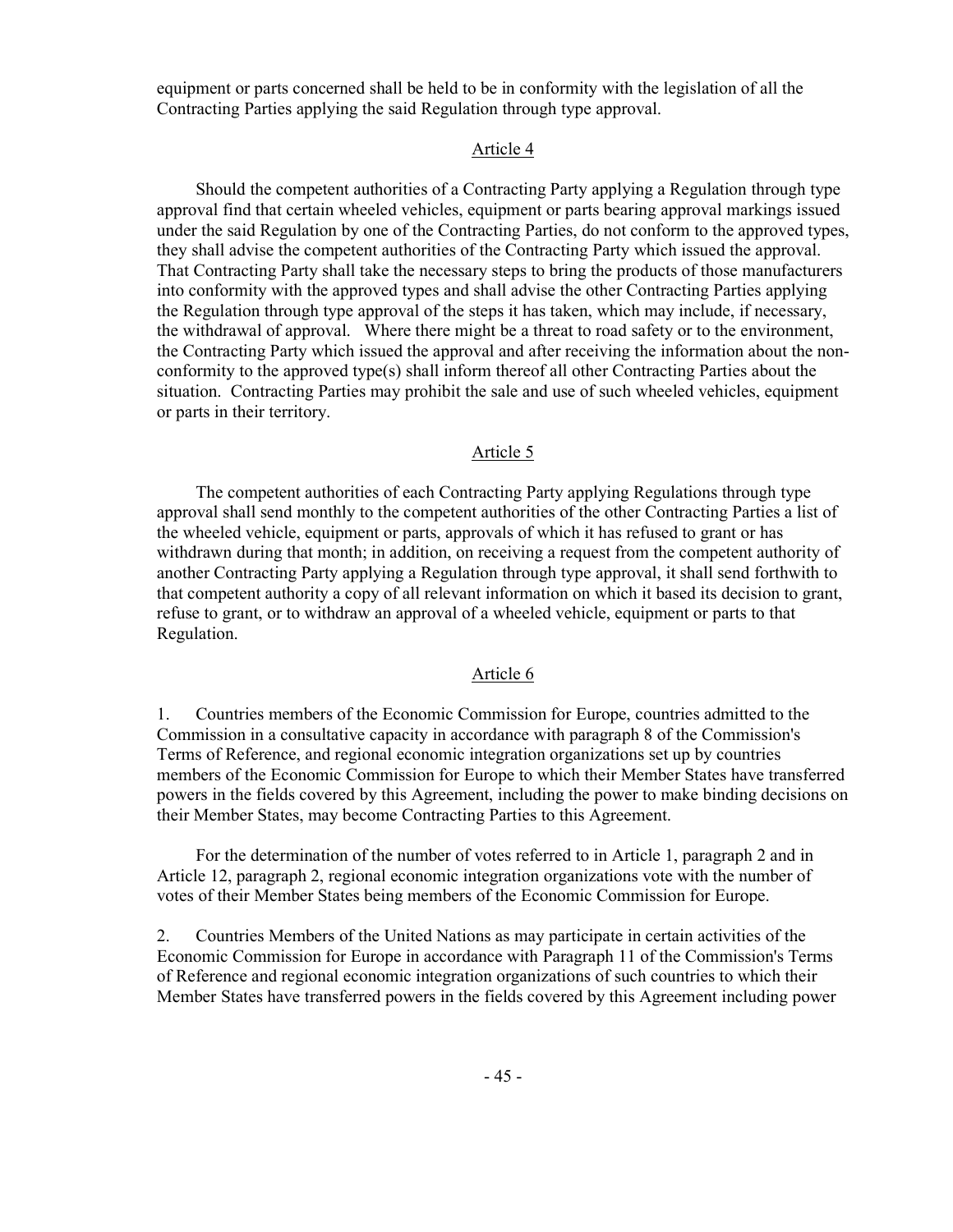equipment or parts concerned shall be held to be in conformity with the legislation of all the Contracting Parties applying the said Regulation through type approval.

## Article 4

Should the competent authorities of a Contracting Party applying a Regulation through type approval find that certain wheeled vehicles, equipment or parts bearing approval markings issued under the said Regulation by one of the Contracting Parties, do not conform to the approved types, they shall advise the competent authorities of the Contracting Party which issued the approval. That Contracting Party shall take the necessary steps to bring the products of those manufacturers into conformity with the approved types and shall advise the other Contracting Parties applying the Regulation through type approval of the steps it has taken, which may include, if necessary, the withdrawal of approval. Where there might be a threat to road safety or to the environment, the Contracting Party which issued the approval and after receiving the information about the non-conformity to the approved type(s) shall inform thereof all other Contracting Parties about the situation. Contracting Parties may prohibit the sale and use of such wheeled vehicles, equipment or parts in their territory.

## Article 5

The competent authorities of each Contracting Party applying Regulations through type approval shall send monthly to the competent authorities of the other Contracting Parties a list of the wheeled vehicle, equipment or parts, approvals of which it has refused to grant or has withdrawn during that month; in addition, on receiving a request from the competent authority of another Contracting Party applying a Regulation through type approval, it shall send forthwith to that competent authority a copy of all relevant information on which it based its decision to grant, refuse to grant, or to withdraw an approval of a wheeled vehicle, equipment or parts to that Regulation.

## Article 6

1. Countries members of the Economic Commission for Europe, countries admitted to the Commission in a consultative capacity in accordance with paragraph 8 of the Commission's Terms of Reference, and regional economic integration organizations set up by countries members of the Economic Commission for Europe to which their Member States have transferred powers in the fields covered by this Agreement, including the power to make binding decisions on their Member States, may become Contracting Parties to this Agreement.

For the determination of the number of votes referred to in Article 1, paragraph 2 and in Article 12, paragraph 2, regional economic integration organizations vote with the number of votes of their Member States being members of the Economic Commission for Europe.

2. Countries Members of the United Nations as may participate in certain activities of the Economic Commission for Europe in accordance with Paragraph 11 of the Commission's Terms of Reference and regional economic integration organizations of such countries to which their Member States have transferred powers in the fields covered by this Agreement including power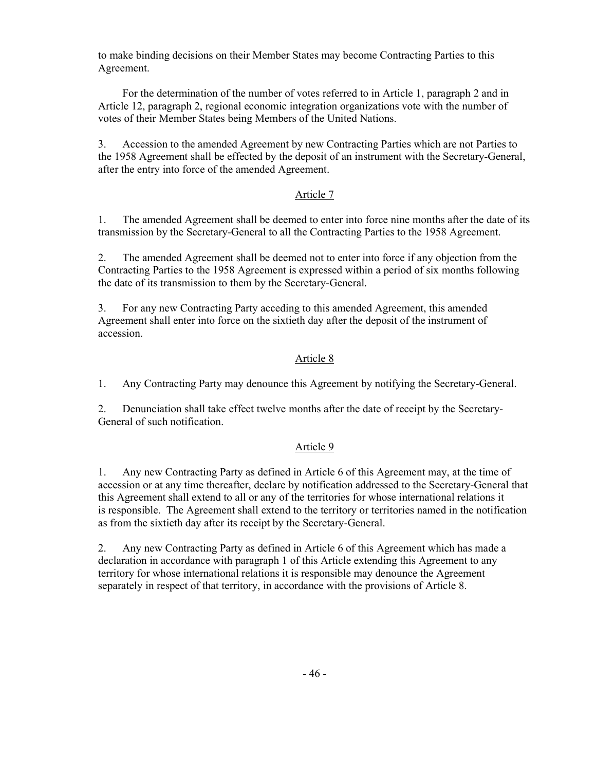to make binding decisions on their Member States may become Contracting Parties to this Agreement.

For the determination of the number of votes referred to in Article 1, paragraph 2 and in Article 12, paragraph 2, regional economic integration organizations vote with the number of votes of their Member States being Members of the United Nations.

3. Accession to the amended Agreement by new Contracting Parties which are not Parties to the 1958 Agreement shall be effected by the deposit of an instrument with the Secretary-General, after the entry into force of the amended Agreement.

## Article 7

1. The amended Agreement shall be deemed to enter into force nine months after the date of its transmission by the Secretary-General to all the Contracting Parties to the 1958 Agreement.

2. The amended Agreement shall be deemed not to enter into force if any objection from the Contracting Parties to the 1958 Agreement is expressed within a period of six months following the date of its transmission to them by the Secretary-General.

3. For any new Contracting Party acceding to this amended Agreement, this amended Agreement shall enter into force on the sixtieth day after the deposit of the instrument of accession.

## Article 8

1. Any Contracting Party may denounce this Agreement by notifying the Secretary-General.

2. Denunciation shall take effect twelve months after the date of receipt by the Secretary-General of such notification.

## Article 9

1. Any new Contracting Party as defined in Article 6 of this Agreement may, at the time of accession or at any time thereafter, declare by notification addressed to the Secretary-General that this Agreement shall extend to all or any of the territories for whose international relations it is responsible. The Agreement shall extend to the territory or territories named in the notification as from the sixtieth day after its receipt by the Secretary-General.

2. Any new Contracting Party as defined in Article 6 of this Agreement which has made a declaration in accordance with paragraph 1 of this Article extending this Agreement to any territory for whose international relations it is responsible may denounce the Agreement separately in respect of that territory, in accordance with the provisions of Article 8.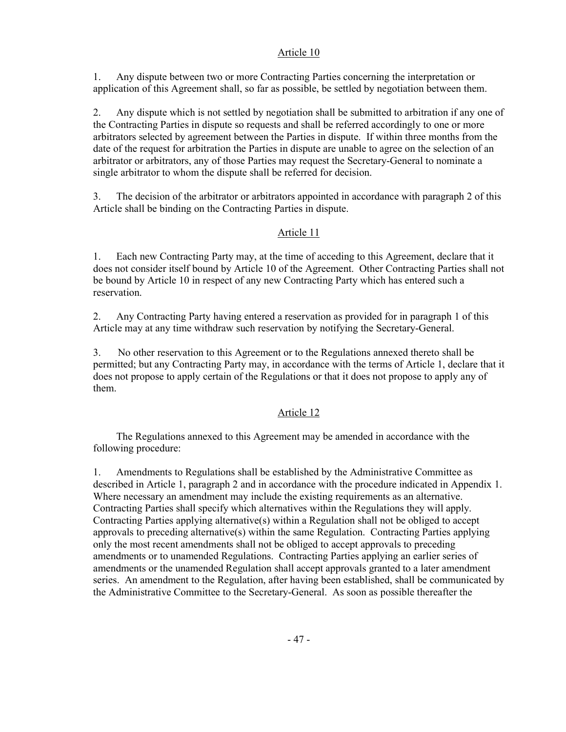## Article 10

1. Any dispute between two or more Contracting Parties concerning the interpretation or application of this Agreement shall, so far as possible, be settled by negotiation between them.

2. Any dispute which is not settled by negotiation shall be submitted to arbitration if any one of the Contracting Parties in dispute so requests and shall be referred accordingly to one or more arbitrators selected by agreement between the Parties in dispute. If within three months from the date of the request for arbitration the Parties in dispute are unable to agree on the selection of an arbitrator or arbitrators, any of those Parties may request the Secretary-General to nominate a single arbitrator to whom the dispute shall be referred for decision.

3. The decision of the arbitrator or arbitrators appointed in accordance with paragraph 2 of this Article shall be binding on the Contracting Parties in dispute.

## Article 11

1. Each new Contracting Party may, at the time of acceding to this Agreement, declare that it does not consider itself bound by Article 10 of the Agreement. Other Contracting Parties shall not be bound by Article 10 in respect of any new Contracting Party which has entered such a reservation.

2. Any Contracting Party having entered a reservation as provided for in paragraph 1 of this Article may at any time withdraw such reservation by notifying the Secretary-General.

3. No other reservation to this Agreement or to the Regulations annexed thereto shall be permitted; but any Contracting Party may, in accordance with the terms of Article 1, declare that it does not propose to apply certain of the Regulations or that it does not propose to apply any of them.

## Article 12

The Regulations annexed to this Agreement may be amended in accordance with the following procedure:

1. Amendments to Regulations shall be established by the Administrative Committee as described in Article 1, paragraph 2 and in accordance with the procedure indicated in Appendix 1. Where necessary an amendment may include the existing requirements as an alternative. Contracting Parties shall specify which alternatives within the Regulations they will apply. Contracting Parties applying alternative(s) within a Regulation shall not be obliged to accept approvals to preceding alternative(s) within the same Regulation. Contracting Parties applying only the most recent amendments shall not be obliged to accept approvals to preceding amendments or to unamended Regulations. Contracting Parties applying an earlier series of amendments or the unamended Regulation shall accept approvals granted to a later amendment series. An amendment to the Regulation, after having been established, shall be communicated by the Administrative Committee to the Secretary-General. As soon as possible thereafter the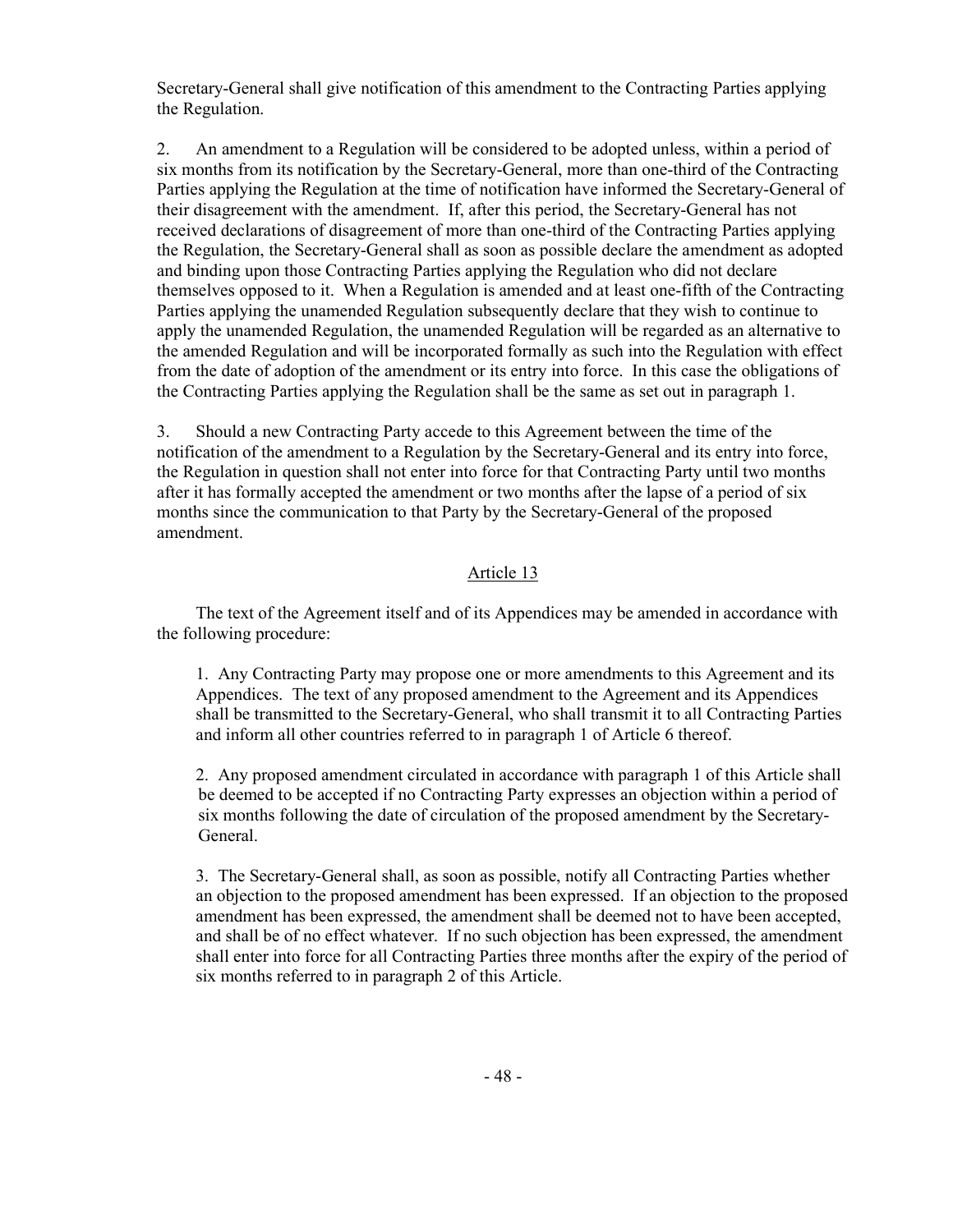Secretary-General shall give notification of this amendment to the Contracting Parties applying the Regulation.

2. An amendment to a Regulation will be considered to be adopted unless, within a period of six months from its notification by the Secretary-General, more than one-third of the Contracting Parties applying the Regulation at the time of notification have informed the Secretary-General of their disagreement with the amendment. If, after this period, the Secretary-General has not received declarations of disagreement of more than one-third of the Contracting Parties applying the Regulation, the Secretary-General shall as soon as possible declare the amendment as adopted and binding upon those Contracting Parties applying the Regulation who did not declare themselves opposed to it. When a Regulation is amended and at least one-fifth of the Contracting Parties applying the unamended Regulation subsequently declare that they wish to continue to apply the unamended Regulation, the unamended Regulation will be regarded as an alternative to the amended Regulation and will be incorporated formally as such into the Regulation with effect from the date of adoption of the amendment or its entry into force. In this case the obligations of the Contracting Parties applying the Regulation shall be the same as set out in paragraph 1.

3. Should a new Contracting Party accede to this Agreement between the time of the notification of the amendment to a Regulation by the Secretary-General and its entry into force, the Regulation in question shall not enter into force for that Contracting Party until two months after it has formally accepted the amendment or two months after the lapse of a period of six months since the communication to that Party by the Secretary-General of the proposed amendment.

## Article 13

The text of the Agreement itself and of its Appendices may be amended in accordance with the following procedure:

1. Any Contracting Party may propose one or more amendments to this Agreement and its Appendices. The text of any proposed amendment to the Agreement and its Appendices shall be transmitted to the Secretary-General, who shall transmit it to all Contracting Parties and inform all other countries referred to in paragraph 1 of Article 6 thereof.

2. Any proposed amendment circulated in accordance with paragraph 1 of this Article shall be deemed to be accepted if no Contracting Party expresses an objection within a period of six months following the date of circulation of the proposed amendment by the Secretary-General.

3. The Secretary-General shall, as soon as possible, notify all Contracting Parties whether an objection to the proposed amendment has been expressed. If an objection to the proposed amendment has been expressed, the amendment shall be deemed not to have been accepted, and shall be of no effect whatever. If no such objection has been expressed, the amendment shall enter into force for all Contracting Parties three months after the expiry of the period of six months referred to in paragraph 2 of this Article.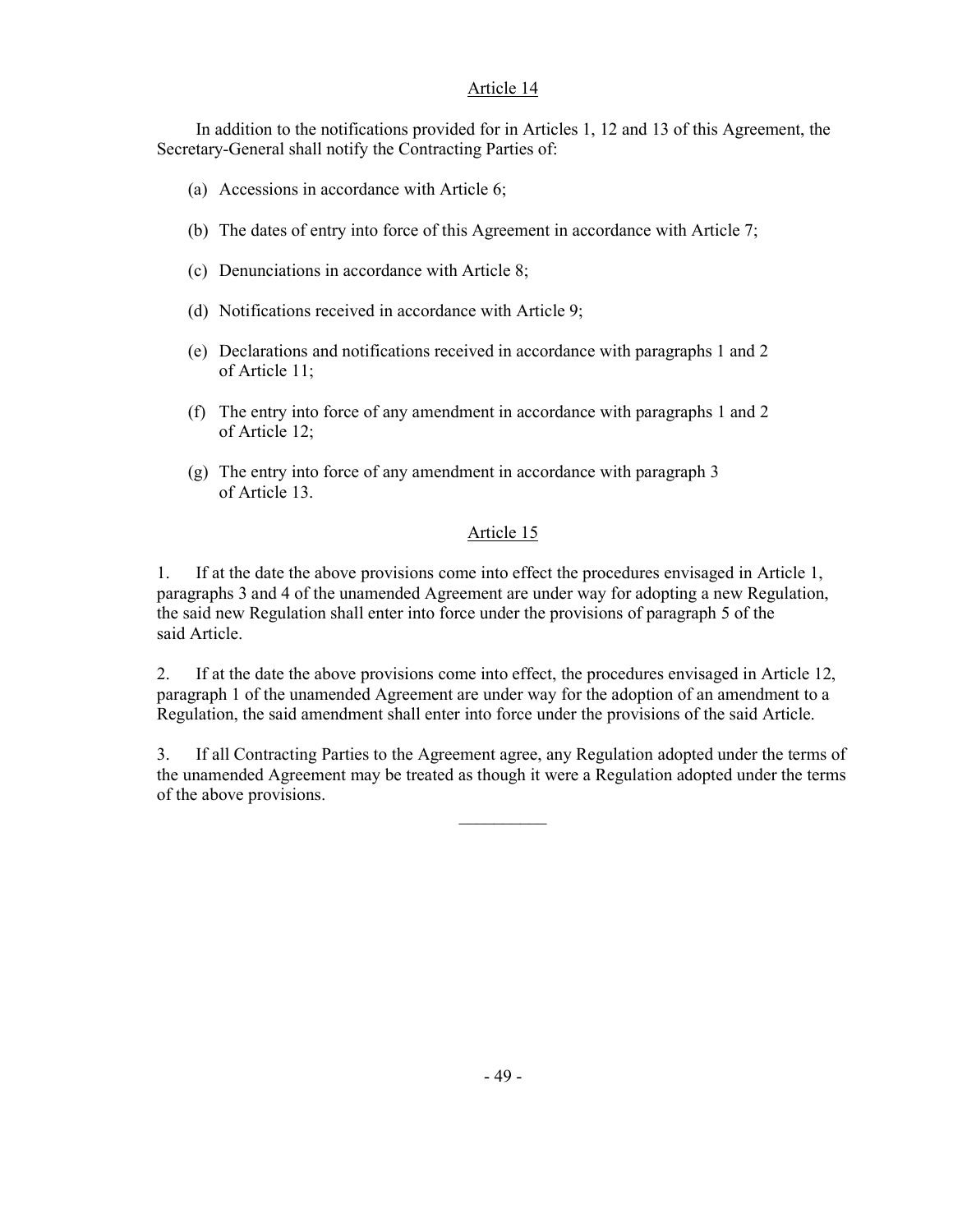## Article 14

In addition to the notifications provided for in Articles 1, 12 and 13 of this Agreement, the Secretary-General shall notify the Contracting Parties of:

(a) Accessions in accordance with Article 6;

(b) The dates of entry into force of this Agreement in accordance with Article 7;

(c) Denunciations in accordance with Article 8;

(d) Notifications received in accordance with Article 9;

(e) Declarations and notifications received in accordance with paragraphs 1 and 2 of Article 11;

(f) The entry into force of any amendment in accordance with paragraphs 1 and 2 of Article 12;

(g) The entry into force of any amendment in accordance with paragraph 3 of Article 13.

## Article 15

1. If at the date the above provisions come into effect the procedures envisaged in Article 1, paragraphs 3 and 4 of the unamended Agreement are under way for adopting a new Regulation, the said new Regulation shall enter into force under the provisions of paragraph 5 of the said Article.

2. If at the date the above provisions come into effect, the procedures envisaged in Article 12, paragraph 1 of the unamended Agreement are under way for the adoption of an amendment to a Regulation, the said amendment shall enter into force under the provisions of the said Article.

3. If all Contracting Parties to the Agreement agree, any Regulation adopted under the terms of the unamended Agreement may be treated as though it were a Regulation adopted under the terms of the above provisions.

__________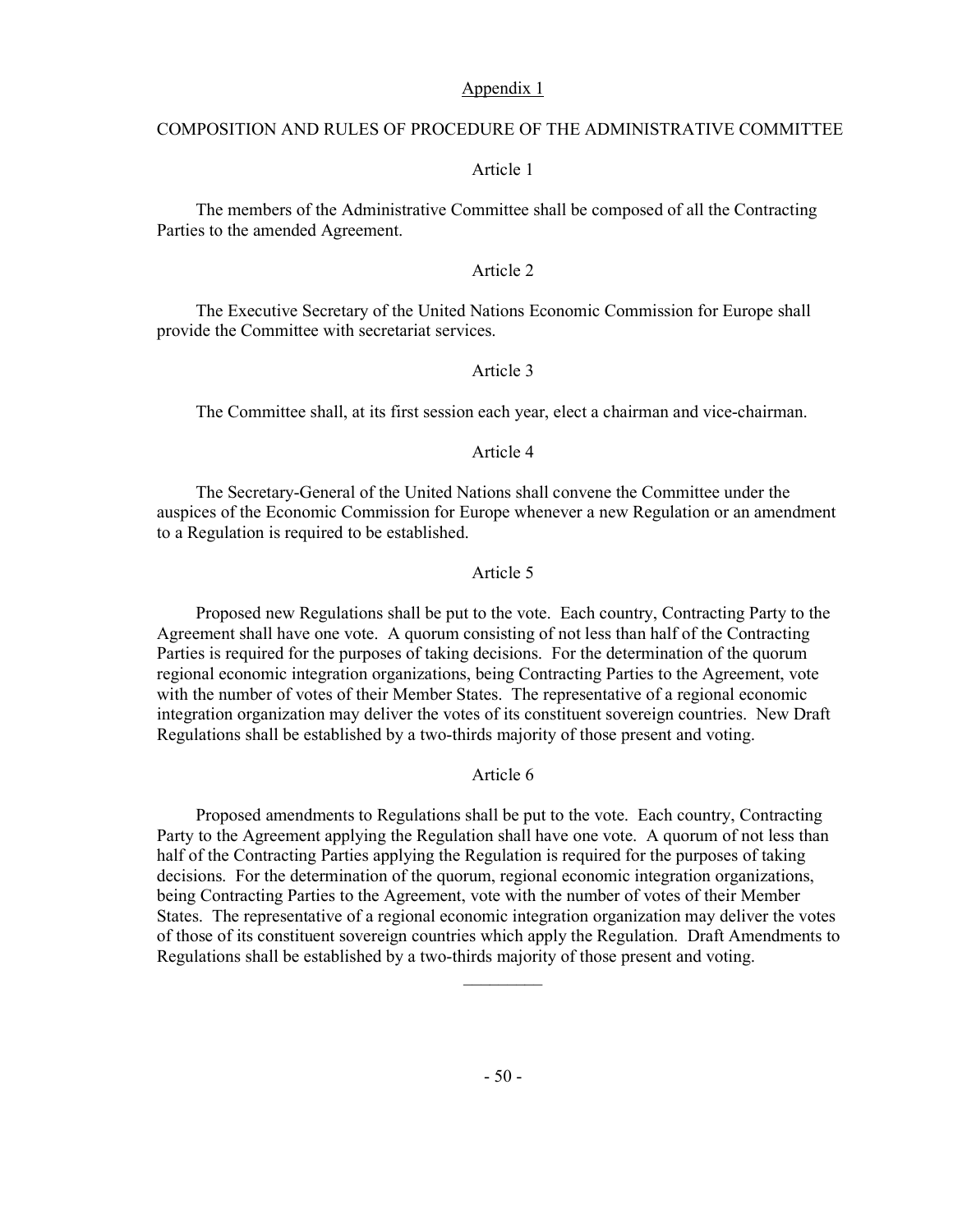Appendix 1

## COMPOSITION AND RULES OF PROCEDURE OF THE ADMINISTRATIVE COMMITTEE

### Article 1

The members of the Administrative Committee shall be composed of all the Contracting Parties to the amended Agreement.

### Article 2

The Executive Secretary of the United Nations Economic Commission for Europe shall provide the Committee with secretariat services.

### Article 3

The Committee shall, at its first session each year, elect a chairman and vice-chairman.

### Article 4

The Secretary-General of the United Nations shall convene the Committee under the auspices of the Economic Commission for Europe whenever a new Regulation or an amendment to a Regulation is required to be established.

### Article 5

Proposed new Regulations shall be put to the vote. Each country, Contracting Party to the Agreement shall have one vote. A quorum consisting of not less than half of the Contracting Parties is required for the purposes of taking decisions. For the determination of the quorum regional economic integration organizations, being Contracting Parties to the Agreement, vote with the number of votes of their Member States. The representative of a regional economic integration organization may deliver the votes of its constituent sovereign countries. New Draft Regulations shall be established by a two-thirds majority of those present and voting.

### Article 6

Proposed amendments to Regulations shall be put to the vote. Each country, Contracting Party to the Agreement applying the Regulation shall have one vote. A quorum of not less than half of the Contracting Parties applying the Regulation is required for the purposes of taking decisions. For the determination of the quorum, regional economic integration organizations, being Contracting Parties to the Agreement, vote with the number of votes of their Member States. The representative of a regional economic integration organization may deliver the votes of those of its constituent sovereign countries which apply the Regulation. Draft Amendments to Regulations shall be established by a two-thirds majority of those present and voting.

\_\_\_\_\_\_\_\_\_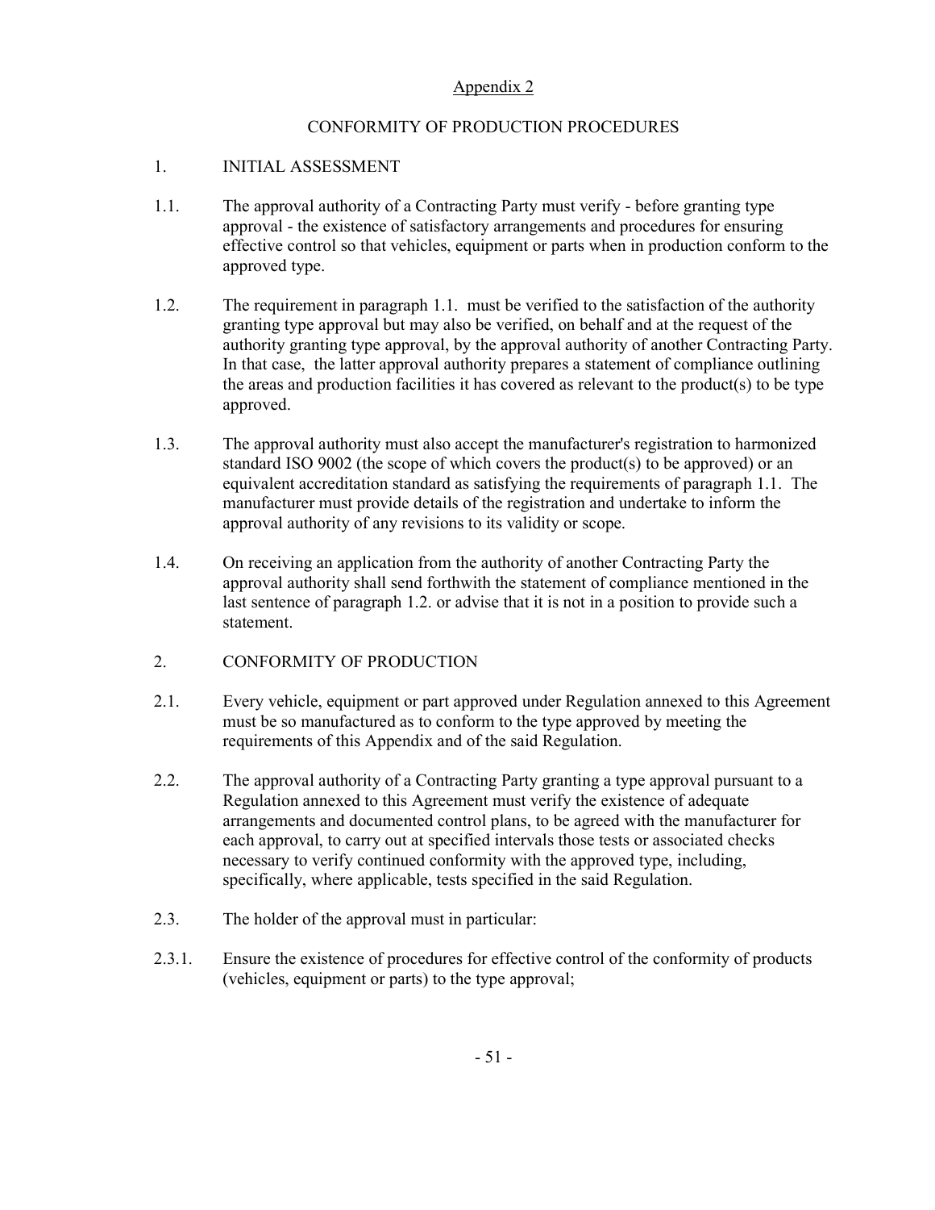Appendix 2

## CONFORMITY OF PRODUCTION PROCEDURES

### 1. INITIAL ASSESSMENT

1.1. The approval authority of a Contracting Party must verify - before granting type approval - the existence of satisfactory arrangements and procedures for ensuring effective control so that vehicles, equipment or parts when in production conform to the approved type.

1.2. The requirement in paragraph 1.1. must be verified to the satisfaction of the authority granting type approval but may also be verified, on behalf and at the request of the authority granting type approval, by the approval authority of another Contracting Party. In that case, the latter approval authority prepares a statement of compliance outlining the areas and production facilities it has covered as relevant to the product(s) to be type approved.

1.3. The approval authority must also accept the manufacturer's registration to harmonized standard ISO 9002 (the scope of which covers the product(s) to be approved) or an equivalent accreditation standard as satisfying the requirements of paragraph 1.1. The manufacturer must provide details of the registration and undertake to inform the approval authority of any revisions to its validity or scope.

1.4. On receiving an application from the authority of another Contracting Party the approval authority shall send forthwith the statement of compliance mentioned in the last sentence of paragraph 1.2. or advise that it is not in a position to provide such a statement.

### 2. CONFORMITY OF PRODUCTION

2.1. Every vehicle, equipment or part approved under Regulation annexed to this Agreement must be so manufactured as to conform to the type approved by meeting the requirements of this Appendix and of the said Regulation.

2.2. The approval authority of a Contracting Party granting a type approval pursuant to a Regulation annexed to this Agreement must verify the existence of adequate arrangements and documented control plans, to be agreed with the manufacturer for each approval, to carry out at specified intervals those tests or associated checks necessary to verify continued conformity with the approved type, including, specifically, where applicable, tests specified in the said Regulation.

2.3. The holder of the approval must in particular:

2.3.1. Ensure the existence of procedures for effective control of the conformity of products (vehicles, equipment or parts) to the type approval;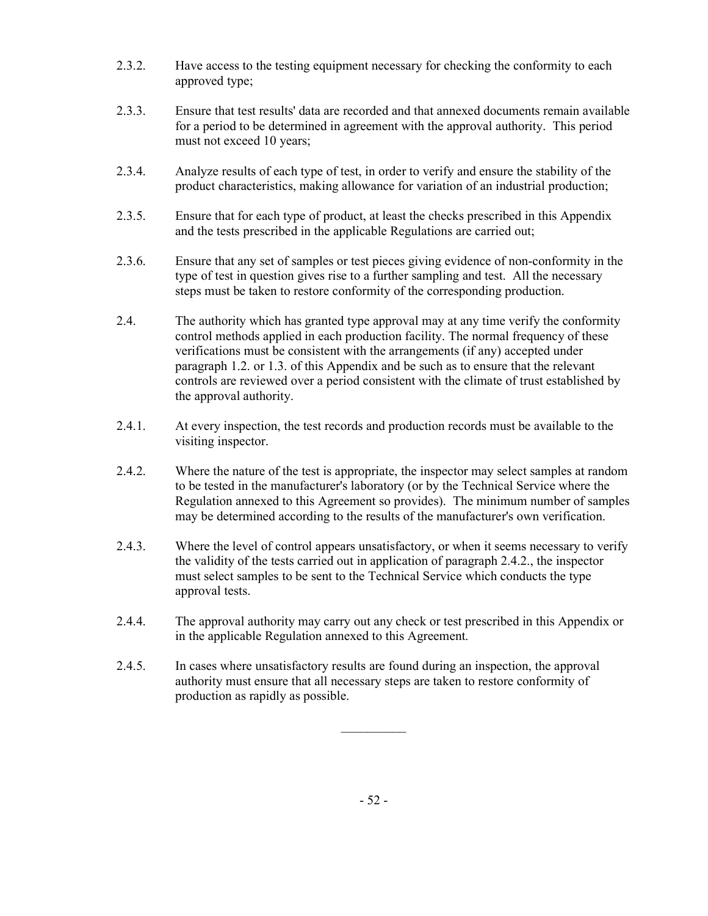2.3.2. Have access to the testing equipment necessary for checking the conformity to each approved type;

2.3.3. Ensure that test results' data are recorded and that annexed documents remain available for a period to be determined in agreement with the approval authority. This period must not exceed 10 years;

2.3.4. Analyze results of each type of test, in order to verify and ensure the stability of the product characteristics, making allowance for variation of an industrial production;

2.3.5. Ensure that for each type of product, at least the checks prescribed in this Appendix and the tests prescribed in the applicable Regulations are carried out;

2.3.6. Ensure that any set of samples or test pieces giving evidence of non-conformity in the type of test in question gives rise to a further sampling and test. All the necessary steps must be taken to restore conformity of the corresponding production.

2.4. The authority which has granted type approval may at any time verify the conformity control methods applied in each production facility. The normal frequency of these verifications must be consistent with the arrangements (if any) accepted under paragraph 1.2. or 1.3. of this Appendix and be such as to ensure that the relevant controls are reviewed over a period consistent with the climate of trust established by the approval authority.

2.4.1. At every inspection, the test records and production records must be available to the visiting inspector.

2.4.2. Where the nature of the test is appropriate, the inspector may select samples at random to be tested in the manufacturer's laboratory (or by the Technical Service where the Regulation annexed to this Agreement so provides). The minimum number of samples may be determined according to the results of the manufacturer's own verification.

2.4.3. Where the level of control appears unsatisfactory, or when it seems necessary to verify the validity of the tests carried out in application of paragraph 2.4.2., the inspector must select samples to be sent to the Technical Service which conducts the type approval tests.

2.4.4. The approval authority may carry out any check or test prescribed in this Appendix or in the applicable Regulation annexed to this Agreement.

2.4.5. In cases where unsatisfactory results are found during an inspection, the approval authority must ensure that all necessary steps are taken to restore conformity of production as rapidly as possible.

__________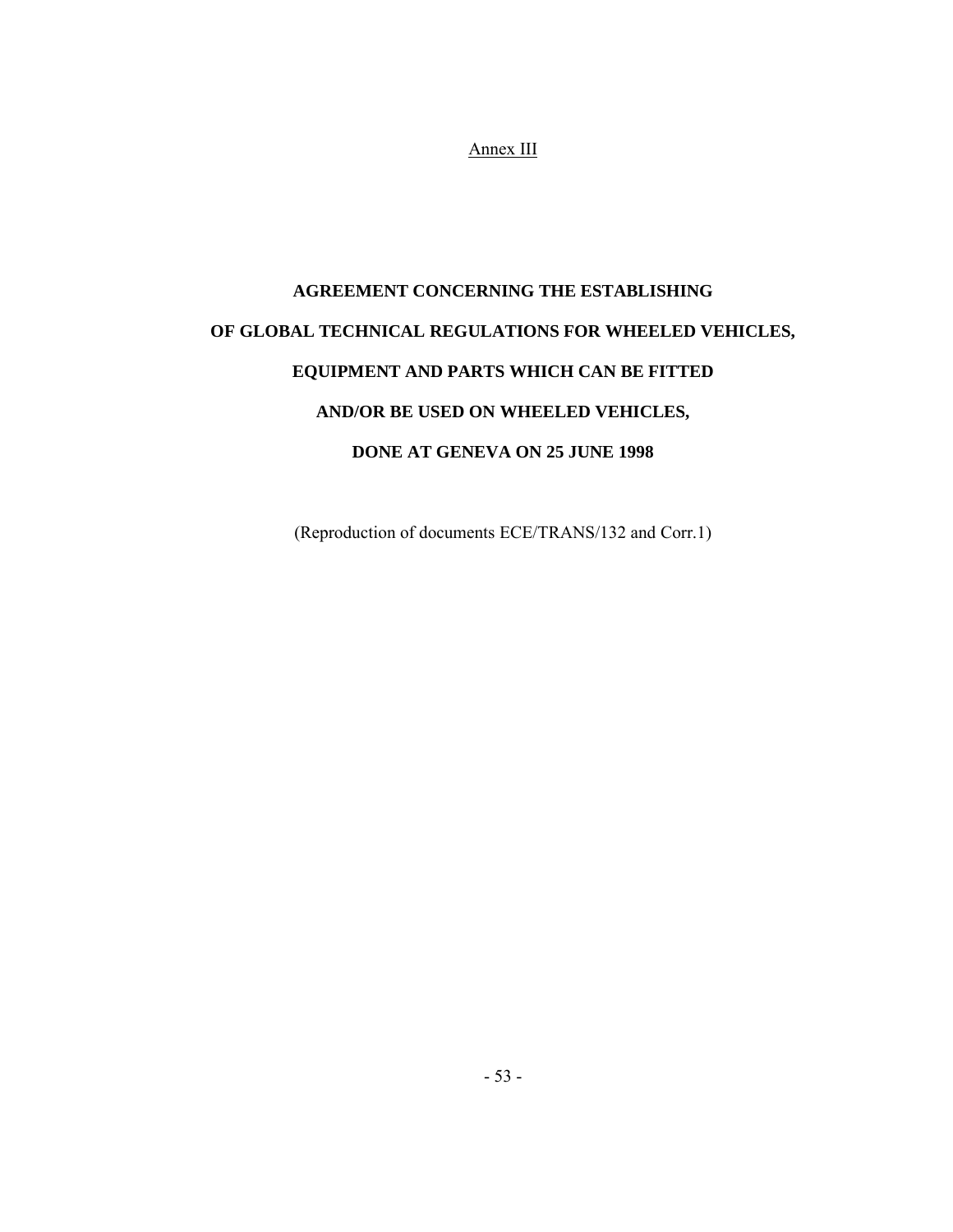Annex III

# AGREEMENT CONCERNING THE ESTABLISHING OF GLOBAL TECHNICAL REGULATIONS FOR WHEELED VEHICLES, EQUIPMENT AND PARTS WHICH CAN BE FITTED AND/OR BE USED ON WHEELED VEHICLES, DONE AT GENEVA ON 25 JUNE 1998

(Reproduction of documents ECE/TRANS/132 and Corr.1)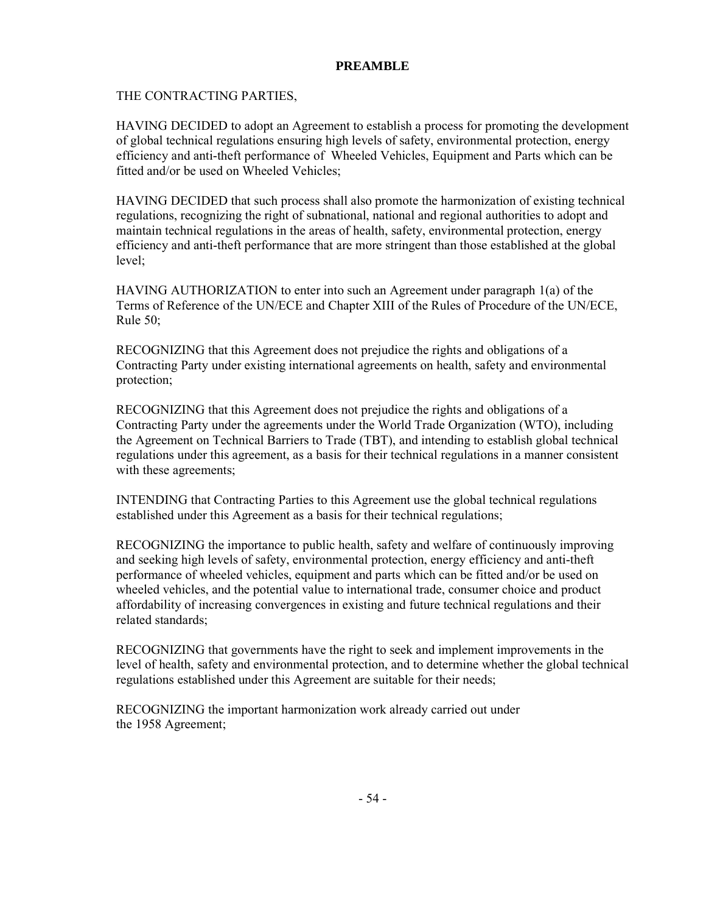## PREAMBLE

THE CONTRACTING PARTIES,

HAVING DECIDED to adopt an Agreement to establish a process for promoting the development of global technical regulations ensuring high levels of safety, environmental protection, energy efficiency and anti-theft performance of Wheeled Vehicles, Equipment and Parts which can be fitted and/or be used on Wheeled Vehicles;

HAVING DECIDED that such process shall also promote the harmonization of existing technical regulations, recognizing the right of subnational, national and regional authorities to adopt and maintain technical regulations in the areas of health, safety, environmental protection, energy efficiency and anti-theft performance that are more stringent than those established at the global level;

HAVING AUTHORIZATION to enter into such an Agreement under paragraph 1(a) of the Terms of Reference of the UN/ECE and Chapter XIII of the Rules of Procedure of the UN/ECE, Rule 50;

RECOGNIZING that this Agreement does not prejudice the rights and obligations of a Contracting Party under existing international agreements on health, safety and environmental protection;

RECOGNIZING that this Agreement does not prejudice the rights and obligations of a Contracting Party under the agreements under the World Trade Organization (WTO), including the Agreement on Technical Barriers to Trade (TBT), and intending to establish global technical regulations under this agreement, as a basis for their technical regulations in a manner consistent with these agreements;

INTENDING that Contracting Parties to this Agreement use the global technical regulations established under this Agreement as a basis for their technical regulations;

RECOGNIZING the importance to public health, safety and welfare of continuously improving and seeking high levels of safety, environmental protection, energy efficiency and anti-theft performance of wheeled vehicles, equipment and parts which can be fitted and/or be used on wheeled vehicles, and the potential value to international trade, consumer choice and product affordability of increasing convergences in existing and future technical regulations and their related standards;

RECOGNIZING that governments have the right to seek and implement improvements in the level of health, safety and environmental protection, and to determine whether the global technical regulations established under this Agreement are suitable for their needs;

RECOGNIZING the important harmonization work already carried out under the 1958 Agreement;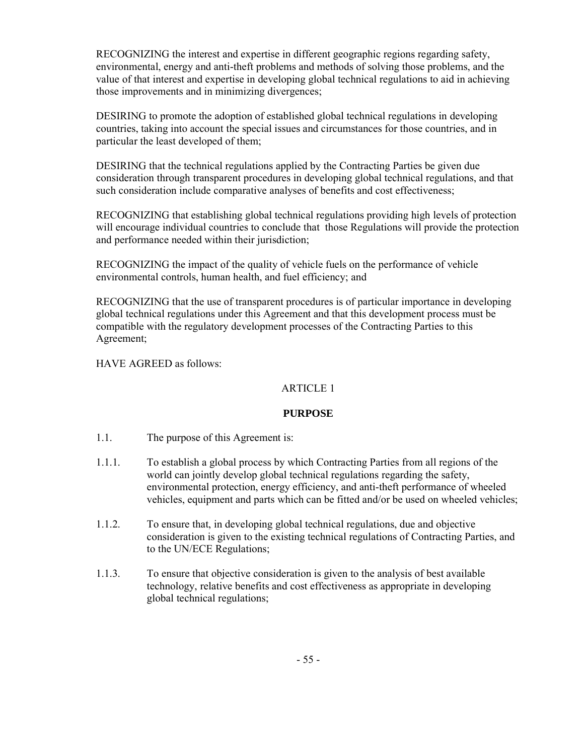RECOGNIZING the interest and expertise in different geographic regions regarding safety, environmental, energy and anti-theft problems and methods of solving those problems, and the value of that interest and expertise in developing global technical regulations to aid in achieving those improvements and in minimizing divergences;

DESIRING to promote the adoption of established global technical regulations in developing countries, taking into account the special issues and circumstances for those countries, and in particular the least developed of them;

DESIRING that the technical regulations applied by the Contracting Parties be given due consideration through transparent procedures in developing global technical regulations, and that such consideration include comparative analyses of benefits and cost effectiveness;

RECOGNIZING that establishing global technical regulations providing high levels of protection will encourage individual countries to conclude that those Regulations will provide the protection and performance needed within their jurisdiction;

RECOGNIZING the impact of the quality of vehicle fuels on the performance of vehicle environmental controls, human health, and fuel efficiency; and

RECOGNIZING that the use of transparent procedures is of particular importance in developing global technical regulations under this Agreement and that this development process must be compatible with the regulatory development processes of the Contracting Parties to this Agreement;

HAVE AGREED as follows:

ARTICLE 1

**PURPOSE**

1.1. The purpose of this Agreement is:

1.1.1. To establish a global process by which Contracting Parties from all regions of the world can jointly develop global technical regulations regarding the safety, environmental protection, energy efficiency, and anti-theft performance of wheeled vehicles, equipment and parts which can be fitted and/or be used on wheeled vehicles;

1.1.2. To ensure that, in developing global technical regulations, due and objective consideration is given to the existing technical regulations of Contracting Parties, and to the UN/ECE Regulations;

1.1.3. To ensure that objective consideration is given to the analysis of best available technology, relative benefits and cost effectiveness as appropriate in developing global technical regulations;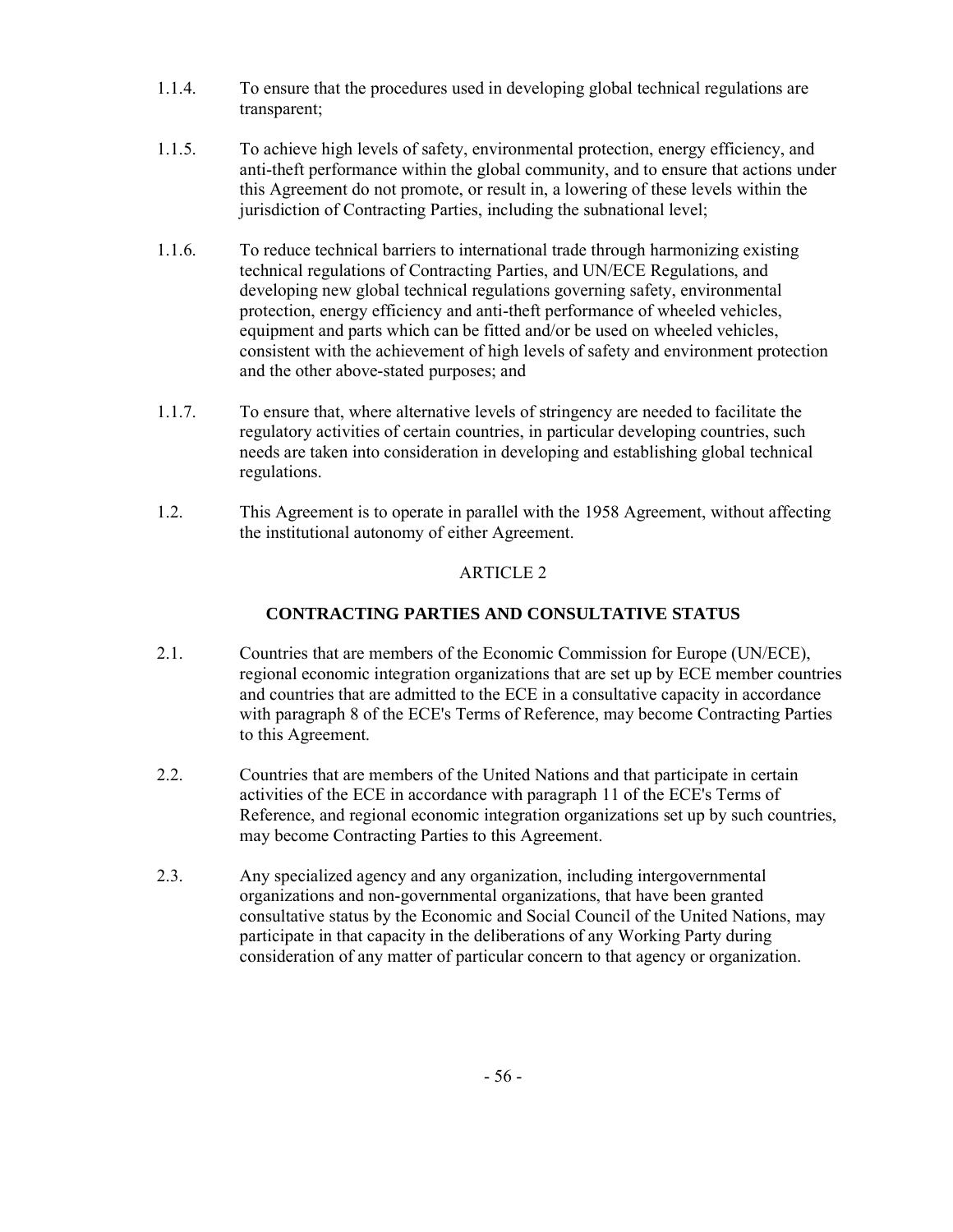1.1.4. To ensure that the procedures used in developing global technical regulations are transparent;

1.1.5. To achieve high levels of safety, environmental protection, energy efficiency, and anti-theft performance within the global community, and to ensure that actions under this Agreement do not promote, or result in, a lowering of these levels within the jurisdiction of Contracting Parties, including the subnational level;

1.1.6. To reduce technical barriers to international trade through harmonizing existing technical regulations of Contracting Parties, and UN/ECE Regulations, and developing new global technical regulations governing safety, environmental protection, energy efficiency and anti-theft performance of wheeled vehicles, equipment and parts which can be fitted and/or be used on wheeled vehicles, consistent with the achievement of high levels of safety and environment protection and the other above-stated purposes; and

1.1.7. To ensure that, where alternative levels of stringency are needed to facilitate the regulatory activities of certain countries, in particular developing countries, such needs are taken into consideration in developing and establishing global technical regulations.

1.2. This Agreement is to operate in parallel with the 1958 Agreement, without affecting the institutional autonomy of either Agreement.

ARTICLE 2

## CONTRACTING PARTIES AND CONSULTATIVE STATUS

2.1. Countries that are members of the Economic Commission for Europe (UN/ECE), regional economic integration organizations that are set up by ECE member countries and countries that are admitted to the ECE in a consultative capacity in accordance with paragraph 8 of the ECE's Terms of Reference, may become Contracting Parties to this Agreement.

2.2. Countries that are members of the United Nations and that participate in certain activities of the ECE in accordance with paragraph 11 of the ECE's Terms of Reference, and regional economic integration organizations set up by such countries, may become Contracting Parties to this Agreement.

2.3. Any specialized agency and any organization, including intergovernmental organizations and non-governmental organizations, that have been granted consultative status by the Economic and Social Council of the United Nations, may participate in that capacity in the deliberations of any Working Party during consideration of any matter of particular concern to that agency or organization.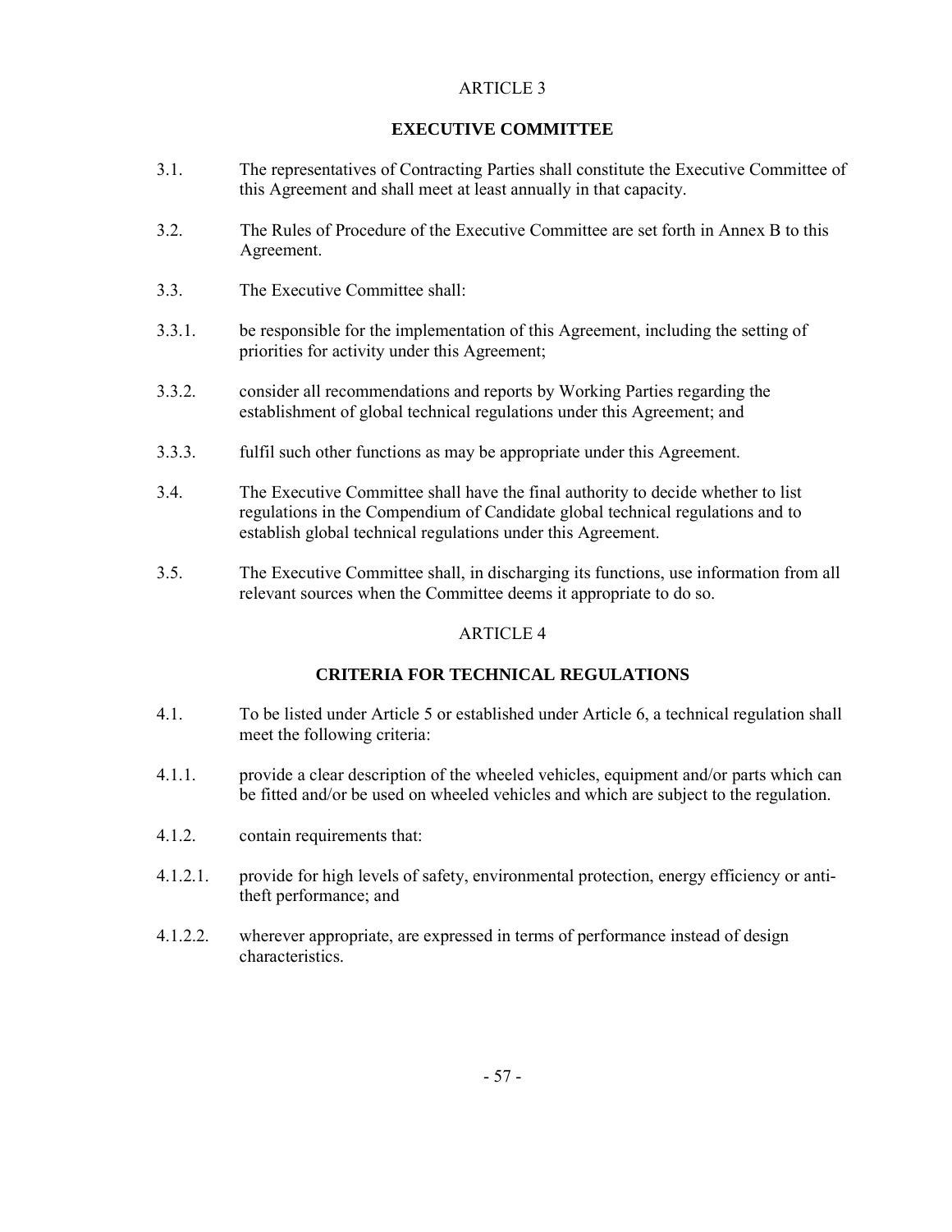## ARTICLE 3

### EXECUTIVE COMMITTEE

3.1. The representatives of Contracting Parties shall constitute the Executive Committee of this Agreement and shall meet at least annually in that capacity.

3.2. The Rules of Procedure of the Executive Committee are set forth in Annex B to this Agreement.

3.3. The Executive Committee shall:

3.3.1. be responsible for the implementation of this Agreement, including the setting of priorities for activity under this Agreement;

3.3.2. consider all recommendations and reports by Working Parties regarding the establishment of global technical regulations under this Agreement; and

3.3.3. fulfil such other functions as may be appropriate under this Agreement.

3.4. The Executive Committee shall have the final authority to decide whether to list regulations in the Compendium of Candidate global technical regulations and to establish global technical regulations under this Agreement.

3.5. The Executive Committee shall, in discharging its functions, use information from all relevant sources when the Committee deems it appropriate to do so.

## ARTICLE 4

### CRITERIA FOR TECHNICAL REGULATIONS

4.1. To be listed under Article 5 or established under Article 6, a technical regulation shall meet the following criteria:

4.1.1. provide a clear description of the wheeled vehicles, equipment and/or parts which can be fitted and/or be used on wheeled vehicles and which are subject to the regulation.

4.1.2. contain requirements that:

4.1.2.1. provide for high levels of safety, environmental protection, energy efficiency or anti-theft performance; and

4.1.2.2. wherever appropriate, are expressed in terms of performance instead of design characteristics.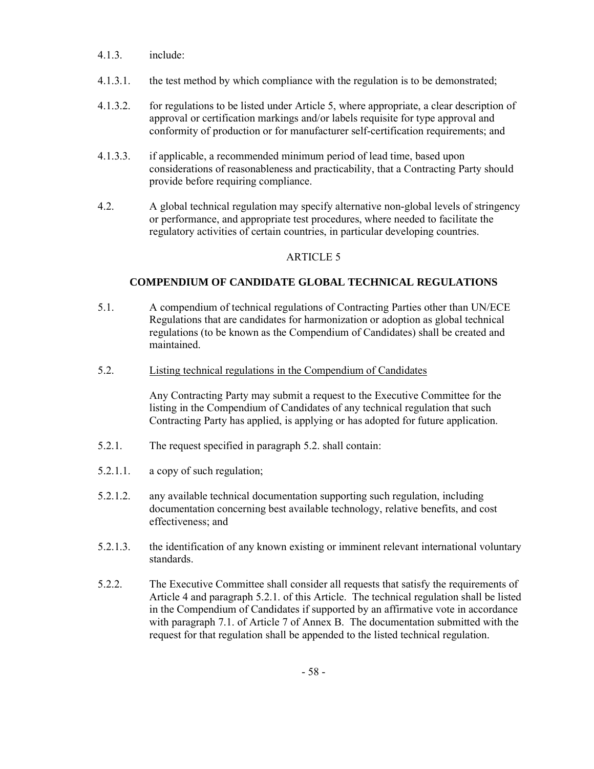4.1.3. include:

4.1.3.1. the test method by which compliance with the regulation is to be demonstrated;

4.1.3.2. for regulations to be listed under Article 5, where appropriate, a clear description of approval or certification markings and/or labels requisite for type approval and conformity of production or for manufacturer self-certification requirements; and

4.1.3.3. if applicable, a recommended minimum period of lead time, based upon considerations of reasonableness and practicability, that a Contracting Party should provide before requiring compliance.

4.2. A global technical regulation may specify alternative non-global levels of stringency or performance, and appropriate test procedures, where needed to facilitate the regulatory activities of certain countries, in particular developing countries.

ARTICLE 5

## COMPENDIUM OF CANDIDATE GLOBAL TECHNICAL REGULATIONS

5.1. A compendium of technical regulations of Contracting Parties other than UN/ECE Regulations that are candidates for harmonization or adoption as global technical regulations (to be known as the Compendium of Candidates) shall be created and maintained.

5.2. Listing technical regulations in the Compendium of Candidates

Any Contracting Party may submit a request to the Executive Committee for the listing in the Compendium of Candidates of any technical regulation that such Contracting Party has applied, is applying or has adopted for future application.

5.2.1. The request specified in paragraph 5.2. shall contain:

5.2.1.1. a copy of such regulation;

5.2.1.2. any available technical documentation supporting such regulation, including documentation concerning best available technology, relative benefits, and cost effectiveness; and

5.2.1.3. the identification of any known existing or imminent relevant international voluntary standards.

5.2.2. The Executive Committee shall consider all requests that satisfy the requirements of Article 4 and paragraph 5.2.1. of this Article. The technical regulation shall be listed in the Compendium of Candidates if supported by an affirmative vote in accordance with paragraph 7.1. of Article 7 of Annex B. The documentation submitted with the request for that regulation shall be appended to the listed technical regulation.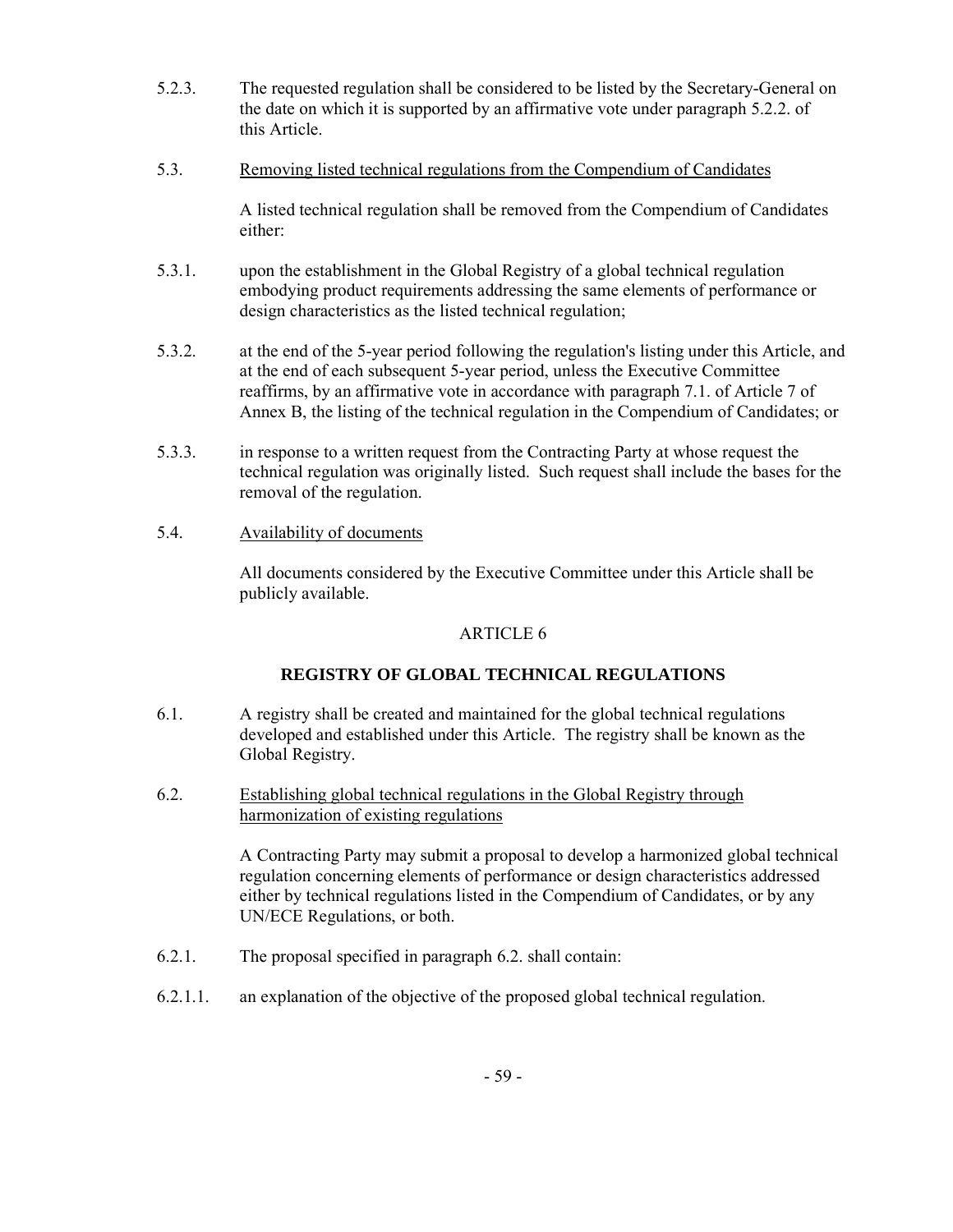5.2.3. The requested regulation shall be considered to be listed by the Secretary-General on the date on which it is supported by an affirmative vote under paragraph 5.2.2. of this Article.

5.3. Removing listed technical regulations from the Compendium of Candidates

A listed technical regulation shall be removed from the Compendium of Candidates either:

5.3.1. upon the establishment in the Global Registry of a global technical regulation embodying product requirements addressing the same elements of performance or design characteristics as the listed technical regulation;

5.3.2. at the end of the 5-year period following the regulation's listing under this Article, and at the end of each subsequent 5-year period, unless the Executive Committee reaffirms, by an affirmative vote in accordance with paragraph 7.1. of Article 7 of Annex B, the listing of the technical regulation in the Compendium of Candidates; or

5.3.3. in response to a written request from the Contracting Party at whose request the technical regulation was originally listed. Such request shall include the bases for the removal of the regulation.

5.4. Availability of documents

All documents considered by the Executive Committee under this Article shall be publicly available.

ARTICLE 6

## REGISTRY OF GLOBAL TECHNICAL REGULATIONS

6.1. A registry shall be created and maintained for the global technical regulations developed and established under this Article. The registry shall be known as the Global Registry.

6.2. Establishing global technical regulations in the Global Registry through harmonization of existing regulations

A Contracting Party may submit a proposal to develop a harmonized global technical regulation concerning elements of performance or design characteristics addressed either by technical regulations listed in the Compendium of Candidates, or by any UN/ECE Regulations, or both.

6.2.1. The proposal specified in paragraph 6.2. shall contain:

6.2.1.1. an explanation of the objective of the proposed global technical regulation.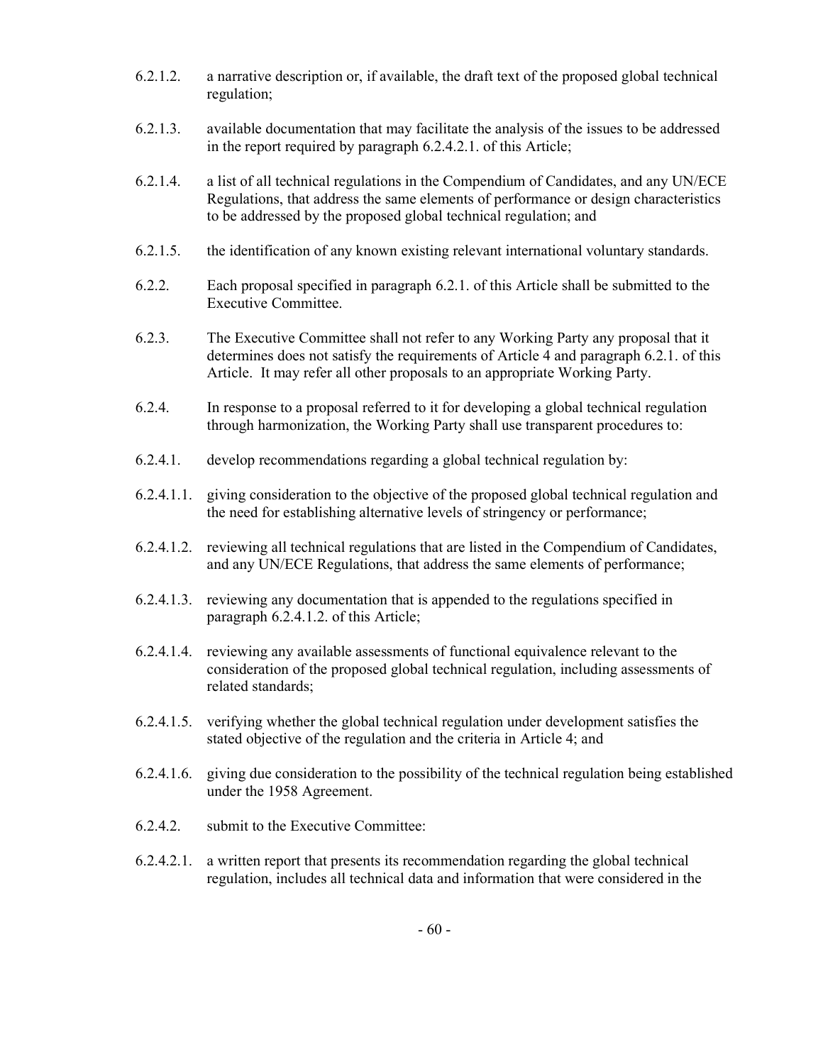6.2.1.2. a narrative description or, if available, the draft text of the proposed global technical regulation;

6.2.1.3. available documentation that may facilitate the analysis of the issues to be addressed in the report required by paragraph 6.2.4.2.1. of this Article;

6.2.1.4. a list of all technical regulations in the Compendium of Candidates, and any UN/ECE Regulations, that address the same elements of performance or design characteristics to be addressed by the proposed global technical regulation; and

6.2.1.5. the identification of any known existing relevant international voluntary standards.

6.2.2. Each proposal specified in paragraph 6.2.1. of this Article shall be submitted to the Executive Committee.

6.2.3. The Executive Committee shall not refer to any Working Party any proposal that it determines does not satisfy the requirements of Article 4 and paragraph 6.2.1. of this Article. It may refer all other proposals to an appropriate Working Party.

6.2.4. In response to a proposal referred to it for developing a global technical regulation through harmonization, the Working Party shall use transparent procedures to:

6.2.4.1. develop recommendations regarding a global technical regulation by:

6.2.4.1.1. giving consideration to the objective of the proposed global technical regulation and the need for establishing alternative levels of stringency or performance;

6.2.4.1.2. reviewing all technical regulations that are listed in the Compendium of Candidates, and any UN/ECE Regulations, that address the same elements of performance;

6.2.4.1.3. reviewing any documentation that is appended to the regulations specified in paragraph 6.2.4.1.2. of this Article;

6.2.4.1.4. reviewing any available assessments of functional equivalence relevant to the consideration of the proposed global technical regulation, including assessments of related standards;

6.2.4.1.5. verifying whether the global technical regulation under development satisfies the stated objective of the regulation and the criteria in Article 4; and

6.2.4.1.6. giving due consideration to the possibility of the technical regulation being established under the 1958 Agreement.

6.2.4.2. submit to the Executive Committee:

6.2.4.2.1. a written report that presents its recommendation regarding the global technical regulation, includes all technical data and information that were considered in the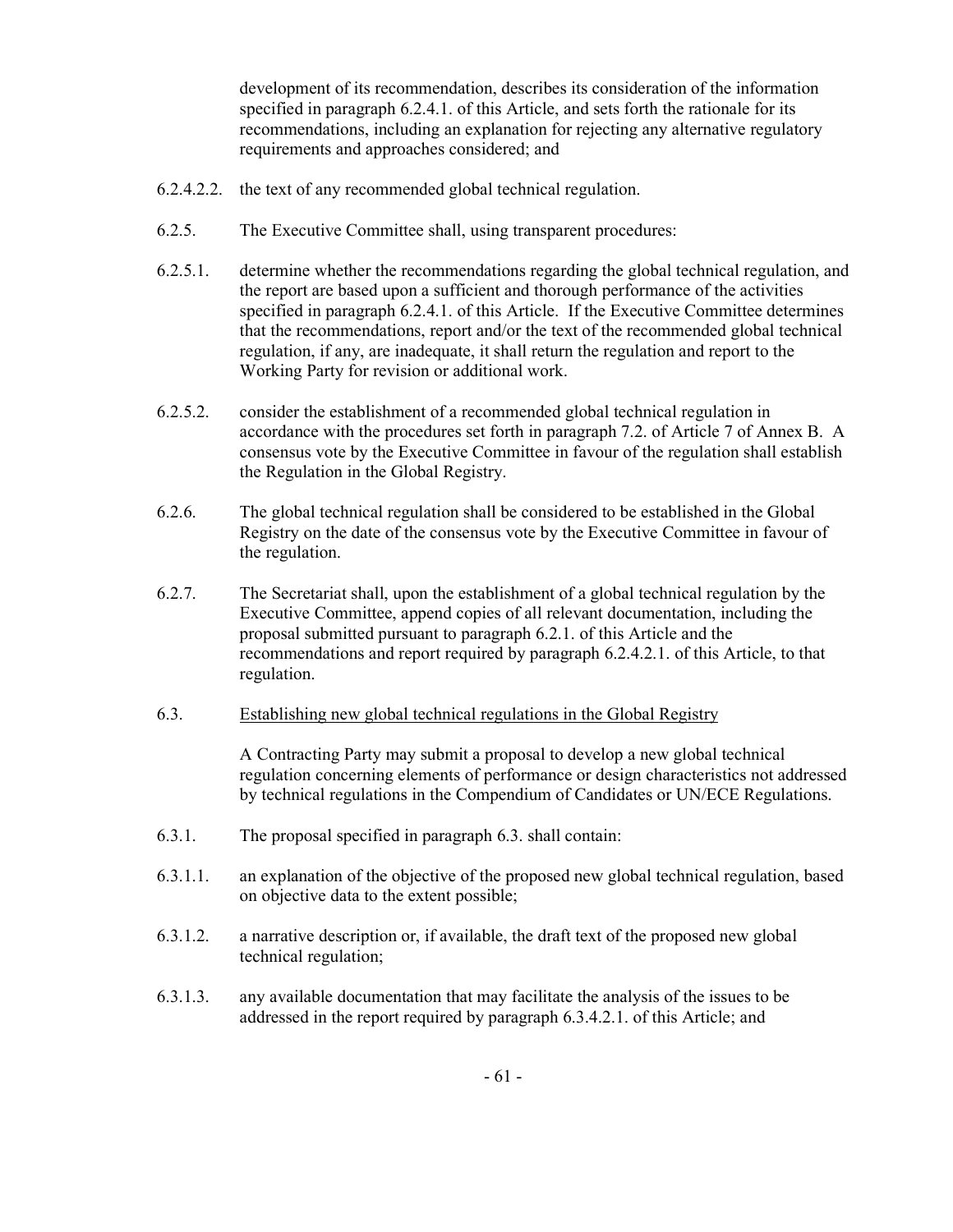development of its recommendation, describes its consideration of the information specified in paragraph 6.2.4.1. of this Article, and sets forth the rationale for its recommendations, including an explanation for rejecting any alternative regulatory requirements and approaches considered; and

6.2.4.2.2. the text of any recommended global technical regulation.

6.2.5. The Executive Committee shall, using transparent procedures:

6.2.5.1. determine whether the recommendations regarding the global technical regulation, and the report are based upon a sufficient and thorough performance of the activities specified in paragraph 6.2.4.1. of this Article. If the Executive Committee determines that the recommendations, report and/or the text of the recommended global technical regulation, if any, are inadequate, it shall return the regulation and report to the Working Party for revision or additional work.

6.2.5.2. consider the establishment of a recommended global technical regulation in accordance with the procedures set forth in paragraph 7.2. of Article 7 of Annex B. A consensus vote by the Executive Committee in favour of the regulation shall establish the Regulation in the Global Registry.

6.2.6. The global technical regulation shall be considered to be established in the Global Registry on the date of the consensus vote by the Executive Committee in favour of the regulation.

6.2.7. The Secretariat shall, upon the establishment of a global technical regulation by the Executive Committee, append copies of all relevant documentation, including the proposal submitted pursuant to paragraph 6.2.1. of this Article and the recommendations and report required by paragraph 6.2.4.2.1. of this Article, to that regulation.

6.3. Establishing new global technical regulations in the Global Registry

A Contracting Party may submit a proposal to develop a new global technical regulation concerning elements of performance or design characteristics not addressed by technical regulations in the Compendium of Candidates or UN/ECE Regulations.

6.3.1. The proposal specified in paragraph 6.3. shall contain:

6.3.1.1. an explanation of the objective of the proposed new global technical regulation, based on objective data to the extent possible;

6.3.1.2. a narrative description or, if available, the draft text of the proposed new global technical regulation;

6.3.1.3. any available documentation that may facilitate the analysis of the issues to be addressed in the report required by paragraph 6.3.4.2.1. of this Article; and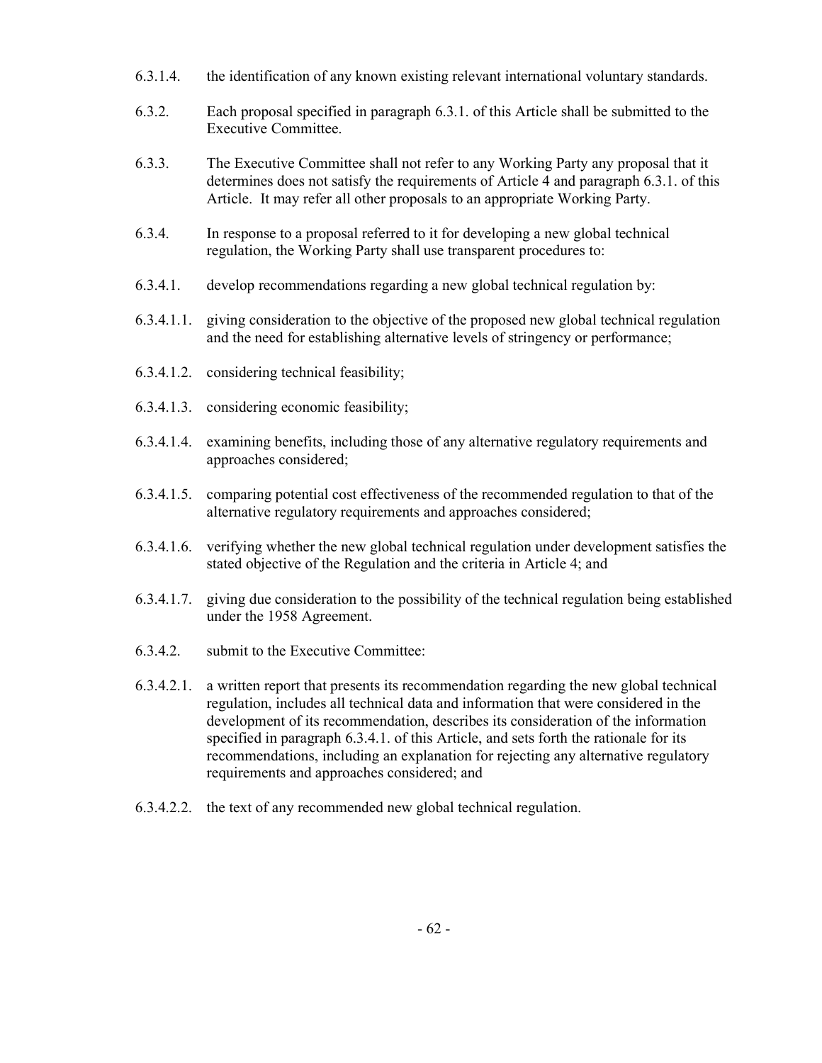6.3.1.4. the identification of any known existing relevant international voluntary standards.

6.3.2. Each proposal specified in paragraph 6.3.1. of this Article shall be submitted to the Executive Committee.

6.3.3. The Executive Committee shall not refer to any Working Party any proposal that it determines does not satisfy the requirements of Article 4 and paragraph 6.3.1. of this Article. It may refer all other proposals to an appropriate Working Party.

6.3.4. In response to a proposal referred to it for developing a new global technical regulation, the Working Party shall use transparent procedures to:

6.3.4.1. develop recommendations regarding a new global technical regulation by:

6.3.4.1.1. giving consideration to the objective of the proposed new global technical regulation and the need for establishing alternative levels of stringency or performance;

6.3.4.1.2. considering technical feasibility;

6.3.4.1.3. considering economic feasibility;

6.3.4.1.4. examining benefits, including those of any alternative regulatory requirements and approaches considered;

6.3.4.1.5. comparing potential cost effectiveness of the recommended regulation to that of the alternative regulatory requirements and approaches considered;

6.3.4.1.6. verifying whether the new global technical regulation under development satisfies the stated objective of the Regulation and the criteria in Article 4; and

6.3.4.1.7. giving due consideration to the possibility of the technical regulation being established under the 1958 Agreement.

6.3.4.2. submit to the Executive Committee:

6.3.4.2.1. a written report that presents its recommendation regarding the new global technical regulation, includes all technical data and information that were considered in the development of its recommendation, describes its consideration of the information specified in paragraph 6.3.4.1. of this Article, and sets forth the rationale for its recommendations, including an explanation for rejecting any alternative regulatory requirements and approaches considered; and

6.3.4.2.2. the text of any recommended new global technical regulation.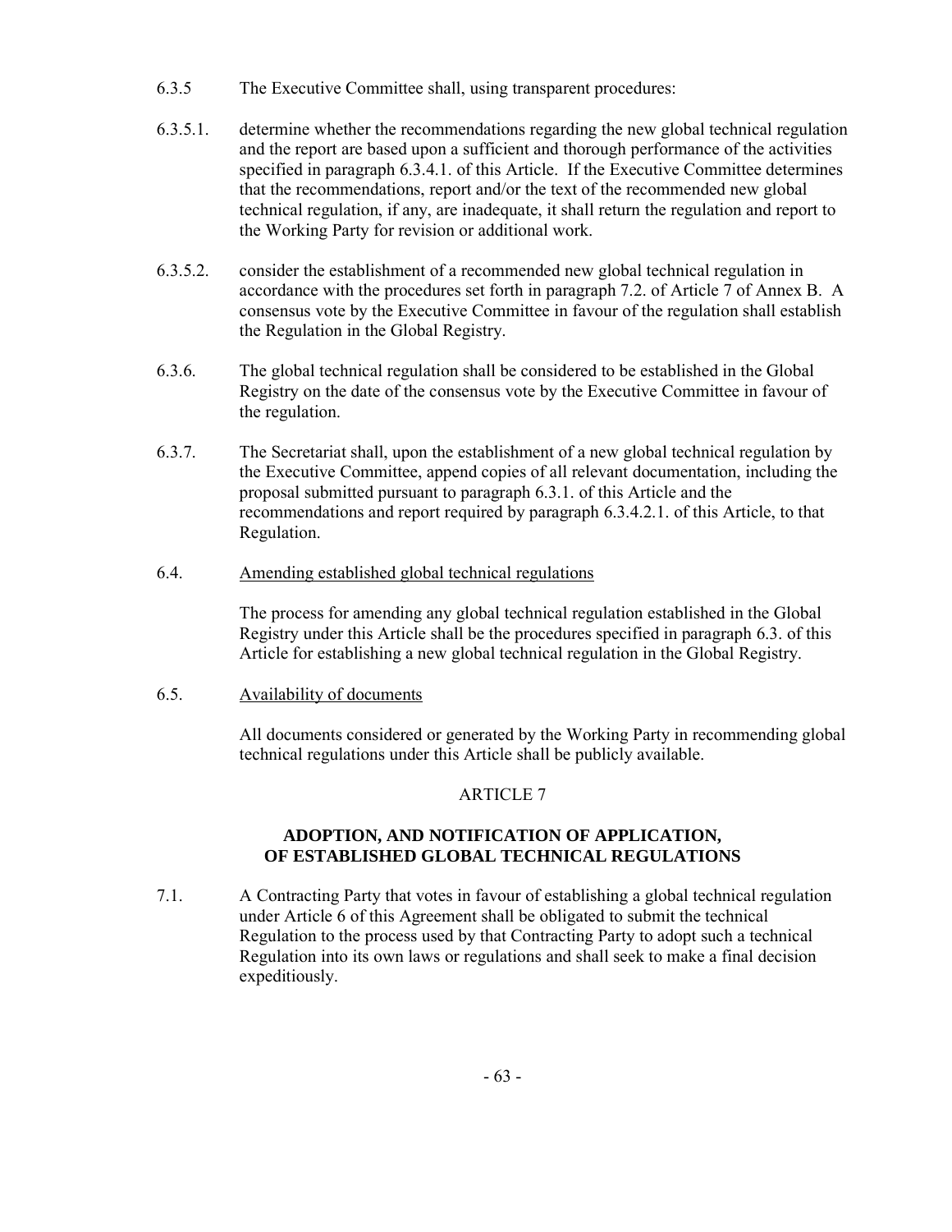6.3.5 The Executive Committee shall, using transparent procedures:

6.3.5.1. determine whether the recommendations regarding the new global technical regulation and the report are based upon a sufficient and thorough performance of the activities specified in paragraph 6.3.4.1. of this Article. If the Executive Committee determines that the recommendations, report and/or the text of the recommended new global technical regulation, if any, are inadequate, it shall return the regulation and report to the Working Party for revision or additional work.

6.3.5.2. consider the establishment of a recommended new global technical regulation in accordance with the procedures set forth in paragraph 7.2. of Article 7 of Annex B. A consensus vote by the Executive Committee in favour of the regulation shall establish the Regulation in the Global Registry.

6.3.6. The global technical regulation shall be considered to be established in the Global Registry on the date of the consensus vote by the Executive Committee in favour of the regulation.

6.3.7. The Secretariat shall, upon the establishment of a new global technical regulation by the Executive Committee, append copies of all relevant documentation, including the proposal submitted pursuant to paragraph 6.3.1. of this Article and the recommendations and report required by paragraph 6.3.4.2.1. of this Article, to that Regulation.

6.4. Amending established global technical regulations

The process for amending any global technical regulation established in the Global Registry under this Article shall be the procedures specified in paragraph 6.3. of this Article for establishing a new global technical regulation in the Global Registry.

6.5. Availability of documents

All documents considered or generated by the Working Party in recommending global technical regulations under this Article shall be publicly available.

## ARTICLE 7

## ADOPTION, AND NOTIFICATION OF APPLICATION, OF ESTABLISHED GLOBAL TECHNICAL REGULATIONS

7.1. A Contracting Party that votes in favour of establishing a global technical regulation under Article 6 of this Agreement shall be obligated to submit the technical Regulation to the process used by that Contracting Party to adopt such a technical Regulation into its own laws or regulations and shall seek to make a final decision expeditiously.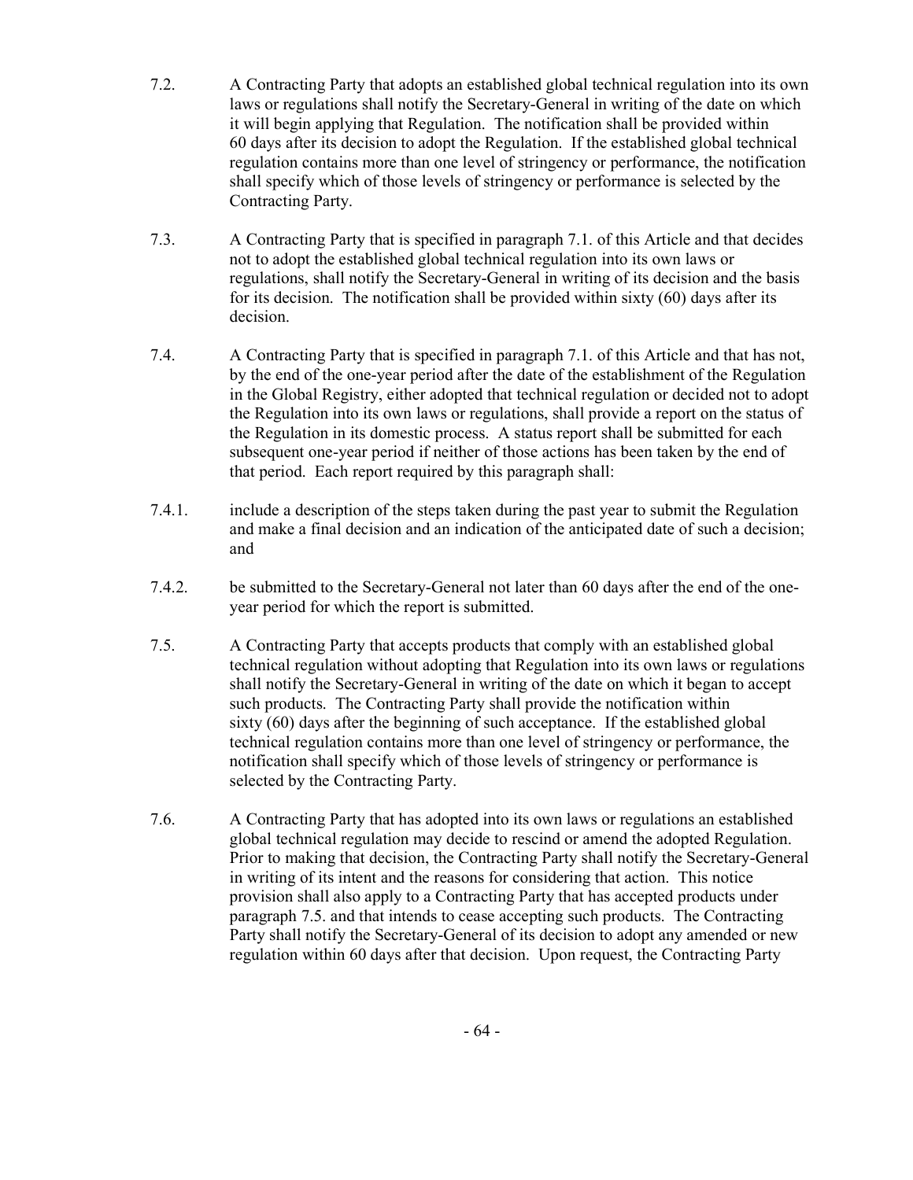7.2. A Contracting Party that adopts an established global technical regulation into its own laws or regulations shall notify the Secretary-General in writing of the date on which it will begin applying that Regulation. The notification shall be provided within 60 days after its decision to adopt the Regulation. If the established global technical regulation contains more than one level of stringency or performance, the notification shall specify which of those levels of stringency or performance is selected by the Contracting Party.

7.3. A Contracting Party that is specified in paragraph 7.1. of this Article and that decides not to adopt the established global technical regulation into its own laws or regulations, shall notify the Secretary-General in writing of its decision and the basis for its decision. The notification shall be provided within sixty (60) days after its decision.

7.4. A Contracting Party that is specified in paragraph 7.1. of this Article and that has not, by the end of the one-year period after the date of the establishment of the Regulation in the Global Registry, either adopted that technical regulation or decided not to adopt the Regulation into its own laws or regulations, shall provide a report on the status of the Regulation in its domestic process. A status report shall be submitted for each subsequent one-year period if neither of those actions has been taken by the end of that period. Each report required by this paragraph shall:

7.4.1. include a description of the steps taken during the past year to submit the Regulation and make a final decision and an indication of the anticipated date of such a decision; and

7.4.2. be submitted to the Secretary-General not later than 60 days after the end of the one-year period for which the report is submitted.

7.5. A Contracting Party that accepts products that comply with an established global technical regulation without adopting that Regulation into its own laws or regulations shall notify the Secretary-General in writing of the date on which it began to accept such products. The Contracting Party shall provide the notification within sixty (60) days after the beginning of such acceptance. If the established global technical regulation contains more than one level of stringency or performance, the notification shall specify which of those levels of stringency or performance is selected by the Contracting Party.

7.6. A Contracting Party that has adopted into its own laws or regulations an established global technical regulation may decide to rescind or amend the adopted Regulation. Prior to making that decision, the Contracting Party shall notify the Secretary-General in writing of its intent and the reasons for considering that action. This notice provision shall also apply to a Contracting Party that has accepted products under paragraph 7.5. and that intends to cease accepting such products. The Contracting Party shall notify the Secretary-General of its decision to adopt any amended or new regulation within 60 days after that decision. Upon request, the Contracting Party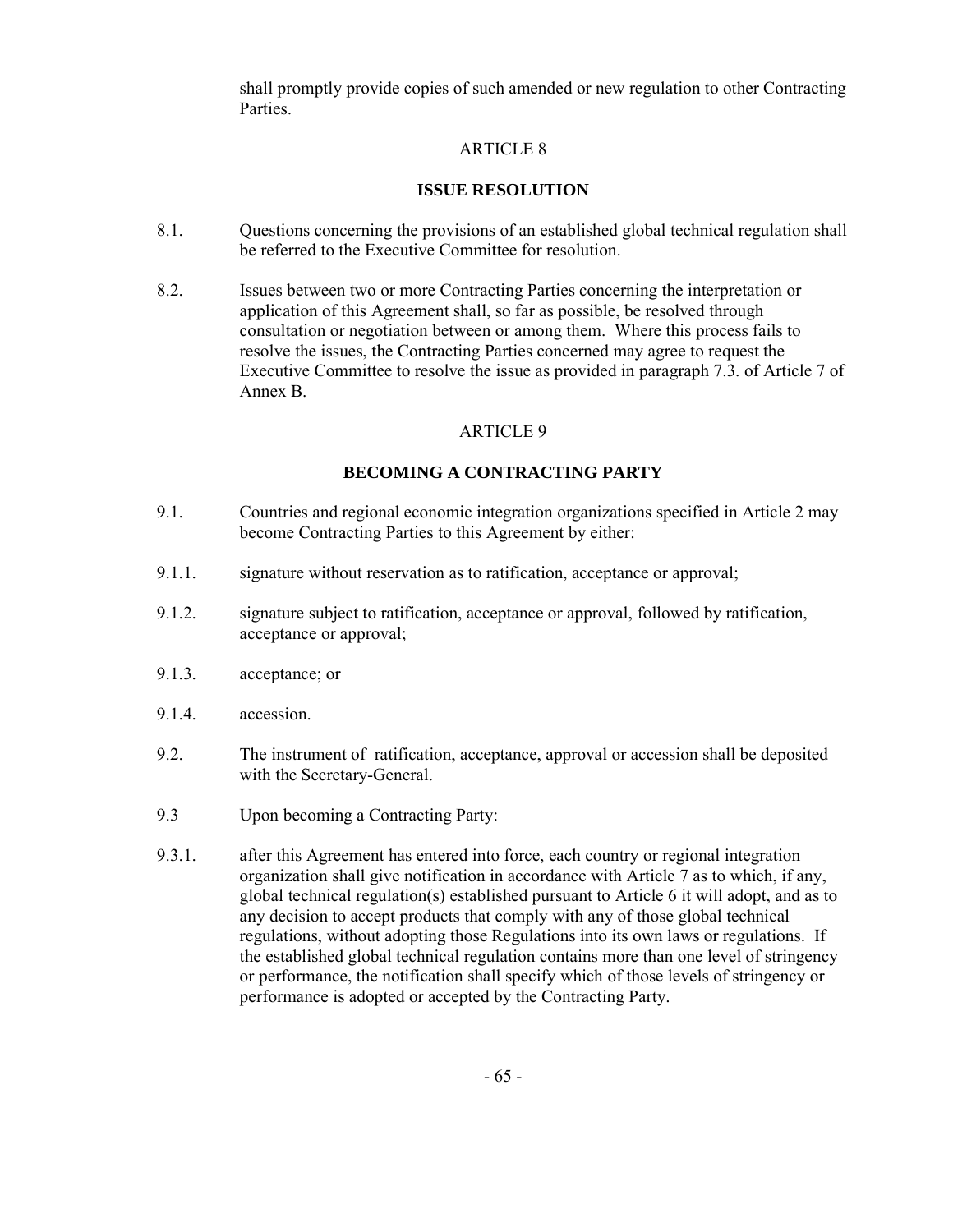shall promptly provide copies of such amended or new regulation to other Contracting Parties.

ARTICLE 8

**ISSUE RESOLUTION**

8.1. Questions concerning the provisions of an established global technical regulation shall be referred to the Executive Committee for resolution.

8.2. Issues between two or more Contracting Parties concerning the interpretation or application of this Agreement shall, so far as possible, be resolved through consultation or negotiation between or among them. Where this process fails to resolve the issues, the Contracting Parties concerned may agree to request the Executive Committee to resolve the issue as provided in paragraph 7.3. of Article 7 of Annex B.

ARTICLE 9

**BECOMING A CONTRACTING PARTY**

9.1. Countries and regional economic integration organizations specified in Article 2 may become Contracting Parties to this Agreement by either:

9.1.1. signature without reservation as to ratification, acceptance or approval;

9.1.2. signature subject to ratification, acceptance or approval, followed by ratification, acceptance or approval;

9.1.3. acceptance; or

9.1.4. accession.

9.2. The instrument of ratification, acceptance, approval or accession shall be deposited with the Secretary-General.

9.3 Upon becoming a Contracting Party:

9.3.1. after this Agreement has entered into force, each country or regional integration organization shall give notification in accordance with Article 7 as to which, if any, global technical regulation(s) established pursuant to Article 6 it will adopt, and as to any decision to accept products that comply with any of those global technical regulations, without adopting those Regulations into its own laws or regulations. If the established global technical regulation contains more than one level of stringency or performance, the notification shall specify which of those levels of stringency or performance is adopted or accepted by the Contracting Party.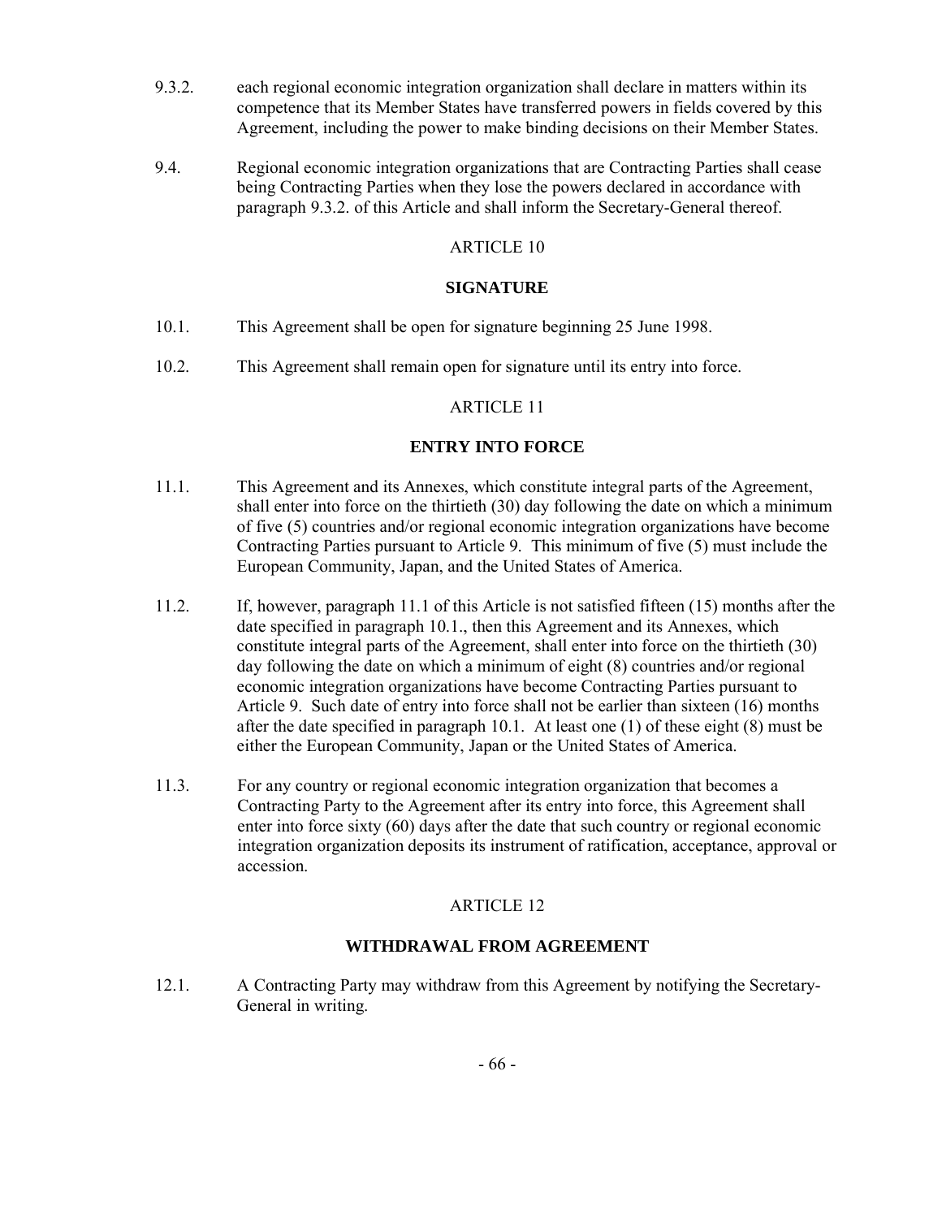9.3.2. each regional economic integration organization shall declare in matters within its competence that its Member States have transferred powers in fields covered by this Agreement, including the power to make binding decisions on their Member States.

9.4. Regional economic integration organizations that are Contracting Parties shall cease being Contracting Parties when they lose the powers declared in accordance with paragraph 9.3.2. of this Article and shall inform the Secretary-General thereof.

## ARTICLE 10

### SIGNATURE

10.1. This Agreement shall be open for signature beginning 25 June 1998.

10.2. This Agreement shall remain open for signature until its entry into force.

## ARTICLE 11

### ENTRY INTO FORCE

11.1. This Agreement and its Annexes, which constitute integral parts of the Agreement, shall enter into force on the thirtieth (30) day following the date on which a minimum of five (5) countries and/or regional economic integration organizations have become Contracting Parties pursuant to Article 9. This minimum of five (5) must include the European Community, Japan, and the United States of America.

11.2. If, however, paragraph 11.1 of this Article is not satisfied fifteen (15) months after the date specified in paragraph 10.1., then this Agreement and its Annexes, which constitute integral parts of the Agreement, shall enter into force on the thirtieth (30) day following the date on which a minimum of eight (8) countries and/or regional economic integration organizations have become Contracting Parties pursuant to Article 9. Such date of entry into force shall not be earlier than sixteen (16) months after the date specified in paragraph 10.1. At least one (1) of these eight (8) must be either the European Community, Japan or the United States of America.

11.3. For any country or regional economic integration organization that becomes a Contracting Party to the Agreement after its entry into force, this Agreement shall enter into force sixty (60) days after the date that such country or regional economic integration organization deposits its instrument of ratification, acceptance, approval or accession.

## ARTICLE 12

### WITHDRAWAL FROM AGREEMENT

12.1. A Contracting Party may withdraw from this Agreement by notifying the Secretary-General in writing.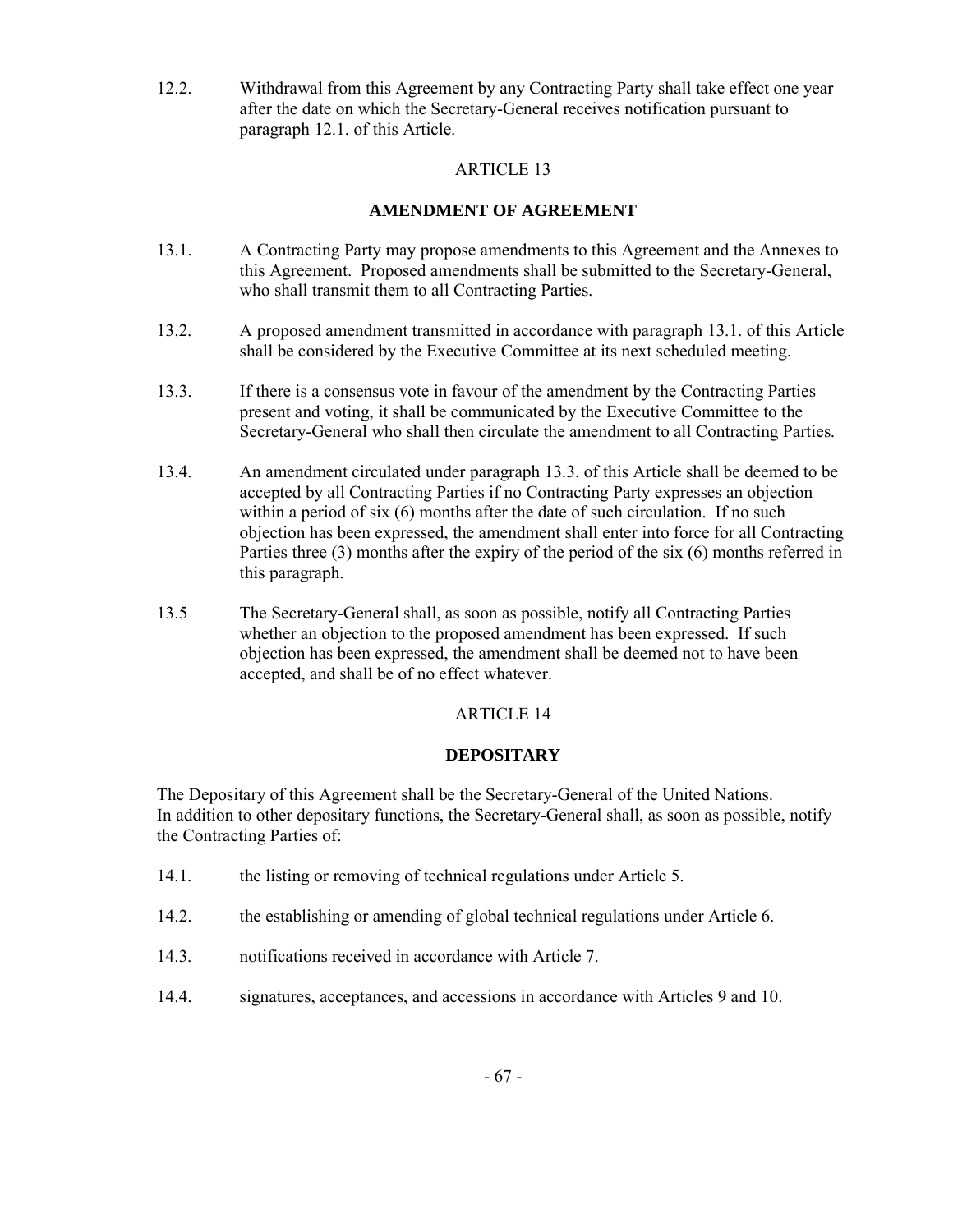12.2. Withdrawal from this Agreement by any Contracting Party shall take effect one year after the date on which the Secretary-General receives notification pursuant to paragraph 12.1. of this Article.

ARTICLE 13

## AMENDMENT OF AGREEMENT

13.1. A Contracting Party may propose amendments to this Agreement and the Annexes to this Agreement. Proposed amendments shall be submitted to the Secretary-General, who shall transmit them to all Contracting Parties.

13.2. A proposed amendment transmitted in accordance with paragraph 13.1. of this Article shall be considered by the Executive Committee at its next scheduled meeting.

13.3. If there is a consensus vote in favour of the amendment by the Contracting Parties present and voting, it shall be communicated by the Executive Committee to the Secretary-General who shall then circulate the amendment to all Contracting Parties.

13.4. An amendment circulated under paragraph 13.3. of this Article shall be deemed to be accepted by all Contracting Parties if no Contracting Party expresses an objection within a period of six (6) months after the date of such circulation. If no such objection has been expressed, the amendment shall enter into force for all Contracting Parties three (3) months after the expiry of the period of the six (6) months referred in this paragraph.

13.5 The Secretary-General shall, as soon as possible, notify all Contracting Parties whether an objection to the proposed amendment has been expressed. If such objection has been expressed, the amendment shall be deemed not to have been accepted, and shall be of no effect whatever.

ARTICLE 14

## DEPOSITARY

The Depositary of this Agreement shall be the Secretary-General of the United Nations. In addition to other depositary functions, the Secretary-General shall, as soon as possible, notify the Contracting Parties of:

14.1. the listing or removing of technical regulations under Article 5.

14.2. the establishing or amending of global technical regulations under Article 6.

14.3. notifications received in accordance with Article 7.

14.4. signatures, acceptances, and accessions in accordance with Articles 9 and 10.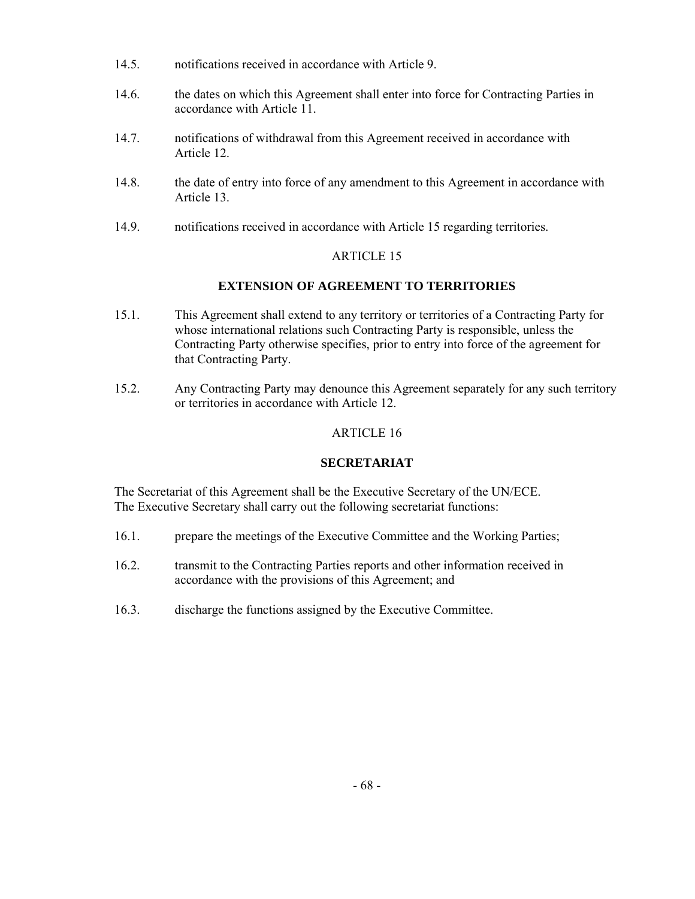14.5. notifications received in accordance with Article 9.

14.6. the dates on which this Agreement shall enter into force for Contracting Parties in accordance with Article 11.

14.7. notifications of withdrawal from this Agreement received in accordance with Article 12.

14.8. the date of entry into force of any amendment to this Agreement in accordance with Article 13.

14.9. notifications received in accordance with Article 15 regarding territories.

ARTICLE 15

**EXTENSION OF AGREEMENT TO TERRITORIES**

15.1. This Agreement shall extend to any territory or territories of a Contracting Party for whose international relations such Contracting Party is responsible, unless the Contracting Party otherwise specifies, prior to entry into force of the agreement for that Contracting Party.

15.2. Any Contracting Party may denounce this Agreement separately for any such territory or territories in accordance with Article 12.

ARTICLE 16

**SECRETARIAT**

The Secretariat of this Agreement shall be the Executive Secretary of the UN/ECE. The Executive Secretary shall carry out the following secretariat functions:

16.1. prepare the meetings of the Executive Committee and the Working Parties;

16.2. transmit to the Contracting Parties reports and other information received in accordance with the provisions of this Agreement; and

16.3. discharge the functions assigned by the Executive Committee.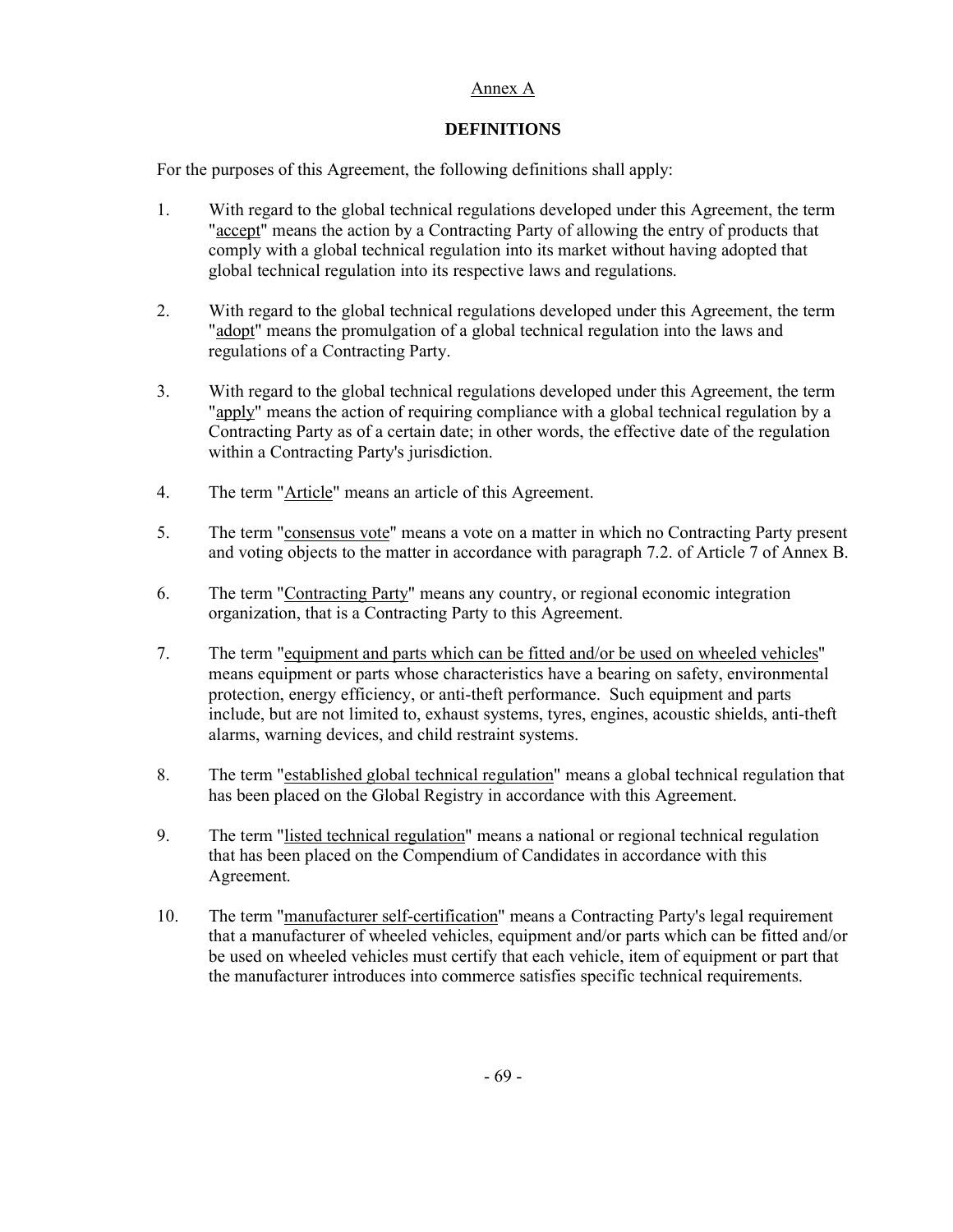Annex A

## DEFINITIONS

For the purposes of this Agreement, the following definitions shall apply:

1. With regard to the global technical regulations developed under this Agreement, the term "accept" means the action by a Contracting Party of allowing the entry of products that comply with a global technical regulation into its market without having adopted that global technical regulation into its respective laws and regulations.

2. With regard to the global technical regulations developed under this Agreement, the term "adopt" means the promulgation of a global technical regulation into the laws and regulations of a Contracting Party.

3. With regard to the global technical regulations developed under this Agreement, the term "apply" means the action of requiring compliance with a global technical regulation by a Contracting Party as of a certain date; in other words, the effective date of the regulation within a Contracting Party's jurisdiction.

4. The term "Article" means an article of this Agreement.

5. The term "consensus vote" means a vote on a matter in which no Contracting Party present and voting objects to the matter in accordance with paragraph 7.2. of Article 7 of Annex B.

6. The term "Contracting Party" means any country, or regional economic integration organization, that is a Contracting Party to this Agreement.

7. The term "equipment and parts which can be fitted and/or be used on wheeled vehicles" means equipment or parts whose characteristics have a bearing on safety, environmental protection, energy efficiency, or anti-theft performance. Such equipment and parts include, but are not limited to, exhaust systems, tyres, engines, acoustic shields, anti-theft alarms, warning devices, and child restraint systems.

8. The term "established global technical regulation" means a global technical regulation that has been placed on the Global Registry in accordance with this Agreement.

9. The term "listed technical regulation" means a national or regional technical regulation that has been placed on the Compendium of Candidates in accordance with this Agreement.

10. The term "manufacturer self-certification" means a Contracting Party's legal requirement that a manufacturer of wheeled vehicles, equipment and/or parts which can be fitted and/or be used on wheeled vehicles must certify that each vehicle, item of equipment or part that the manufacturer introduces into commerce satisfies specific technical requirements.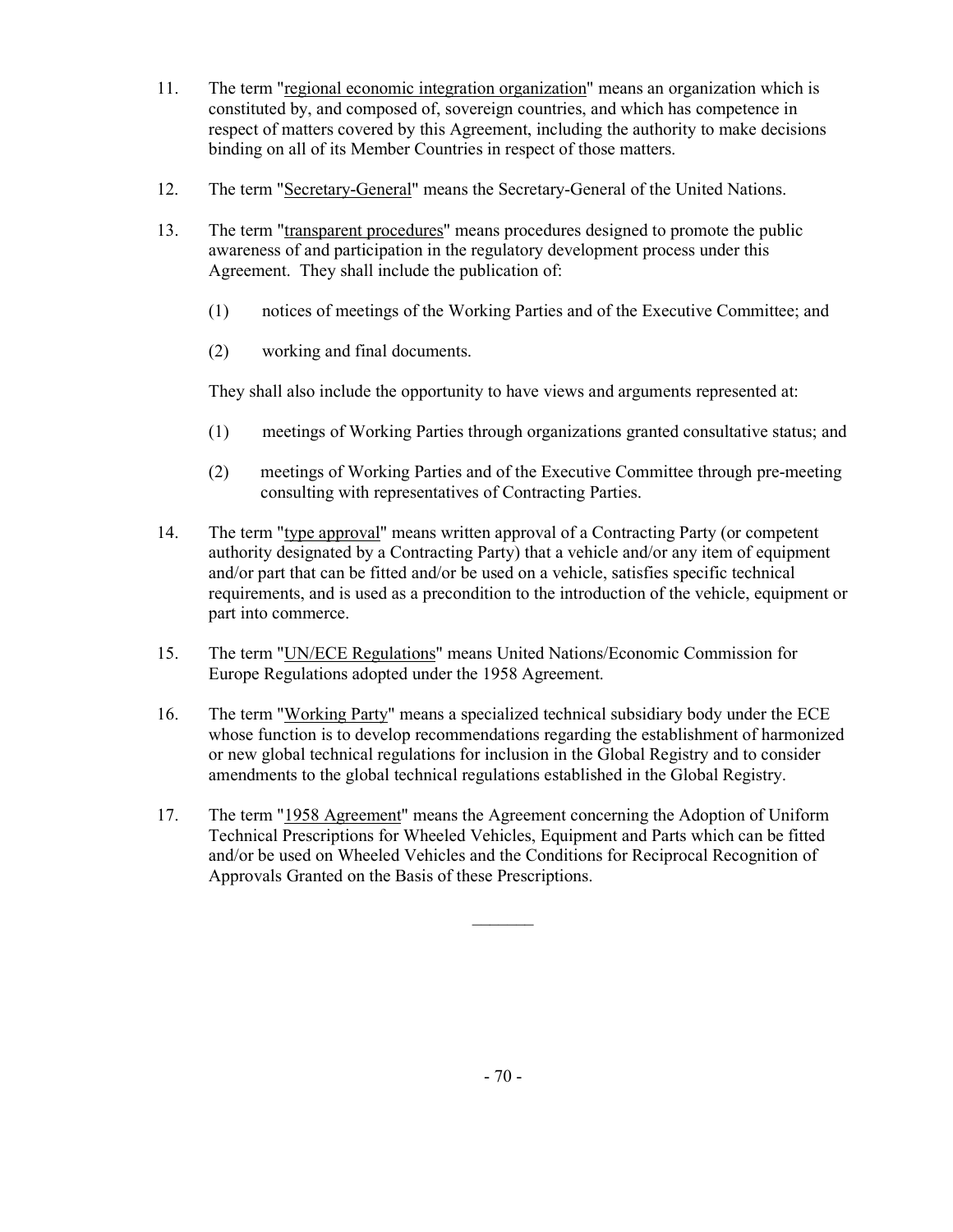11. The term "regional economic integration organization" means an organization which is constituted by, and composed of, sovereign countries, and which has competence in respect of matters covered by this Agreement, including the authority to make decisions binding on all of its Member Countries in respect of those matters.

12. The term "Secretary-General" means the Secretary-General of the United Nations.

13. The term "transparent procedures" means procedures designed to promote the public awareness of and participation in the regulatory development process under this Agreement. They shall include the publication of:

    (1) notices of meetings of the Working Parties and of the Executive Committee; and

    (2) working and final documents.

    They shall also include the opportunity to have views and arguments represented at:

    (1) meetings of Working Parties through organizations granted consultative status; and

    (2) meetings of Working Parties and of the Executive Committee through pre-meeting consulting with representatives of Contracting Parties.

14. The term "type approval" means written approval of a Contracting Party (or competent authority designated by a Contracting Party) that a vehicle and/or any item of equipment and/or part that can be fitted and/or be used on a vehicle, satisfies specific technical requirements, and is used as a precondition to the introduction of the vehicle, equipment or part into commerce.

15. The term "UN/ECE Regulations" means United Nations/Economic Commission for Europe Regulations adopted under the 1958 Agreement.

16. The term "Working Party" means a specialized technical subsidiary body under the ECE whose function is to develop recommendations regarding the establishment of harmonized or new global technical regulations for inclusion in the Global Registry and to consider amendments to the global technical regulations established in the Global Registry.

17. The term "1958 Agreement" means the Agreement concerning the Adoption of Uniform Technical Prescriptions for Wheeled Vehicles, Equipment and Parts which can be fitted and/or be used on Wheeled Vehicles and the Conditions for Reciprocal Recognition of Approvals Granted on the Basis of these Prescriptions.

_______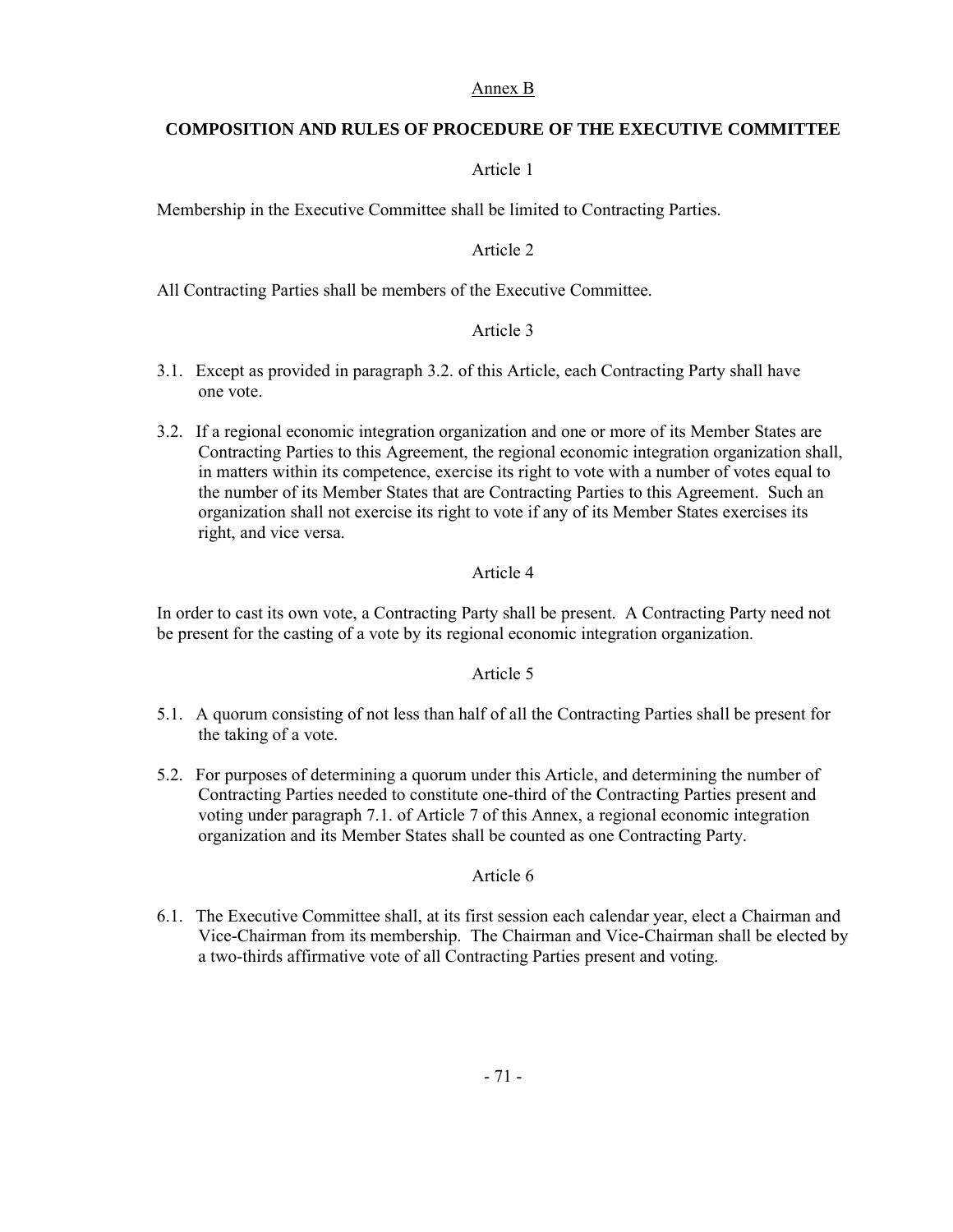Annex B

## COMPOSITION AND RULES OF PROCEDURE OF THE EXECUTIVE COMMITTEE

Article 1

Membership in the Executive Committee shall be limited to Contracting Parties.

Article 2

All Contracting Parties shall be members of the Executive Committee.

Article 3

3.1. Except as provided in paragraph 3.2. of this Article, each Contracting Party shall have one vote.

3.2. If a regional economic integration organization and one or more of its Member States are Contracting Parties to this Agreement, the regional economic integration organization shall, in matters within its competence, exercise its right to vote with a number of votes equal to the number of its Member States that are Contracting Parties to this Agreement. Such an organization shall not exercise its right to vote if any of its Member States exercises its right, and vice versa.

Article 4

In order to cast its own vote, a Contracting Party shall be present. A Contracting Party need not be present for the casting of a vote by its regional economic integration organization.

Article 5

5.1. A quorum consisting of not less than half of all the Contracting Parties shall be present for the taking of a vote.

5.2. For purposes of determining a quorum under this Article, and determining the number of Contracting Parties needed to constitute one-third of the Contracting Parties present and voting under paragraph 7.1. of Article 7 of this Annex, a regional economic integration organization and its Member States shall be counted as one Contracting Party.

Article 6

6.1. The Executive Committee shall, at its first session each calendar year, elect a Chairman and Vice-Chairman from its membership. The Chairman and Vice-Chairman shall be elected by a two-thirds affirmative vote of all Contracting Parties present and voting.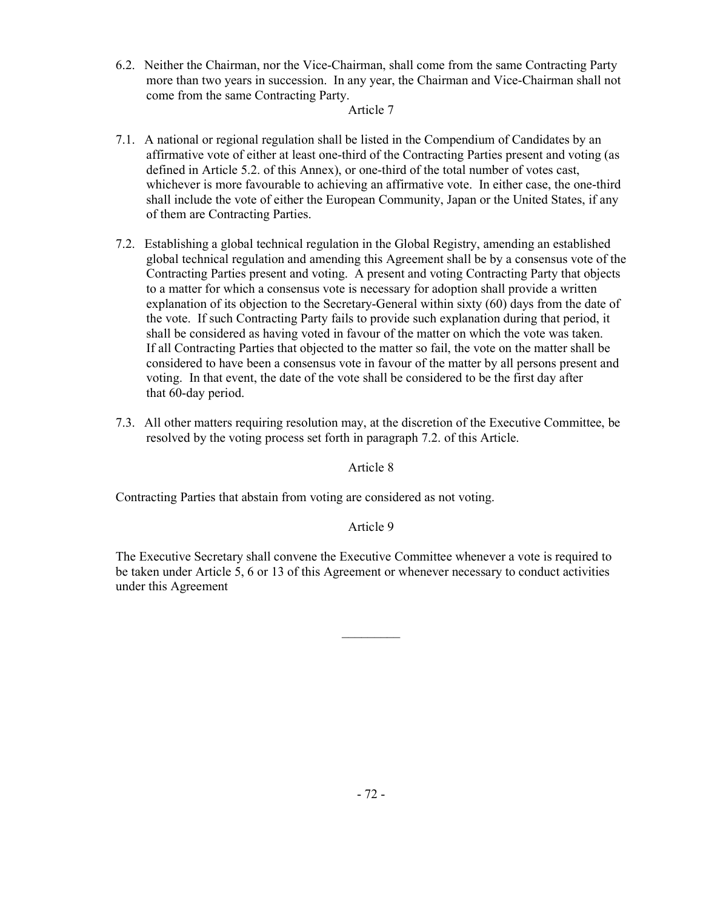6.2. Neither the Chairman, nor the Vice-Chairman, shall come from the same Contracting Party more than two years in succession. In any year, the Chairman and Vice-Chairman shall not come from the same Contracting Party.

Article 7

7.1. A national or regional regulation shall be listed in the Compendium of Candidates by an affirmative vote of either at least one-third of the Contracting Parties present and voting (as defined in Article 5.2. of this Annex), or one-third of the total number of votes cast, whichever is more favourable to achieving an affirmative vote. In either case, the one-third shall include the vote of either the European Community, Japan or the United States, if any of them are Contracting Parties.

7.2. Establishing a global technical regulation in the Global Registry, amending an established global technical regulation and amending this Agreement shall be by a consensus vote of the Contracting Parties present and voting. A present and voting Contracting Party that objects to a matter for which a consensus vote is necessary for adoption shall provide a written explanation of its objection to the Secretary-General within sixty (60) days from the date of the vote. If such Contracting Party fails to provide such explanation during that period, it shall be considered as having voted in favour of the matter on which the vote was taken. If all Contracting Parties that objected to the matter so fail, the vote on the matter shall be considered to have been a consensus vote in favour of the matter by all persons present and voting. In that event, the date of the vote shall be considered to be the first day after that 60-day period.

7.3. All other matters requiring resolution may, at the discretion of the Executive Committee, be resolved by the voting process set forth in paragraph 7.2. of this Article.

Article 8

Contracting Parties that abstain from voting are considered as not voting.

Article 9

The Executive Secretary shall convene the Executive Committee whenever a vote is required to be taken under Article 5, 6 or 13 of this Agreement or whenever necessary to conduct activities under this Agreement

\_\_\_\_\_\_\_\_\_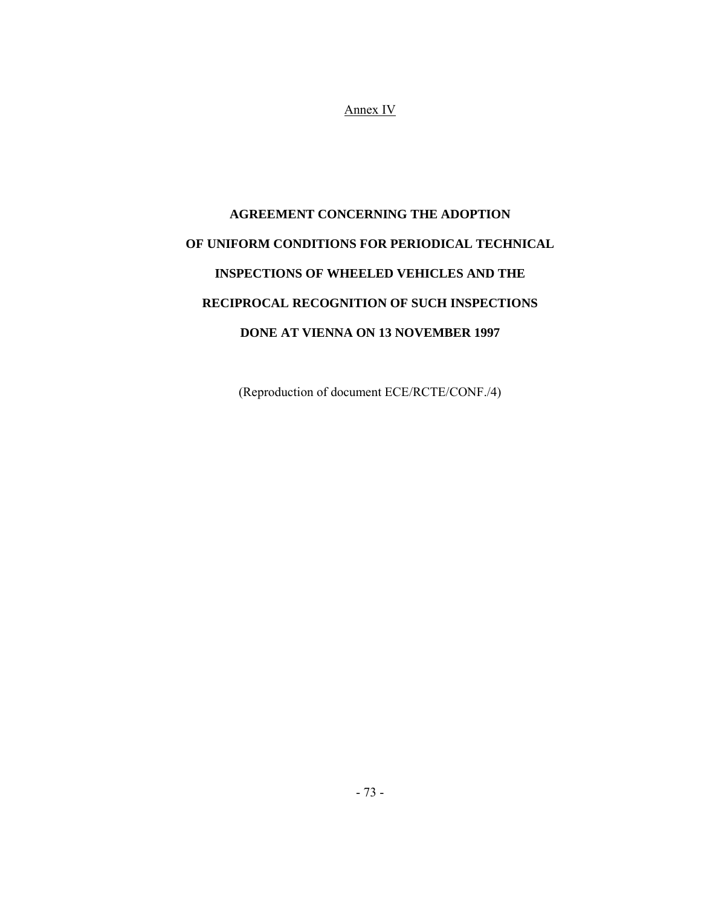Annex IV

# AGREEMENT CONCERNING THE ADOPTION OF UNIFORM CONDITIONS FOR PERIODICAL TECHNICAL INSPECTIONS OF WHEELED VEHICLES AND THE RECIPROCAL RECOGNITION OF SUCH INSPECTIONS DONE AT VIENNA ON 13 NOVEMBER 1997

(Reproduction of document ECE/RCTE/CONF./4)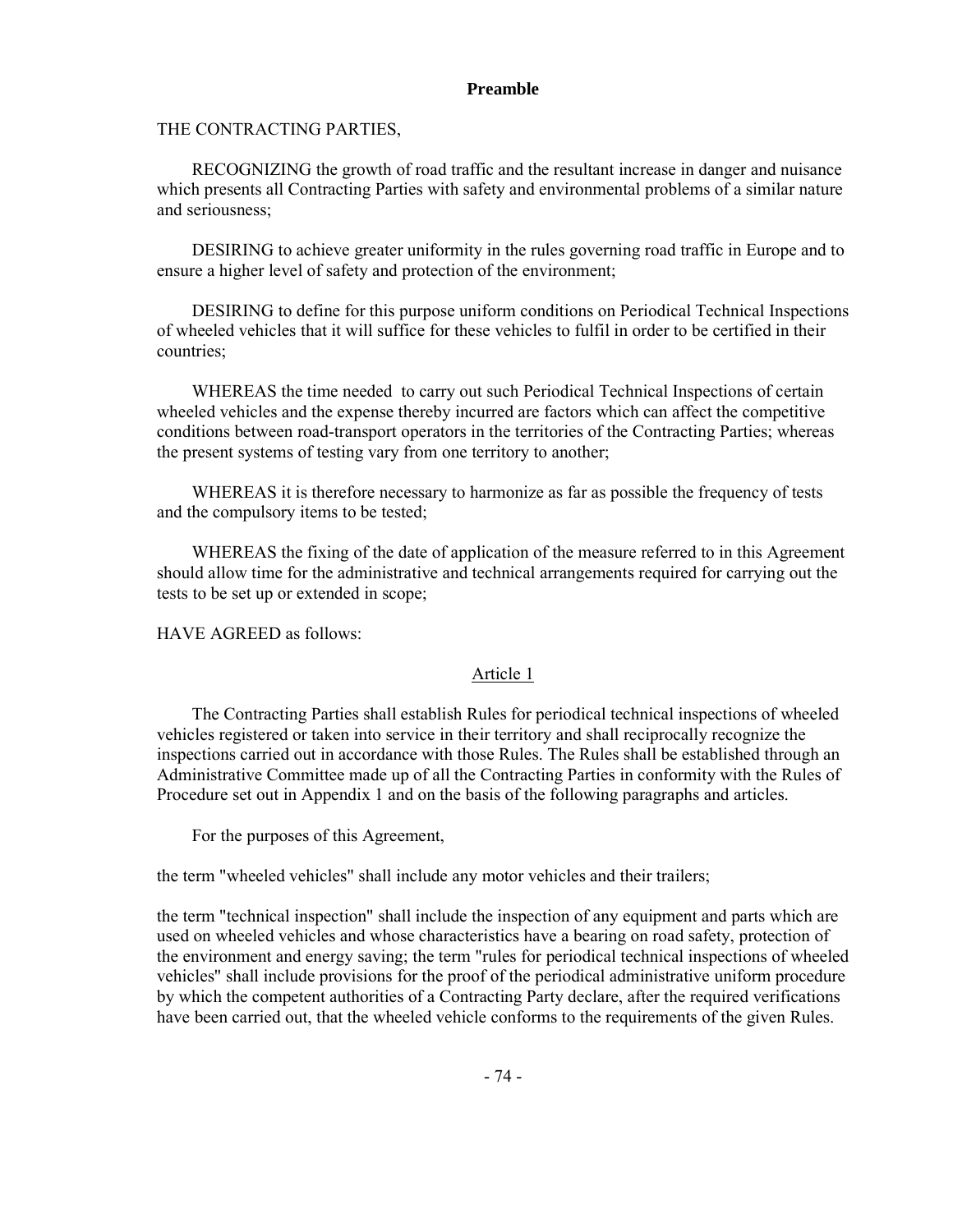## Preamble

THE CONTRACTING PARTIES,

RECOGNIZING the growth of road traffic and the resultant increase in danger and nuisance which presents all Contracting Parties with safety and environmental problems of a similar nature and seriousness;

DESIRING to achieve greater uniformity in the rules governing road traffic in Europe and to ensure a higher level of safety and protection of the environment;

DESIRING to define for this purpose uniform conditions on Periodical Technical Inspections of wheeled vehicles that it will suffice for these vehicles to fulfil in order to be certified in their countries;

WHEREAS the time needed to carry out such Periodical Technical Inspections of certain wheeled vehicles and the expense thereby incurred are factors which can affect the competitive conditions between road-transport operators in the territories of the Contracting Parties; whereas the present systems of testing vary from one territory to another;

WHEREAS it is therefore necessary to harmonize as far as possible the frequency of tests and the compulsory items to be tested;

WHEREAS the fixing of the date of application of the measure referred to in this Agreement should allow time for the administrative and technical arrangements required for carrying out the tests to be set up or extended in scope;

HAVE AGREED as follows:

### Article 1

The Contracting Parties shall establish Rules for periodical technical inspections of wheeled vehicles registered or taken into service in their territory and shall reciprocally recognize the inspections carried out in accordance with those Rules. The Rules shall be established through an Administrative Committee made up of all the Contracting Parties in conformity with the Rules of Procedure set out in Appendix 1 and on the basis of the following paragraphs and articles.

For the purposes of this Agreement,

the term "wheeled vehicles" shall include any motor vehicles and their trailers;

the term "technical inspection" shall include the inspection of any equipment and parts which are used on wheeled vehicles and whose characteristics have a bearing on road safety, protection of the environment and energy saving; the term "rules for periodical technical inspections of wheeled vehicles" shall include provisions for the proof of the periodical administrative uniform procedure by which the competent authorities of a Contracting Party declare, after the required verifications have been carried out, that the wheeled vehicle conforms to the requirements of the given Rules.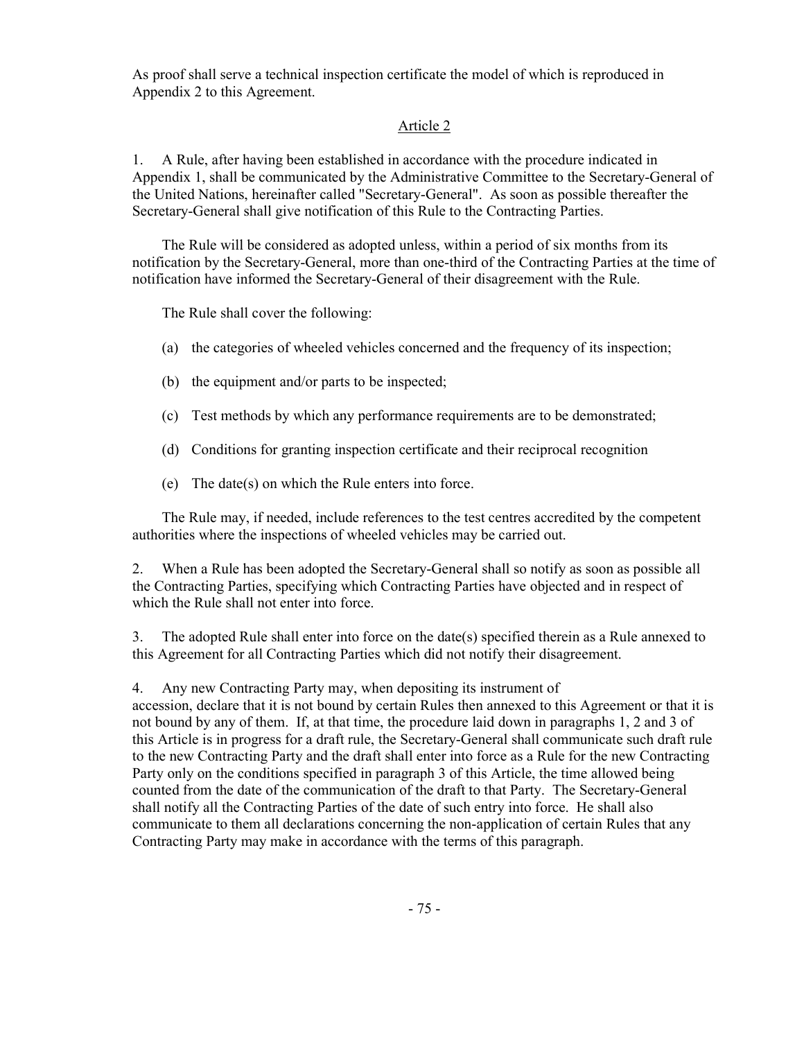As proof shall serve a technical inspection certificate the model of which is reproduced in Appendix 2 to this Agreement.

## Article 2

1. A Rule, after having been established in accordance with the procedure indicated in Appendix 1, shall be communicated by the Administrative Committee to the Secretary-General of the United Nations, hereinafter called "Secretary-General". As soon as possible thereafter the Secretary-General shall give notification of this Rule to the Contracting Parties.

The Rule will be considered as adopted unless, within a period of six months from its notification by the Secretary-General, more than one-third of the Contracting Parties at the time of notification have informed the Secretary-General of their disagreement with the Rule.

The Rule shall cover the following:

(a) the categories of wheeled vehicles concerned and the frequency of its inspection;

(b) the equipment and/or parts to be inspected;

(c) Test methods by which any performance requirements are to be demonstrated;

(d) Conditions for granting inspection certificate and their reciprocal recognition

(e) The date(s) on which the Rule enters into force.

The Rule may, if needed, include references to the test centres accredited by the competent authorities where the inspections of wheeled vehicles may be carried out.

2. When a Rule has been adopted the Secretary-General shall so notify as soon as possible all the Contracting Parties, specifying which Contracting Parties have objected and in respect of which the Rule shall not enter into force.

3. The adopted Rule shall enter into force on the date(s) specified therein as a Rule annexed to this Agreement for all Contracting Parties which did not notify their disagreement.

4. Any new Contracting Party may, when depositing its instrument of accession, declare that it is not bound by certain Rules then annexed to this Agreement or that it is not bound by any of them. If, at that time, the procedure laid down in paragraphs 1, 2 and 3 of this Article is in progress for a draft rule, the Secretary-General shall communicate such draft rule to the new Contracting Party and the draft shall enter into force as a Rule for the new Contracting Party only on the conditions specified in paragraph 3 of this Article, the time allowed being counted from the date of the communication of the draft to that Party. The Secretary-General shall notify all the Contracting Parties of the date of such entry into force. He shall also communicate to them all declarations concerning the non-application of certain Rules that any Contracting Party may make in accordance with the terms of this paragraph.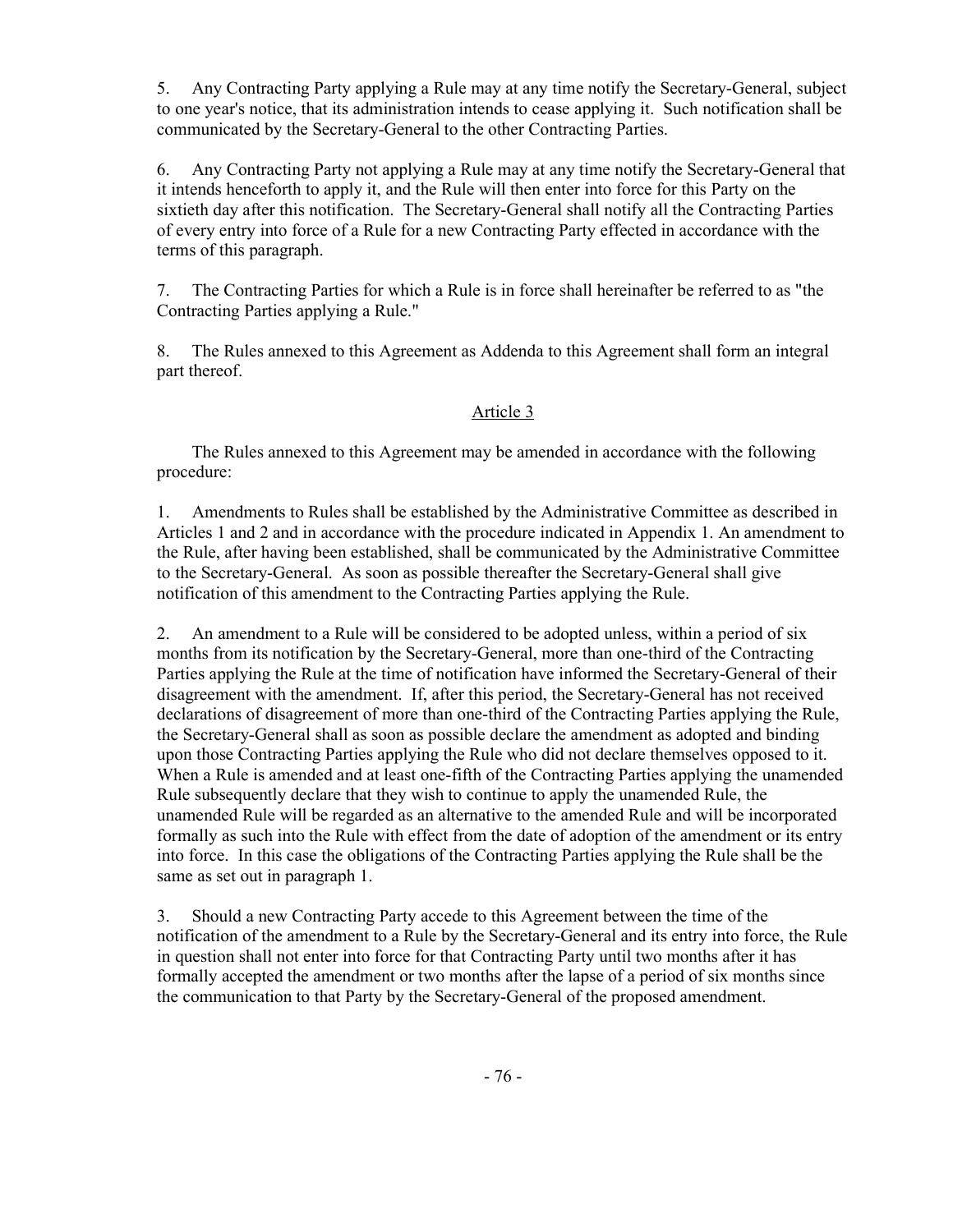5. Any Contracting Party applying a Rule may at any time notify the Secretary-General, subject to one year's notice, that its administration intends to cease applying it. Such notification shall be communicated by the Secretary-General to the other Contracting Parties.

6. Any Contracting Party not applying a Rule may at any time notify the Secretary-General that it intends henceforth to apply it, and the Rule will then enter into force for this Party on the sixtieth day after this notification. The Secretary-General shall notify all the Contracting Parties of every entry into force of a Rule for a new Contracting Party effected in accordance with the terms of this paragraph.

7. The Contracting Parties for which a Rule is in force shall hereinafter be referred to as "the Contracting Parties applying a Rule."

8. The Rules annexed to this Agreement as Addenda to this Agreement shall form an integral part thereof.

## Article 3

The Rules annexed to this Agreement may be amended in accordance with the following procedure:

1. Amendments to Rules shall be established by the Administrative Committee as described in Articles 1 and 2 and in accordance with the procedure indicated in Appendix 1. An amendment to the Rule, after having been established, shall be communicated by the Administrative Committee to the Secretary-General. As soon as possible thereafter the Secretary-General shall give notification of this amendment to the Contracting Parties applying the Rule.

2. An amendment to a Rule will be considered to be adopted unless, within a period of six months from its notification by the Secretary-General, more than one-third of the Contracting Parties applying the Rule at the time of notification have informed the Secretary-General of their disagreement with the amendment. If, after this period, the Secretary-General has not received declarations of disagreement of more than one-third of the Contracting Parties applying the Rule, the Secretary-General shall as soon as possible declare the amendment as adopted and binding upon those Contracting Parties applying the Rule who did not declare themselves opposed to it. When a Rule is amended and at least one-fifth of the Contracting Parties applying the unamended Rule subsequently declare that they wish to continue to apply the unamended Rule, the unamended Rule will be regarded as an alternative to the amended Rule and will be incorporated formally as such into the Rule with effect from the date of adoption of the amendment or its entry into force. In this case the obligations of the Contracting Parties applying the Rule shall be the same as set out in paragraph 1.

3. Should a new Contracting Party accede to this Agreement between the time of the notification of the amendment to a Rule by the Secretary-General and its entry into force, the Rule in question shall not enter into force for that Contracting Party until two months after it has formally accepted the amendment or two months after the lapse of a period of six months since the communication to that Party by the Secretary-General of the proposed amendment.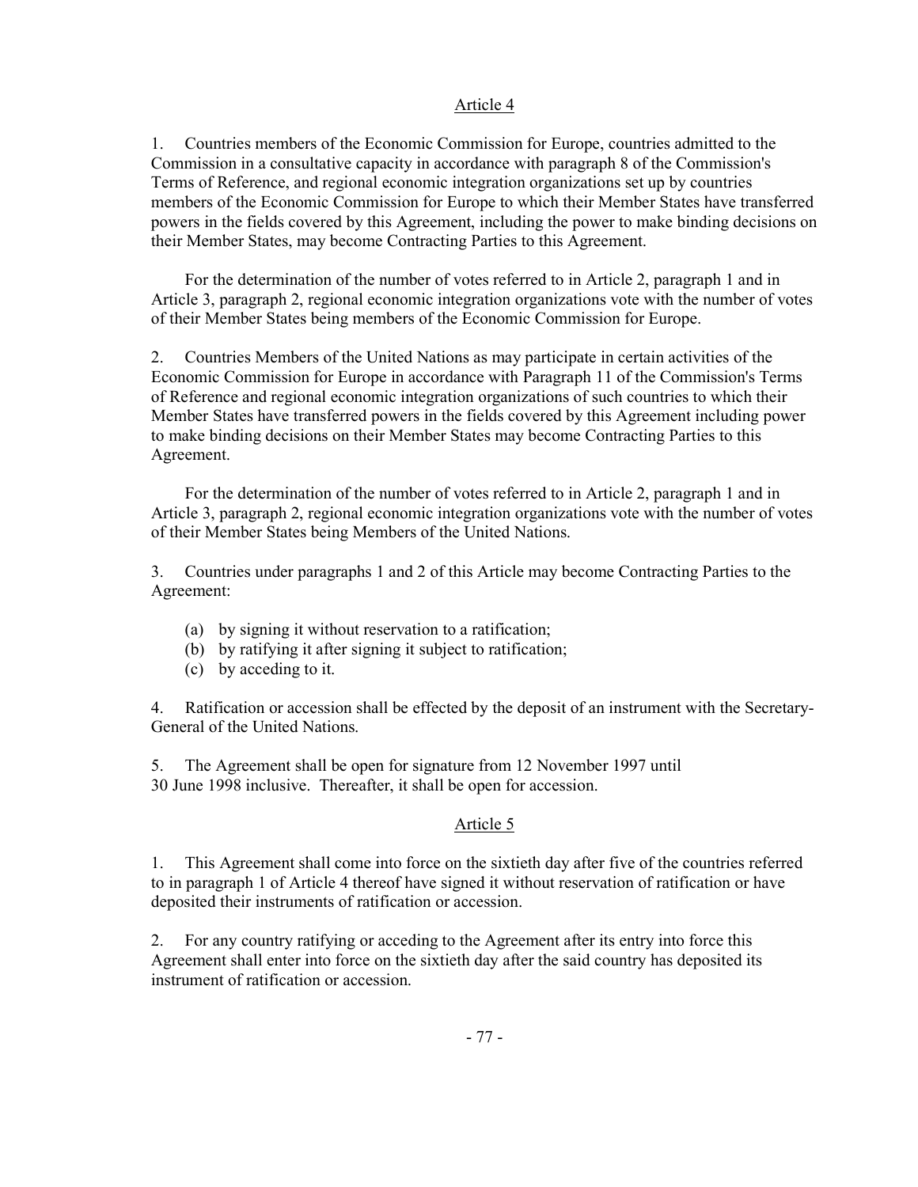## Article 4

1. Countries members of the Economic Commission for Europe, countries admitted to the Commission in a consultative capacity in accordance with paragraph 8 of the Commission's Terms of Reference, and regional economic integration organizations set up by countries members of the Economic Commission for Europe to which their Member States have transferred powers in the fields covered by this Agreement, including the power to make binding decisions on their Member States, may become Contracting Parties to this Agreement.

For the determination of the number of votes referred to in Article 2, paragraph 1 and in Article 3, paragraph 2, regional economic integration organizations vote with the number of votes of their Member States being members of the Economic Commission for Europe.

2. Countries Members of the United Nations as may participate in certain activities of the Economic Commission for Europe in accordance with Paragraph 11 of the Commission's Terms of Reference and regional economic integration organizations of such countries to which their Member States have transferred powers in the fields covered by this Agreement including power to make binding decisions on their Member States may become Contracting Parties to this Agreement.

For the determination of the number of votes referred to in Article 2, paragraph 1 and in Article 3, paragraph 2, regional economic integration organizations vote with the number of votes of their Member States being Members of the United Nations.

3. Countries under paragraphs 1 and 2 of this Article may become Contracting Parties to the Agreement:

(a) by signing it without reservation to a ratification;
(b) by ratifying it after signing it subject to ratification;
(c) by acceding to it.

4. Ratification or accession shall be effected by the deposit of an instrument with the Secretary-General of the United Nations.

5. The Agreement shall be open for signature from 12 November 1997 until 30 June 1998 inclusive. Thereafter, it shall be open for accession.

## Article 5

1. This Agreement shall come into force on the sixtieth day after five of the countries referred to in paragraph 1 of Article 4 thereof have signed it without reservation of ratification or have deposited their instruments of ratification or accession.

2. For any country ratifying or acceding to the Agreement after its entry into force this Agreement shall enter into force on the sixtieth day after the said country has deposited its instrument of ratification or accession.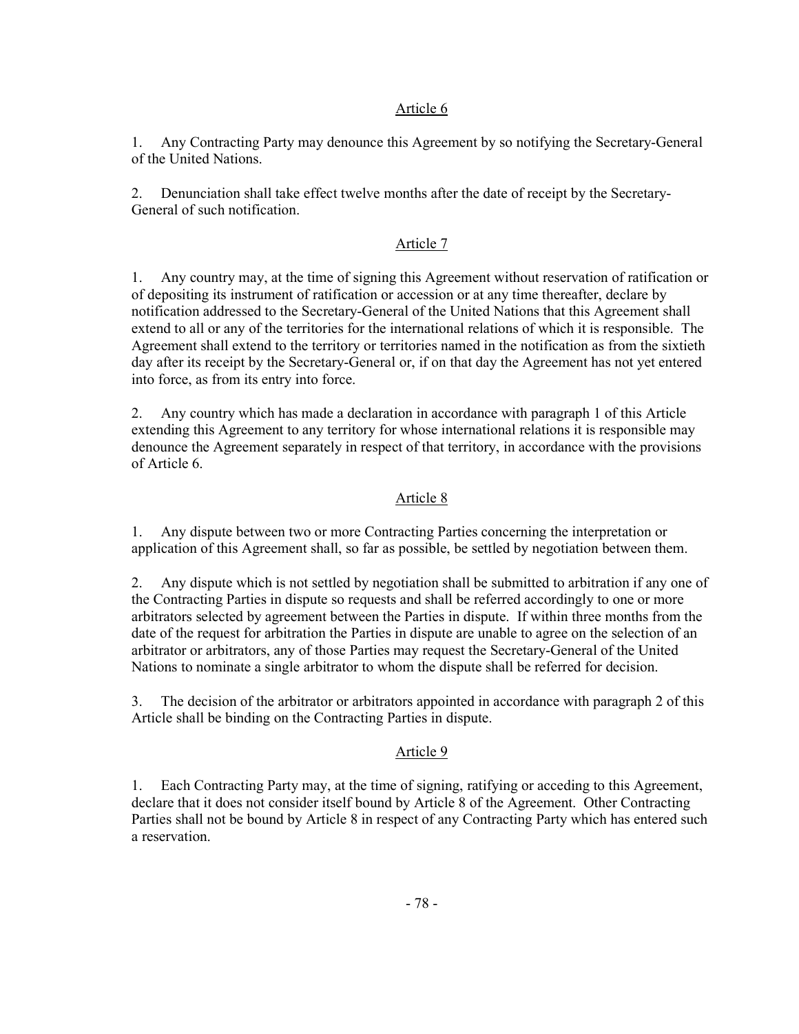## Article 6

1. Any Contracting Party may denounce this Agreement by so notifying the Secretary-General of the United Nations.

2. Denunciation shall take effect twelve months after the date of receipt by the Secretary-General of such notification.

## Article 7

1. Any country may, at the time of signing this Agreement without reservation of ratification or of depositing its instrument of ratification or accession or at any time thereafter, declare by notification addressed to the Secretary-General of the United Nations that this Agreement shall extend to all or any of the territories for the international relations of which it is responsible. The Agreement shall extend to the territory or territories named in the notification as from the sixtieth day after its receipt by the Secretary-General or, if on that day the Agreement has not yet entered into force, as from its entry into force.

2. Any country which has made a declaration in accordance with paragraph 1 of this Article extending this Agreement to any territory for whose international relations it is responsible may denounce the Agreement separately in respect of that territory, in accordance with the provisions of Article 6.

## Article 8

1. Any dispute between two or more Contracting Parties concerning the interpretation or application of this Agreement shall, so far as possible, be settled by negotiation between them.

2. Any dispute which is not settled by negotiation shall be submitted to arbitration if any one of the Contracting Parties in dispute so requests and shall be referred accordingly to one or more arbitrators selected by agreement between the Parties in dispute. If within three months from the date of the request for arbitration the Parties in dispute are unable to agree on the selection of an arbitrator or arbitrators, any of those Parties may request the Secretary-General of the United Nations to nominate a single arbitrator to whom the dispute shall be referred for decision.

3. The decision of the arbitrator or arbitrators appointed in accordance with paragraph 2 of this Article shall be binding on the Contracting Parties in dispute.

## Article 9

1. Each Contracting Party may, at the time of signing, ratifying or acceding to this Agreement, declare that it does not consider itself bound by Article 8 of the Agreement. Other Contracting Parties shall not be bound by Article 8 in respect of any Contracting Party which has entered such a reservation.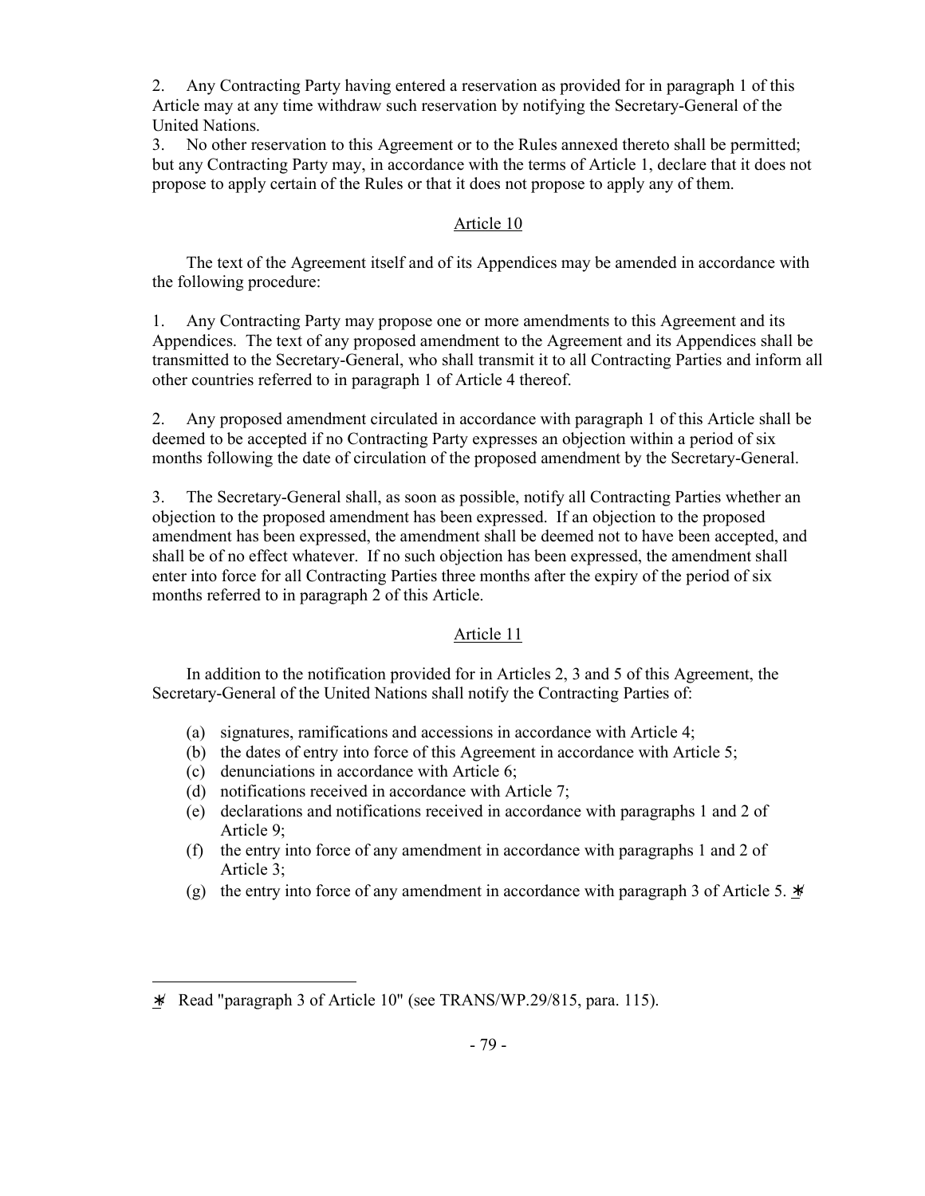2. Any Contracting Party having entered a reservation as provided for in paragraph 1 of this Article may at any time withdraw such reservation by notifying the Secretary-General of the United Nations.

3. No other reservation to this Agreement or to the Rules annexed thereto shall be permitted; but any Contracting Party may, in accordance with the terms of Article 1, declare that it does not propose to apply certain of the Rules or that it does not propose to apply any of them.

## Article 10

The text of the Agreement itself and of its Appendices may be amended in accordance with the following procedure:

1. Any Contracting Party may propose one or more amendments to this Agreement and its Appendices. The text of any proposed amendment to the Agreement and its Appendices shall be transmitted to the Secretary-General, who shall transmit it to all Contracting Parties and inform all other countries referred to in paragraph 1 of Article 4 thereof.

2. Any proposed amendment circulated in accordance with paragraph 1 of this Article shall be deemed to be accepted if no Contracting Party expresses an objection within a period of six months following the date of circulation of the proposed amendment by the Secretary-General.

3. The Secretary-General shall, as soon as possible, notify all Contracting Parties whether an objection to the proposed amendment has been expressed. If an objection to the proposed amendment has been expressed, the amendment shall be deemed not to have been accepted, and shall be of no effect whatever. If no such objection has been expressed, the amendment shall enter into force for all Contracting Parties three months after the expiry of the period of six months referred to in paragraph 2 of this Article.

## Article 11

In addition to the notification provided for in Articles 2, 3 and 5 of this Agreement, the Secretary-General of the United Nations shall notify the Contracting Parties of:

(a) signatures, ramifications and accessions in accordance with Article 4;
(b) the dates of entry into force of this Agreement in accordance with Article 5;
(c) denunciations in accordance with Article 6;
(d) notifications received in accordance with Article 7;
(e) declarations and notifications received in accordance with paragraphs 1 and 2 of Article 9;
(f) the entry into force of any amendment in accordance with paragraphs 1 and 2 of Article 3;
(g) the entry into force of any amendment in accordance with paragraph 3 of Article 5. [*]

---

[*] Read "paragraph 3 of Article 10" (see TRANS/WP.29/815, para. 115).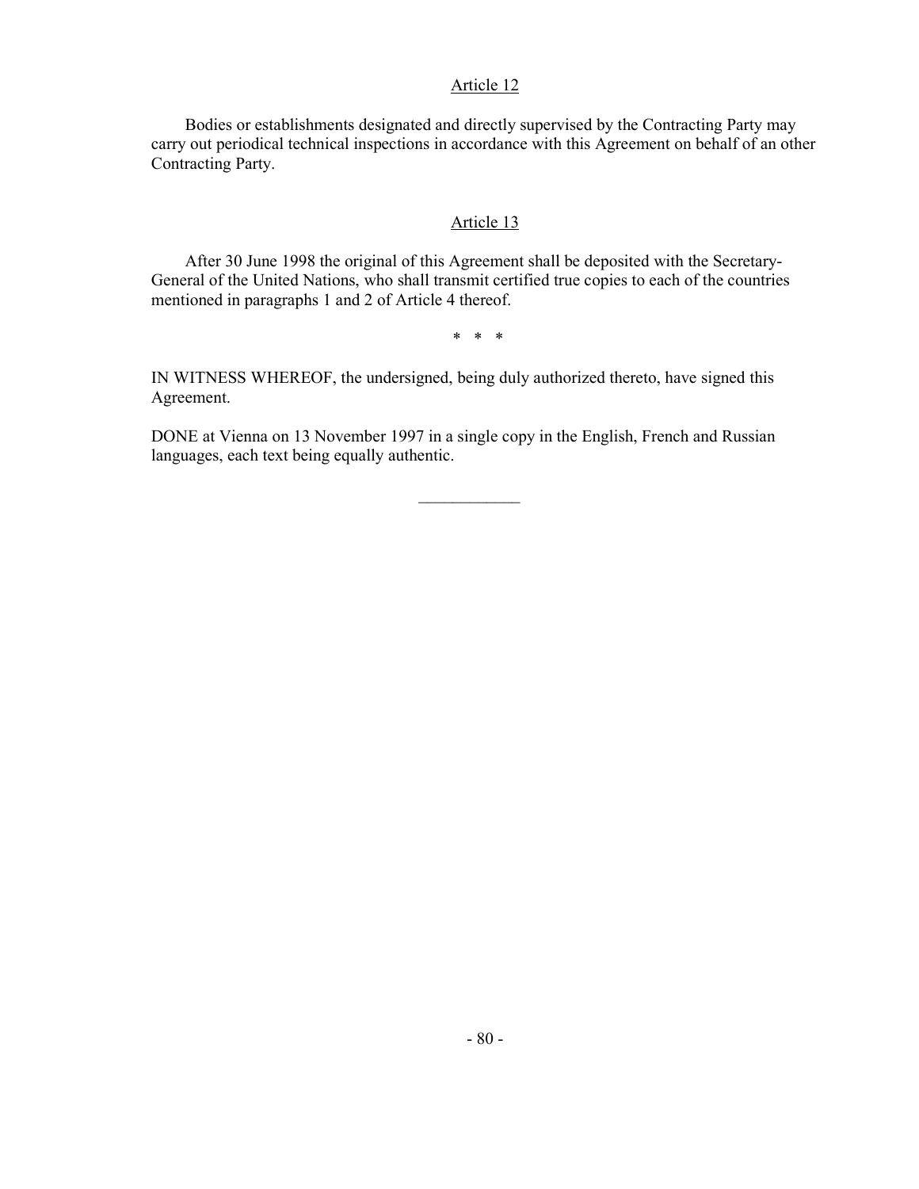## Article 12

Bodies or establishments designated and directly supervised by the Contracting Party may carry out periodical technical inspections in accordance with this Agreement on behalf of an other Contracting Party.

## Article 13

After 30 June 1998 the original of this Agreement shall be deposited with the Secretary-General of the United Nations, who shall transmit certified true copies to each of the countries mentioned in paragraphs 1 and 2 of Article 4 thereof.

\* \* \*

IN WITNESS WHEREOF, the undersigned, being duly authorized thereto, have signed this Agreement.

DONE at Vienna on 13 November 1997 in a single copy in the English, French and Russian languages, each text being equally authentic.

\_\_\_\_\_\_\_\_\_\_\_\_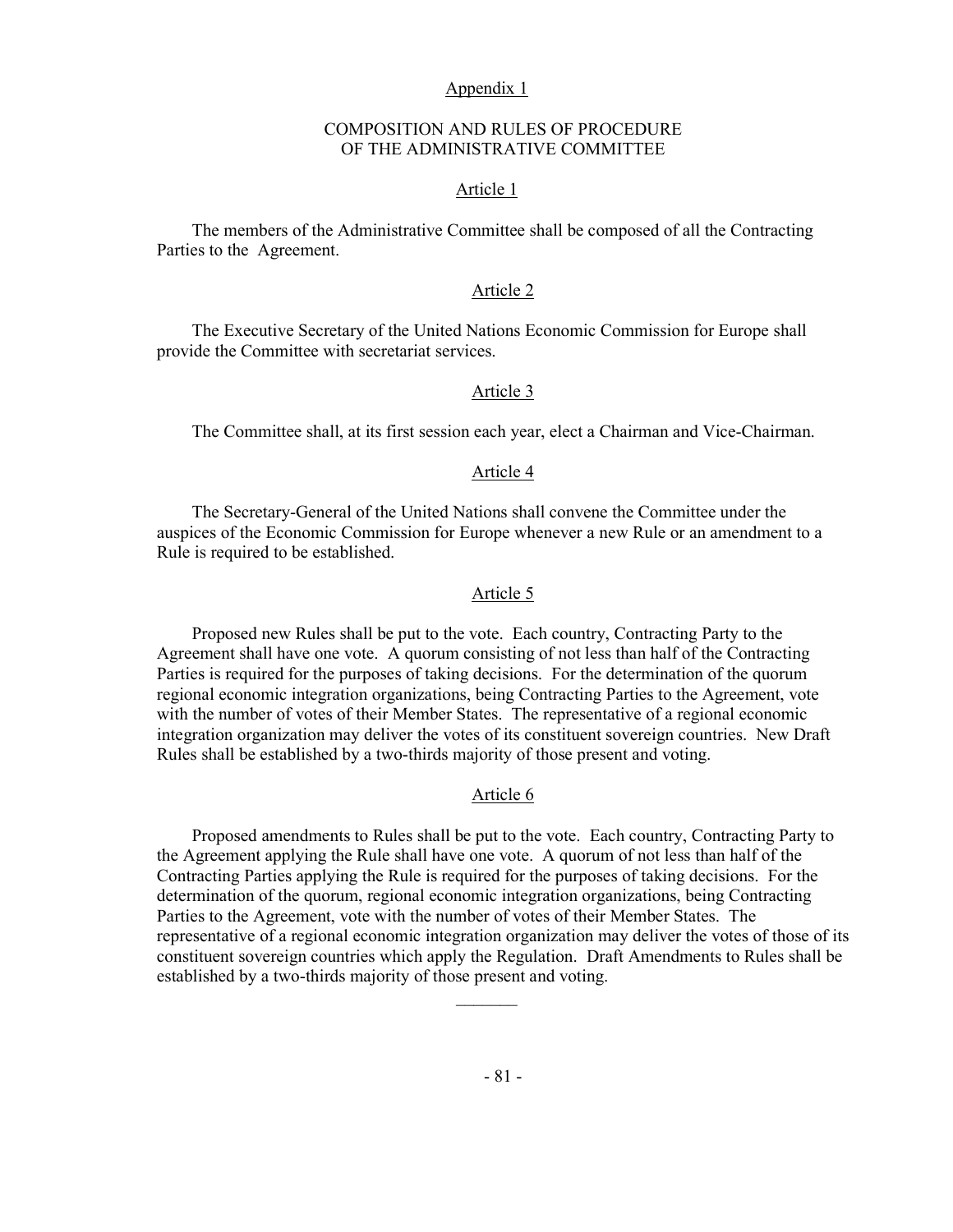## Appendix 1

### COMPOSITION AND RULES OF PROCEDURE OF THE ADMINISTRATIVE COMMITTEE

#### Article 1

The members of the Administrative Committee shall be composed of all the Contracting Parties to the Agreement.

#### Article 2

The Executive Secretary of the United Nations Economic Commission for Europe shall provide the Committee with secretariat services.

#### Article 3

The Committee shall, at its first session each year, elect a Chairman and Vice-Chairman.

#### Article 4

The Secretary-General of the United Nations shall convene the Committee under the auspices of the Economic Commission for Europe whenever a new Rule or an amendment to a Rule is required to be established.

#### Article 5

Proposed new Rules shall be put to the vote. Each country, Contracting Party to the Agreement shall have one vote. A quorum consisting of not less than half of the Contracting Parties is required for the purposes of taking decisions. For the determination of the quorum regional economic integration organizations, being Contracting Parties to the Agreement, vote with the number of votes of their Member States. The representative of a regional economic integration organization may deliver the votes of its constituent sovereign countries. New Draft Rules shall be established by a two-thirds majority of those present and voting.

#### Article 6

Proposed amendments to Rules shall be put to the vote. Each country, Contracting Party to the Agreement applying the Rule shall have one vote. A quorum of not less than half of the Contracting Parties applying the Rule is required for the purposes of taking decisions. For the determination of the quorum, regional economic integration organizations, being Contracting Parties to the Agreement, vote with the number of votes of their Member States. The representative of a regional economic integration organization may deliver the votes of those of its constituent sovereign countries which apply the Regulation. Draft Amendments to Rules shall be established by a two-thirds majority of those present and voting.

_______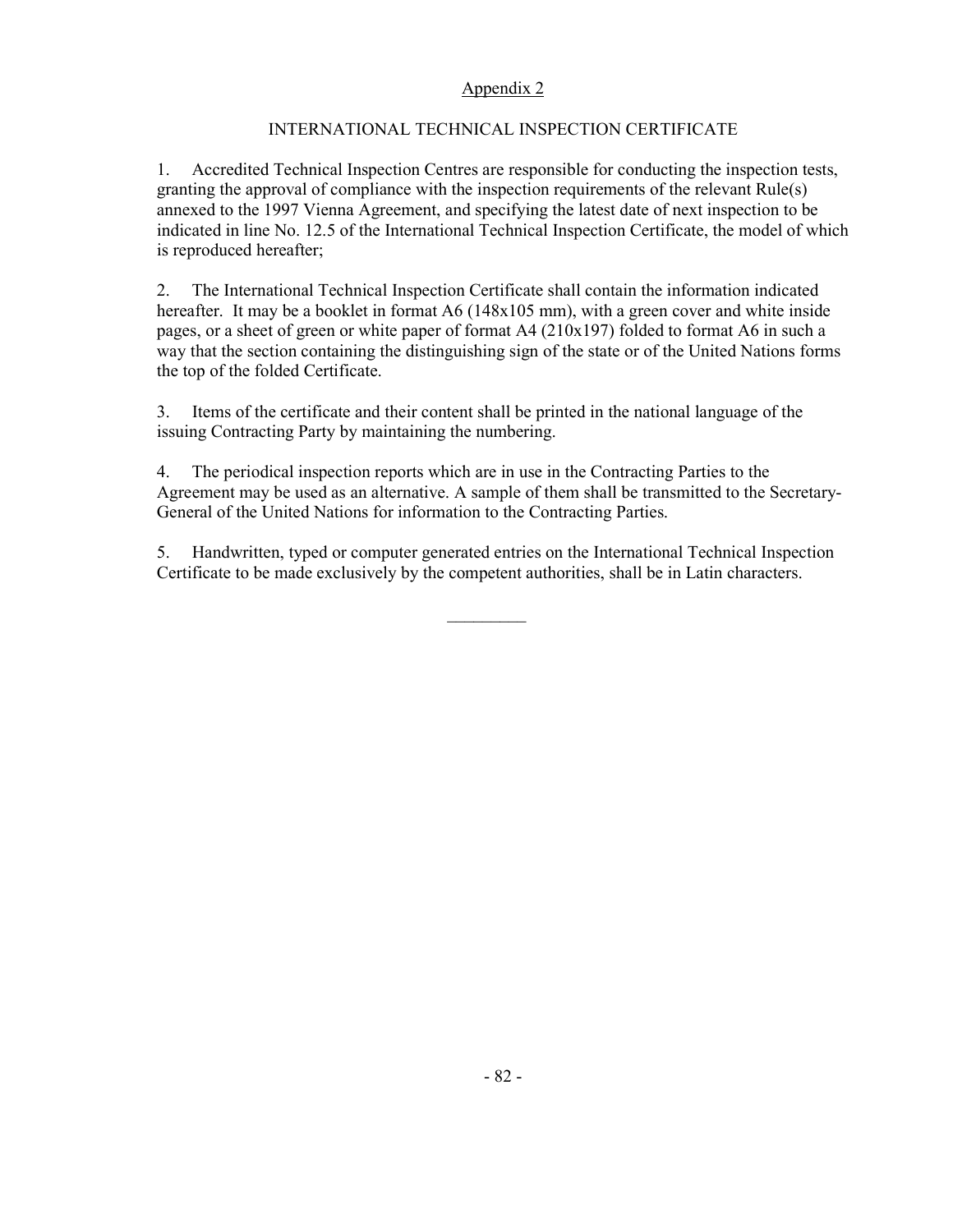Appendix 2

## INTERNATIONAL TECHNICAL INSPECTION CERTIFICATE

1. Accredited Technical Inspection Centres are responsible for conducting the inspection tests, granting the approval of compliance with the inspection requirements of the relevant Rule(s) annexed to the 1997 Vienna Agreement, and specifying the latest date of next inspection to be indicated in line No. 12.5 of the International Technical Inspection Certificate, the model of which is reproduced hereafter;

2. The International Technical Inspection Certificate shall contain the information indicated hereafter. It may be a booklet in format A6 (148x105 mm), with a green cover and white inside pages, or a sheet of green or white paper of format A4 (210x197) folded to format A6 in such a way that the section containing the distinguishing sign of the state or of the United Nations forms the top of the folded Certificate.

3. Items of the certificate and their content shall be printed in the national language of the issuing Contracting Party by maintaining the numbering.

4. The periodical inspection reports which are in use in the Contracting Parties to the Agreement may be used as an alternative. A sample of them shall be transmitted to the Secretary-General of the United Nations for information to the Contracting Parties.

5. Handwritten, typed or computer generated entries on the International Technical Inspection Certificate to be made exclusively by the competent authorities, shall be in Latin characters.

_________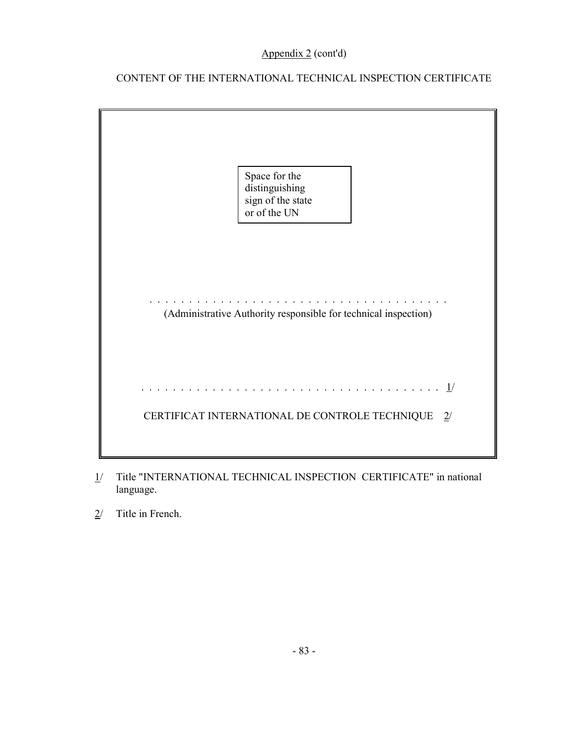Appendix 2 (cont'd)

CONTENT OF THE INTERNATIONAL TECHNICAL INSPECTION CERTIFICATE

Space for the distinguishing sign of the state or of the UN

. . . . . . . . . . . . . . . . . . . . . . . . . . . . . . . . . . . . . . .

(Administrative Authority responsible for technical inspection)

. . . . . . . . . . . . . . . . . . . . . . . . . . . . . . . . . . . . . . . 1/

CERTIFICAT INTERNATIONAL DE CONTROLE TECHNIQUE 2/

1/ Title "INTERNATIONAL TECHNICAL INSPECTION CERTIFICATE" in national language.

2/ Title in French.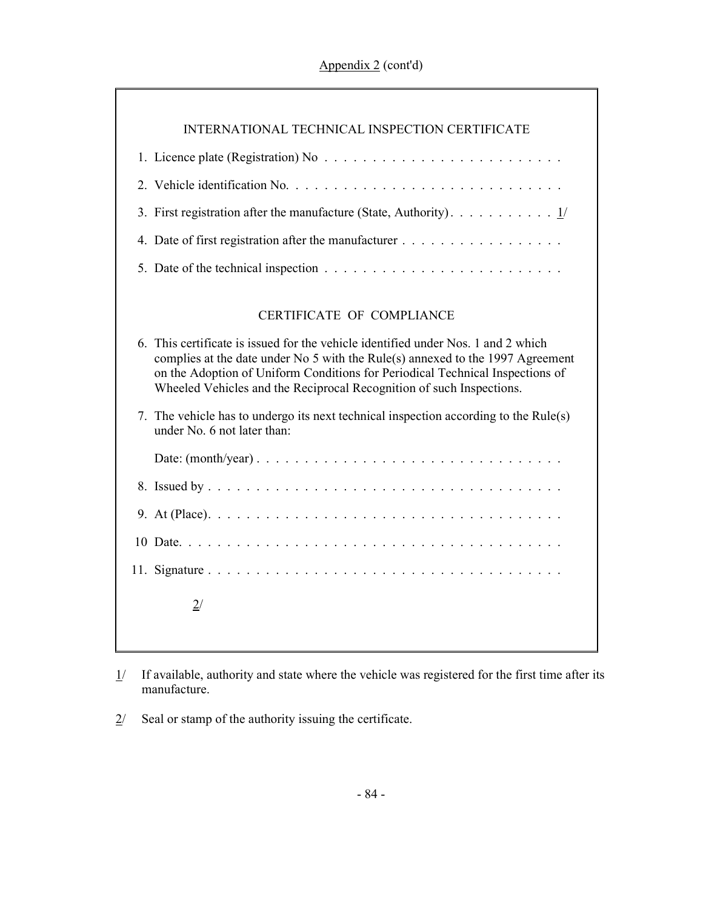Appendix 2 (cont'd)

## INTERNATIONAL TECHNICAL INSPECTION CERTIFICATE

1. Licence plate (Registration) No . . . . . . . . . . . . . . . . . . . . . . . . .
2. Vehicle identification No. . . . . . . . . . . . . . . . . . . . . . . . . . . . .
3. First registration after the manufacture (State, Authority) . . . . . . . . . . . 1/
4. Date of first registration after the manufacturer . . . . . . . . . . . . . . . . .
5. Date of the technical inspection . . . . . . . . . . . . . . . . . . . . . . . . .

## CERTIFICATE OF COMPLIANCE

6. This certificate is issued for the vehicle identified under Nos. 1 and 2 which complies at the date under No 5 with the Rule(s) annexed to the 1997 Agreement on the Adoption of Uniform Conditions for Periodical Technical Inspections of Wheeled Vehicles and the Reciprocal Recognition of such Inspections.
7. The vehicle has to undergo its next technical inspection according to the Rule(s) under No. 6 not later than:

   Date: (month/year) . . . . . . . . . . . . . . . . . . . . . . . . . . . . . . .

8. Issued by . . . . . . . . . . . . . . . . . . . . . . . . . . . . . . . . . . . . .
9. At (Place). . . . . . . . . . . . . . . . . . . . . . . . . . . . . . . . . . . . .
10. Date. . . . . . . . . . . . . . . . . . . . . . . . . . . . . . . . . . . . . . .
11. Signature . . . . . . . . . . . . . . . . . . . . . . . . . . . . . . . . . . . .

2/

1/ If available, authority and state where the vehicle was registered for the first time after its manufacture.

2/ Seal or stamp of the authority issuing the certificate.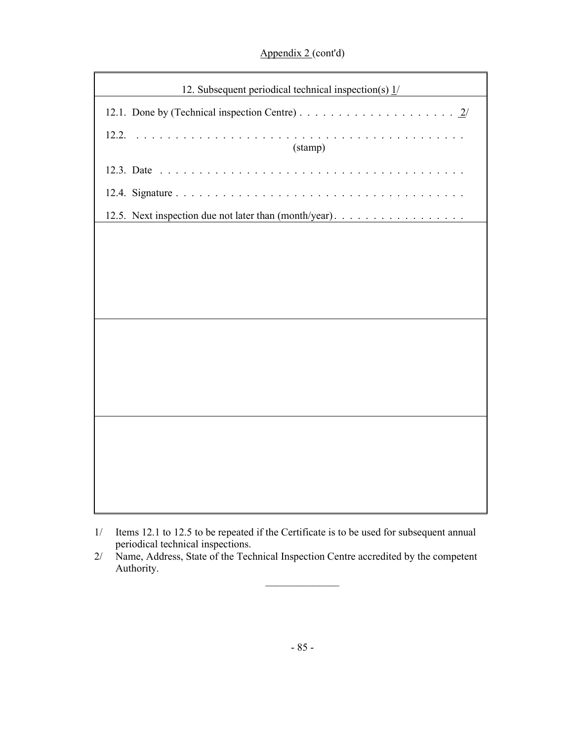Appendix 2 (cont'd)

12. Subsequent periodical technical inspection(s) 1/

12.1. Done by (Technical inspection Centre) . . . . . . . . . . . . . . . . . . . . . 2/

12.2. . . . . . . . . . . . . . . . . . . . . . . . . . . . . . . . . . . . . . . . . . . . .
(stamp)

12.3. Date . . . . . . . . . . . . . . . . . . . . . . . . . . . . . . . . . . . . . . . .

12.4. Signature . . . . . . . . . . . . . . . . . . . . . . . . . . . . . . . . . . . . .

12.5. Next inspection due not later than (month/year) . . . . . . . . . . . . . . . . .

1/ Items 12.1 to 12.5 to be repeated if the Certificate is to be used for subsequent annual periodical technical inspections.

2/ Name, Address, State of the Technical Inspection Centre accredited by the competent Authority.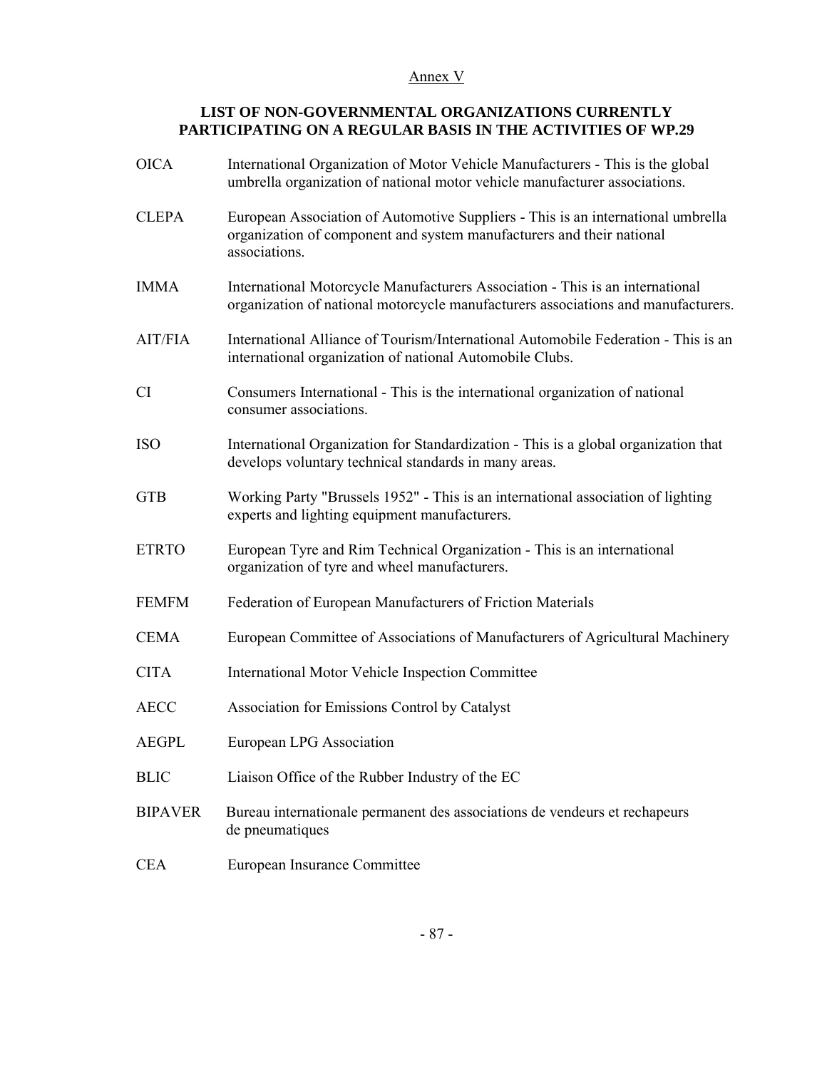Annex V

## LIST OF NON-GOVERNMENTAL ORGANIZATIONS CURRENTLY PARTICIPATING ON A REGULAR BASIS IN THE ACTIVITIES OF WP.29

| | |
|---|---|
| OICA | International Organization of Motor Vehicle Manufacturers - This is the global umbrella organization of national motor vehicle manufacturer associations. |
| CLEPA | European Association of Automotive Suppliers - This is an international umbrella organization of component and system manufacturers and their national associations. |
| IMMA | International Motorcycle Manufacturers Association - This is an international organization of national motorcycle manufacturers associations and manufacturers. |
| AIT/FIA | International Alliance of Tourism/International Automobile Federation - This is an international organization of national Automobile Clubs. |
| CI | Consumers International - This is the international organization of national consumer associations. |
| ISO | International Organization for Standardization - This is a global organization that develops voluntary technical standards in many areas. |
| GTB | Working Party "Brussels 1952" - This is an international association of lighting experts and lighting equipment manufacturers. |
| ETRTO | European Tyre and Rim Technical Organization - This is an international organization of tyre and wheel manufacturers. |
| FEMFM | Federation of European Manufacturers of Friction Materials |
| CEMA | European Committee of Associations of Manufacturers of Agricultural Machinery |
| CITA | International Motor Vehicle Inspection Committee |
| AECC | Association for Emissions Control by Catalyst |
| AEGPL | European LPG Association |
| BLIC | Liaison Office of the Rubber Industry of the EC |
| BIPAVER | Bureau internationale permanent des associations de vendeurs et rechapeurs de pneumatiques |
| CEA | European Insurance Committee |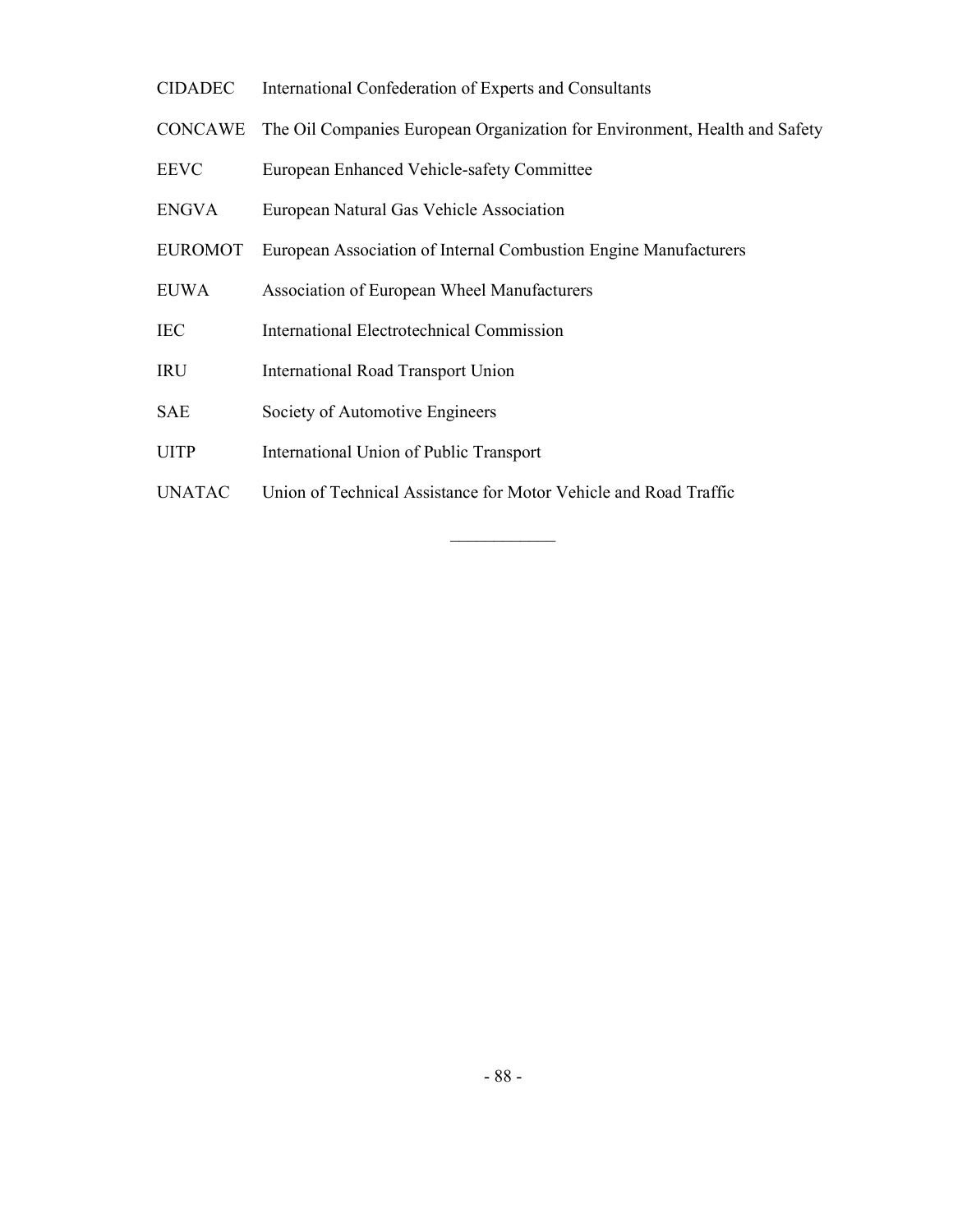| | |
|---|---|
| CIDADEC | International Confederation of Experts and Consultants |
| CONCAWE | The Oil Companies European Organization for Environment, Health and Safety |
| EEVC | European Enhanced Vehicle-safety Committee |
| ENGVA | European Natural Gas Vehicle Association |
| EUROMOT | European Association of Internal Combustion Engine Manufacturers |
| EUWA | Association of European Wheel Manufacturers |
| IEC | International Electrotechnical Commission |
| IRU | International Road Transport Union |
| SAE | Society of Automotive Engineers |
| UITP | International Union of Public Transport |
| UNATAC | Union of Technical Assistance for Motor Vehicle and Road Traffic |

\_\_\_\_\_\_\_\_\_\_\_\_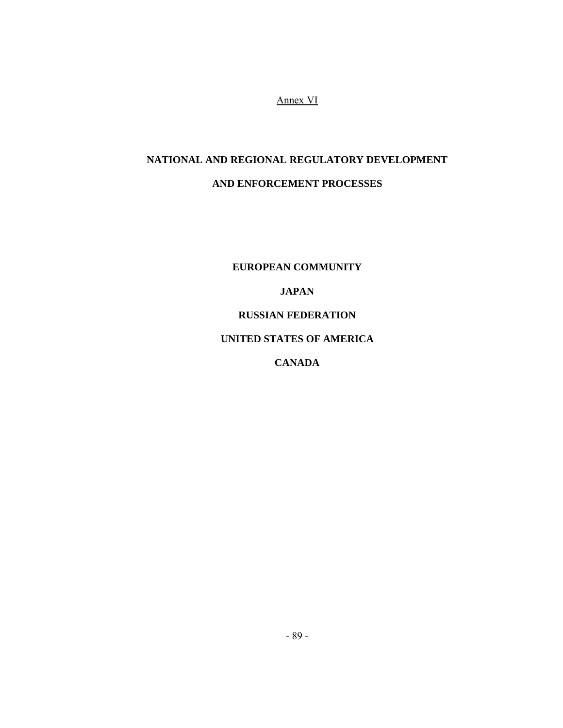Annex VI

# NATIONAL AND REGIONAL REGULATORY DEVELOPMENT AND ENFORCEMENT PROCESSES

**EUROPEAN COMMUNITY**

**JAPAN**

**RUSSIAN FEDERATION**

**UNITED STATES OF AMERICA**

**CANADA**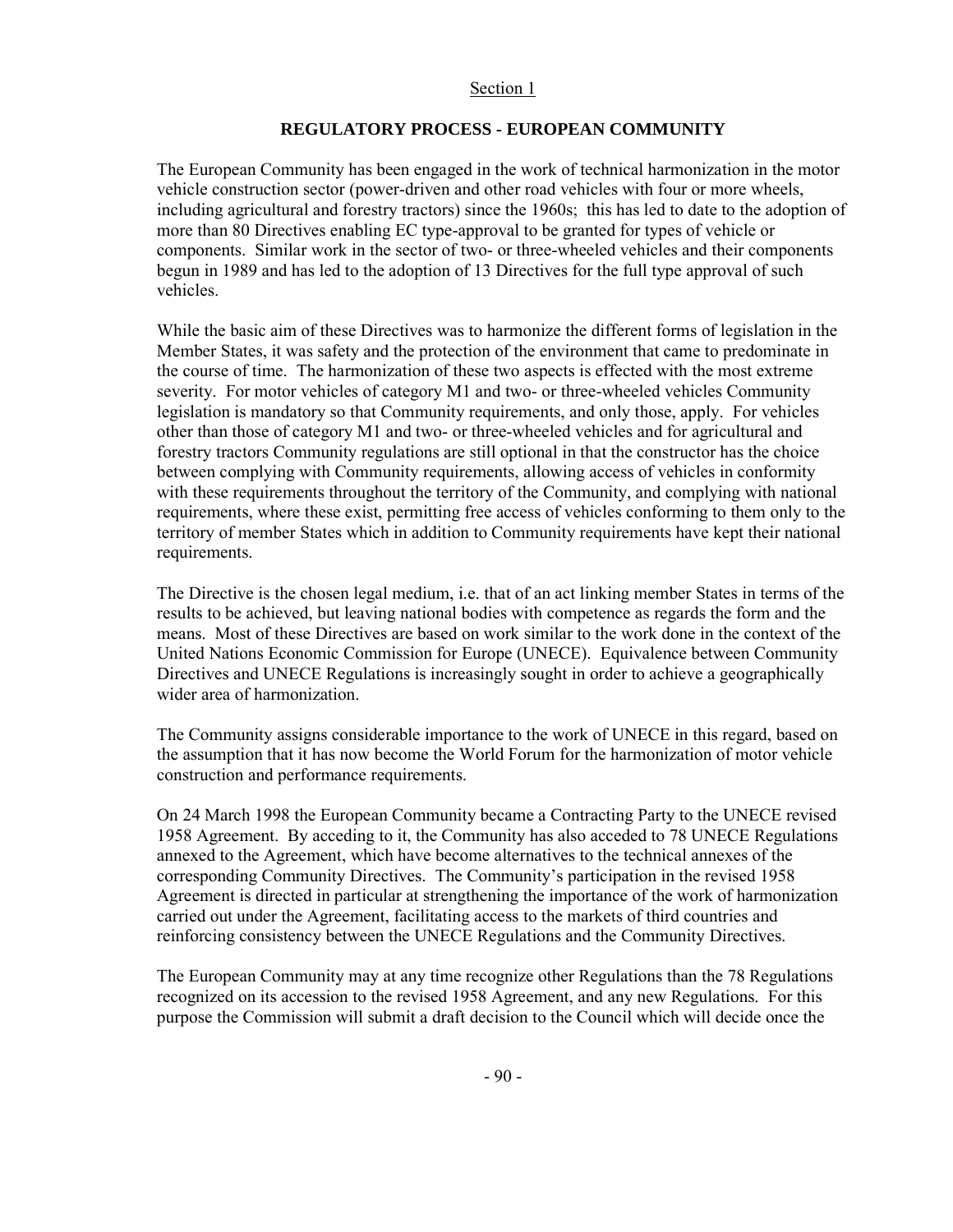Section 1

## REGULATORY PROCESS - EUROPEAN COMMUNITY

The European Community has been engaged in the work of technical harmonization in the motor vehicle construction sector (power-driven and other road vehicles with four or more wheels, including agricultural and forestry tractors) since the 1960s; this has led to date to the adoption of more than 80 Directives enabling EC type-approval to be granted for types of vehicle or components. Similar work in the sector of two- or three-wheeled vehicles and their components begun in 1989 and has led to the adoption of 13 Directives for the full type approval of such vehicles.

While the basic aim of these Directives was to harmonize the different forms of legislation in the Member States, it was safety and the protection of the environment that came to predominate in the course of time. The harmonization of these two aspects is effected with the most extreme severity. For motor vehicles of category M1 and two- or three-wheeled vehicles Community legislation is mandatory so that Community requirements, and only those, apply. For vehicles other than those of category M1 and two- or three-wheeled vehicles and for agricultural and forestry tractors Community regulations are still optional in that the constructor has the choice between complying with Community requirements, allowing access of vehicles in conformity with these requirements throughout the territory of the Community, and complying with national requirements, where these exist, permitting free access of vehicles conforming to them only to the territory of member States which in addition to Community requirements have kept their national requirements.

The Directive is the chosen legal medium, i.e. that of an act linking member States in terms of the results to be achieved, but leaving national bodies with competence as regards the form and the means. Most of these Directives are based on work similar to the work done in the context of the United Nations Economic Commission for Europe (UNECE). Equivalence between Community Directives and UNECE Regulations is increasingly sought in order to achieve a geographically wider area of harmonization.

The Community assigns considerable importance to the work of UNECE in this regard, based on the assumption that it has now become the World Forum for the harmonization of motor vehicle construction and performance requirements.

On 24 March 1998 the European Community became a Contracting Party to the UNECE revised 1958 Agreement. By acceding to it, the Community has also acceded to 78 UNECE Regulations annexed to the Agreement, which have become alternatives to the technical annexes of the corresponding Community Directives. The Community's participation in the revised 1958 Agreement is directed in particular at strengthening the importance of the work of harmonization carried out under the Agreement, facilitating access to the markets of third countries and reinforcing consistency between the UNECE Regulations and the Community Directives.

The European Community may at any time recognize other Regulations than the 78 Regulations recognized on its accession to the revised 1958 Agreement, and any new Regulations. For this purpose the Commission will submit a draft decision to the Council which will decide once the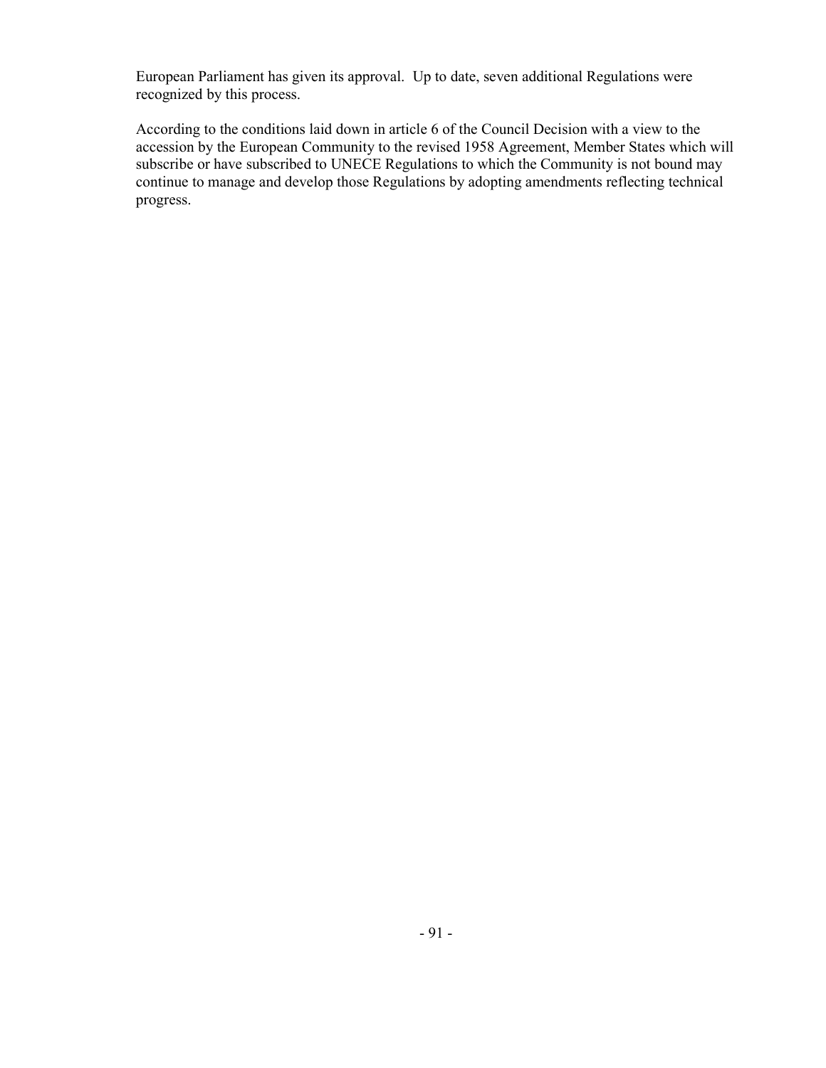European Parliament has given its approval. Up to date, seven additional Regulations were recognized by this process.

According to the conditions laid down in article 6 of the Council Decision with a view to the accession by the European Community to the revised 1958 Agreement, Member States which will subscribe or have subscribed to UNECE Regulations to which the Community is not bound may continue to manage and develop those Regulations by adopting amendments reflecting technical progress.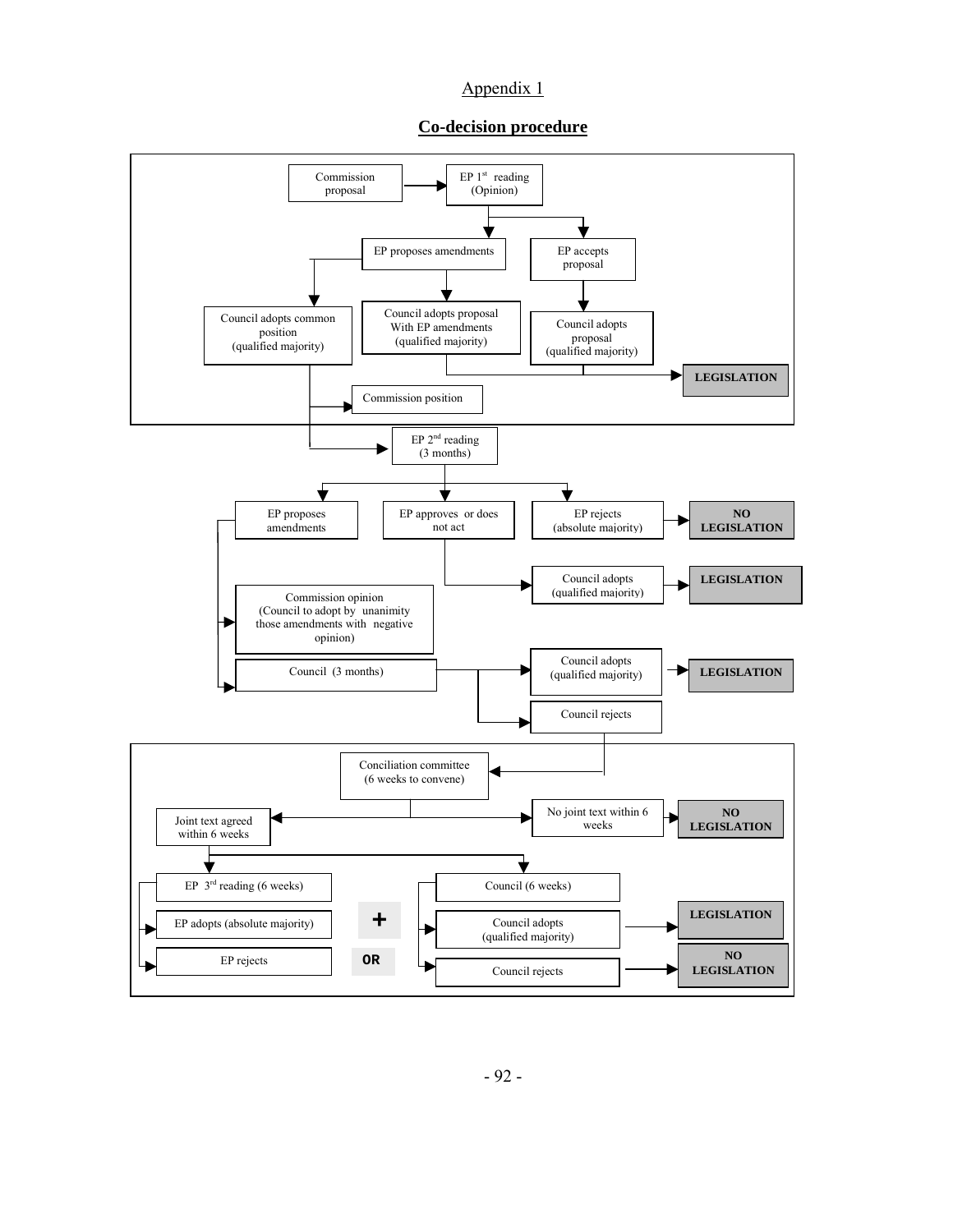Appendix 1

## Co-decision procedure

Commission proposal → EP 1st reading (Opinion)

- EP proposes amendments
  - Council adopts common position (qualified majority)
    - Commission position
    - EP 2nd reading (3 months)
  - Council adopts proposal With EP amendments (qualified majority) → LEGISLATION
- EP accepts proposal
  - Council adopts proposal (qualified majority) → LEGISLATION

EP 2nd reading (3 months)

- EP proposes amendments
  - Commission opinion (Council to adopt by unanimity those amendments with negative opinion)
  - Council (3 months)
    - Council adopts (qualified majority) → LEGISLATION
    - Council rejects → Conciliation committee
- EP approves or does not act
  - Council adopts (qualified majority) → LEGISLATION
- EP rejects (absolute majority) → NO LEGISLATION

Conciliation committee (6 weeks to convene)

- No joint text within 6 weeks → NO LEGISLATION
- Joint text agreed within 6 weeks
  - EP 3rd reading (6 weeks)
    - EP adopts (absolute majority)
    - EP rejects
  - Council (6 weeks)
    - Council adopts (qualified majority)
    - Council rejects

EP adopts (absolute majority) + Council adopts (qualified majority) → LEGISLATION

EP rejects OR Council rejects → NO LEGISLATION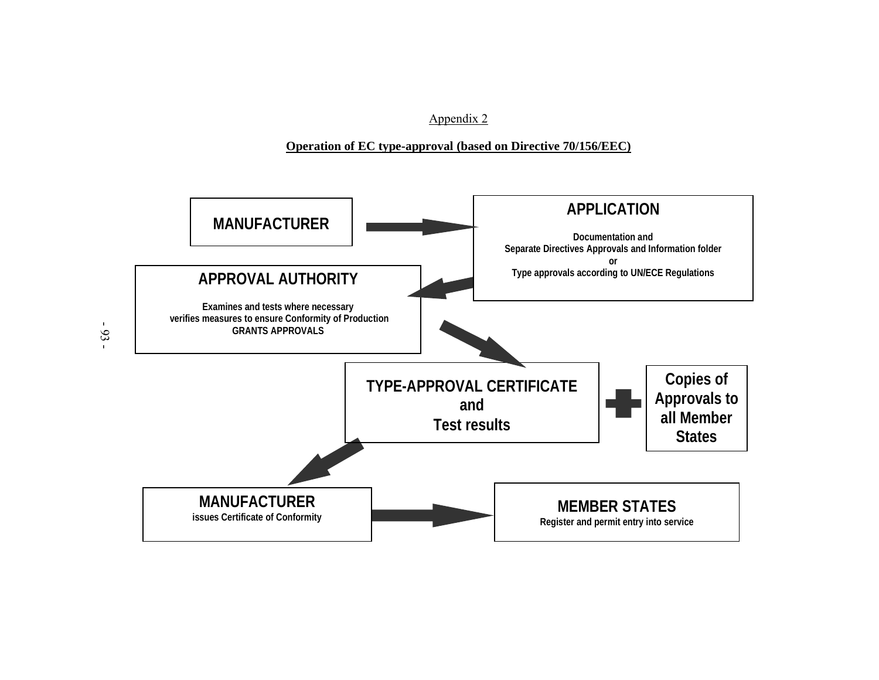Appendix 2

**Operation of EC type-approval (based on Directive 70/156/EEC)**

**MANUFACTURER**

→

**APPLICATION**

**Documentation and**
**Separate Directives Approvals and Information folder**
**or**
**Type approvals according to UN/ECE Regulations**

→

**APPROVAL AUTHORITY**

**Examines and tests where necessary**
**verifies measures to ensure Conformity of Production**
**GRANTS APPROVALS**

→

**TYPE-APPROVAL CERTIFICATE**
**and**
**Test results**

\+

**Copies of Approvals to all Member States**

→

**MANUFACTURER**
**issues Certificate of Conformity**

→

**MEMBER STATES**
**Register and permit entry into service**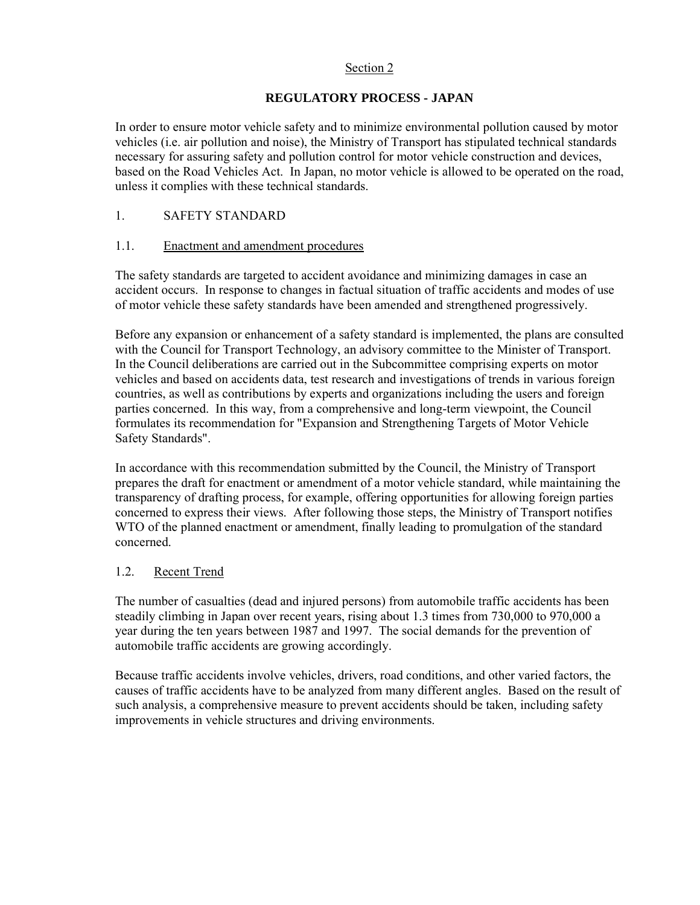Section 2

## REGULATORY PROCESS - JAPAN

In order to ensure motor vehicle safety and to minimize environmental pollution caused by motor vehicles (i.e. air pollution and noise), the Ministry of Transport has stipulated technical standards necessary for assuring safety and pollution control for motor vehicle construction and devices, based on the Road Vehicles Act. In Japan, no motor vehicle is allowed to be operated on the road, unless it complies with these technical standards.

### 1. SAFETY STANDARD

#### 1.1. Enactment and amendment procedures

The safety standards are targeted to accident avoidance and minimizing damages in case an accident occurs. In response to changes in factual situation of traffic accidents and modes of use of motor vehicle these safety standards have been amended and strengthened progressively.

Before any expansion or enhancement of a safety standard is implemented, the plans are consulted with the Council for Transport Technology, an advisory committee to the Minister of Transport. In the Council deliberations are carried out in the Subcommittee comprising experts on motor vehicles and based on accidents data, test research and investigations of trends in various foreign countries, as well as contributions by experts and organizations including the users and foreign parties concerned. In this way, from a comprehensive and long-term viewpoint, the Council formulates its recommendation for "Expansion and Strengthening Targets of Motor Vehicle Safety Standards".

In accordance with this recommendation submitted by the Council, the Ministry of Transport prepares the draft for enactment or amendment of a motor vehicle standard, while maintaining the transparency of drafting process, for example, offering opportunities for allowing foreign parties concerned to express their views. After following those steps, the Ministry of Transport notifies WTO of the planned enactment or amendment, finally leading to promulgation of the standard concerned.

#### 1.2. Recent Trend

The number of casualties (dead and injured persons) from automobile traffic accidents has been steadily climbing in Japan over recent years, rising about 1.3 times from 730,000 to 970,000 a year during the ten years between 1987 and 1997. The social demands for the prevention of automobile traffic accidents are growing accordingly.

Because traffic accidents involve vehicles, drivers, road conditions, and other varied factors, the causes of traffic accidents have to be analyzed from many different angles. Based on the result of such analysis, a comprehensive measure to prevent accidents should be taken, including safety improvements in vehicle structures and driving environments.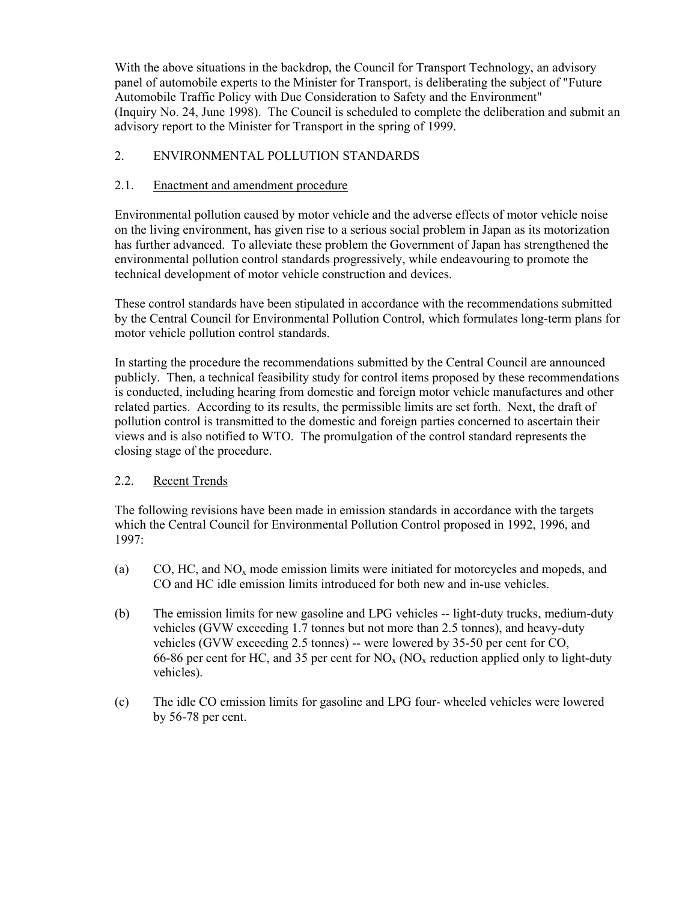With the above situations in the backdrop, the Council for Transport Technology, an advisory panel of automobile experts to the Minister for Transport, is deliberating the subject of "Future Automobile Traffic Policy with Due Consideration to Safety and the Environment" (Inquiry No. 24, June 1998). The Council is scheduled to complete the deliberation and submit an advisory report to the Minister for Transport in the spring of 1999.

## 2. ENVIRONMENTAL POLLUTION STANDARDS

### 2.1. Enactment and amendment procedure

Environmental pollution caused by motor vehicle and the adverse effects of motor vehicle noise on the living environment, has given rise to a serious social problem in Japan as its motorization has further advanced. To alleviate these problem the Government of Japan has strengthened the environmental pollution control standards progressively, while endeavouring to promote the technical development of motor vehicle construction and devices.

These control standards have been stipulated in accordance with the recommendations submitted by the Central Council for Environmental Pollution Control, which formulates long-term plans for motor vehicle pollution control standards.

In starting the procedure the recommendations submitted by the Central Council are announced publicly. Then, a technical feasibility study for control items proposed by these recommendations is conducted, including hearing from domestic and foreign motor vehicle manufactures and other related parties. According to its results, the permissible limits are set forth. Next, the draft of pollution control is transmitted to the domestic and foreign parties concerned to ascertain their views and is also notified to WTO. The promulgation of the control standard represents the closing stage of the procedure.

### 2.2. Recent Trends

The following revisions have been made in emission standards in accordance with the targets which the Central Council for Environmental Pollution Control proposed in 1992, 1996, and 1997:

(a) CO, HC, and $NO_x$ mode emission limits were initiated for motorcycles and mopeds, and CO and HC idle emission limits introduced for both new and in-use vehicles.

(b) The emission limits for new gasoline and LPG vehicles -- light-duty trucks, medium-duty vehicles (GVW exceeding 1.7 tonnes but not more than 2.5 tonnes), and heavy-duty vehicles (GVW exceeding 2.5 tonnes) -- were lowered by 35-50 per cent for CO, 66-86 per cent for HC, and 35 per cent for $NO_x$ ($NO_x$ reduction applied only to light-duty vehicles).

(c) The idle CO emission limits for gasoline and LPG four- wheeled vehicles were lowered by 56-78 per cent.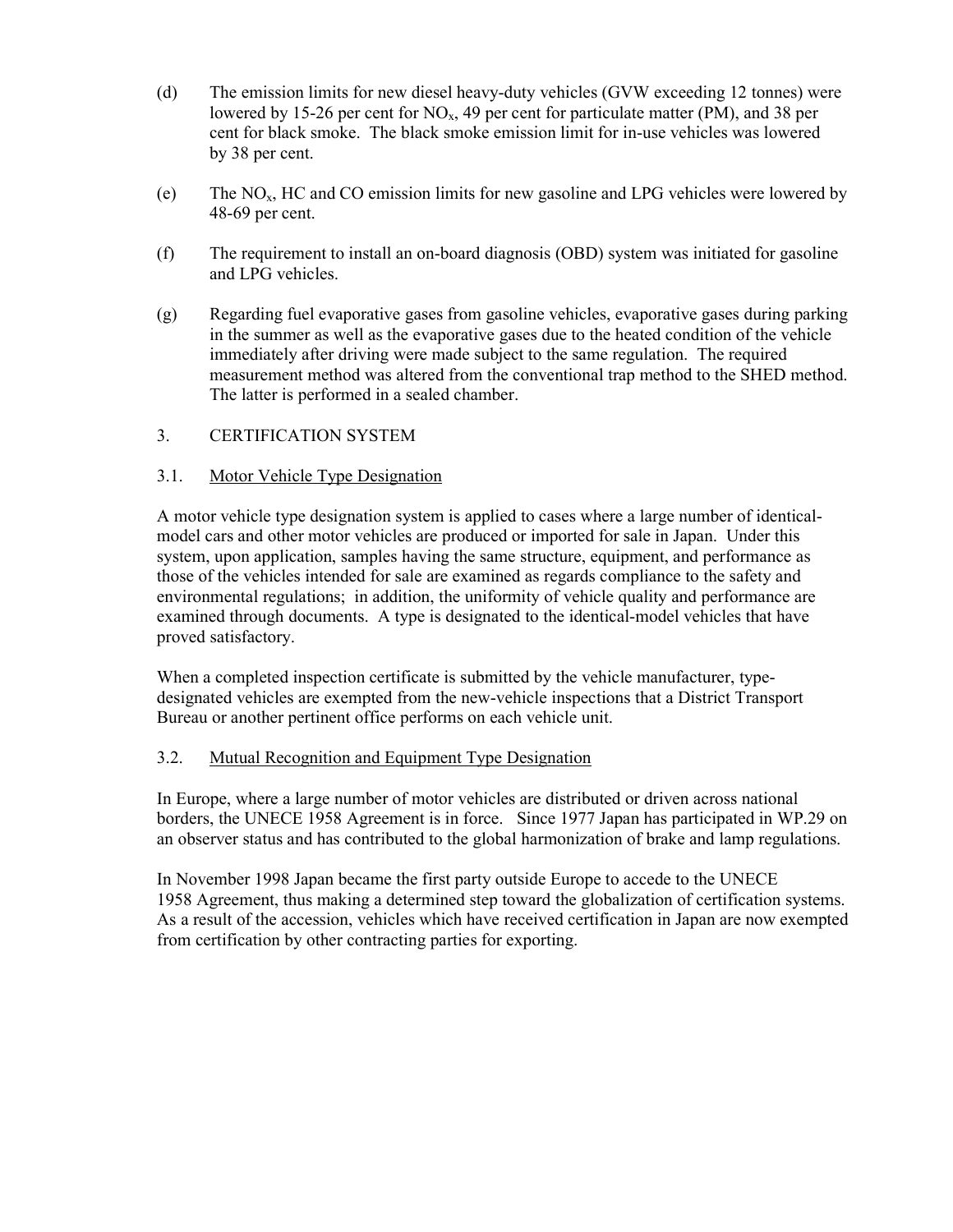(d) The emission limits for new diesel heavy-duty vehicles (GVW exceeding 12 tonnes) were lowered by 15-26 per cent for $NO_x$, 49 per cent for particulate matter (PM), and 38 per cent for black smoke. The black smoke emission limit for in-use vehicles was lowered by 38 per cent.

(e) The $NO_x$, HC and CO emission limits for new gasoline and LPG vehicles were lowered by 48-69 per cent.

(f) The requirement to install an on-board diagnosis (OBD) system was initiated for gasoline and LPG vehicles.

(g) Regarding fuel evaporative gases from gasoline vehicles, evaporative gases during parking in the summer as well as the evaporative gases due to the heated condition of the vehicle immediately after driving were made subject to the same regulation. The required measurement method was altered from the conventional trap method to the SHED method. The latter is performed in a sealed chamber.

## 3. CERTIFICATION SYSTEM

### 3.1. Motor Vehicle Type Designation

A motor vehicle type designation system is applied to cases where a large number of identical-model cars and other motor vehicles are produced or imported for sale in Japan. Under this system, upon application, samples having the same structure, equipment, and performance as those of the vehicles intended for sale are examined as regards compliance to the safety and environmental regulations; in addition, the uniformity of vehicle quality and performance are examined through documents. A type is designated to the identical-model vehicles that have proved satisfactory.

When a completed inspection certificate is submitted by the vehicle manufacturer, type-designated vehicles are exempted from the new-vehicle inspections that a District Transport Bureau or another pertinent office performs on each vehicle unit.

### 3.2. Mutual Recognition and Equipment Type Designation

In Europe, where a large number of motor vehicles are distributed or driven across national borders, the UNECE 1958 Agreement is in force. Since 1977 Japan has participated in WP.29 on an observer status and has contributed to the global harmonization of brake and lamp regulations.

In November 1998 Japan became the first party outside Europe to accede to the UNECE 1958 Agreement, thus making a determined step toward the globalization of certification systems. As a result of the accession, vehicles which have received certification in Japan are now exempted from certification by other contracting parties for exporting.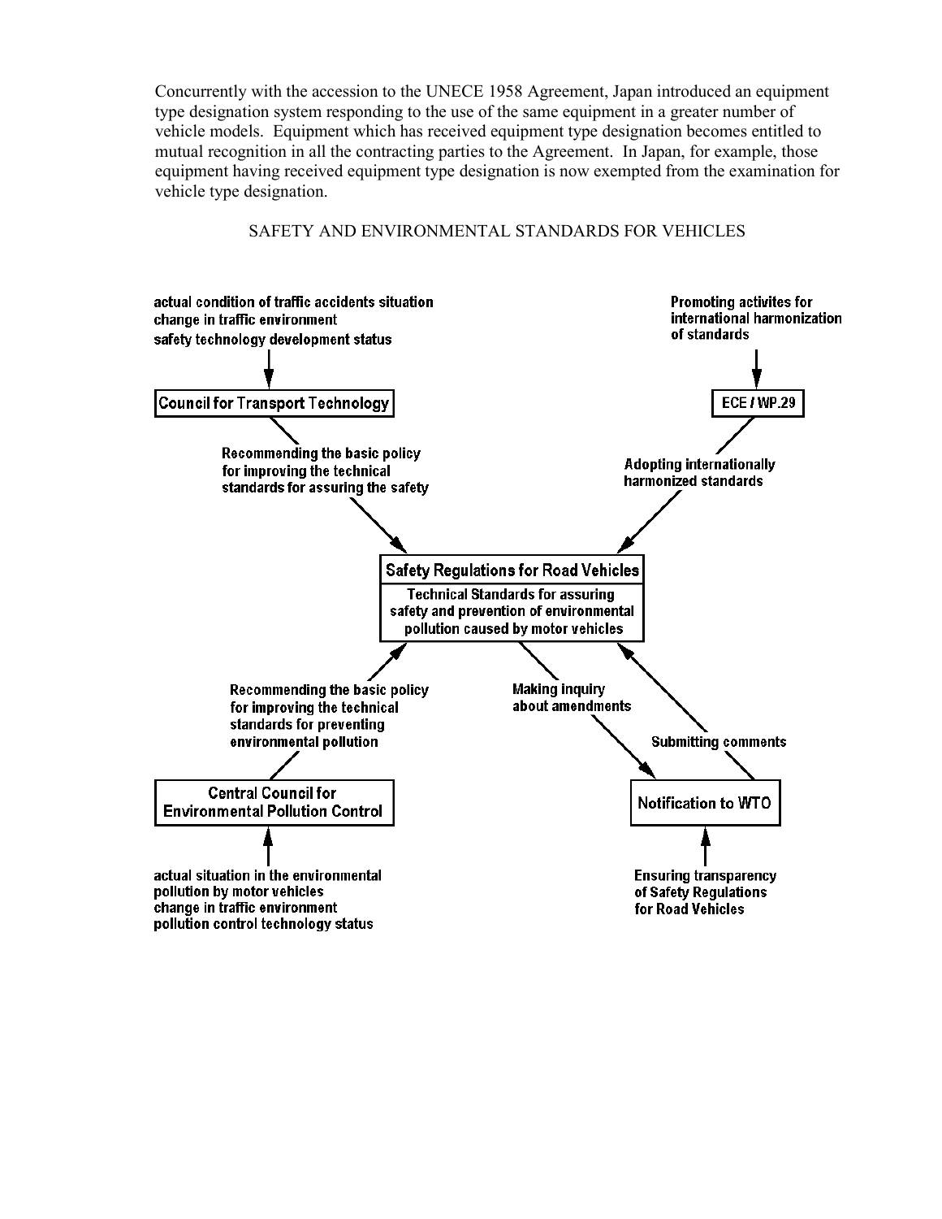Concurrently with the accession to the UNECE 1958 Agreement, Japan introduced an equipment type designation system responding to the use of the same equipment in a greater number of vehicle models. Equipment which has received equipment type designation becomes entitled to mutual recognition in all the contracting parties to the Agreement. In Japan, for example, those equipment having received equipment type designation is now exempted from the examination for vehicle type designation.

SAFETY AND ENVIRONMENTAL STANDARDS FOR VEHICLES

actual condition of traffic accidents situation
change in traffic environment
safety technology development status

**Council for Transport Technology**

Recommending the basic policy for improving the technical standards for assuring the safety

Promoting activites for international harmonization of standards

**ECE / WP.29**

Adopting internationally harmonized standards

**Safety Regulations for Road Vehicles**

Technical Standards for assuring safety and prevention of environmental pollution caused by motor vehicles

Recommending the basic policy for improving the technical standards for preventing environmental pollution

Making inquiry about amendments

Submitting comments

**Central Council for Environmental Pollution Control**

actual situation in the environmental pollution by motor vehicles
change in traffic environment
pollution control technology status

**Notification to WTO**

Ensuring transparency of Safety Regulations for Road Vehicles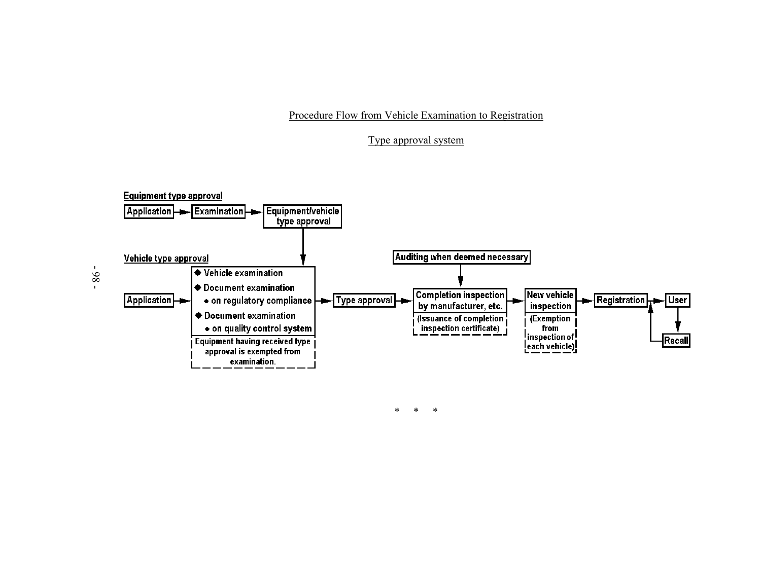Procedure Flow from Vehicle Examination to Registration

Type approval system

**Equipment type approval**

Application → Examination → Equipment/vehicle type approval

**Vehicle type approval**

Application → 
- ◆ Vehicle examination
- ◆ Document examination
  - on regulatory compliance
- ◆ Document examination
  - on quality control system

(Equipment having received type approval is exempted from examination.)

→ Type approval → Completion inspection by manufacturer, etc. (Issuance of completion inspection certificate) → New vehicle inspection (Exemption from inspection of each vehicle) → Registration → User → Recall → Registration

Auditing when deemed necessary → Completion inspection by manufacturer, etc.

\* \* \*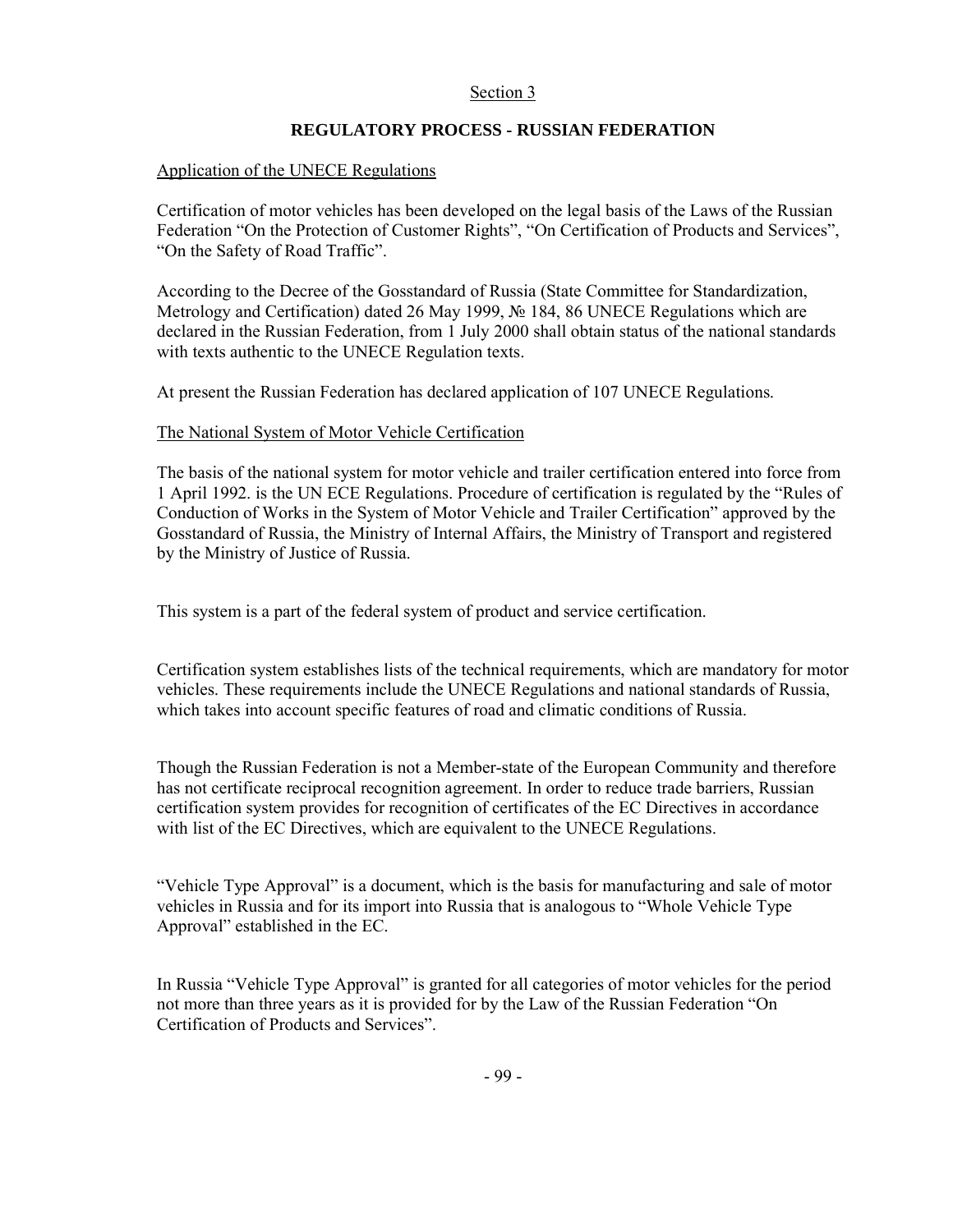Section 3

## REGULATORY PROCESS - RUSSIAN FEDERATION

Application of the UNECE Regulations

Certification of motor vehicles has been developed on the legal basis of the Laws of the Russian Federation "On the Protection of Customer Rights", "On Certification of Products and Services", "On the Safety of Road Traffic".

According to the Decree of the Gosstandard of Russia (State Committee for Standardization, Metrology and Certification) dated 26 May 1999, № 184, 86 UNECE Regulations which are declared in the Russian Federation, from 1 July 2000 shall obtain status of the national standards with texts authentic to the UNECE Regulation texts.

At present the Russian Federation has declared application of 107 UNECE Regulations.

The National System of Motor Vehicle Certification

The basis of the national system for motor vehicle and trailer certification entered into force from 1 April 1992. is the UN ECE Regulations. Procedure of certification is regulated by the "Rules of Conduction of Works in the System of Motor Vehicle and Trailer Certification" approved by the Gosstandard of Russia, the Ministry of Internal Affairs, the Ministry of Transport and registered by the Ministry of Justice of Russia.

This system is a part of the federal system of product and service certification.

Certification system establishes lists of the technical requirements, which are mandatory for motor vehicles. These requirements include the UNECE Regulations and national standards of Russia, which takes into account specific features of road and climatic conditions of Russia.

Though the Russian Federation is not a Member-state of the European Community and therefore has not certificate reciprocal recognition agreement. In order to reduce trade barriers, Russian certification system provides for recognition of certificates of the EC Directives in accordance with list of the EC Directives, which are equivalent to the UNECE Regulations.

"Vehicle Type Approval" is a document, which is the basis for manufacturing and sale of motor vehicles in Russia and for its import into Russia that is analogous to "Whole Vehicle Type Approval" established in the EC.

In Russia "Vehicle Type Approval" is granted for all categories of motor vehicles for the period not more than three years as it is provided for by the Law of the Russian Federation "On Certification of Products and Services".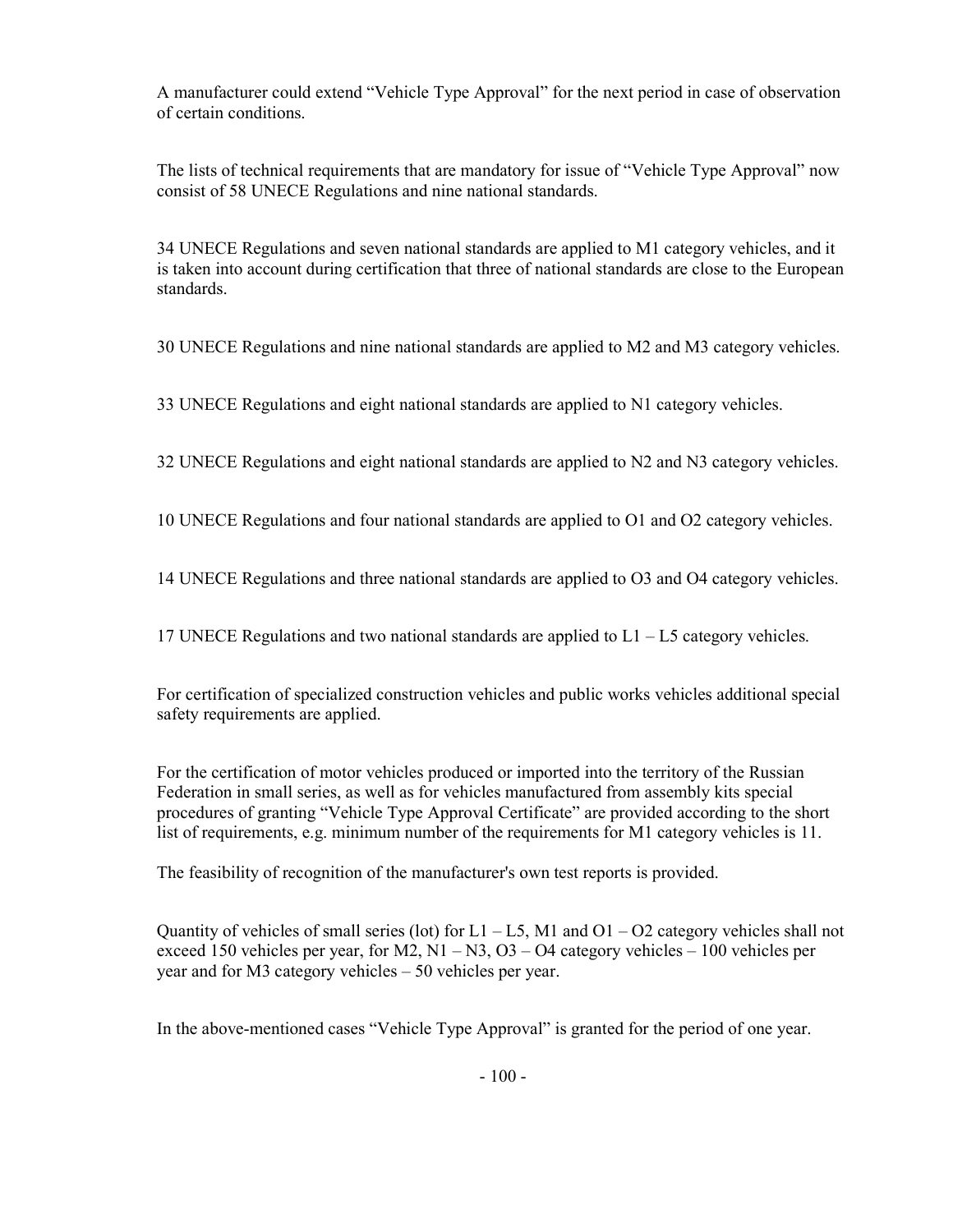A manufacturer could extend "Vehicle Type Approval" for the next period in case of observation of certain conditions.

The lists of technical requirements that are mandatory for issue of "Vehicle Type Approval" now consist of 58 UNECE Regulations and nine national standards.

34 UNECE Regulations and seven national standards are applied to M1 category vehicles, and it is taken into account during certification that three of national standards are close to the European standards.

30 UNECE Regulations and nine national standards are applied to M2 and M3 category vehicles.

33 UNECE Regulations and eight national standards are applied to N1 category vehicles.

32 UNECE Regulations and eight national standards are applied to N2 and N3 category vehicles.

10 UNECE Regulations and four national standards are applied to O1 and O2 category vehicles.

14 UNECE Regulations and three national standards are applied to O3 and O4 category vehicles.

17 UNECE Regulations and two national standards are applied to L1 – L5 category vehicles.

For certification of specialized construction vehicles and public works vehicles additional special safety requirements are applied.

For the certification of motor vehicles produced or imported into the territory of the Russian Federation in small series, as well as for vehicles manufactured from assembly kits special procedures of granting "Vehicle Type Approval Certificate" are provided according to the short list of requirements, e.g. minimum number of the requirements for M1 category vehicles is 11.

The feasibility of recognition of the manufacturer's own test reports is provided.

Quantity of vehicles of small series (lot) for L1 – L5, M1 and O1 – O2 category vehicles shall not exceed 150 vehicles per year, for M2, N1 – N3, O3 – O4 category vehicles – 100 vehicles per year and for M3 category vehicles – 50 vehicles per year.

In the above-mentioned cases "Vehicle Type Approval" is granted for the period of one year.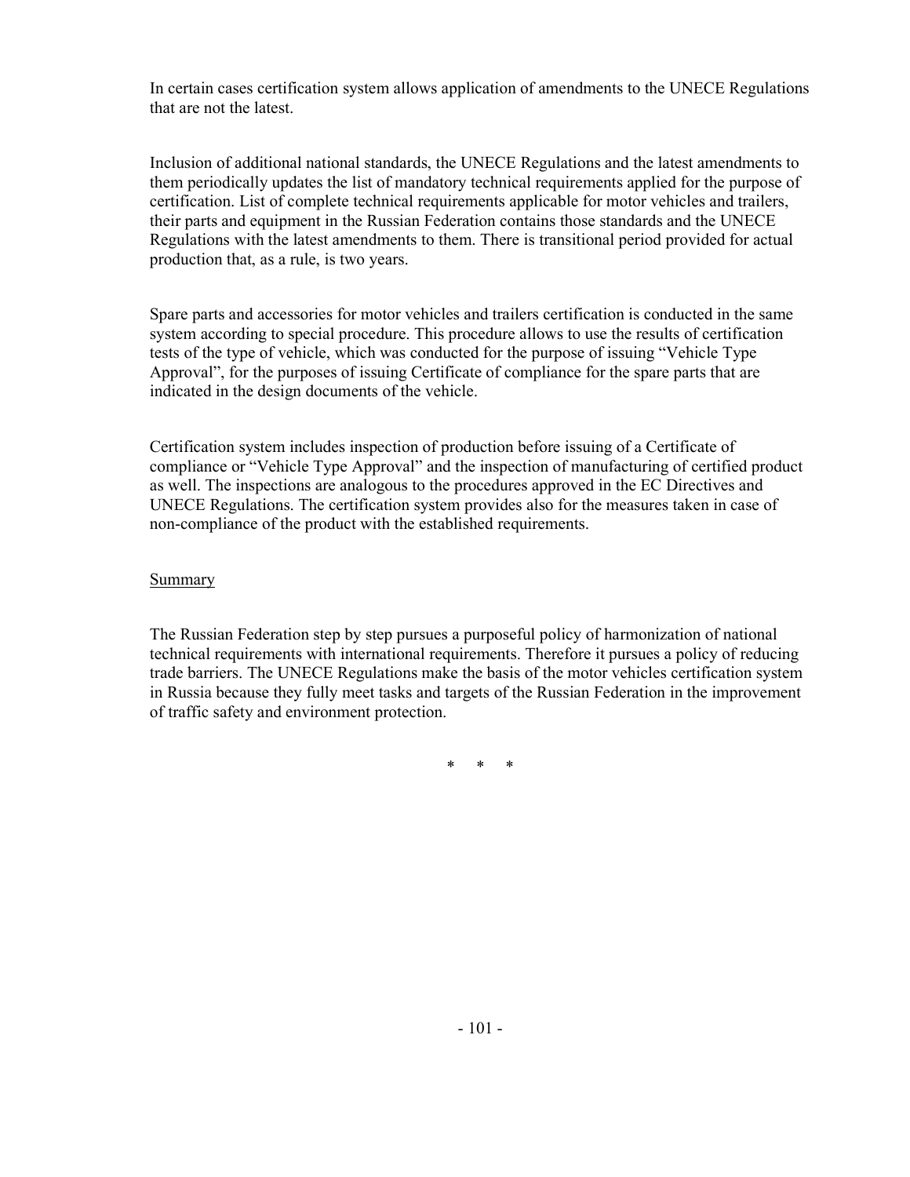In certain cases certification system allows application of amendments to the UNECE Regulations that are not the latest.

Inclusion of additional national standards, the UNECE Regulations and the latest amendments to them periodically updates the list of mandatory technical requirements applied for the purpose of certification. List of complete technical requirements applicable for motor vehicles and trailers, their parts and equipment in the Russian Federation contains those standards and the UNECE Regulations with the latest amendments to them. There is transitional period provided for actual production that, as a rule, is two years.

Spare parts and accessories for motor vehicles and trailers certification is conducted in the same system according to special procedure. This procedure allows to use the results of certification tests of the type of vehicle, which was conducted for the purpose of issuing "Vehicle Type Approval", for the purposes of issuing Certificate of compliance for the spare parts that are indicated in the design documents of the vehicle.

Certification system includes inspection of production before issuing of a Certificate of compliance or "Vehicle Type Approval" and the inspection of manufacturing of certified product as well. The inspections are analogous to the procedures approved in the EC Directives and UNECE Regulations. The certification system provides also for the measures taken in case of non-compliance of the product with the established requirements.

<u>Summary</u>

The Russian Federation step by step pursues a purposeful policy of harmonization of national technical requirements with international requirements. Therefore it pursues a policy of reducing trade barriers. The UNECE Regulations make the basis of the motor vehicles certification system in Russia because they fully meet tasks and targets of the Russian Federation in the improvement of traffic safety and environment protection.

\* \* \*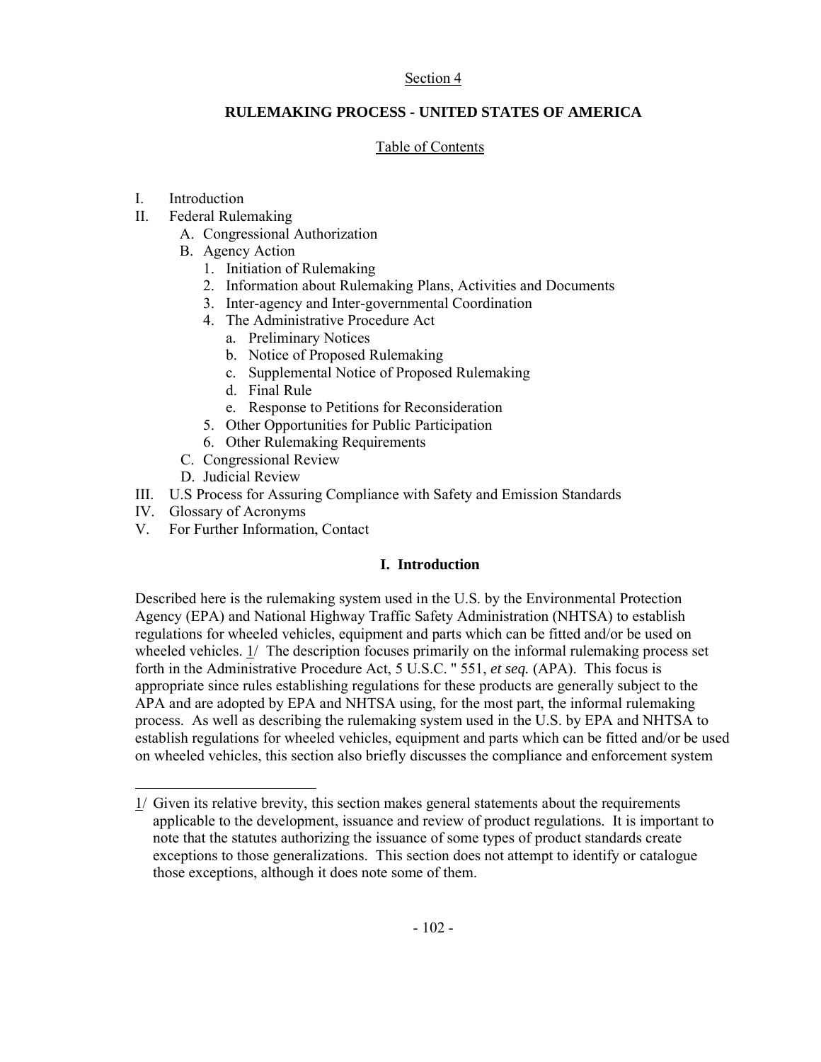Section 4

## RULEMAKING PROCESS - UNITED STATES OF AMERICA

Table of Contents

- I. Introduction
- II. Federal Rulemaking
  - A. Congressional Authorization
  - B. Agency Action
    1. Initiation of Rulemaking
    2. Information about Rulemaking Plans, Activities and Documents
    3. Inter-agency and Inter-governmental Coordination
    4. The Administrative Procedure Act
       - a. Preliminary Notices
       - b. Notice of Proposed Rulemaking
       - c. Supplemental Notice of Proposed Rulemaking
       - d. Final Rule
       - e. Response to Petitions for Reconsideration
    5. Other Opportunities for Public Participation
    6. Other Rulemaking Requirements
  - C. Congressional Review
  - D. Judicial Review
- III. U.S Process for Assuring Compliance with Safety and Emission Standards
- IV. Glossary of Acronyms
- V. For Further Information, Contact

### I. Introduction

Described here is the rulemaking system used in the U.S. by the Environmental Protection Agency (EPA) and National Highway Traffic Safety Administration (NHTSA) to establish regulations for wheeled vehicles, equipment and parts which can be fitted and/or be used on wheeled vehicles. 1/ The description focuses primarily on the informal rulemaking process set forth in the Administrative Procedure Act, 5 U.S.C. " 551, *et seq.* (APA). This focus is appropriate since rules establishing regulations for these products are generally subject to the APA and are adopted by EPA and NHTSA using, for the most part, the informal rulemaking process. As well as describing the rulemaking system used in the U.S. by EPA and NHTSA to establish regulations for wheeled vehicles, equipment and parts which can be fitted and/or be used on wheeled vehicles, this section also briefly discusses the compliance and enforcement system

---

1/ Given its relative brevity, this section makes general statements about the requirements applicable to the development, issuance and review of product regulations. It is important to note that the statutes authorizing the issuance of some types of product standards create exceptions to those generalizations. This section does not attempt to identify or catalogue those exceptions, although it does note some of them.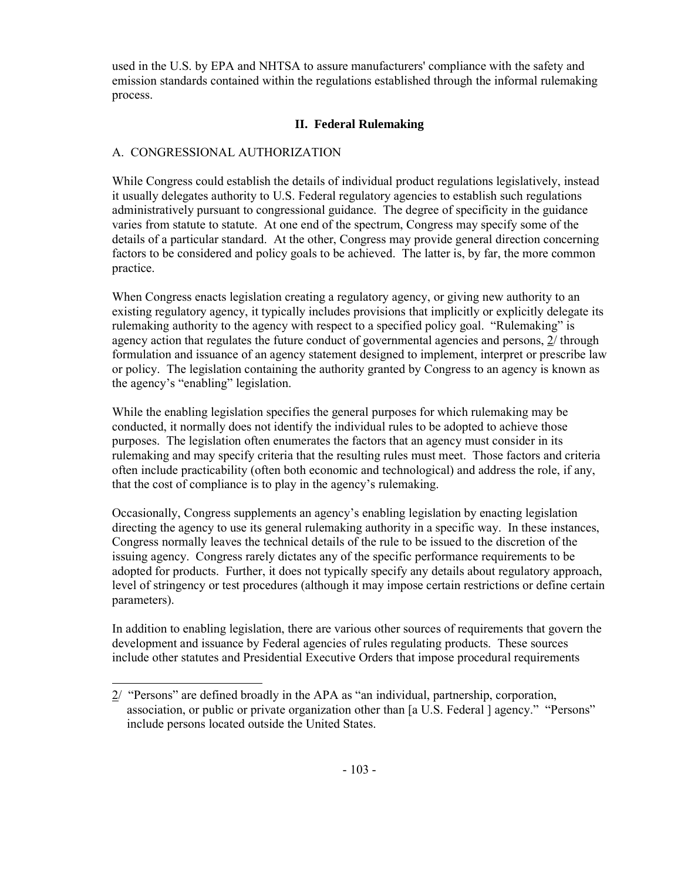used in the U.S. by EPA and NHTSA to assure manufacturers' compliance with the safety and emission standards contained within the regulations established through the informal rulemaking process.

## II. Federal Rulemaking

### A. CONGRESSIONAL AUTHORIZATION

While Congress could establish the details of individual product regulations legislatively, instead it usually delegates authority to U.S. Federal regulatory agencies to establish such regulations administratively pursuant to congressional guidance. The degree of specificity in the guidance varies from statute to statute. At one end of the spectrum, Congress may specify some of the details of a particular standard. At the other, Congress may provide general direction concerning factors to be considered and policy goals to be achieved. The latter is, by far, the more common practice.

When Congress enacts legislation creating a regulatory agency, or giving new authority to an existing regulatory agency, it typically includes provisions that implicitly or explicitly delegate its rulemaking authority to the agency with respect to a specified policy goal. "Rulemaking" is agency action that regulates the future conduct of governmental agencies and persons, 2/ through formulation and issuance of an agency statement designed to implement, interpret or prescribe law or policy. The legislation containing the authority granted by Congress to an agency is known as the agency's "enabling" legislation.

While the enabling legislation specifies the general purposes for which rulemaking may be conducted, it normally does not identify the individual rules to be adopted to achieve those purposes. The legislation often enumerates the factors that an agency must consider in its rulemaking and may specify criteria that the resulting rules must meet. Those factors and criteria often include practicability (often both economic and technological) and address the role, if any, that the cost of compliance is to play in the agency's rulemaking.

Occasionally, Congress supplements an agency's enabling legislation by enacting legislation directing the agency to use its general rulemaking authority in a specific way. In these instances, Congress normally leaves the technical details of the rule to be issued to the discretion of the issuing agency. Congress rarely dictates any of the specific performance requirements to be adopted for products. Further, it does not typically specify any details about regulatory approach, level of stringency or test procedures (although it may impose certain restrictions or define certain parameters).

In addition to enabling legislation, there are various other sources of requirements that govern the development and issuance by Federal agencies of rules regulating products. These sources include other statutes and Presidential Executive Orders that impose procedural requirements

---

2/ "Persons" are defined broadly in the APA as "an individual, partnership, corporation, association, or public or private organization other than [a U.S. Federal ] agency." "Persons" include persons located outside the United States.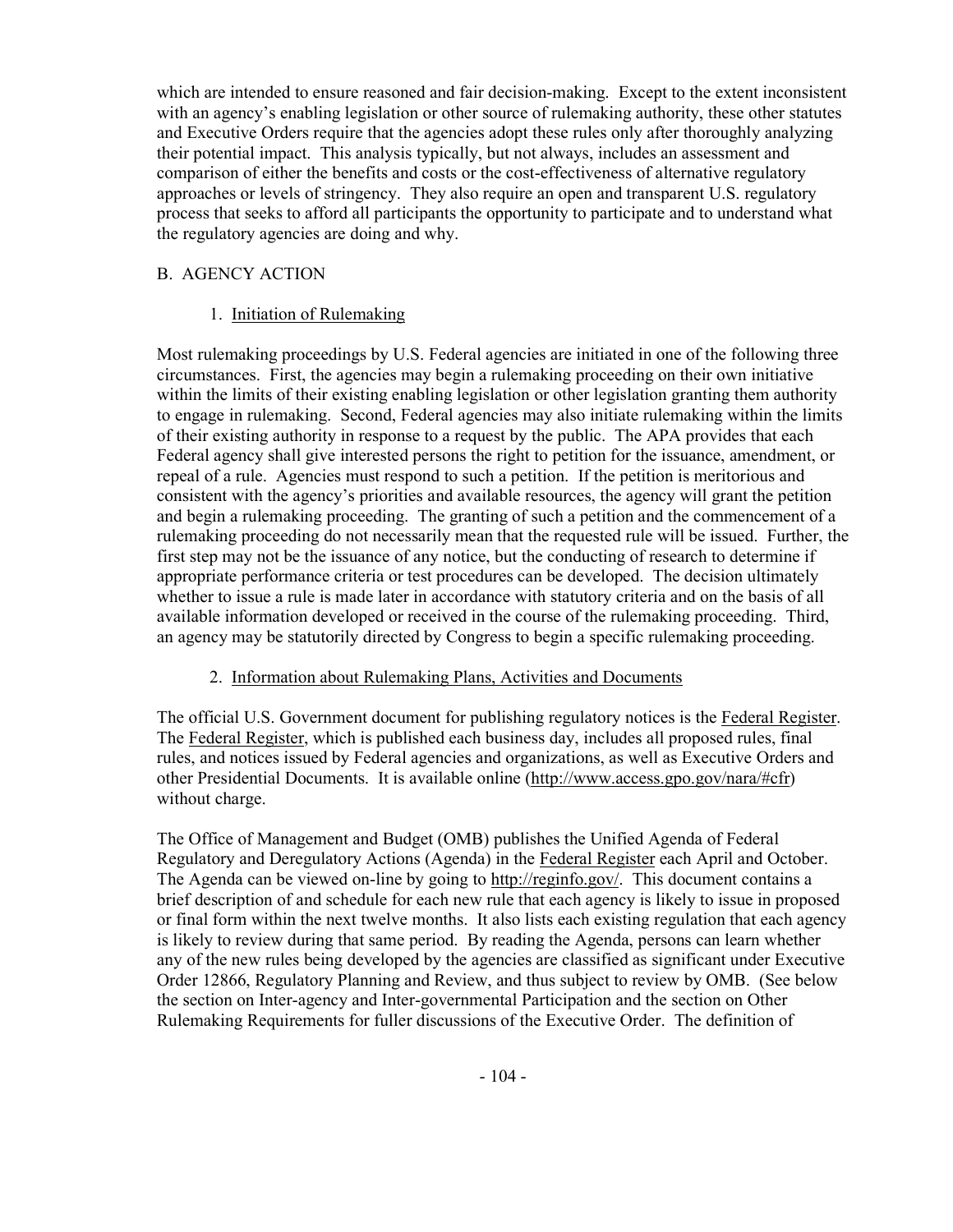which are intended to ensure reasoned and fair decision-making. Except to the extent inconsistent with an agency's enabling legislation or other source of rulemaking authority, these other statutes and Executive Orders require that the agencies adopt these rules only after thoroughly analyzing their potential impact. This analysis typically, but not always, includes an assessment and comparison of either the benefits and costs or the cost-effectiveness of alternative regulatory approaches or levels of stringency. They also require an open and transparent U.S. regulatory process that seeks to afford all participants the opportunity to participate and to understand what the regulatory agencies are doing and why.

## B. AGENCY ACTION

### 1. Initiation of Rulemaking

Most rulemaking proceedings by U.S. Federal agencies are initiated in one of the following three circumstances. First, the agencies may begin a rulemaking proceeding on their own initiative within the limits of their existing enabling legislation or other legislation granting them authority to engage in rulemaking. Second, Federal agencies may also initiate rulemaking within the limits of their existing authority in response to a request by the public. The APA provides that each Federal agency shall give interested persons the right to petition for the issuance, amendment, or repeal of a rule. Agencies must respond to such a petition. If the petition is meritorious and consistent with the agency's priorities and available resources, the agency will grant the petition and begin a rulemaking proceeding. The granting of such a petition and the commencement of a rulemaking proceeding do not necessarily mean that the requested rule will be issued. Further, the first step may not be the issuance of any notice, but the conducting of research to determine if appropriate performance criteria or test procedures can be developed. The decision ultimately whether to issue a rule is made later in accordance with statutory criteria and on the basis of all available information developed or received in the course of the rulemaking proceeding. Third, an agency may be statutorily directed by Congress to begin a specific rulemaking proceeding.

### 2. Information about Rulemaking Plans, Activities and Documents

The official U.S. Government document for publishing regulatory notices is the Federal Register. The Federal Register, which is published each business day, includes all proposed rules, final rules, and notices issued by Federal agencies and organizations, as well as Executive Orders and other Presidential Documents. It is available online (http://www.access.gpo.gov/nara/#cfr) without charge.

The Office of Management and Budget (OMB) publishes the Unified Agenda of Federal Regulatory and Deregulatory Actions (Agenda) in the Federal Register each April and October. The Agenda can be viewed on-line by going to http://reginfo.gov/. This document contains a brief description of and schedule for each new rule that each agency is likely to issue in proposed or final form within the next twelve months. It also lists each existing regulation that each agency is likely to review during that same period. By reading the Agenda, persons can learn whether any of the new rules being developed by the agencies are classified as significant under Executive Order 12866, Regulatory Planning and Review, and thus subject to review by OMB. (See below the section on Inter-agency and Inter-governmental Participation and the section on Other Rulemaking Requirements for fuller discussions of the Executive Order. The definition of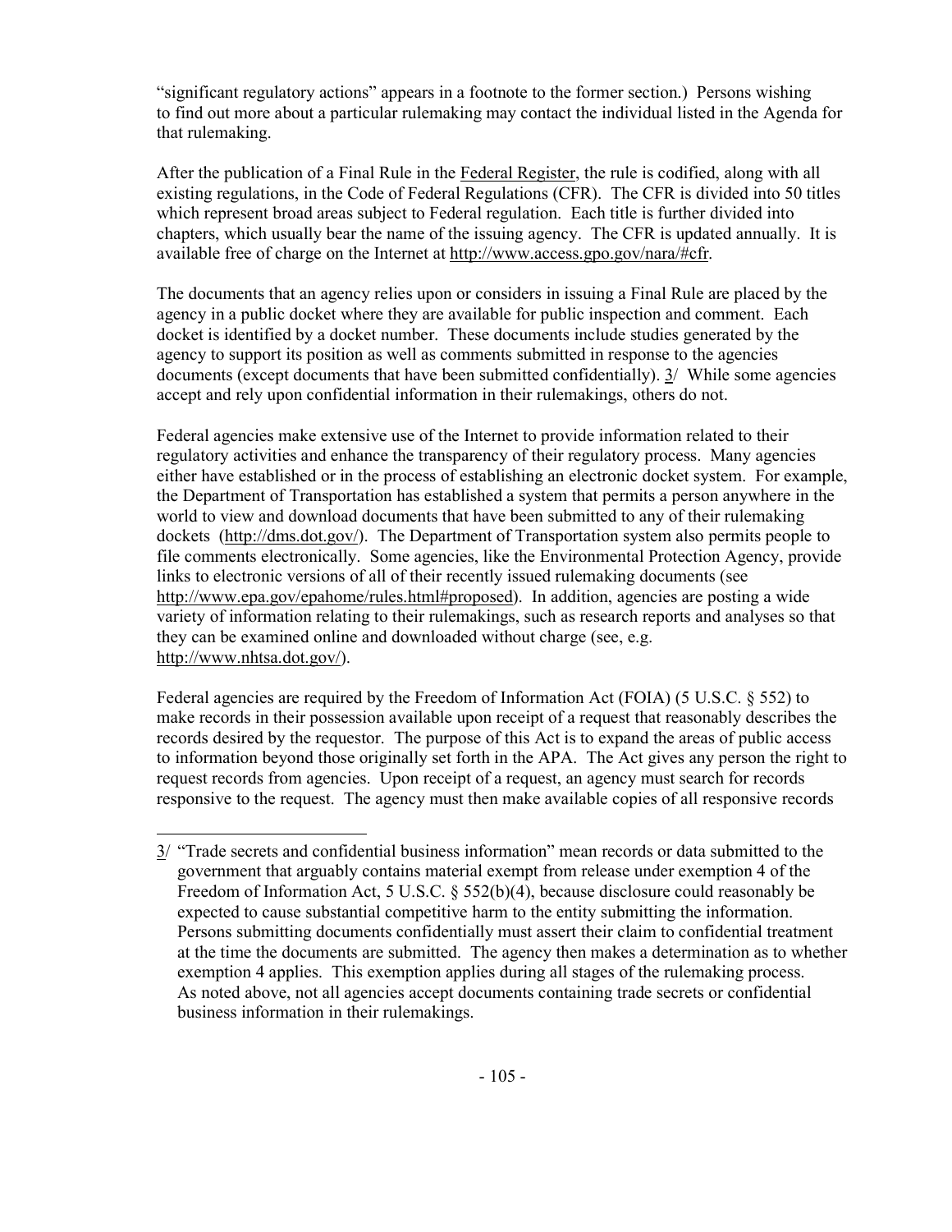"significant regulatory actions" appears in a footnote to the former section.) Persons wishing to find out more about a particular rulemaking may contact the individual listed in the Agenda for that rulemaking.

After the publication of a Final Rule in the Federal Register, the rule is codified, along with all existing regulations, in the Code of Federal Regulations (CFR). The CFR is divided into 50 titles which represent broad areas subject to Federal regulation. Each title is further divided into chapters, which usually bear the name of the issuing agency. The CFR is updated annually. It is available free of charge on the Internet at http://www.access.gpo.gov/nara/#cfr.

The documents that an agency relies upon or considers in issuing a Final Rule are placed by the agency in a public docket where they are available for public inspection and comment. Each docket is identified by a docket number. These documents include studies generated by the agency to support its position as well as comments submitted in response to the agencies documents (except documents that have been submitted confidentially). 3/ While some agencies accept and rely upon confidential information in their rulemakings, others do not.

Federal agencies make extensive use of the Internet to provide information related to their regulatory activities and enhance the transparency of their regulatory process. Many agencies either have established or in the process of establishing an electronic docket system. For example, the Department of Transportation has established a system that permits a person anywhere in the world to view and download documents that have been submitted to any of their rulemaking dockets (http://dms.dot.gov/). The Department of Transportation system also permits people to file comments electronically. Some agencies, like the Environmental Protection Agency, provide links to electronic versions of all of their recently issued rulemaking documents (see http://www.epa.gov/epahome/rules.html#proposed). In addition, agencies are posting a wide variety of information relating to their rulemakings, such as research reports and analyses so that they can be examined online and downloaded without charge (see, e.g. http://www.nhtsa.dot.gov/).

Federal agencies are required by the Freedom of Information Act (FOIA) (5 U.S.C. § 552) to make records in their possession available upon receipt of a request that reasonably describes the records desired by the requestor. The purpose of this Act is to expand the areas of public access to information beyond those originally set forth in the APA. The Act gives any person the right to request records from agencies. Upon receipt of a request, an agency must search for records responsive to the request. The agency must then make available copies of all responsive records

---

3/ "Trade secrets and confidential business information" mean records or data submitted to the government that arguably contains material exempt from release under exemption 4 of the Freedom of Information Act, 5 U.S.C. § 552(b)(4), because disclosure could reasonably be expected to cause substantial competitive harm to the entity submitting the information. Persons submitting documents confidentially must assert their claim to confidential treatment at the time the documents are submitted. The agency then makes a determination as to whether exemption 4 applies. This exemption applies during all stages of the rulemaking process. As noted above, not all agencies accept documents containing trade secrets or confidential business information in their rulemakings.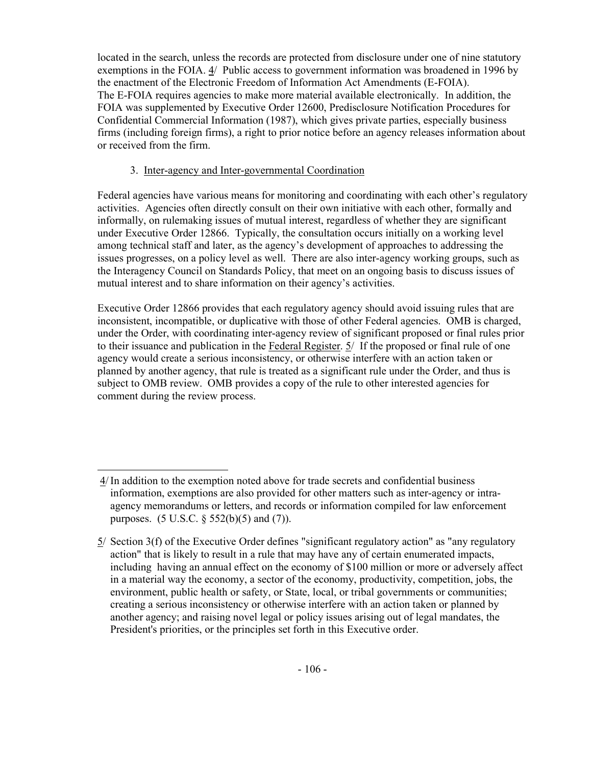located in the search, unless the records are protected from disclosure under one of nine statutory exemptions in the FOIA. 4/ Public access to government information was broadened in 1996 by the enactment of the Electronic Freedom of Information Act Amendments (E-FOIA). The E-FOIA requires agencies to make more material available electronically. In addition, the FOIA was supplemented by Executive Order 12600, Predisclosure Notification Procedures for Confidential Commercial Information (1987), which gives private parties, especially business firms (including foreign firms), a right to prior notice before an agency releases information about or received from the firm.

### 3. Inter-agency and Inter-governmental Coordination

Federal agencies have various means for monitoring and coordinating with each other's regulatory activities. Agencies often directly consult on their own initiative with each other, formally and informally, on rulemaking issues of mutual interest, regardless of whether they are significant under Executive Order 12866. Typically, the consultation occurs initially on a working level among technical staff and later, as the agency's development of approaches to addressing the issues progresses, on a policy level as well. There are also inter-agency working groups, such as the Interagency Council on Standards Policy, that meet on an ongoing basis to discuss issues of mutual interest and to share information on their agency's activities.

Executive Order 12866 provides that each regulatory agency should avoid issuing rules that are inconsistent, incompatible, or duplicative with those of other Federal agencies. OMB is charged, under the Order, with coordinating inter-agency review of significant proposed or final rules prior to their issuance and publication in the Federal Register. 5/ If the proposed or final rule of one agency would create a serious inconsistency, or otherwise interfere with an action taken or planned by another agency, that rule is treated as a significant rule under the Order, and thus is subject to OMB review. OMB provides a copy of the rule to other interested agencies for comment during the review process.

---

4/ In addition to the exemption noted above for trade secrets and confidential business information, exemptions are also provided for other matters such as inter-agency or intra-agency memorandums or letters, and records or information compiled for law enforcement purposes. (5 U.S.C. § 552(b)(5) and (7)).

5/ Section 3(f) of the Executive Order defines "significant regulatory action" as "any regulatory action" that is likely to result in a rule that may have any of certain enumerated impacts, including having an annual effect on the economy of $100 million or more or adversely affect in a material way the economy, a sector of the economy, productivity, competition, jobs, the environment, public health or safety, or State, local, or tribal governments or communities; creating a serious inconsistency or otherwise interfere with an action taken or planned by another agency; and raising novel legal or policy issues arising out of legal mandates, the President's priorities, or the principles set forth in this Executive order.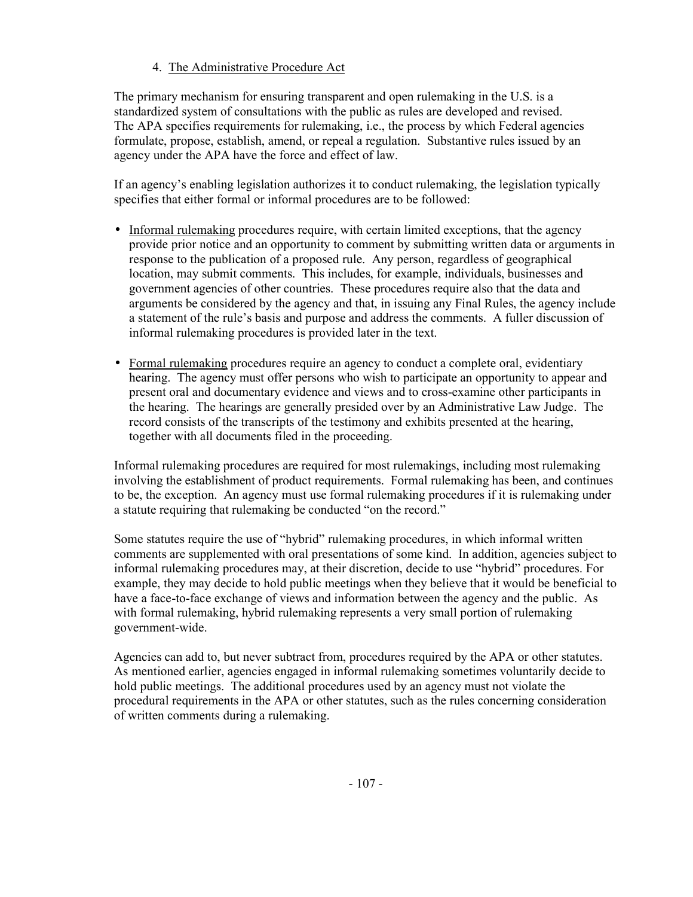#### 4. The Administrative Procedure Act

The primary mechanism for ensuring transparent and open rulemaking in the U.S. is a standardized system of consultations with the public as rules are developed and revised. The APA specifies requirements for rulemaking, i.e., the process by which Federal agencies formulate, propose, establish, amend, or repeal a regulation. Substantive rules issued by an agency under the APA have the force and effect of law.

If an agency's enabling legislation authorizes it to conduct rulemaking, the legislation typically specifies that either formal or informal procedures are to be followed:

- Informal rulemaking procedures require, with certain limited exceptions, that the agency provide prior notice and an opportunity to comment by submitting written data or arguments in response to the publication of a proposed rule. Any person, regardless of geographical location, may submit comments. This includes, for example, individuals, businesses and government agencies of other countries. These procedures require also that the data and arguments be considered by the agency and that, in issuing any Final Rules, the agency include a statement of the rule's basis and purpose and address the comments. A fuller discussion of informal rulemaking procedures is provided later in the text.

- Formal rulemaking procedures require an agency to conduct a complete oral, evidentiary hearing. The agency must offer persons who wish to participate an opportunity to appear and present oral and documentary evidence and views and to cross-examine other participants in the hearing. The hearings are generally presided over by an Administrative Law Judge. The record consists of the transcripts of the testimony and exhibits presented at the hearing, together with all documents filed in the proceeding.

Informal rulemaking procedures are required for most rulemakings, including most rulemaking involving the establishment of product requirements. Formal rulemaking has been, and continues to be, the exception. An agency must use formal rulemaking procedures if it is rulemaking under a statute requiring that rulemaking be conducted "on the record."

Some statutes require the use of "hybrid" rulemaking procedures, in which informal written comments are supplemented with oral presentations of some kind. In addition, agencies subject to informal rulemaking procedures may, at their discretion, decide to use "hybrid" procedures. For example, they may decide to hold public meetings when they believe that it would be beneficial to have a face-to-face exchange of views and information between the agency and the public. As with formal rulemaking, hybrid rulemaking represents a very small portion of rulemaking government-wide.

Agencies can add to, but never subtract from, procedures required by the APA or other statutes. As mentioned earlier, agencies engaged in informal rulemaking sometimes voluntarily decide to hold public meetings. The additional procedures used by an agency must not violate the procedural requirements in the APA or other statutes, such as the rules concerning consideration of written comments during a rulemaking.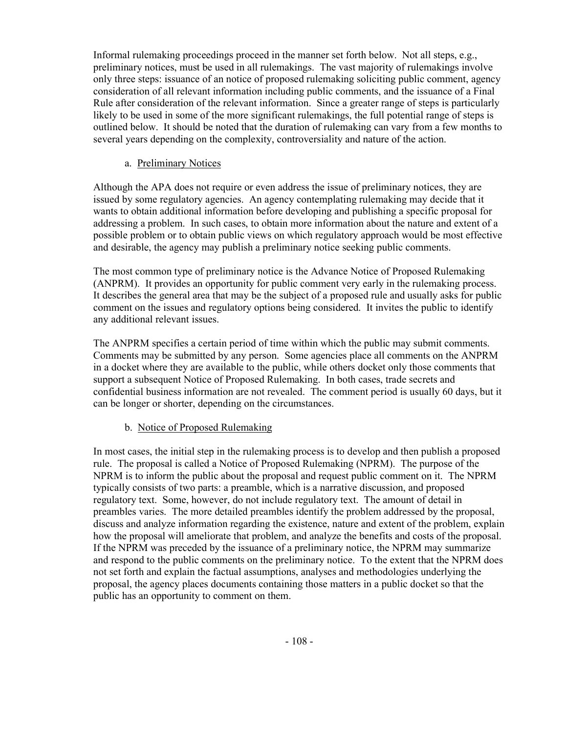Informal rulemaking proceedings proceed in the manner set forth below. Not all steps, e.g., preliminary notices, must be used in all rulemakings. The vast majority of rulemakings involve only three steps: issuance of an notice of proposed rulemaking soliciting public comment, agency consideration of all relevant information including public comments, and the issuance of a Final Rule after consideration of the relevant information. Since a greater range of steps is particularly likely to be used in some of the more significant rulemakings, the full potential range of steps is outlined below. It should be noted that the duration of rulemaking can vary from a few months to several years depending on the complexity, controversiality and nature of the action.

a. <u>Preliminary Notices</u>

Although the APA does not require or even address the issue of preliminary notices, they are issued by some regulatory agencies. An agency contemplating rulemaking may decide that it wants to obtain additional information before developing and publishing a specific proposal for addressing a problem. In such cases, to obtain more information about the nature and extent of a possible problem or to obtain public views on which regulatory approach would be most effective and desirable, the agency may publish a preliminary notice seeking public comments.

The most common type of preliminary notice is the Advance Notice of Proposed Rulemaking (ANPRM). It provides an opportunity for public comment very early in the rulemaking process. It describes the general area that may be the subject of a proposed rule and usually asks for public comment on the issues and regulatory options being considered. It invites the public to identify any additional relevant issues.

The ANPRM specifies a certain period of time within which the public may submit comments. Comments may be submitted by any person. Some agencies place all comments on the ANPRM in a docket where they are available to the public, while others docket only those comments that support a subsequent Notice of Proposed Rulemaking. In both cases, trade secrets and confidential business information are not revealed. The comment period is usually 60 days, but it can be longer or shorter, depending on the circumstances.

b. <u>Notice of Proposed Rulemaking</u>

In most cases, the initial step in the rulemaking process is to develop and then publish a proposed rule. The proposal is called a Notice of Proposed Rulemaking (NPRM). The purpose of the NPRM is to inform the public about the proposal and request public comment on it. The NPRM typically consists of two parts: a preamble, which is a narrative discussion, and proposed regulatory text. Some, however, do not include regulatory text. The amount of detail in preambles varies. The more detailed preambles identify the problem addressed by the proposal, discuss and analyze information regarding the existence, nature and extent of the problem, explain how the proposal will ameliorate that problem, and analyze the benefits and costs of the proposal. If the NPRM was preceded by the issuance of a preliminary notice, the NPRM may summarize and respond to the public comments on the preliminary notice. To the extent that the NPRM does not set forth and explain the factual assumptions, analyses and methodologies underlying the proposal, the agency places documents containing those matters in a public docket so that the public has an opportunity to comment on them.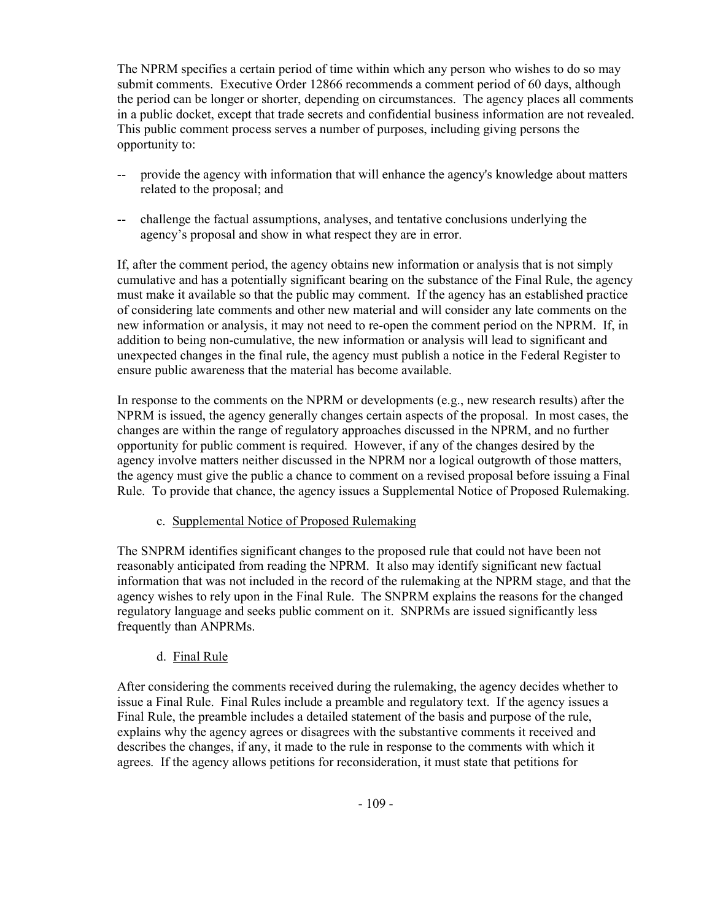The NPRM specifies a certain period of time within which any person who wishes to do so may submit comments. Executive Order 12866 recommends a comment period of 60 days, although the period can be longer or shorter, depending on circumstances. The agency places all comments in a public docket, except that trade secrets and confidential business information are not revealed. This public comment process serves a number of purposes, including giving persons the opportunity to:

-- provide the agency with information that will enhance the agency's knowledge about matters related to the proposal; and

-- challenge the factual assumptions, analyses, and tentative conclusions underlying the agency's proposal and show in what respect they are in error.

If, after the comment period, the agency obtains new information or analysis that is not simply cumulative and has a potentially significant bearing on the substance of the Final Rule, the agency must make it available so that the public may comment. If the agency has an established practice of considering late comments and other new material and will consider any late comments on the new information or analysis, it may not need to re-open the comment period on the NPRM. If, in addition to being non-cumulative, the new information or analysis will lead to significant and unexpected changes in the final rule, the agency must publish a notice in the Federal Register to ensure public awareness that the material has become available.

In response to the comments on the NPRM or developments (e.g., new research results) after the NPRM is issued, the agency generally changes certain aspects of the proposal. In most cases, the changes are within the range of regulatory approaches discussed in the NPRM, and no further opportunity for public comment is required. However, if any of the changes desired by the agency involve matters neither discussed in the NPRM nor a logical outgrowth of those matters, the agency must give the public a chance to comment on a revised proposal before issuing a Final Rule. To provide that chance, the agency issues a Supplemental Notice of Proposed Rulemaking.

### c. Supplemental Notice of Proposed Rulemaking

The SNPRM identifies significant changes to the proposed rule that could not have been not reasonably anticipated from reading the NPRM. It also may identify significant new factual information that was not included in the record of the rulemaking at the NPRM stage, and that the agency wishes to rely upon in the Final Rule. The SNPRM explains the reasons for the changed regulatory language and seeks public comment on it. SNPRMs are issued significantly less frequently than ANPRMs.

### d. Final Rule

After considering the comments received during the rulemaking, the agency decides whether to issue a Final Rule. Final Rules include a preamble and regulatory text. If the agency issues a Final Rule, the preamble includes a detailed statement of the basis and purpose of the rule, explains why the agency agrees or disagrees with the substantive comments it received and describes the changes, if any, it made to the rule in response to the comments with which it agrees. If the agency allows petitions for reconsideration, it must state that petitions for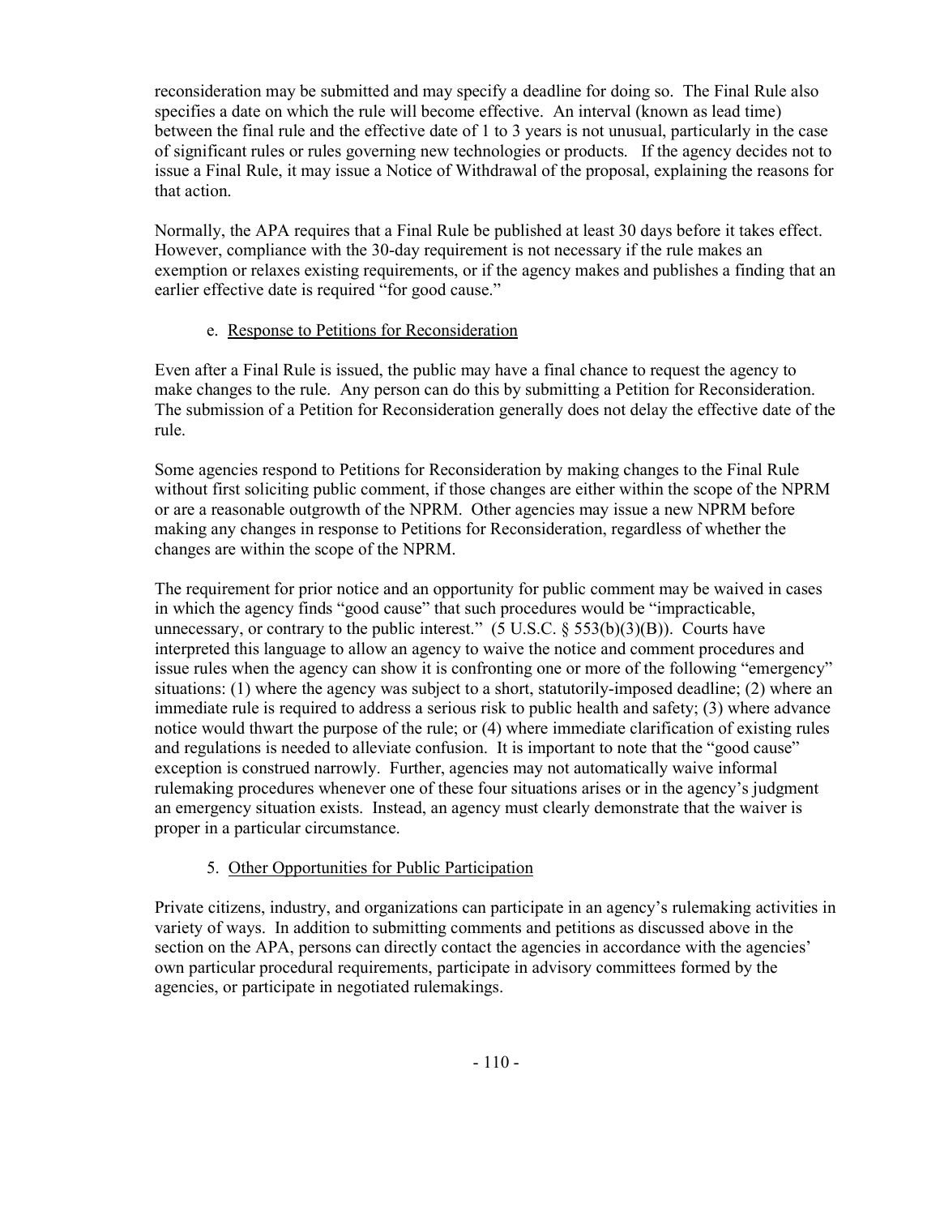reconsideration may be submitted and may specify a deadline for doing so. The Final Rule also specifies a date on which the rule will become effective. An interval (known as lead time) between the final rule and the effective date of 1 to 3 years is not unusual, particularly in the case of significant rules or rules governing new technologies or products. If the agency decides not to issue a Final Rule, it may issue a Notice of Withdrawal of the proposal, explaining the reasons for that action.

Normally, the APA requires that a Final Rule be published at least 30 days before it takes effect. However, compliance with the 30-day requirement is not necessary if the rule makes an exemption or relaxes existing requirements, or if the agency makes and publishes a finding that an earlier effective date is required "for good cause."

e. Response to Petitions for Reconsideration

Even after a Final Rule is issued, the public may have a final chance to request the agency to make changes to the rule. Any person can do this by submitting a Petition for Reconsideration. The submission of a Petition for Reconsideration generally does not delay the effective date of the rule.

Some agencies respond to Petitions for Reconsideration by making changes to the Final Rule without first soliciting public comment, if those changes are either within the scope of the NPRM or are a reasonable outgrowth of the NPRM. Other agencies may issue a new NPRM before making any changes in response to Petitions for Reconsideration, regardless of whether the changes are within the scope of the NPRM.

The requirement for prior notice and an opportunity for public comment may be waived in cases in which the agency finds "good cause" that such procedures would be "impracticable, unnecessary, or contrary to the public interest." (5 U.S.C. § 553(b)(3)(B)). Courts have interpreted this language to allow an agency to waive the notice and comment procedures and issue rules when the agency can show it is confronting one or more of the following "emergency" situations: (1) where the agency was subject to a short, statutorily-imposed deadline; (2) where an immediate rule is required to address a serious risk to public health and safety; (3) where advance notice would thwart the purpose of the rule; or (4) where immediate clarification of existing rules and regulations is needed to alleviate confusion. It is important to note that the "good cause" exception is construed narrowly. Further, agencies may not automatically waive informal rulemaking procedures whenever one of these four situations arises or in the agency's judgment an emergency situation exists. Instead, an agency must clearly demonstrate that the waiver is proper in a particular circumstance.

5. Other Opportunities for Public Participation

Private citizens, industry, and organizations can participate in an agency's rulemaking activities in variety of ways. In addition to submitting comments and petitions as discussed above in the section on the APA, persons can directly contact the agencies in accordance with the agencies' own particular procedural requirements, participate in advisory committees formed by the agencies, or participate in negotiated rulemakings.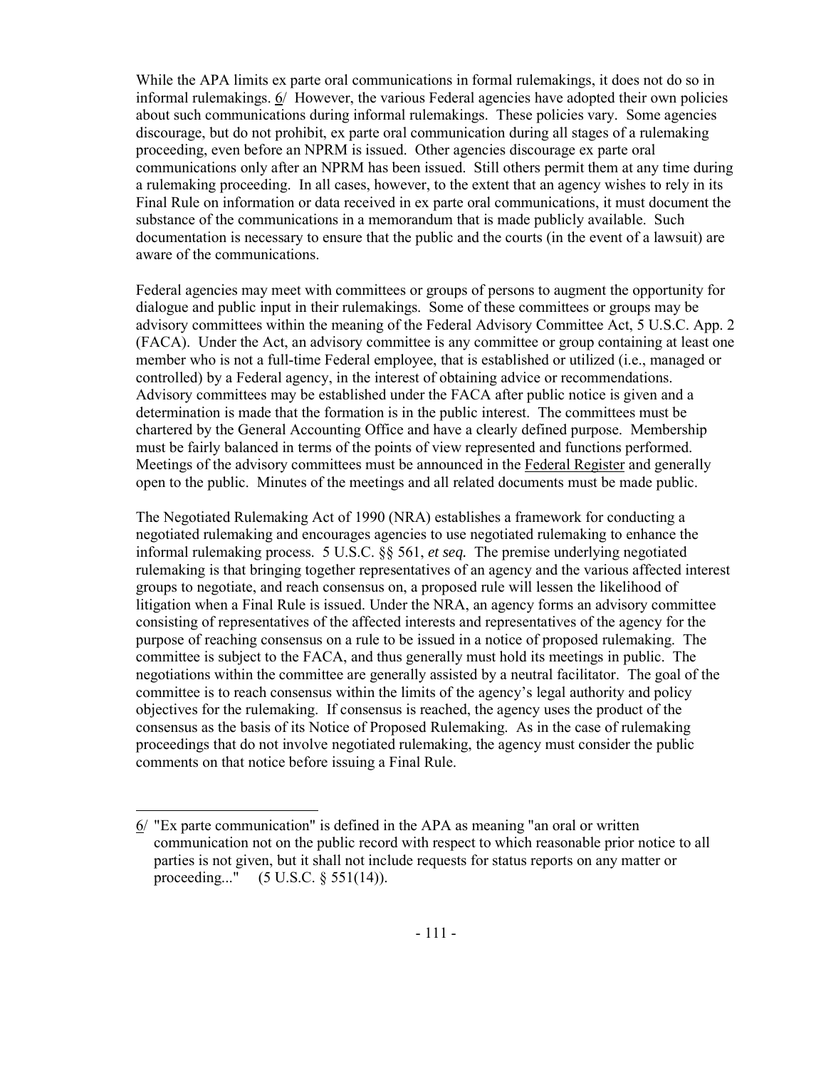While the APA limits ex parte oral communications in formal rulemakings, it does not do so in informal rulemakings. 6/ However, the various Federal agencies have adopted their own policies about such communications during informal rulemakings. These policies vary. Some agencies discourage, but do not prohibit, ex parte oral communication during all stages of a rulemaking proceeding, even before an NPRM is issued. Other agencies discourage ex parte oral communications only after an NPRM has been issued. Still others permit them at any time during a rulemaking proceeding. In all cases, however, to the extent that an agency wishes to rely in its Final Rule on information or data received in ex parte oral communications, it must document the substance of the communications in a memorandum that is made publicly available. Such documentation is necessary to ensure that the public and the courts (in the event of a lawsuit) are aware of the communications.

Federal agencies may meet with committees or groups of persons to augment the opportunity for dialogue and public input in their rulemakings. Some of these committees or groups may be advisory committees within the meaning of the Federal Advisory Committee Act, 5 U.S.C. App. 2 (FACA). Under the Act, an advisory committee is any committee or group containing at least one member who is not a full-time Federal employee, that is established or utilized (i.e., managed or controlled) by a Federal agency, in the interest of obtaining advice or recommendations. Advisory committees may be established under the FACA after public notice is given and a determination is made that the formation is in the public interest. The committees must be chartered by the General Accounting Office and have a clearly defined purpose. Membership must be fairly balanced in terms of the points of view represented and functions performed. Meetings of the advisory committees must be announced in the Federal Register and generally open to the public. Minutes of the meetings and all related documents must be made public.

The Negotiated Rulemaking Act of 1990 (NRA) establishes a framework for conducting a negotiated rulemaking and encourages agencies to use negotiated rulemaking to enhance the informal rulemaking process. 5 U.S.C. §§ 561, *et seq.* The premise underlying negotiated rulemaking is that bringing together representatives of an agency and the various affected interest groups to negotiate, and reach consensus on, a proposed rule will lessen the likelihood of litigation when a Final Rule is issued. Under the NRA, an agency forms an advisory committee consisting of representatives of the affected interests and representatives of the agency for the purpose of reaching consensus on a rule to be issued in a notice of proposed rulemaking. The committee is subject to the FACA, and thus generally must hold its meetings in public. The negotiations within the committee are generally assisted by a neutral facilitator. The goal of the committee is to reach consensus within the limits of the agency's legal authority and policy objectives for the rulemaking. If consensus is reached, the agency uses the product of the consensus as the basis of its Notice of Proposed Rulemaking. As in the case of rulemaking proceedings that do not involve negotiated rulemaking, the agency must consider the public comments on that notice before issuing a Final Rule.

---

6/ "Ex parte communication" is defined in the APA as meaning "an oral or written communication not on the public record with respect to which reasonable prior notice to all parties is not given, but it shall not include requests for status reports on any matter or proceeding..." (5 U.S.C. § 551(14)).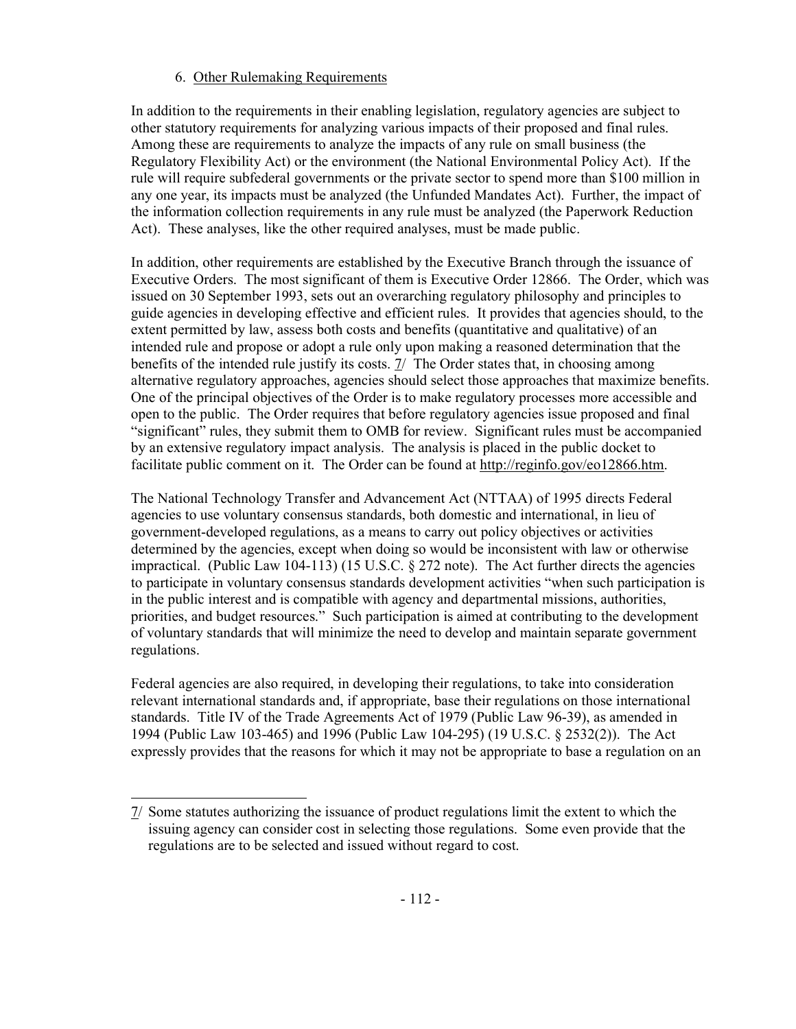### 6. Other Rulemaking Requirements

In addition to the requirements in their enabling legislation, regulatory agencies are subject to other statutory requirements for analyzing various impacts of their proposed and final rules. Among these are requirements to analyze the impacts of any rule on small business (the Regulatory Flexibility Act) or the environment (the National Environmental Policy Act). If the rule will require subfederal governments or the private sector to spend more than $100 million in any one year, its impacts must be analyzed (the Unfunded Mandates Act). Further, the impact of the information collection requirements in any rule must be analyzed (the Paperwork Reduction Act). These analyses, like the other required analyses, must be made public.

In addition, other requirements are established by the Executive Branch through the issuance of Executive Orders. The most significant of them is Executive Order 12866. The Order, which was issued on 30 September 1993, sets out an overarching regulatory philosophy and principles to guide agencies in developing effective and efficient rules. It provides that agencies should, to the extent permitted by law, assess both costs and benefits (quantitative and qualitative) of an intended rule and propose or adopt a rule only upon making a reasoned determination that the benefits of the intended rule justify its costs. 7/ The Order states that, in choosing among alternative regulatory approaches, agencies should select those approaches that maximize benefits. One of the principal objectives of the Order is to make regulatory processes more accessible and open to the public. The Order requires that before regulatory agencies issue proposed and final "significant" rules, they submit them to OMB for review. Significant rules must be accompanied by an extensive regulatory impact analysis. The analysis is placed in the public docket to facilitate public comment on it. The Order can be found at http://reginfo.gov/eo12866.htm.

The National Technology Transfer and Advancement Act (NTTAA) of 1995 directs Federal agencies to use voluntary consensus standards, both domestic and international, in lieu of government-developed regulations, as a means to carry out policy objectives or activities determined by the agencies, except when doing so would be inconsistent with law or otherwise impractical. (Public Law 104-113) (15 U.S.C. § 272 note). The Act further directs the agencies to participate in voluntary consensus standards development activities "when such participation is in the public interest and is compatible with agency and departmental missions, authorities, priorities, and budget resources." Such participation is aimed at contributing to the development of voluntary standards that will minimize the need to develop and maintain separate government regulations.

Federal agencies are also required, in developing their regulations, to take into consideration relevant international standards and, if appropriate, base their regulations on those international standards. Title IV of the Trade Agreements Act of 1979 (Public Law 96-39), as amended in 1994 (Public Law 103-465) and 1996 (Public Law 104-295) (19 U.S.C. § 2532(2)). The Act expressly provides that the reasons for which it may not be appropriate to base a regulation on an

---

7/ Some statutes authorizing the issuance of product regulations limit the extent to which the issuing agency can consider cost in selecting those regulations. Some even provide that the regulations are to be selected and issued without regard to cost.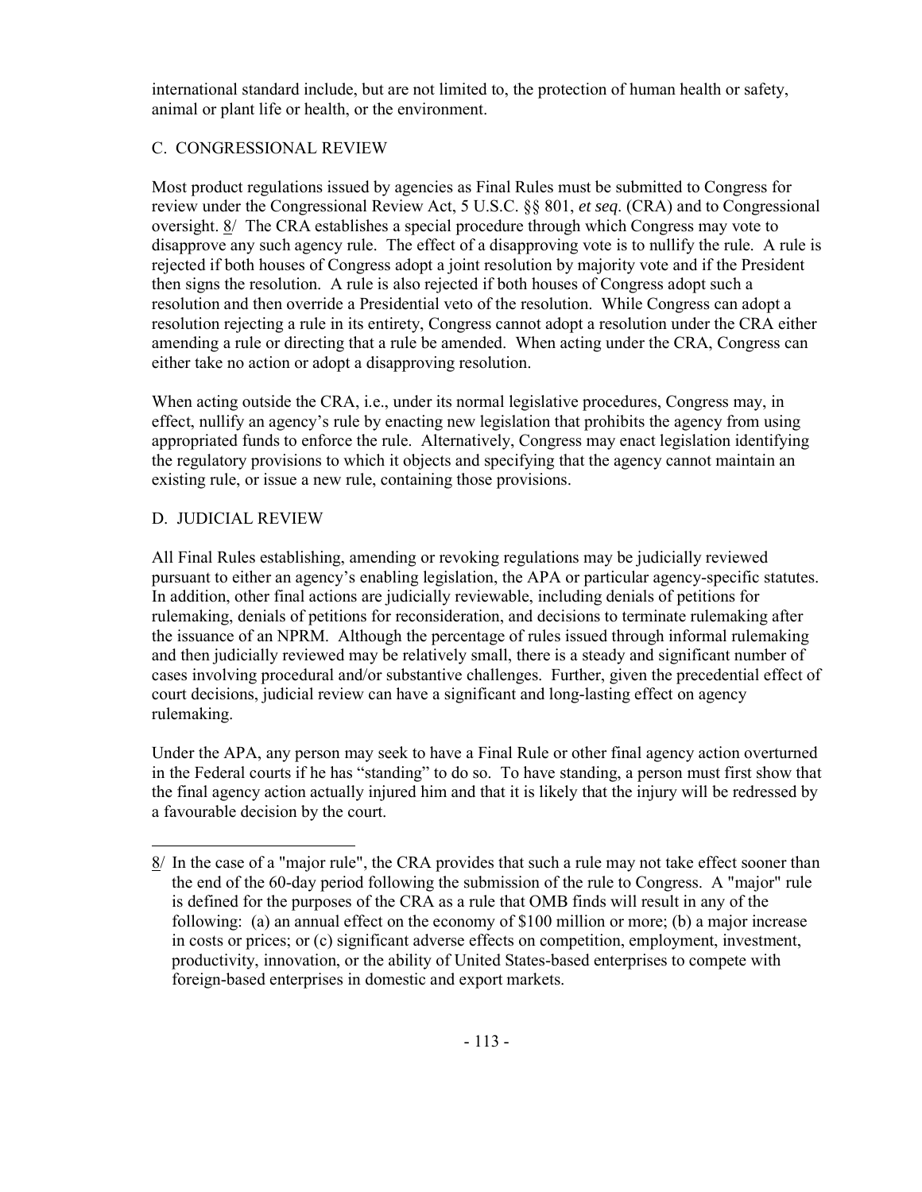international standard include, but are not limited to, the protection of human health or safety, animal or plant life or health, or the environment.

## C. CONGRESSIONAL REVIEW

Most product regulations issued by agencies as Final Rules must be submitted to Congress for review under the Congressional Review Act, 5 U.S.C. §§ 801, *et seq*. (CRA) and to Congressional oversight. 8/ The CRA establishes a special procedure through which Congress may vote to disapprove any such agency rule. The effect of a disapproving vote is to nullify the rule. A rule is rejected if both houses of Congress adopt a joint resolution by majority vote and if the President then signs the resolution. A rule is also rejected if both houses of Congress adopt such a resolution and then override a Presidential veto of the resolution. While Congress can adopt a resolution rejecting a rule in its entirety, Congress cannot adopt a resolution under the CRA either amending a rule or directing that a rule be amended. When acting under the CRA, Congress can either take no action or adopt a disapproving resolution.

When acting outside the CRA, i.e., under its normal legislative procedures, Congress may, in effect, nullify an agency's rule by enacting new legislation that prohibits the agency from using appropriated funds to enforce the rule. Alternatively, Congress may enact legislation identifying the regulatory provisions to which it objects and specifying that the agency cannot maintain an existing rule, or issue a new rule, containing those provisions.

## D. JUDICIAL REVIEW

All Final Rules establishing, amending or revoking regulations may be judicially reviewed pursuant to either an agency's enabling legislation, the APA or particular agency-specific statutes. In addition, other final actions are judicially reviewable, including denials of petitions for rulemaking, denials of petitions for reconsideration, and decisions to terminate rulemaking after the issuance of an NPRM. Although the percentage of rules issued through informal rulemaking and then judicially reviewed may be relatively small, there is a steady and significant number of cases involving procedural and/or substantive challenges. Further, given the precedential effect of court decisions, judicial review can have a significant and long-lasting effect on agency rulemaking.

Under the APA, any person may seek to have a Final Rule or other final agency action overturned in the Federal courts if he has "standing" to do so. To have standing, a person must first show that the final agency action actually injured him and that it is likely that the injury will be redressed by a favourable decision by the court.

---

8/ In the case of a "major rule", the CRA provides that such a rule may not take effect sooner than the end of the 60-day period following the submission of the rule to Congress. A "major" rule is defined for the purposes of the CRA as a rule that OMB finds will result in any of the following: (a) an annual effect on the economy of $100 million or more; (b) a major increase in costs or prices; or (c) significant adverse effects on competition, employment, investment, productivity, innovation, or the ability of United States-based enterprises to compete with foreign-based enterprises in domestic and export markets.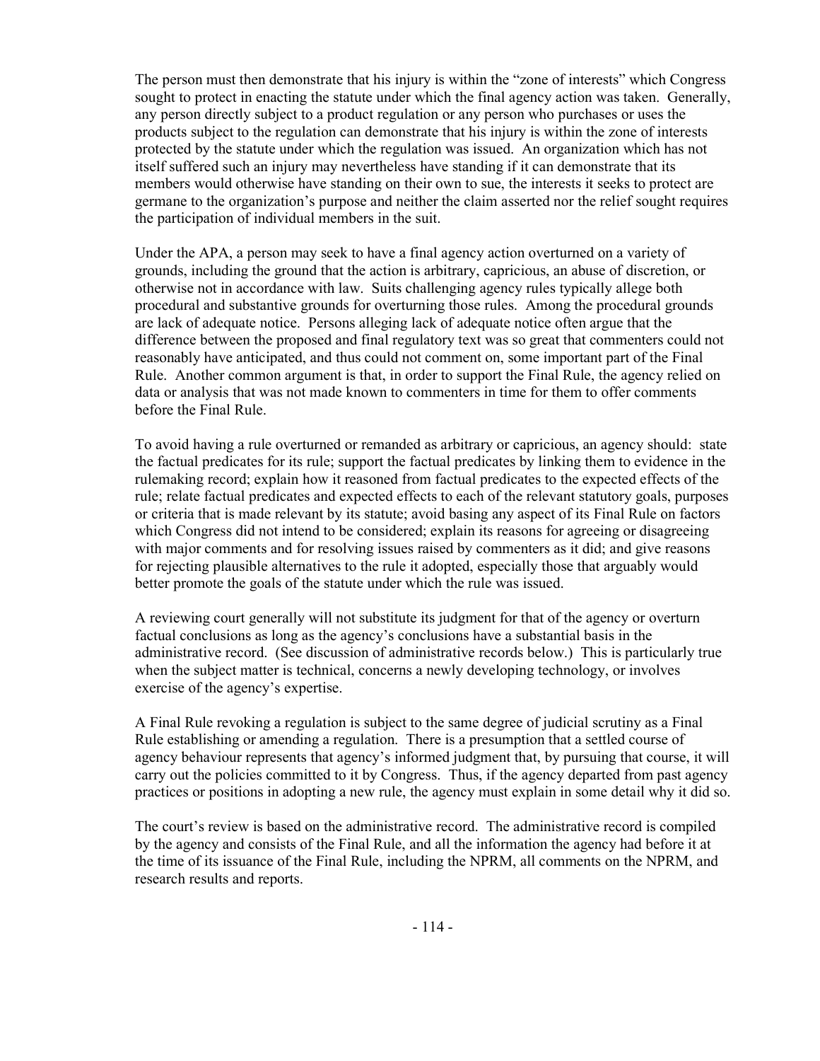The person must then demonstrate that his injury is within the "zone of interests" which Congress sought to protect in enacting the statute under which the final agency action was taken. Generally, any person directly subject to a product regulation or any person who purchases or uses the products subject to the regulation can demonstrate that his injury is within the zone of interests protected by the statute under which the regulation was issued. An organization which has not itself suffered such an injury may nevertheless have standing if it can demonstrate that its members would otherwise have standing on their own to sue, the interests it seeks to protect are germane to the organization's purpose and neither the claim asserted nor the relief sought requires the participation of individual members in the suit.

Under the APA, a person may seek to have a final agency action overturned on a variety of grounds, including the ground that the action is arbitrary, capricious, an abuse of discretion, or otherwise not in accordance with law. Suits challenging agency rules typically allege both procedural and substantive grounds for overturning those rules. Among the procedural grounds are lack of adequate notice. Persons alleging lack of adequate notice often argue that the difference between the proposed and final regulatory text was so great that commenters could not reasonably have anticipated, and thus could not comment on, some important part of the Final Rule. Another common argument is that, in order to support the Final Rule, the agency relied on data or analysis that was not made known to commenters in time for them to offer comments before the Final Rule.

To avoid having a rule overturned or remanded as arbitrary or capricious, an agency should: state the factual predicates for its rule; support the factual predicates by linking them to evidence in the rulemaking record; explain how it reasoned from factual predicates to the expected effects of the rule; relate factual predicates and expected effects to each of the relevant statutory goals, purposes or criteria that is made relevant by its statute; avoid basing any aspect of its Final Rule on factors which Congress did not intend to be considered; explain its reasons for agreeing or disagreeing with major comments and for resolving issues raised by commenters as it did; and give reasons for rejecting plausible alternatives to the rule it adopted, especially those that arguably would better promote the goals of the statute under which the rule was issued.

A reviewing court generally will not substitute its judgment for that of the agency or overturn factual conclusions as long as the agency's conclusions have a substantial basis in the administrative record. (See discussion of administrative records below.) This is particularly true when the subject matter is technical, concerns a newly developing technology, or involves exercise of the agency's expertise.

A Final Rule revoking a regulation is subject to the same degree of judicial scrutiny as a Final Rule establishing or amending a regulation. There is a presumption that a settled course of agency behaviour represents that agency's informed judgment that, by pursuing that course, it will carry out the policies committed to it by Congress. Thus, if the agency departed from past agency practices or positions in adopting a new rule, the agency must explain in some detail why it did so.

The court's review is based on the administrative record. The administrative record is compiled by the agency and consists of the Final Rule, and all the information the agency had before it at the time of its issuance of the Final Rule, including the NPRM, all comments on the NPRM, and research results and reports.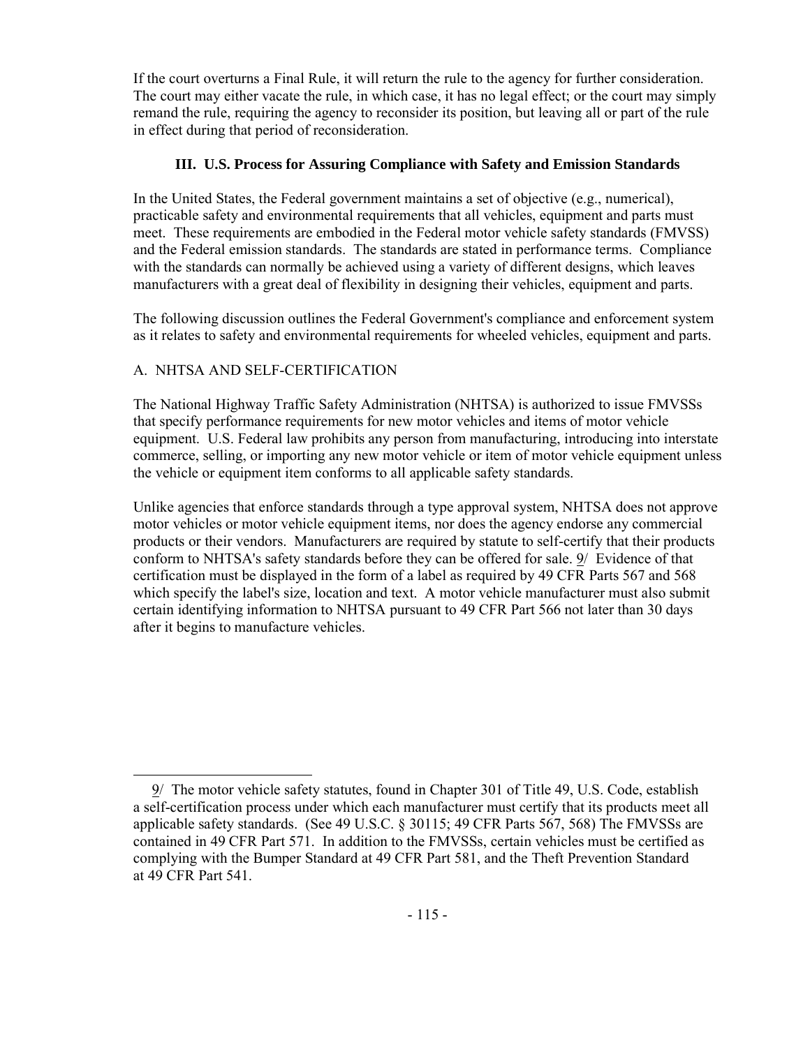If the court overturns a Final Rule, it will return the rule to the agency for further consideration. The court may either vacate the rule, in which case, it has no legal effect; or the court may simply remand the rule, requiring the agency to reconsider its position, but leaving all or part of the rule in effect during that period of reconsideration.

### III. U.S. Process for Assuring Compliance with Safety and Emission Standards

In the United States, the Federal government maintains a set of objective (e.g., numerical), practicable safety and environmental requirements that all vehicles, equipment and parts must meet. These requirements are embodied in the Federal motor vehicle safety standards (FMVSS) and the Federal emission standards. The standards are stated in performance terms. Compliance with the standards can normally be achieved using a variety of different designs, which leaves manufacturers with a great deal of flexibility in designing their vehicles, equipment and parts.

The following discussion outlines the Federal Government's compliance and enforcement system as it relates to safety and environmental requirements for wheeled vehicles, equipment and parts.

#### A. NHTSA AND SELF-CERTIFICATION

The National Highway Traffic Safety Administration (NHTSA) is authorized to issue FMVSSs that specify performance requirements for new motor vehicles and items of motor vehicle equipment. U.S. Federal law prohibits any person from manufacturing, introducing into interstate commerce, selling, or importing any new motor vehicle or item of motor vehicle equipment unless the vehicle or equipment item conforms to all applicable safety standards.

Unlike agencies that enforce standards through a type approval system, NHTSA does not approve motor vehicles or motor vehicle equipment items, nor does the agency endorse any commercial products or their vendors. Manufacturers are required by statute to self-certify that their products conform to NHTSA's safety standards before they can be offered for sale. 9/ Evidence of that certification must be displayed in the form of a label as required by 49 CFR Parts 567 and 568 which specify the label's size, location and text. A motor vehicle manufacturer must also submit certain identifying information to NHTSA pursuant to 49 CFR Part 566 not later than 30 days after it begins to manufacture vehicles.

---

9/ The motor vehicle safety statutes, found in Chapter 301 of Title 49, U.S. Code, establish a self-certification process under which each manufacturer must certify that its products meet all applicable safety standards. (See 49 U.S.C. § 30115; 49 CFR Parts 567, 568) The FMVSSs are contained in 49 CFR Part 571. In addition to the FMVSSs, certain vehicles must be certified as complying with the Bumper Standard at 49 CFR Part 581, and the Theft Prevention Standard at 49 CFR Part 541.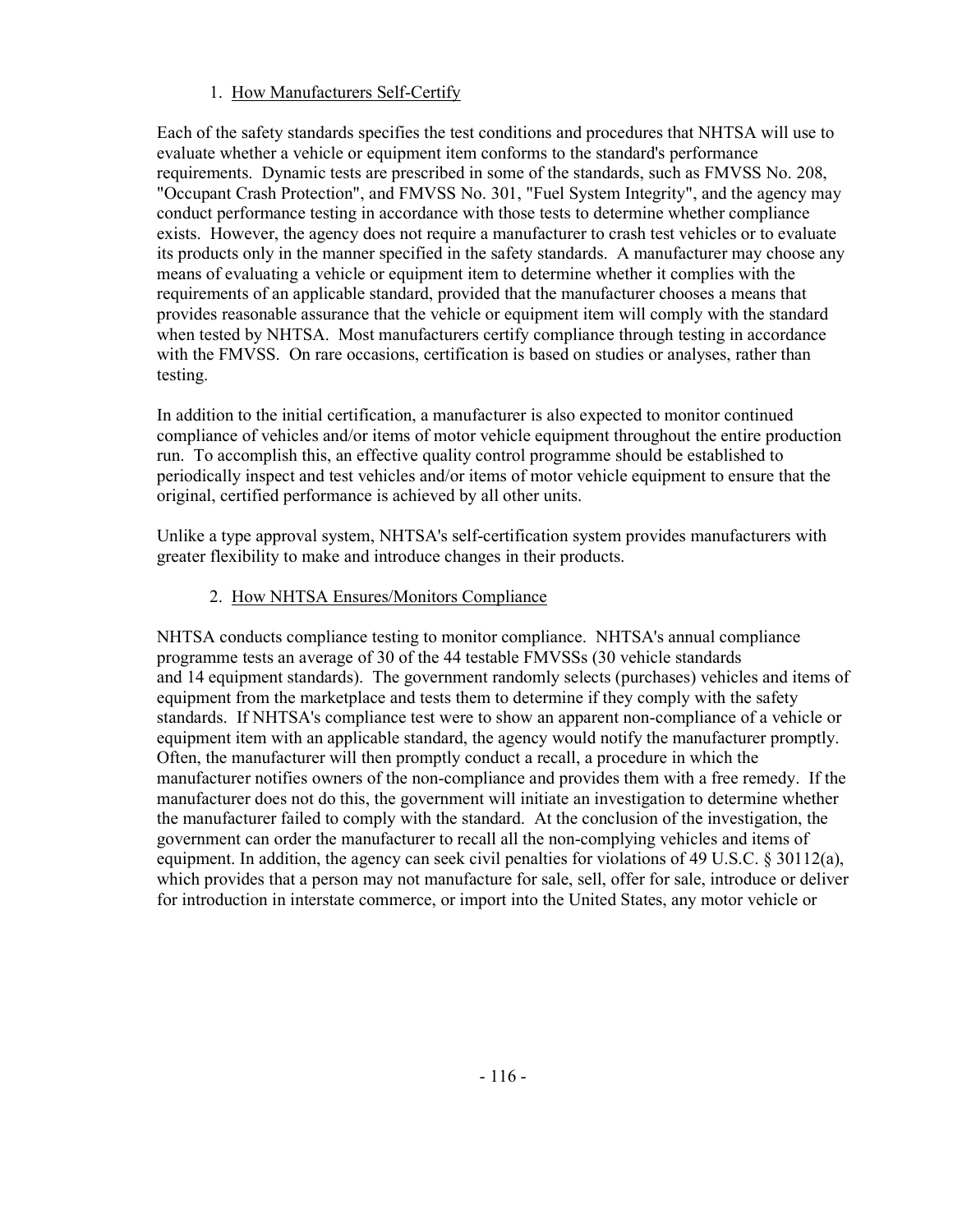### 1. How Manufacturers Self-Certify

Each of the safety standards specifies the test conditions and procedures that NHTSA will use to evaluate whether a vehicle or equipment item conforms to the standard's performance requirements. Dynamic tests are prescribed in some of the standards, such as FMVSS No. 208, "Occupant Crash Protection", and FMVSS No. 301, "Fuel System Integrity", and the agency may conduct performance testing in accordance with those tests to determine whether compliance exists. However, the agency does not require a manufacturer to crash test vehicles or to evaluate its products only in the manner specified in the safety standards. A manufacturer may choose any means of evaluating a vehicle or equipment item to determine whether it complies with the requirements of an applicable standard, provided that the manufacturer chooses a means that provides reasonable assurance that the vehicle or equipment item will comply with the standard when tested by NHTSA. Most manufacturers certify compliance through testing in accordance with the FMVSS. On rare occasions, certification is based on studies or analyses, rather than testing.

In addition to the initial certification, a manufacturer is also expected to monitor continued compliance of vehicles and/or items of motor vehicle equipment throughout the entire production run. To accomplish this, an effective quality control programme should be established to periodically inspect and test vehicles and/or items of motor vehicle equipment to ensure that the original, certified performance is achieved by all other units.

Unlike a type approval system, NHTSA's self-certification system provides manufacturers with greater flexibility to make and introduce changes in their products.

### 2. How NHTSA Ensures/Monitors Compliance

NHTSA conducts compliance testing to monitor compliance. NHTSA's annual compliance programme tests an average of 30 of the 44 testable FMVSSs (30 vehicle standards and 14 equipment standards). The government randomly selects (purchases) vehicles and items of equipment from the marketplace and tests them to determine if they comply with the safety standards. If NHTSA's compliance test were to show an apparent non-compliance of a vehicle or equipment item with an applicable standard, the agency would notify the manufacturer promptly. Often, the manufacturer will then promptly conduct a recall, a procedure in which the manufacturer notifies owners of the non-compliance and provides them with a free remedy. If the manufacturer does not do this, the government will initiate an investigation to determine whether the manufacturer failed to comply with the standard. At the conclusion of the investigation, the government can order the manufacturer to recall all the non-complying vehicles and items of equipment. In addition, the agency can seek civil penalties for violations of 49 U.S.C. § 30112(a), which provides that a person may not manufacture for sale, sell, offer for sale, introduce or deliver for introduction in interstate commerce, or import into the United States, any motor vehicle or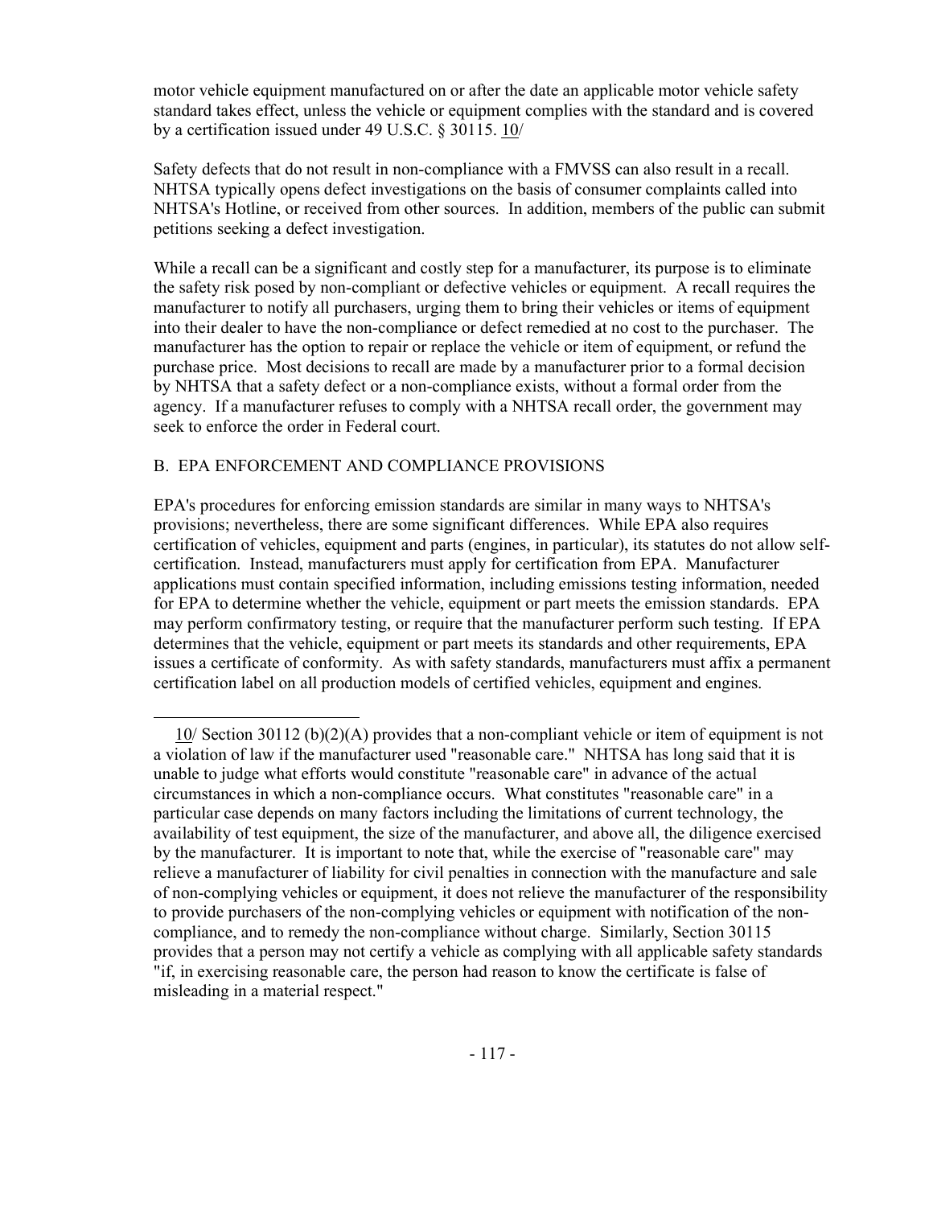motor vehicle equipment manufactured on or after the date an applicable motor vehicle safety standard takes effect, unless the vehicle or equipment complies with the standard and is covered by a certification issued under 49 U.S.C. § 30115. 10/

Safety defects that do not result in non-compliance with a FMVSS can also result in a recall. NHTSA typically opens defect investigations on the basis of consumer complaints called into NHTSA's Hotline, or received from other sources. In addition, members of the public can submit petitions seeking a defect investigation.

While a recall can be a significant and costly step for a manufacturer, its purpose is to eliminate the safety risk posed by non-compliant or defective vehicles or equipment. A recall requires the manufacturer to notify all purchasers, urging them to bring their vehicles or items of equipment into their dealer to have the non-compliance or defect remedied at no cost to the purchaser. The manufacturer has the option to repair or replace the vehicle or item of equipment, or refund the purchase price. Most decisions to recall are made by a manufacturer prior to a formal decision by NHTSA that a safety defect or a non-compliance exists, without a formal order from the agency. If a manufacturer refuses to comply with a NHTSA recall order, the government may seek to enforce the order in Federal court.

## B. EPA ENFORCEMENT AND COMPLIANCE PROVISIONS

EPA's procedures for enforcing emission standards are similar in many ways to NHTSA's provisions; nevertheless, there are some significant differences. While EPA also requires certification of vehicles, equipment and parts (engines, in particular), its statutes do not allow self-certification. Instead, manufacturers must apply for certification from EPA. Manufacturer applications must contain specified information, including emissions testing information, needed for EPA to determine whether the vehicle, equipment or part meets the emission standards. EPA may perform confirmatory testing, or require that the manufacturer perform such testing. If EPA determines that the vehicle, equipment or part meets its standards and other requirements, EPA issues a certificate of conformity. As with safety standards, manufacturers must affix a permanent certification label on all production models of certified vehicles, equipment and engines.

---

10/ Section 30112 (b)(2)(A) provides that a non-compliant vehicle or item of equipment is not a violation of law if the manufacturer used "reasonable care." NHTSA has long said that it is unable to judge what efforts would constitute "reasonable care" in advance of the actual circumstances in which a non-compliance occurs. What constitutes "reasonable care" in a particular case depends on many factors including the limitations of current technology, the availability of test equipment, the size of the manufacturer, and above all, the diligence exercised by the manufacturer. It is important to note that, while the exercise of "reasonable care" may relieve a manufacturer of liability for civil penalties in connection with the manufacture and sale of non-complying vehicles or equipment, it does not relieve the manufacturer of the responsibility to provide purchasers of the non-complying vehicles or equipment with notification of the non-compliance, and to remedy the non-compliance without charge. Similarly, Section 30115 provides that a person may not certify a vehicle as complying with all applicable safety standards "if, in exercising reasonable care, the person had reason to know the certificate is false of misleading in a material respect."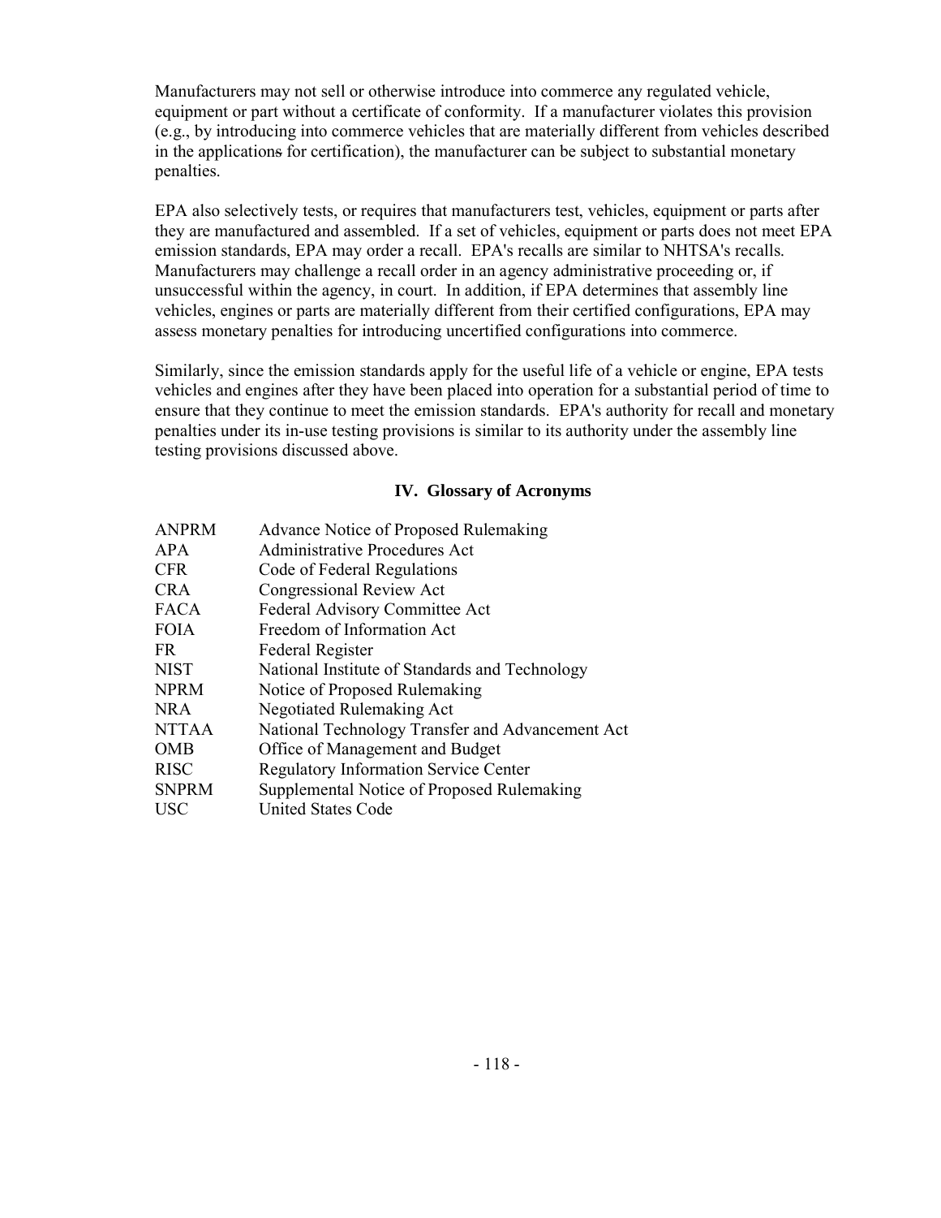Manufacturers may not sell or otherwise introduce into commerce any regulated vehicle, equipment or part without a certificate of conformity. If a manufacturer violates this provision (e.g., by introducing into commerce vehicles that are materially different from vehicles described in the applications for certification), the manufacturer can be subject to substantial monetary penalties.

EPA also selectively tests, or requires that manufacturers test, vehicles, equipment or parts after they are manufactured and assembled. If a set of vehicles, equipment or parts does not meet EPA emission standards, EPA may order a recall. EPA's recalls are similar to NHTSA's recalls. Manufacturers may challenge a recall order in an agency administrative proceeding or, if unsuccessful within the agency, in court. In addition, if EPA determines that assembly line vehicles, engines or parts are materially different from their certified configurations, EPA may assess monetary penalties for introducing uncertified configurations into commerce.

Similarly, since the emission standards apply for the useful life of a vehicle or engine, EPA tests vehicles and engines after they have been placed into operation for a substantial period of time to ensure that they continue to meet the emission standards. EPA's authority for recall and monetary penalties under its in-use testing provisions is similar to its authority under the assembly line testing provisions discussed above.

## IV. Glossary of Acronyms

| | |
|---|---|
| ANPRM | Advance Notice of Proposed Rulemaking |
| APA | Administrative Procedures Act |
| CFR | Code of Federal Regulations |
| CRA | Congressional Review Act |
| FACA | Federal Advisory Committee Act |
| FOIA | Freedom of Information Act |
| FR | Federal Register |
| NIST | National Institute of Standards and Technology |
| NPRM | Notice of Proposed Rulemaking |
| NRA | Negotiated Rulemaking Act |
| NTTAA | National Technology Transfer and Advancement Act |
| OMB | Office of Management and Budget |
| RISC | Regulatory Information Service Center |
| SNPRM | Supplemental Notice of Proposed Rulemaking |
| USC | United States Code |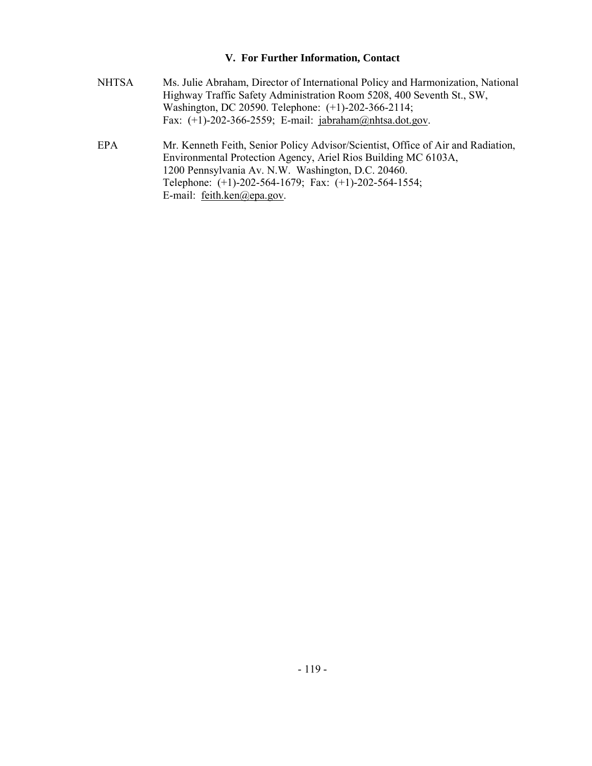## V. For Further Information, Contact

NHTSA Ms. Julie Abraham, Director of International Policy and Harmonization, National Highway Traffic Safety Administration Room 5208, 400 Seventh St., SW, Washington, DC 20590. Telephone: (+1)-202-366-2114; Fax: (+1)-202-366-2559; E-mail: jabraham@nhtsa.dot.gov.

EPA Mr. Kenneth Feith, Senior Policy Advisor/Scientist, Office of Air and Radiation, Environmental Protection Agency, Ariel Rios Building MC 6103A, 1200 Pennsylvania Av. N.W. Washington, D.C. 20460. Telephone: (+1)-202-564-1679; Fax: (+1)-202-564-1554; E-mail: feith.ken@epa.gov.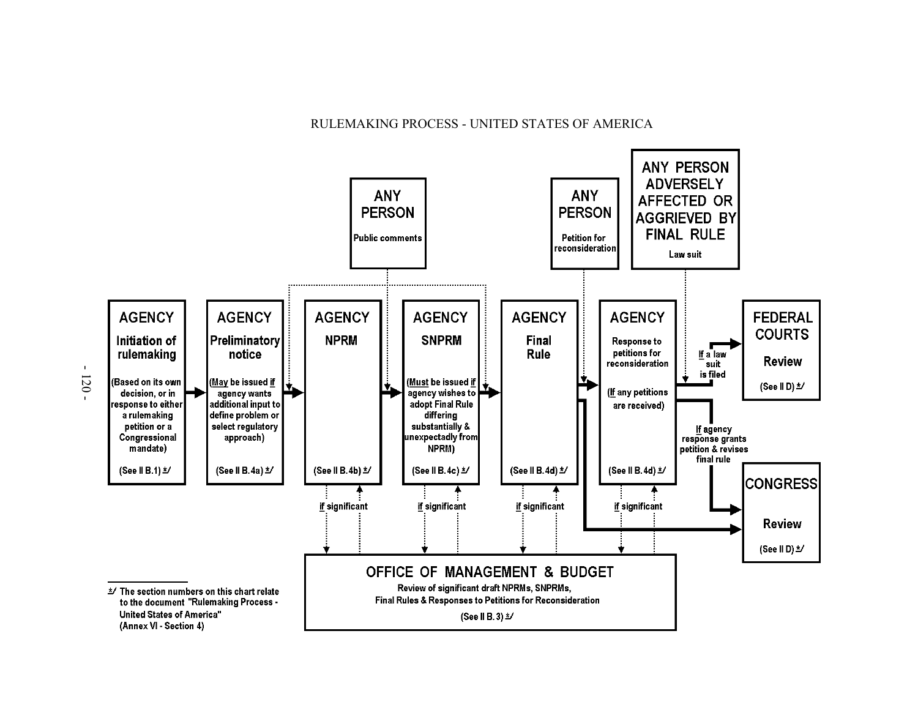RULEMAKING PROCESS - UNITED STATES OF AMERICA

**ANY PERSON**
Public comments

**ANY PERSON**
Petition for reconsideration

**ANY PERSON ADVERSELY AFFECTED OR AGGRIEVED BY FINAL RULE**
Law suit

**AGENCY**
**Initiation of rulemaking**
(Based on its own decision, or in response to either a rulemaking petition or a Congressional mandate)
(See II B.1) */

**AGENCY**
**Preliminary notice**
(May be issued if agency wants additional input to define problem or select regulatory approach)
(See II B.4a) */

**AGENCY**
**NPRM**
(See II B.4b) */

**AGENCY**
**SNPRM**
(Must be issued if agency wishes to adopt Final Rule differing substantially & unexpectedly from NPRM)
(See II B.4c) */

**AGENCY**
**Final Rule**
(See II B.4d) */

**AGENCY**
Response to petitions for reconsideration
(If any petitions are received)
(See II B.4d) */

If a law suit is filed

**FEDERAL COURTS**
**Review**
(See II D) */

If agency response grants petition & revises final rule

**CONGRESS**
**Review**
(See II D) */

if significant

if significant

if significant

if significant

**OFFICE OF MANAGEMENT & BUDGET**
Review of significant draft NPRMs, SNPRMs, Final Rules & Responses to Petitions for Reconsideration
(See II B.3) */

---

*/ The section numbers on this chart relate to the document "Rulemaking Process - United States of America" (Annex VI - Section 4)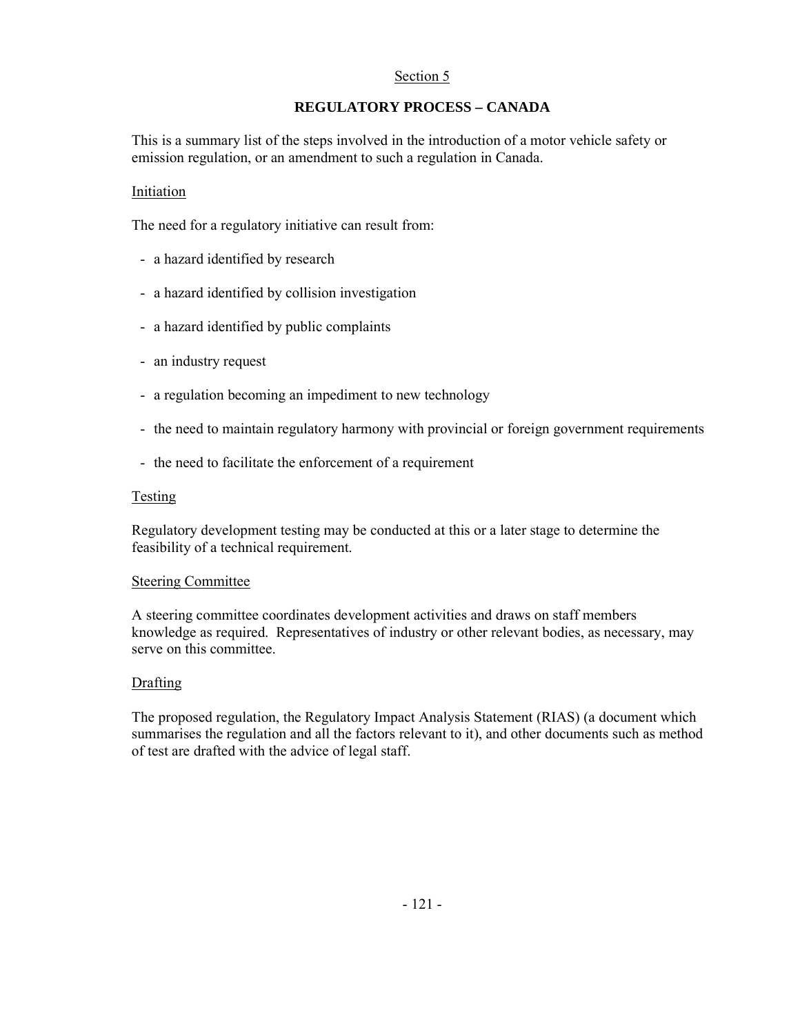## Section 5

# REGULATORY PROCESS – CANADA

This is a summary list of the steps involved in the introduction of a motor vehicle safety or emission regulation, or an amendment to such a regulation in Canada.

### Initiation

The need for a regulatory initiative can result from:

- a hazard identified by research
- a hazard identified by collision investigation
- a hazard identified by public complaints
- an industry request
- a regulation becoming an impediment to new technology
- the need to maintain regulatory harmony with provincial or foreign government requirements
- the need to facilitate the enforcement of a requirement

### Testing

Regulatory development testing may be conducted at this or a later stage to determine the feasibility of a technical requirement.

### Steering Committee

A steering committee coordinates development activities and draws on staff members knowledge as required. Representatives of industry or other relevant bodies, as necessary, may serve on this committee.

### Drafting

The proposed regulation, the Regulatory Impact Analysis Statement (RIAS) (a document which summarises the regulation and all the factors relevant to it), and other documents such as method of test are drafted with the advice of legal staff.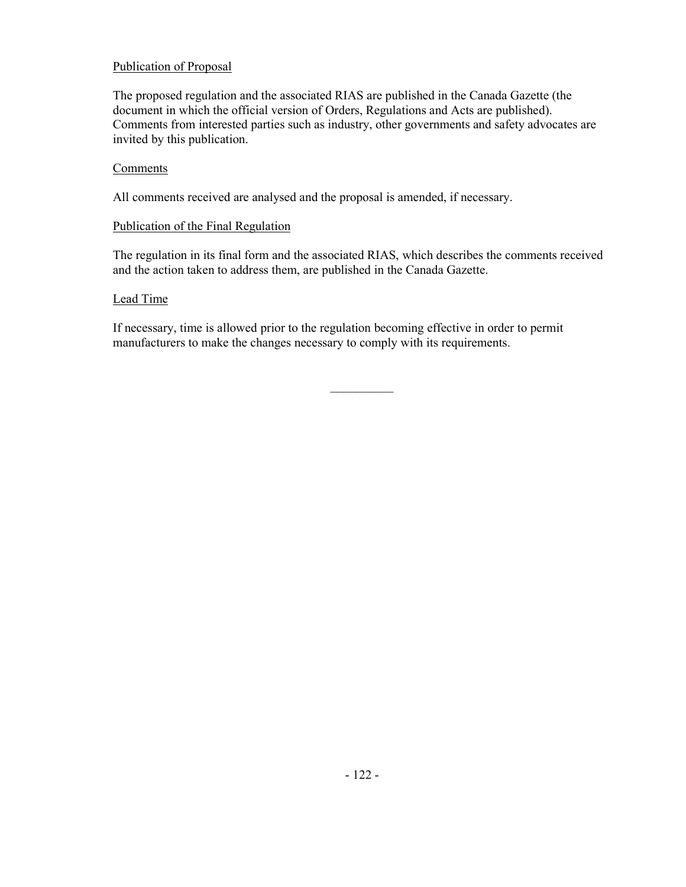Publication of Proposal

The proposed regulation and the associated RIAS are published in the Canada Gazette (the document in which the official version of Orders, Regulations and Acts are published). Comments from interested parties such as industry, other governments and safety advocates are invited by this publication.

Comments

All comments received are analysed and the proposal is amended, if necessary.

Publication of the Final Regulation

The regulation in its final form and the associated RIAS, which describes the comments received and the action taken to address them, are published in the Canada Gazette.

Lead Time

If necessary, time is allowed prior to the regulation becoming effective in order to permit manufacturers to make the changes necessary to comply with its requirements.

__________